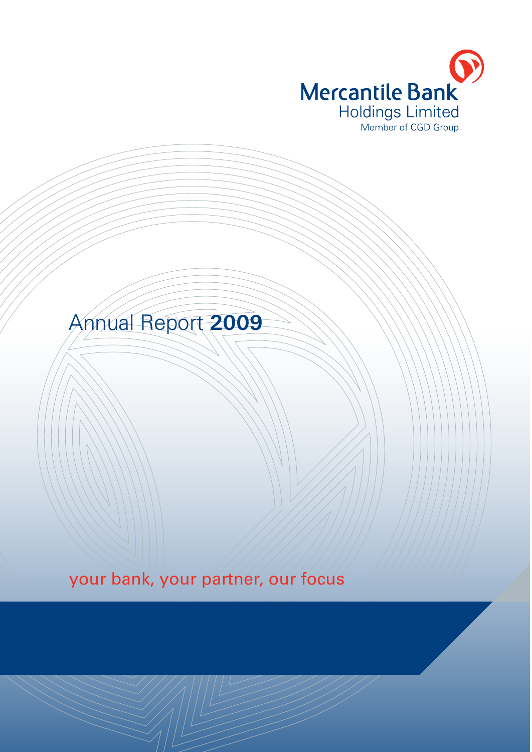Mercantile Bank
Holdings Limited
Member of CGD Group

# Annual Report **2009**

your bank, your partner, our focus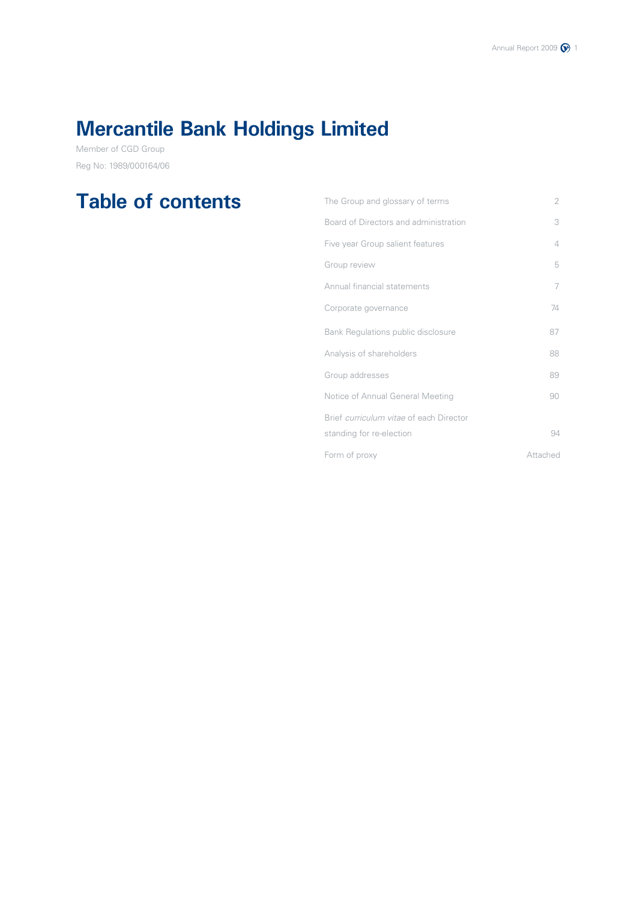# Mercantile Bank Holdings Limited

Member of CGD Group

Reg No: 1989/000164/06

## Table of contents

| | |
|---|---|
| The Group and glossary of terms | 2 |
| Board of Directors and administration | 3 |
| Five year Group salient features | 4 |
| Group review | 5 |
| Annual financial statements | 7 |
| Corporate governance | 74 |
| Bank Regulations public disclosure | 87 |
| Analysis of shareholders | 88 |
| Group addresses | 89 |
| Notice of Annual General Meeting | 90 |
| Brief *curriculum vitae* of each Director standing for re-election | 94 |
| Form of proxy | Attached |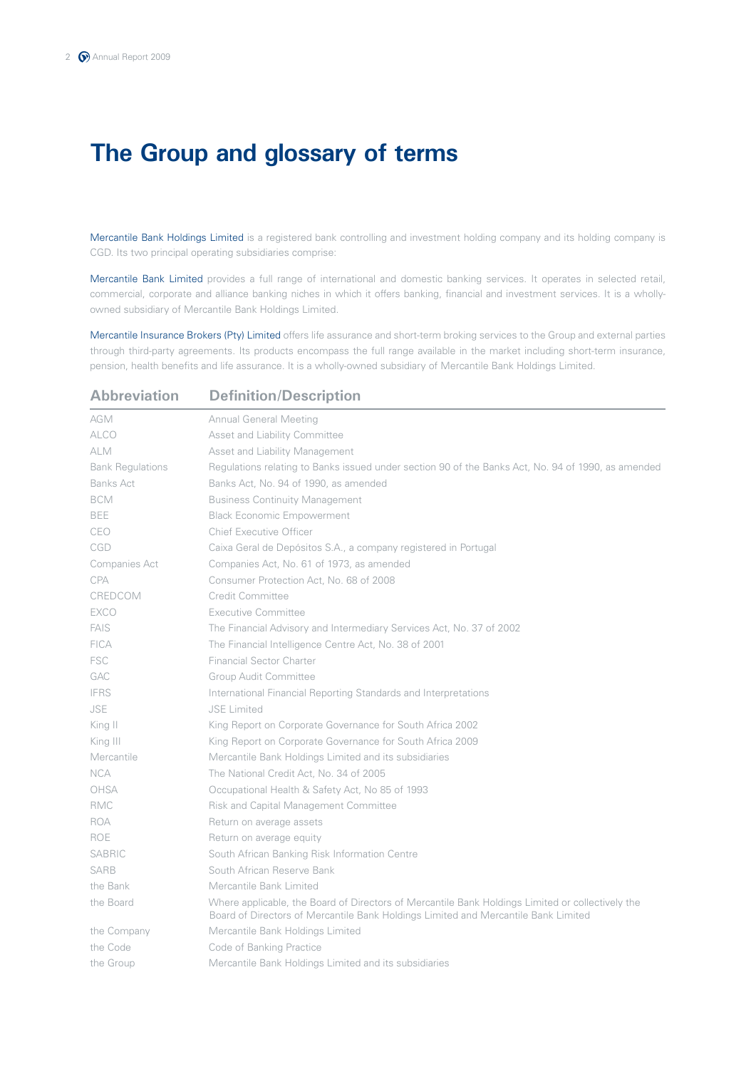# The Group and glossary of terms

Mercantile Bank Holdings Limited is a registered bank controlling and investment holding company and its holding company is CGD. Its two principal operating subsidiaries comprise:

Mercantile Bank Limited provides a full range of international and domestic banking services. It operates in selected retail, commercial, corporate and alliance banking niches in which it offers banking, financial and investment services. It is a wholly-owned subsidiary of Mercantile Bank Holdings Limited.

Mercantile Insurance Brokers (Pty) Limited offers life assurance and short-term broking services to the Group and external parties through third-party agreements. Its products encompass the full range available in the market including short-term insurance, pension, health benefits and life assurance. It is a wholly-owned subsidiary of Mercantile Bank Holdings Limited.

| Abbreviation | Definition/Description |
|---|---|
| AGM | Annual General Meeting |
| ALCO | Asset and Liability Committee |
| ALM | Asset and Liability Management |
| Bank Regulations | Regulations relating to Banks issued under section 90 of the Banks Act, No. 94 of 1990, as amended |
| Banks Act | Banks Act, No. 94 of 1990, as amended |
| BCM | Business Continuity Management |
| BEE | Black Economic Empowerment |
| CEO | Chief Executive Officer |
| CGD | Caixa Geral de Depósitos S.A., a company registered in Portugal |
| Companies Act | Companies Act, No. 61 of 1973, as amended |
| CPA | Consumer Protection Act, No. 68 of 2008 |
| CREDCOM | Credit Committee |
| EXCO | Executive Committee |
| FAIS | The Financial Advisory and Intermediary Services Act, No. 37 of 2002 |
| FICA | The Financial Intelligence Centre Act, No. 38 of 2001 |
| FSC | Financial Sector Charter |
| GAC | Group Audit Committee |
| IFRS | International Financial Reporting Standards and Interpretations |
| JSE | JSE Limited |
| King II | King Report on Corporate Governance for South Africa 2002 |
| King III | King Report on Corporate Governance for South Africa 2009 |
| Mercantile | Mercantile Bank Holdings Limited and its subsidiaries |
| NCA | The National Credit Act, No. 34 of 2005 |
| OHSA | Occupational Health & Safety Act, No 85 of 1993 |
| RMC | Risk and Capital Management Committee |
| ROA | Return on average assets |
| ROE | Return on average equity |
| SABRIC | South African Banking Risk Information Centre |
| SARB | South African Reserve Bank |
| the Bank | Mercantile Bank Limited |
| the Board | Where applicable, the Board of Directors of Mercantile Bank Holdings Limited or collectively the Board of Directors of Mercantile Bank Holdings Limited and Mercantile Bank Limited |
| the Company | Mercantile Bank Holdings Limited |
| the Code | Code of Banking Practice |
| the Group | Mercantile Bank Holdings Limited and its subsidiaries |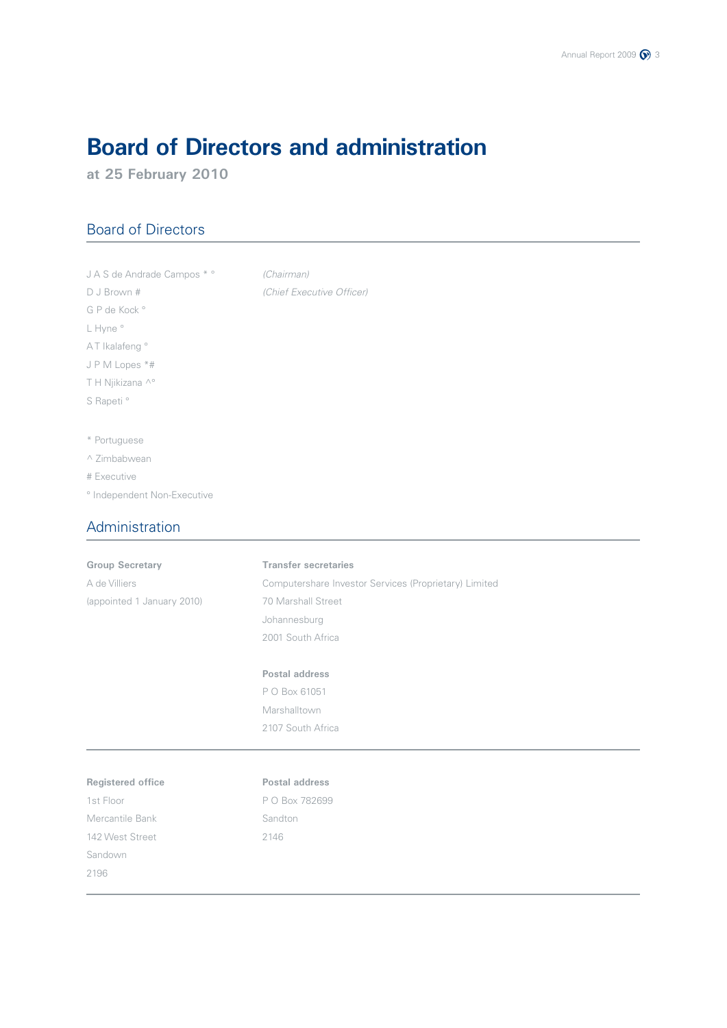# Board of Directors and administration

**at 25 February 2010**

## Board of Directors

J A S de Andrade Campos * ° *(Chairman)*

D J Brown # *(Chief Executive Officer)*

G P de Kock °

L Hyne °

A T Ikalafeng °

J P M Lopes *#

T H Njikizana ^°

S Rapeti °

* Portuguese

^ Zimbabwean

# Executive

° Independent Non-Executive

## Administration

**Group Secretary**

A de Villiers

(appointed 1 January 2010)

**Transfer secretaries**

Computershare Investor Services (Proprietary) Limited

70 Marshall Street

Johannesburg

2001 South Africa

**Postal address**

P O Box 61051

Marshalltown

2107 South Africa

**Registered office**

1st Floor

Mercantile Bank

142 West Street

Sandown

2196

**Postal address**

P O Box 782699

Sandton

2146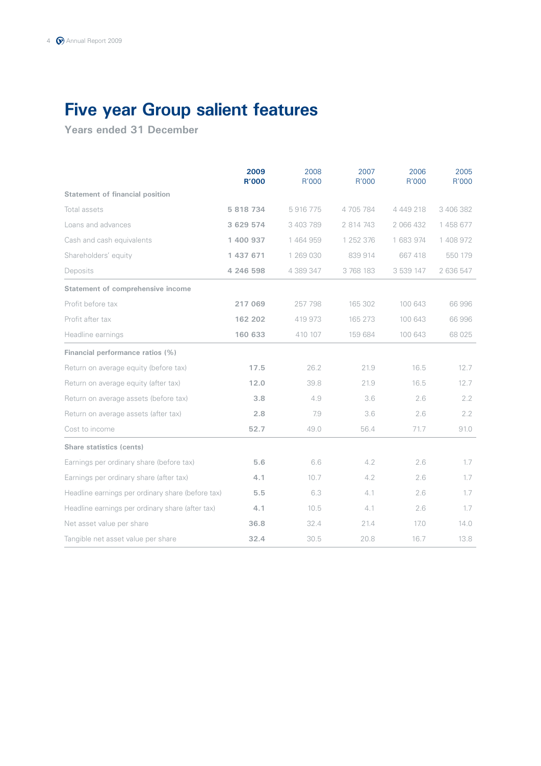# Five year Group salient features

**Years ended 31 December**

| | **2009 R'000** | 2008 R'000 | 2007 R'000 | 2006 R'000 | 2005 R'000 |
|---|---|---|---|---|---|
| **Statement of financial position** | | | | | |
| Total assets | **5 818 734** | 5 916 775 | 4 705 784 | 4 449 218 | 3 406 382 |
| Loans and advances | **3 629 574** | 3 403 789 | 2 814 743 | 2 066 432 | 1 458 677 |
| Cash and cash equivalents | **1 400 937** | 1 464 959 | 1 252 376 | 1 683 974 | 1 408 972 |
| Shareholders' equity | **1 437 671** | 1 269 030 | 839 914 | 667 418 | 550 179 |
| Deposits | **4 246 598** | 4 389 347 | 3 768 183 | 3 539 147 | 2 636 547 |
| **Statement of comprehensive income** | | | | | |
| Profit before tax | **217 069** | 257 798 | 165 302 | 100 643 | 66 996 |
| Profit after tax | **162 202** | 419 973 | 165 273 | 100 643 | 66 996 |
| Headline earnings | **160 633** | 410 107 | 159 684 | 100 643 | 68 025 |
| **Financial performance ratios (%)** | | | | | |
| Return on average equity (before tax) | **17.5** | 26.2 | 21.9 | 16.5 | 12.7 |
| Return on average equity (after tax) | **12.0** | 39.8 | 21.9 | 16.5 | 12.7 |
| Return on average assets (before tax) | **3.8** | 4.9 | 3.6 | 2.6 | 2.2 |
| Return on average assets (after tax) | **2.8** | 7.9 | 3.6 | 2.6 | 2.2 |
| Cost to income | **52.7** | 49.0 | 56.4 | 71.7 | 91.0 |
| **Share statistics (cents)** | | | | | |
| Earnings per ordinary share (before tax) | **5.6** | 6.6 | 4.2 | 2.6 | 1.7 |
| Earnings per ordinary share (after tax) | **4.1** | 10.7 | 4.2 | 2.6 | 1.7 |
| Headline earnings per ordinary share (before tax) | **5.5** | 6.3 | 4.1 | 2.6 | 1.7 |
| Headline earnings per ordinary share (after tax) | **4.1** | 10.5 | 4.1 | 2.6 | 1.7 |
| Net asset value per share | **36.8** | 32.4 | 21.4 | 17.0 | 14.0 |
| Tangible net asset value per share | **32.4** | 30.5 | 20.8 | 16.7 | 13.8 |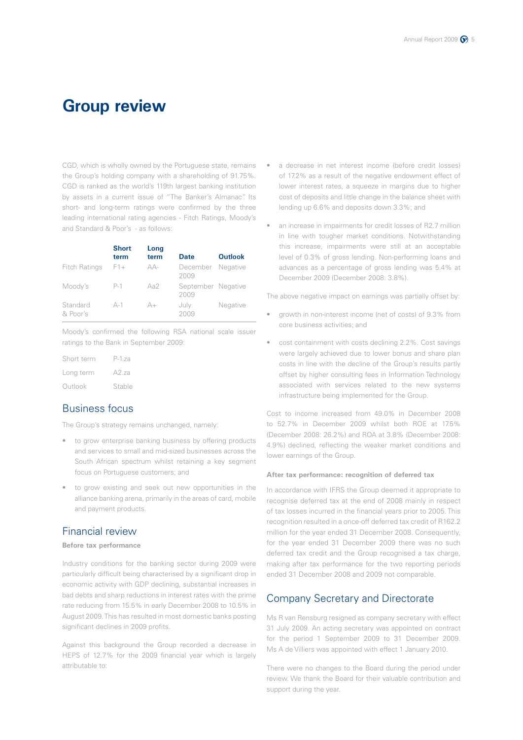# Group review

CGD, which is wholly owned by the Portuguese state, remains the Group's holding company with a shareholding of 91.75%. CGD is ranked as the world's 119th largest banking institution by assets in a current issue of "The Banker's Almanac". Its short- and long-term ratings were confirmed by the three leading international rating agencies - Fitch Ratings, Moody's and Standard & Poor's - as follows:

| | Short term | Long term | Date | Outlook |
|---|---|---|---|---|
| Fitch Ratings | F1+ | AA- | December 2009 | Negative |
| Moody's | P-1 | Aa2 | September 2009 | Negative |
| Standard & Poor's | A-1 | A+ | July 2009 | Negative |

Moody's confirmed the following RSA national scale issuer ratings to the Bank in September 2009:

| | |
|---|---|
| Short term | P-1.za |
| Long term | A2.za |
| Outlook | Stable |

## Business focus

The Group's strategy remains unchanged, namely:

- to grow enterprise banking business by offering products and services to small and mid-sized businesses across the South African spectrum whilst retaining a key segment focus on Portuguese customers; and
- to grow existing and seek out new opportunities in the alliance banking arena, primarily in the areas of card, mobile and payment products.

## Financial review

**Before tax performance**

Industry conditions for the banking sector during 2009 were particularly difficult being characterised by a significant drop in economic activity with GDP declining, substantial increases in bad debts and sharp reductions in interest rates with the prime rate reducing from 15.5% in early December 2008 to 10.5% in August 2009. This has resulted in most domestic banks posting significant declines in 2009 profits.

Against this background the Group recorded a decrease in HEPS of 12.7% for the 2009 financial year which is largely attributable to:

- a decrease in net interest income (before credit losses) of 17.2% as a result of the negative endowment effect of lower interest rates, a squeeze in margins due to higher cost of deposits and little change in the balance sheet with lending up 6.6% and deposits down 3.3%; and
- an increase in impairments for credit losses of R2.7 million in line with tougher market conditions. Notwithstanding this increase, impairments were still at an acceptable level of 0.3% of gross lending. Non-performing loans and advances as a percentage of gross lending was 5.4% at December 2009 (December 2008: 3.8%).

The above negative impact on earnings was partially offset by:

- growth in non-interest income (net of costs) of 9.3% from core business activities; and
- cost containment with costs declining 2.2%. Cost savings were largely achieved due to lower bonus and share plan costs in line with the decline of the Group's results partly offset by higher consulting fees in Information Technology associated with services related to the new systems infrastructure being implemented for the Group.

Cost to income increased from 49.0% in December 2008 to 52.7% in December 2009 whilst both ROE at 17.5% (December 2008: 26.2%) and ROA at 3.8% (December 2008: 4.9%) declined, reflecting the weaker market conditions and lower earnings of the Group.

**After tax performance: recognition of deferred tax**

In accordance with IFRS the Group deemed it appropriate to recognise deferred tax at the end of 2008 mainly in respect of tax losses incurred in the financial years prior to 2005. This recognition resulted in a once-off deferred tax credit of R162.2 million for the year ended 31 December 2008. Consequently, for the year ended 31 December 2009 there was no such deferred tax credit and the Group recognised a tax charge, making after tax performance for the two reporting periods ended 31 December 2008 and 2009 not comparable.

## Company Secretary and Directorate

Ms R van Rensburg resigned as company secretary with effect 31 July 2009. An acting secretary was appointed on contract for the period 1 September 2009 to 31 December 2009. Ms A de Villiers was appointed with effect 1 January 2010.

There were no changes to the Board during the period under review. We thank the Board for their valuable contribution and support during the year.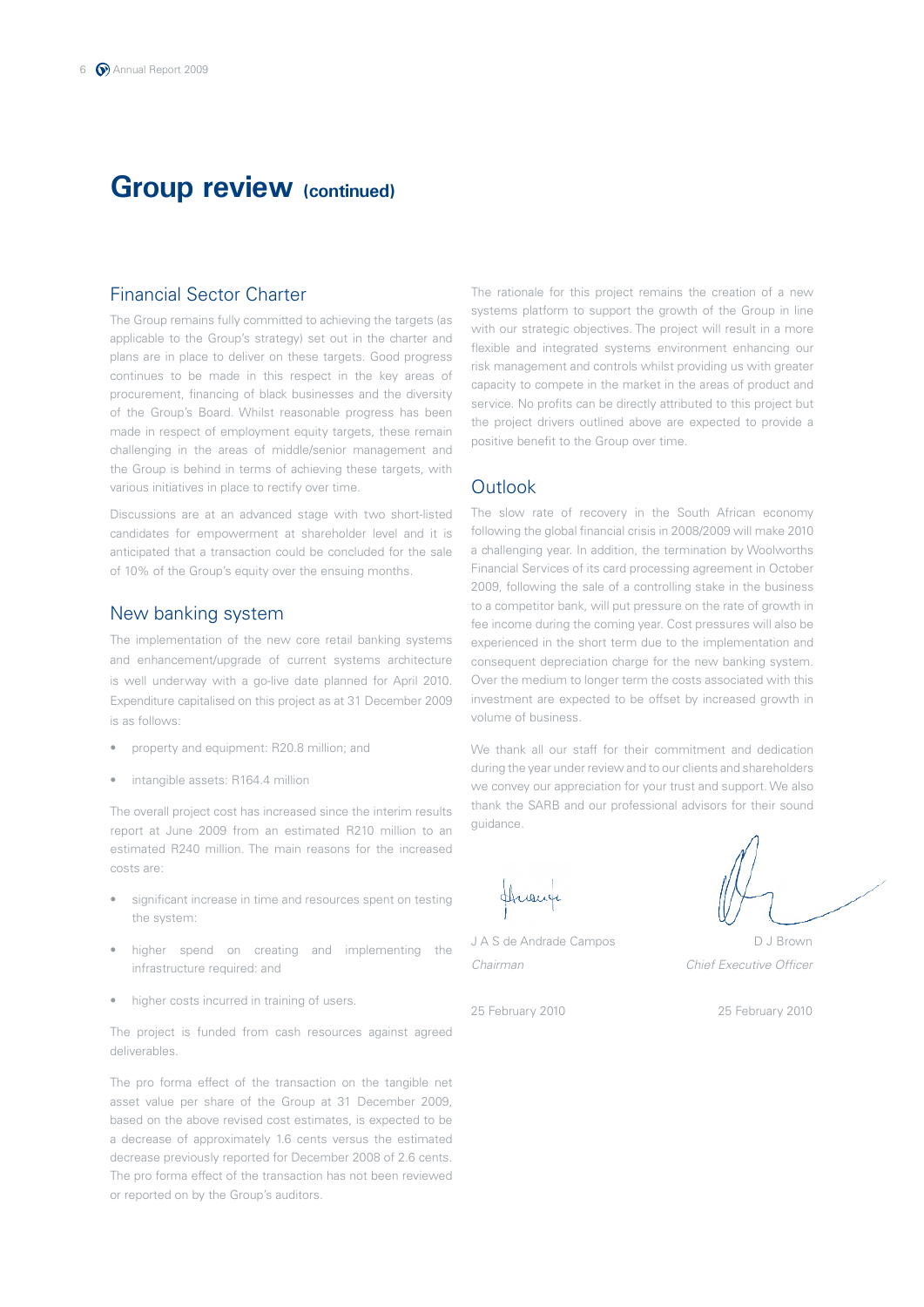# Group review (continued)

## Financial Sector Charter

The Group remains fully committed to achieving the targets (as applicable to the Group's strategy) set out in the charter and plans are in place to deliver on these targets. Good progress continues to be made in this respect in the key areas of procurement, financing of black businesses and the diversity of the Group's Board. Whilst reasonable progress has been made in respect of employment equity targets, these remain challenging in the areas of middle/senior management and the Group is behind in terms of achieving these targets, with various initiatives in place to rectify over time.

Discussions are at an advanced stage with two short-listed candidates for empowerment at shareholder level and it is anticipated that a transaction could be concluded for the sale of 10% of the Group's equity over the ensuing months.

## New banking system

The implementation of the new core retail banking systems and enhancement/upgrade of current systems architecture is well underway with a go-live date planned for April 2010. Expenditure capitalised on this project as at 31 December 2009 is as follows:

- property and equipment: R20.8 million; and
- intangible assets: R164.4 million

The overall project cost has increased since the interim results report at June 2009 from an estimated R210 million to an estimated R240 million. The main reasons for the increased costs are:

- significant increase in time and resources spent on testing the system:
- higher spend on creating and implementing the infrastructure required: and
- higher costs incurred in training of users.

The project is funded from cash resources against agreed deliverables.

The pro forma effect of the transaction on the tangible net asset value per share of the Group at 31 December 2009, based on the above revised cost estimates, is expected to be a decrease of approximately 1.6 cents versus the estimated decrease previously reported for December 2008 of 2.6 cents. The pro forma effect of the transaction has not been reviewed or reported on by the Group's auditors.

The rationale for this project remains the creation of a new systems platform to support the growth of the Group in line with our strategic objectives. The project will result in a more flexible and integrated systems environment enhancing our risk management and controls whilst providing us with greater capacity to compete in the market in the areas of product and service. No profits can be directly attributed to this project but the project drivers outlined above are expected to provide a positive benefit to the Group over time.

## Outlook

The slow rate of recovery in the South African economy following the global financial crisis in 2008/2009 will make 2010 a challenging year. In addition, the termination by Woolworths Financial Services of its card processing agreement in October 2009, following the sale of a controlling stake in the business to a competitor bank, will put pressure on the rate of growth in fee income during the coming year. Cost pressures will also be experienced in the short term due to the implementation and consequent depreciation charge for the new banking system. Over the medium to longer term the costs associated with this investment are expected to be offset by increased growth in volume of business.

We thank all our staff for their commitment and dedication during the year under review and to our clients and shareholders we convey our appreciation for your trust and support. We also thank the SARB and our professional advisors for their sound guidance.

J A S de Andrade Campos
*Chairman*

25 February 2010

D J Brown
*Chief Executive Officer*

25 February 2010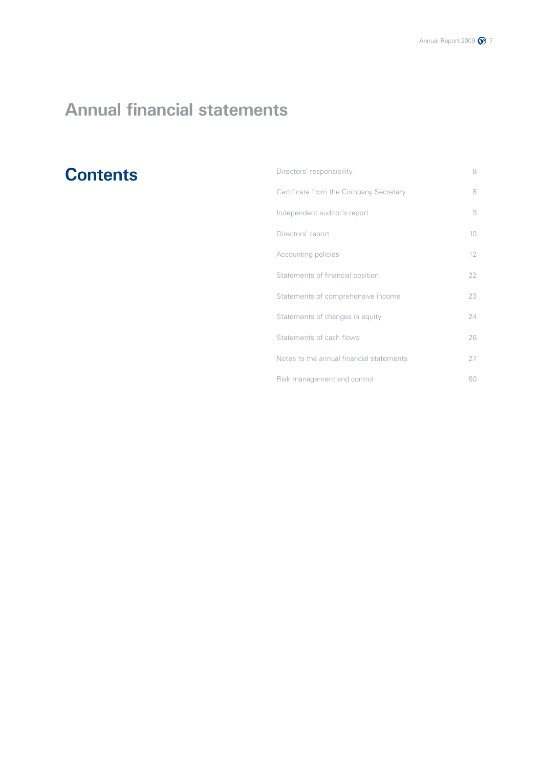# Annual financial statements

## Contents

| | |
|---|---|
| Directors' responsibility | 8 |
| Certificate from the Company Secretary | 8 |
| Independent auditor's report | 9 |
| Directors' report | 10 |
| Accounting policies | 12 |
| Statements of financial position | 22 |
| Statements of comprehensive income | 23 |
| Statements of changes in equity | 24 |
| Statements of cash flows | 26 |
| Notes to the annual financial statements | 27 |
| Risk management and control | 60 |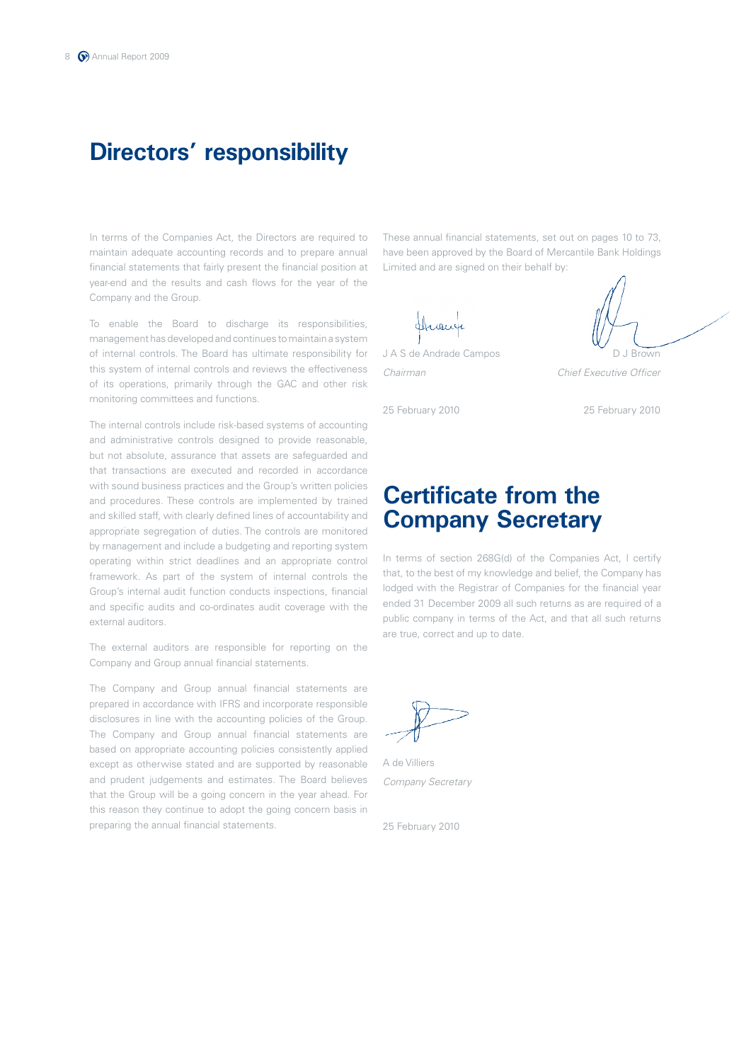# Directors' responsibility

In terms of the Companies Act, the Directors are required to maintain adequate accounting records and to prepare annual financial statements that fairly present the financial position at year-end and the results and cash flows for the year of the Company and the Group.

To enable the Board to discharge its responsibilities, management has developed and continues to maintain a system of internal controls. The Board has ultimate responsibility for this system of internal controls and reviews the effectiveness of its operations, primarily through the GAC and other risk monitoring committees and functions.

The internal controls include risk-based systems of accounting and administrative controls designed to provide reasonable, but not absolute, assurance that assets are safeguarded and that transactions are executed and recorded in accordance with sound business practices and the Group's written policies and procedures. These controls are implemented by trained and skilled staff, with clearly defined lines of accountability and appropriate segregation of duties. The controls are monitored by management and include a budgeting and reporting system operating within strict deadlines and an appropriate control framework. As part of the system of internal controls the Group's internal audit function conducts inspections, financial and specific audits and co-ordinates audit coverage with the external auditors.

The external auditors are responsible for reporting on the Company and Group annual financial statements.

The Company and Group annual financial statements are prepared in accordance with IFRS and incorporate responsible disclosures in line with the accounting policies of the Group. The Company and Group annual financial statements are based on appropriate accounting policies consistently applied except as otherwise stated and are supported by reasonable and prudent judgements and estimates. The Board believes that the Group will be a going concern in the year ahead. For this reason they continue to adopt the going concern basis in preparing the annual financial statements.

These annual financial statements, set out on pages 10 to 73, have been approved by the Board of Mercantile Bank Holdings Limited and are signed on their behalf by:

J A S de Andrade Campos
*Chairman*

25 February 2010

D J Brown
*Chief Executive Officer*

25 February 2010

# Certificate from the Company Secretary

In terms of section 268G(d) of the Companies Act, I certify that, to the best of my knowledge and belief, the Company has lodged with the Registrar of Companies for the financial year ended 31 December 2009 all such returns as are required of a public company in terms of the Act, and that all such returns are true, correct and up to date.

A de Villiers
*Company Secretary*

25 February 2010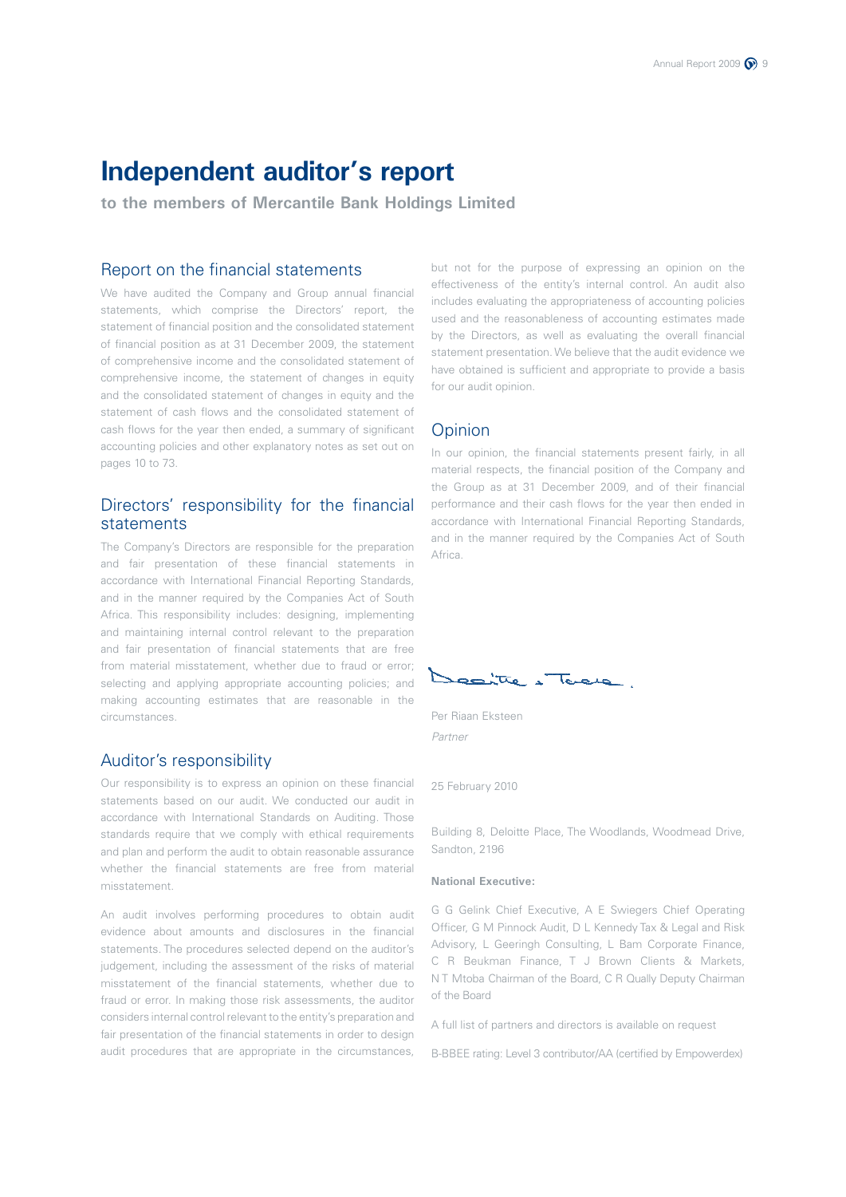# Independent auditor's report

**to the members of Mercantile Bank Holdings Limited**

## Report on the financial statements

We have audited the Company and Group annual financial statements, which comprise the Directors' report, the statement of financial position and the consolidated statement of financial position as at 31 December 2009, the statement of comprehensive income and the consolidated statement of comprehensive income, the statement of changes in equity and the consolidated statement of changes in equity and the statement of cash flows and the consolidated statement of cash flows for the year then ended, a summary of significant accounting policies and other explanatory notes as set out on pages 10 to 73.

## Directors' responsibility for the financial statements

The Company's Directors are responsible for the preparation and fair presentation of these financial statements in accordance with International Financial Reporting Standards, and in the manner required by the Companies Act of South Africa. This responsibility includes: designing, implementing and maintaining internal control relevant to the preparation and fair presentation of financial statements that are free from material misstatement, whether due to fraud or error; selecting and applying appropriate accounting policies; and making accounting estimates that are reasonable in the circumstances.

## Auditor's responsibility

Our responsibility is to express an opinion on these financial statements based on our audit. We conducted our audit in accordance with International Standards on Auditing. Those standards require that we comply with ethical requirements and plan and perform the audit to obtain reasonable assurance whether the financial statements are free from material misstatement.

An audit involves performing procedures to obtain audit evidence about amounts and disclosures in the financial statements. The procedures selected depend on the auditor's judgement, including the assessment of the risks of material misstatement of the financial statements, whether due to fraud or error. In making those risk assessments, the auditor considers internal control relevant to the entity's preparation and fair presentation of the financial statements in order to design audit procedures that are appropriate in the circumstances, but not for the purpose of expressing an opinion on the effectiveness of the entity's internal control. An audit also includes evaluating the appropriateness of accounting policies used and the reasonableness of accounting estimates made by the Directors, as well as evaluating the overall financial statement presentation. We believe that the audit evidence we have obtained is sufficient and appropriate to provide a basis for our audit opinion.

## Opinion

In our opinion, the financial statements present fairly, in all material respects, the financial position of the Company and the Group as at 31 December 2009, and of their financial performance and their cash flows for the year then ended in accordance with International Financial Reporting Standards, and in the manner required by the Companies Act of South Africa.

Deloitte & Touche

Per Riaan Eksteen

*Partner*

25 February 2010

Building 8, Deloitte Place, The Woodlands, Woodmead Drive, Sandton, 2196

**National Executive:**

G G Gelink Chief Executive, A E Swiegers Chief Operating Officer, G M Pinnock Audit, D L Kennedy Tax & Legal and Risk Advisory, L Geeringh Consulting, L Bam Corporate Finance, C R Beukman Finance, T J Brown Clients & Markets, N T Mtoba Chairman of the Board, C R Qually Deputy Chairman of the Board

A full list of partners and directors is available on request

B-BBEE rating: Level 3 contributor/AA (certified by Empowerdex)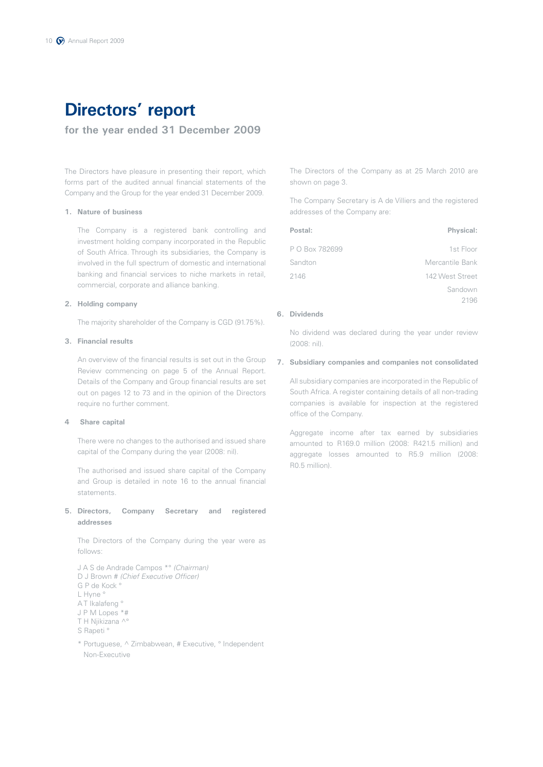# Directors' report

## for the year ended 31 December 2009

The Directors have pleasure in presenting their report, which forms part of the audited annual financial statements of the Company and the Group for the year ended 31 December 2009.

**1. Nature of business**

The Company is a registered bank controlling and investment holding company incorporated in the Republic of South Africa. Through its subsidiaries, the Company is involved in the full spectrum of domestic and international banking and financial services to niche markets in retail, commercial, corporate and alliance banking.

**2. Holding company**

The majority shareholder of the Company is CGD (91.75%).

**3. Financial results**

An overview of the financial results is set out in the Group Review commencing on page 5 of the Annual Report. Details of the Company and Group financial results are set out on pages 12 to 73 and in the opinion of the Directors require no further comment.

**4 Share capital**

There were no changes to the authorised and issued share capital of the Company during the year (2008: nil).

The authorised and issued share capital of the Company and Group is detailed in note 16 to the annual financial statements.

**5. Directors, Company Secretary and registered addresses**

The Directors of the Company during the year were as follows:

J A S de Andrade Campos *° *(Chairman)*  
D J Brown # *(Chief Executive Officer)*  
G P de Kock °  
L Hyne °  
A T Ikalafeng °  
J P M Lopes *#  
T H Njikizana ^°  
S Rapeti °

\* Portuguese, ^ Zimbabwean, # Executive, ° Independent Non-Executive

The Directors of the Company as at 25 March 2010 are shown on page 3.

The Company Secretary is A de Villiers and the registered addresses of the Company are:

| Postal: | Physical: |
|---|---|
| P O Box 782699 | 1st Floor |
| Sandton | Mercantile Bank |
| 2146 | 142 West Street |
| | Sandown |
| | 2196 |

**6. Dividends**

No dividend was declared during the year under review (2008: nil).

**7. Subsidiary companies and companies not consolidated**

All subsidiary companies are incorporated in the Republic of South Africa. A register containing details of all non-trading companies is available for inspection at the registered office of the Company.

Aggregate income after tax earned by subsidiaries amounted to R169.0 million (2008: R421.5 million) and aggregate losses amounted to R5.9 million (2008: R0.5 million).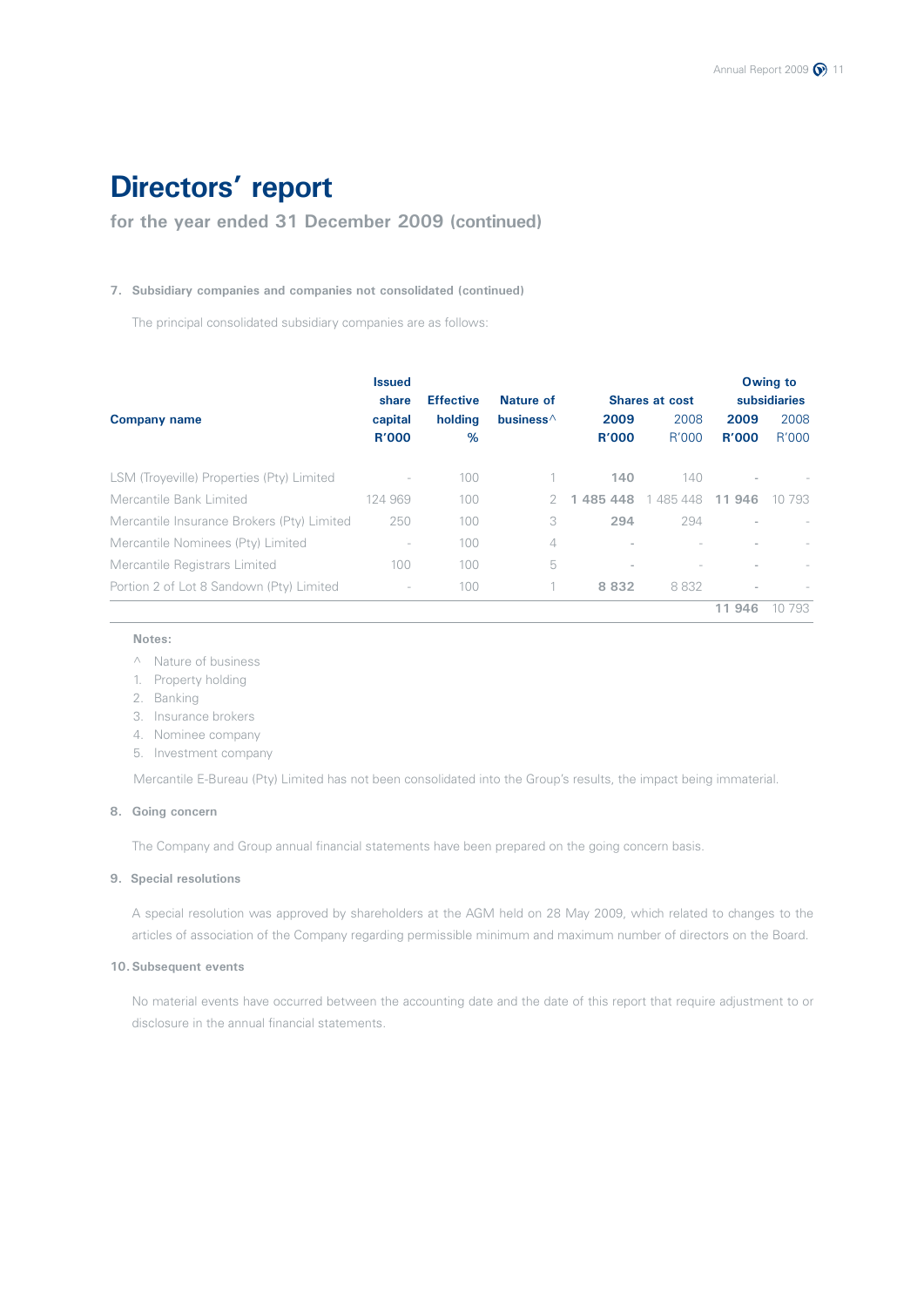# Directors' report

**for the year ended 31 December 2009 (continued)**

**7. Subsidiary companies and companies not consolidated (continued)**

The principal consolidated subsidiary companies are as follows:

| Company name | Issued share capital R'000 | Effective holding % | Nature of business^ | Shares at cost 2009 R'000 | Shares at cost 2008 R'000 | Owing to subsidiaries 2009 R'000 | Owing to subsidiaries 2008 R'000 |
|---|---|---|---|---|---|---|---|
| LSM (Troyeville) Properties (Pty) Limited | - | 100 | 1 | **140** | 140 | - | - |
| Mercantile Bank Limited | 124 969 | 100 | 2 | **1 485 448** | 1 485 448 | **11 946** | 10 793 |
| Mercantile Insurance Brokers (Pty) Limited | 250 | 100 | 3 | **294** | 294 | - | - |
| Mercantile Nominees (Pty) Limited | - | 100 | 4 | - | - | - | - |
| Mercantile Registrars Limited | 100 | 100 | 5 | - | - | - | - |
| Portion 2 of Lot 8 Sandown (Pty) Limited | - | 100 | 1 | **8 832** | 8 832 | - | - |
| | | | | | | **11 946** | 10 793 |

**Notes:**

^ Nature of business
1. Property holding
2. Banking
3. Insurance brokers
4. Nominee company
5. Investment company

Mercantile E-Bureau (Pty) Limited has not been consolidated into the Group's results, the impact being immaterial.

**8. Going concern**

The Company and Group annual financial statements have been prepared on the going concern basis.

**9. Special resolutions**

A special resolution was approved by shareholders at the AGM held on 28 May 2009, which related to changes to the articles of association of the Company regarding permissible minimum and maximum number of directors on the Board.

**10. Subsequent events**

No material events have occurred between the accounting date and the date of this report that require adjustment to or disclosure in the annual financial statements.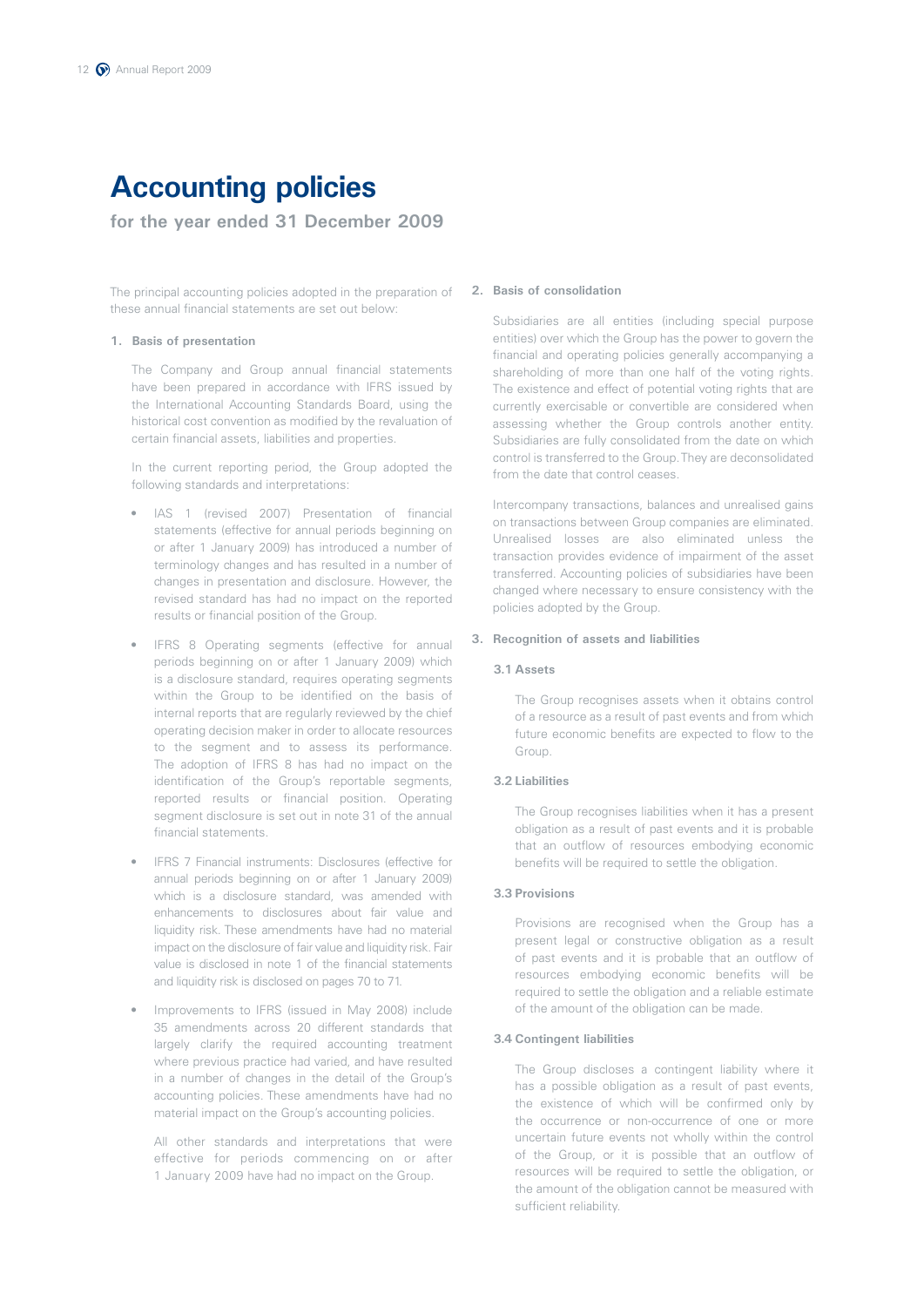# Accounting policies

## for the year ended 31 December 2009

The principal accounting policies adopted in the preparation of these annual financial statements are set out below:

### 1. Basis of presentation

The Company and Group annual financial statements have been prepared in accordance with IFRS issued by the International Accounting Standards Board, using the historical cost convention as modified by the revaluation of certain financial assets, liabilities and properties.

In the current reporting period, the Group adopted the following standards and interpretations:

- IAS 1 (revised 2007) Presentation of financial statements (effective for annual periods beginning on or after 1 January 2009) has introduced a number of terminology changes and has resulted in a number of changes in presentation and disclosure. However, the revised standard has had no impact on the reported results or financial position of the Group.
- IFRS 8 Operating segments (effective for annual periods beginning on or after 1 January 2009) which is a disclosure standard, requires operating segments within the Group to be identified on the basis of internal reports that are regularly reviewed by the chief operating decision maker in order to allocate resources to the segment and to assess its performance. The adoption of IFRS 8 has had no impact on the identification of the Group's reportable segments, reported results or financial position. Operating segment disclosure is set out in note 31 of the annual financial statements.
- IFRS 7 Financial instruments: Disclosures (effective for annual periods beginning on or after 1 January 2009) which is a disclosure standard, was amended with enhancements to disclosures about fair value and liquidity risk. These amendments have had no material impact on the disclosure of fair value and liquidity risk. Fair value is disclosed in note 1 of the financial statements and liquidity risk is disclosed on pages 70 to 71.
- Improvements to IFRS (issued in May 2008) include 35 amendments across 20 different standards that largely clarify the required accounting treatment where previous practice had varied, and have resulted in a number of changes in the detail of the Group's accounting policies. These amendments have had no material impact on the Group's accounting policies.

  All other standards and interpretations that were effective for periods commencing on or after 1 January 2009 have had no impact on the Group.

### 2. Basis of consolidation

Subsidiaries are all entities (including special purpose entities) over which the Group has the power to govern the financial and operating policies generally accompanying a shareholding of more than one half of the voting rights. The existence and effect of potential voting rights that are currently exercisable or convertible are considered when assessing whether the Group controls another entity. Subsidiaries are fully consolidated from the date on which control is transferred to the Group. They are deconsolidated from the date that control ceases.

Intercompany transactions, balances and unrealised gains on transactions between Group companies are eliminated. Unrealised losses are also eliminated unless the transaction provides evidence of impairment of the asset transferred. Accounting policies of subsidiaries have been changed where necessary to ensure consistency with the policies adopted by the Group.

### 3. Recognition of assets and liabilities

#### 3.1 Assets

The Group recognises assets when it obtains control of a resource as a result of past events and from which future economic benefits are expected to flow to the Group.

#### 3.2 Liabilities

The Group recognises liabilities when it has a present obligation as a result of past events and it is probable that an outflow of resources embodying economic benefits will be required to settle the obligation.

#### 3.3 Provisions

Provisions are recognised when the Group has a present legal or constructive obligation as a result of past events and it is probable that an outflow of resources embodying economic benefits will be required to settle the obligation and a reliable estimate of the amount of the obligation can be made.

#### 3.4 Contingent liabilities

The Group discloses a contingent liability where it has a possible obligation as a result of past events, the existence of which will be confirmed only by the occurrence or non-occurrence of one or more uncertain future events not wholly within the control of the Group, or it is possible that an outflow of resources will be required to settle the obligation, or the amount of the obligation cannot be measured with sufficient reliability.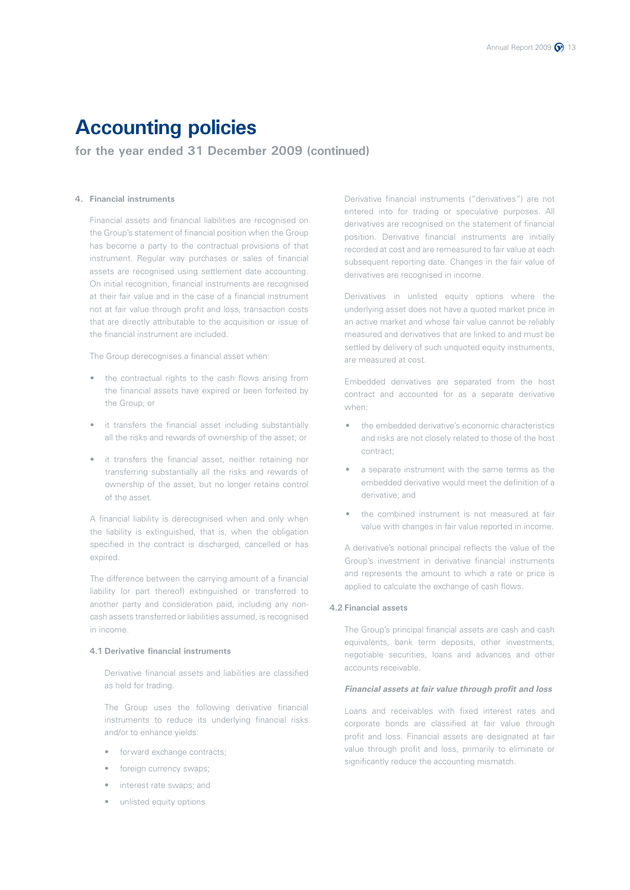# Accounting policies

**for the year ended 31 December 2009 (continued)**

### 4. Financial instruments

Financial assets and financial liabilities are recognised on the Group's statement of financial position when the Group has become a party to the contractual provisions of that instrument. Regular way purchases or sales of financial assets are recognised using settlement date accounting. On initial recognition, financial instruments are recognised at their fair value and in the case of a financial instrument not at fair value through profit and loss, transaction costs that are directly attributable to the acquisition or issue of the financial instrument are included.

The Group derecognises a financial asset when:

- the contractual rights to the cash flows arising from the financial assets have expired or been forfeited by the Group; or
- it transfers the financial asset including substantially all the risks and rewards of ownership of the asset; or
- it transfers the financial asset, neither retaining nor transferring substantially all the risks and rewards of ownership of the asset, but no longer retains control of the asset.

A financial liability is derecognised when and only when the liability is extinguished, that is, when the obligation specified in the contract is discharged, cancelled or has expired.

The difference between the carrying amount of a financial liability (or part thereof) extinguished or transferred to another party and consideration paid, including any non-cash assets transferred or liabilities assumed, is recognised in income.

#### 4.1 Derivative financial instruments

Derivative financial assets and liabilities are classified as held for trading.

The Group uses the following derivative financial instruments to reduce its underlying financial risks and/or to enhance yields:

- forward exchange contracts;
- foreign currency swaps;
- interest rate swaps; and
- unlisted equity options

Derivative financial instruments ("derivatives") are not entered into for trading or speculative purposes. All derivatives are recognised on the statement of financial position. Derivative financial instruments are initially recorded at cost and are remeasured to fair value at each subsequent reporting date. Changes in the fair value of derivatives are recognised in income.

Derivatives in unlisted equity options where the underlying asset does not have a quoted market price in an active market and whose fair value cannot be reliably measured and derivatives that are linked to and must be settled by delivery of such unquoted equity instruments, are measured at cost.

Embedded derivatives are separated from the host contract and accounted for as a separate derivative when:

- the embedded derivative's economic characteristics and risks are not closely related to those of the host contract;
- a separate instrument with the same terms as the embedded derivative would meet the definition of a derivative; and
- the combined instrument is not measured at fair value with changes in fair value reported in income.

A derivative's notional principal reflects the value of the Group's investment in derivative financial instruments and represents the amount to which a rate or price is applied to calculate the exchange of cash flows.

#### 4.2 Financial assets

The Group's principal financial assets are cash and cash equivalents, bank term deposits, other investments, negotiable securities, loans and advances and other accounts receivable.

***Financial assets at fair value through profit and loss***

Loans and receivables with fixed interest rates and corporate bonds are classified at fair value through profit and loss. Financial assets are designated at fair value through profit and loss, primarily to eliminate or significantly reduce the accounting mismatch.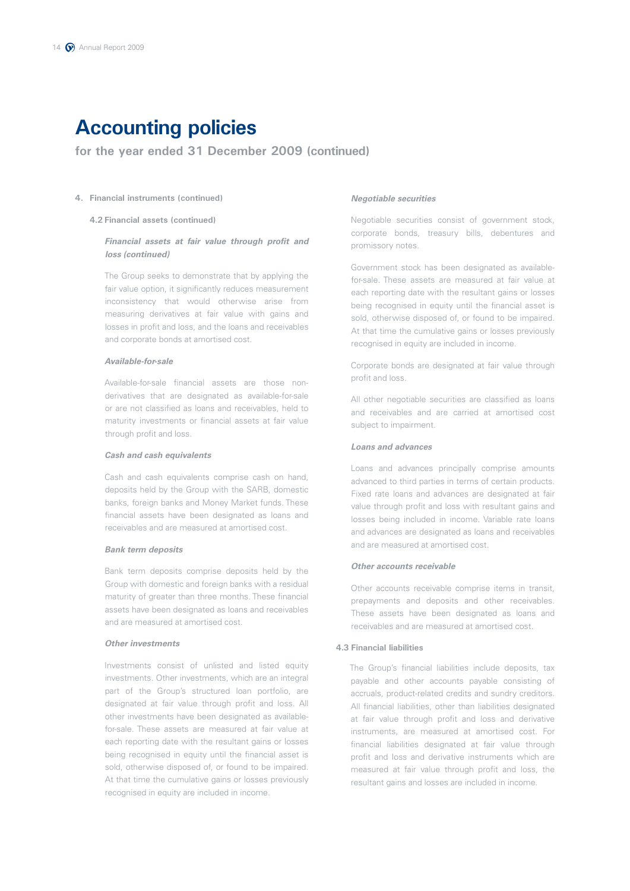# Accounting policies

**for the year ended 31 December 2009 (continued)**

**4. Financial instruments (continued)**

**4.2 Financial assets (continued)**

***Financial assets at fair value through profit and loss (continued)***

The Group seeks to demonstrate that by applying the fair value option, it significantly reduces measurement inconsistency that would otherwise arise from measuring derivatives at fair value with gains and losses in profit and loss, and the loans and receivables and corporate bonds at amortised cost.

***Available-for-sale***

Available-for-sale financial assets are those non-derivatives that are designated as available-for-sale or are not classified as loans and receivables, held to maturity investments or financial assets at fair value through profit and loss.

***Cash and cash equivalents***

Cash and cash equivalents comprise cash on hand, deposits held by the Group with the SARB, domestic banks, foreign banks and Money Market funds. These financial assets have been designated as loans and receivables and are measured at amortised cost.

***Bank term deposits***

Bank term deposits comprise deposits held by the Group with domestic and foreign banks with a residual maturity of greater than three months. These financial assets have been designated as loans and receivables and are measured at amortised cost.

***Other investments***

Investments consist of unlisted and listed equity investments. Other investments, which are an integral part of the Group's structured loan portfolio, are designated at fair value through profit and loss. All other investments have been designated as available-for-sale. These assets are measured at fair value at each reporting date with the resultant gains or losses being recognised in equity until the financial asset is sold, otherwise disposed of, or found to be impaired. At that time the cumulative gains or losses previously recognised in equity are included in income.

***Negotiable securities***

Negotiable securities consist of government stock, corporate bonds, treasury bills, debentures and promissory notes.

Government stock has been designated as available-for-sale. These assets are measured at fair value at each reporting date with the resultant gains or losses being recognised in equity until the financial asset is sold, otherwise disposed of, or found to be impaired. At that time the cumulative gains or losses previously recognised in equity are included in income.

Corporate bonds are designated at fair value through profit and loss.

All other negotiable securities are classified as loans and receivables and are carried at amortised cost subject to impairment.

***Loans and advances***

Loans and advances principally comprise amounts advanced to third parties in terms of certain products. Fixed rate loans and advances are designated at fair value through profit and loss with resultant gains and losses being included in income. Variable rate loans and advances are designated as loans and receivables and are measured at amortised cost.

***Other accounts receivable***

Other accounts receivable comprise items in transit, prepayments and deposits and other receivables. These assets have been designated as loans and receivables and are measured at amortised cost.

**4.3 Financial liabilities**

The Group's financial liabilities include deposits, tax payable and other accounts payable consisting of accruals, product-related credits and sundry creditors. All financial liabilities, other than liabilities designated at fair value through profit and loss and derivative instruments, are measured at amortised cost. For financial liabilities designated at fair value through profit and loss and derivative instruments which are measured at fair value through profit and loss, the resultant gains and losses are included in income.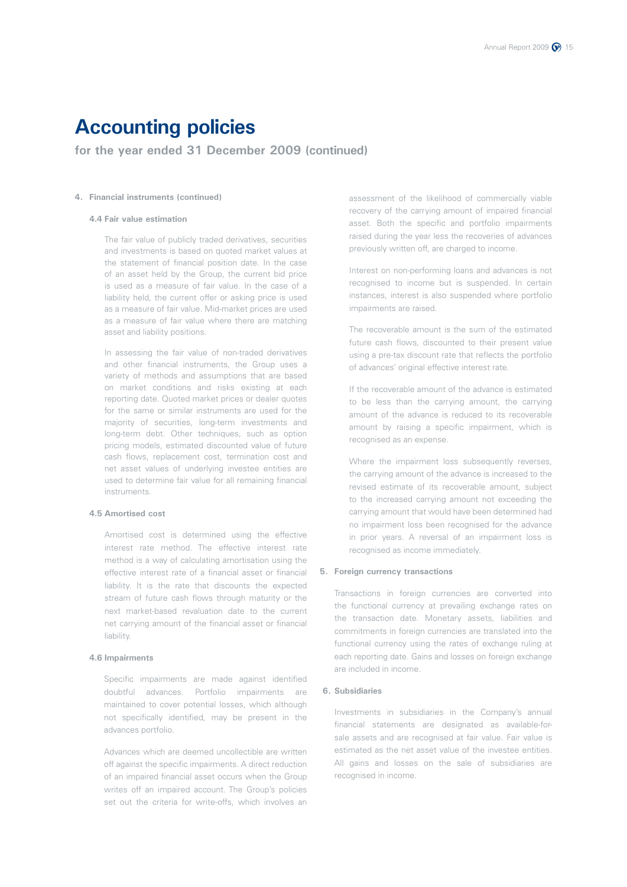# Accounting policies

**for the year ended 31 December 2009 (continued)**

### 4. Financial instruments (continued)

#### 4.4 Fair value estimation

The fair value of publicly traded derivatives, securities and investments is based on quoted market values at the statement of financial position date. In the case of an asset held by the Group, the current bid price is used as a measure of fair value. In the case of a liability held, the current offer or asking price is used as a measure of fair value. Mid-market prices are used as a measure of fair value where there are matching asset and liability positions.

In assessing the fair value of non-traded derivatives and other financial instruments, the Group uses a variety of methods and assumptions that are based on market conditions and risks existing at each reporting date. Quoted market prices or dealer quotes for the same or similar instruments are used for the majority of securities, long-term investments and long-term debt. Other techniques, such as option pricing models, estimated discounted value of future cash flows, replacement cost, termination cost and net asset values of underlying investee entities are used to determine fair value for all remaining financial instruments.

#### 4.5 Amortised cost

Amortised cost is determined using the effective interest rate method. The effective interest rate method is a way of calculating amortisation using the effective interest rate of a financial asset or financial liability. It is the rate that discounts the expected stream of future cash flows through maturity or the next market-based revaluation date to the current net carrying amount of the financial asset or financial liability.

#### 4.6 Impairments

Specific impairments are made against identified doubtful advances. Portfolio impairments are maintained to cover potential losses, which although not specifically identified, may be present in the advances portfolio.

Advances which are deemed uncollectible are written off against the specific impairments. A direct reduction of an impaired financial asset occurs when the Group writes off an impaired account. The Group's policies set out the criteria for write-offs, which involves an assessment of the likelihood of commercially viable recovery of the carrying amount of impaired financial asset. Both the specific and portfolio impairments raised during the year less the recoveries of advances previously written off, are charged to income.

Interest on non-performing loans and advances is not recognised to income but is suspended. In certain instances, interest is also suspended where portfolio impairments are raised.

The recoverable amount is the sum of the estimated future cash flows, discounted to their present value using a pre-tax discount rate that reflects the portfolio of advances' original effective interest rate.

If the recoverable amount of the advance is estimated to be less than the carrying amount, the carrying amount of the advance is reduced to its recoverable amount by raising a specific impairment, which is recognised as an expense.

Where the impairment loss subsequently reverses, the carrying amount of the advance is increased to the revised estimate of its recoverable amount, subject to the increased carrying amount not exceeding the carrying amount that would have been determined had no impairment loss been recognised for the advance in prior years. A reversal of an impairment loss is recognised as income immediately.

### 5. Foreign currency transactions

Transactions in foreign currencies are converted into the functional currency at prevailing exchange rates on the transaction date. Monetary assets, liabilities and commitments in foreign currencies are translated into the functional currency using the rates of exchange ruling at each reporting date. Gains and losses on foreign exchange are included in income.

### 6. Subsidiaries

Investments in subsidiaries in the Company's annual financial statements are designated as available-for-sale assets and are recognised at fair value. Fair value is estimated as the net asset value of the investee entities. All gains and losses on the sale of subsidiaries are recognised in income.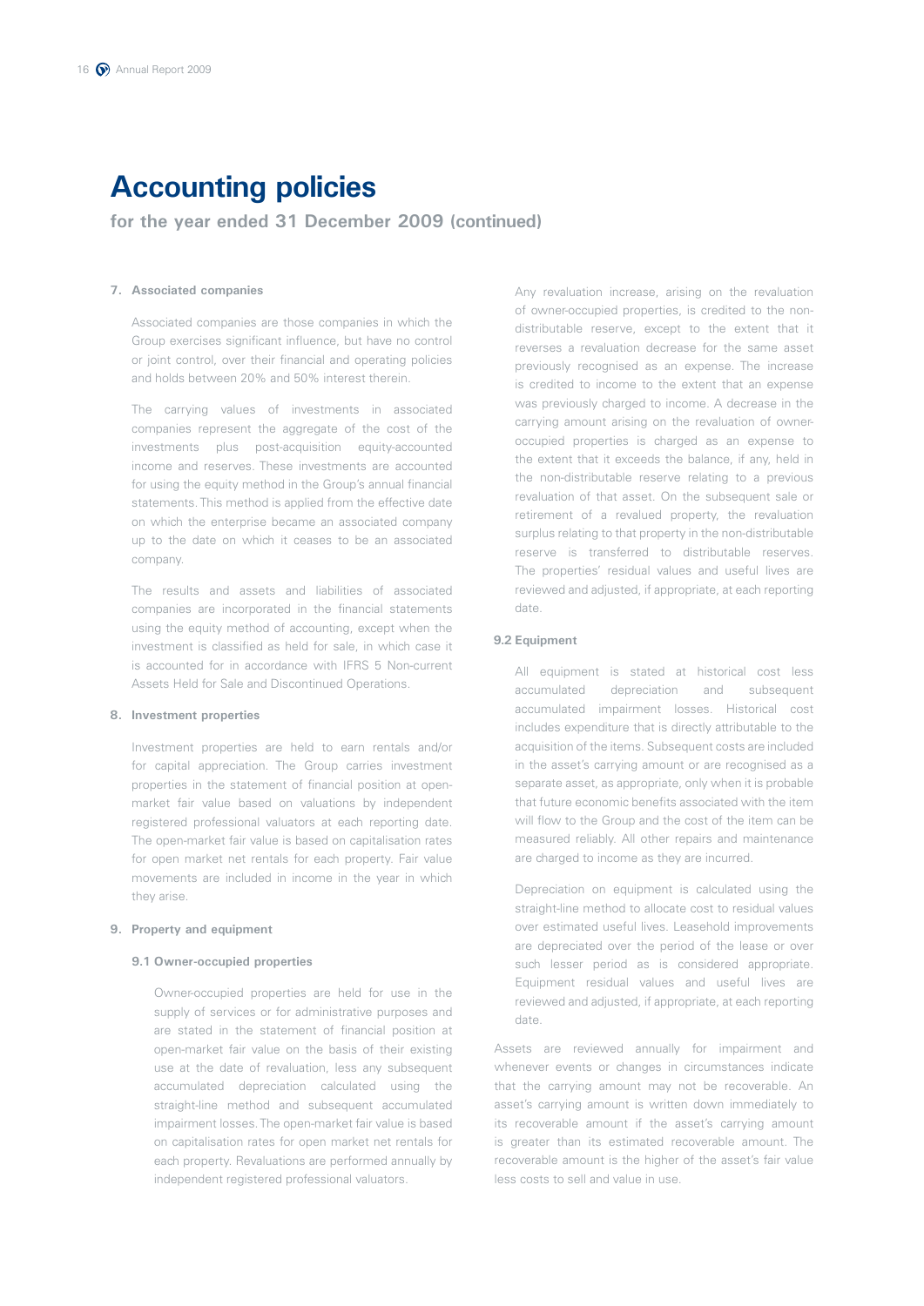# Accounting policies

**for the year ended 31 December 2009 (continued)**

### 7. Associated companies

Associated companies are those companies in which the Group exercises significant influence, but have no control or joint control, over their financial and operating policies and holds between 20% and 50% interest therein.

The carrying values of investments in associated companies represent the aggregate of the cost of the investments plus post-acquisition equity-accounted income and reserves. These investments are accounted for using the equity method in the Group's annual financial statements. This method is applied from the effective date on which the enterprise became an associated company up to the date on which it ceases to be an associated company.

The results and assets and liabilities of associated companies are incorporated in the financial statements using the equity method of accounting, except when the investment is classified as held for sale, in which case it is accounted for in accordance with IFRS 5 Non-current Assets Held for Sale and Discontinued Operations.

### 8. Investment properties

Investment properties are held to earn rentals and/or for capital appreciation. The Group carries investment properties in the statement of financial position at open-market fair value based on valuations by independent registered professional valuators at each reporting date. The open-market fair value is based on capitalisation rates for open market net rentals for each property. Fair value movements are included in income in the year in which they arise.

### 9. Property and equipment

#### 9.1 Owner-occupied properties

Owner-occupied properties are held for use in the supply of services or for administrative purposes and are stated in the statement of financial position at open-market fair value on the basis of their existing use at the date of revaluation, less any subsequent accumulated depreciation calculated using the straight-line method and subsequent accumulated impairment losses. The open-market fair value is based on capitalisation rates for open market net rentals for each property. Revaluations are performed annually by independent registered professional valuators.

Any revaluation increase, arising on the revaluation of owner-occupied properties, is credited to the non-distributable reserve, except to the extent that it reverses a revaluation decrease for the same asset previously recognised as an expense. The increase is credited to income to the extent that an expense was previously charged to income. A decrease in the carrying amount arising on the revaluation of owner-occupied properties is charged as an expense to the extent that it exceeds the balance, if any, held in the non-distributable reserve relating to a previous revaluation of that asset. On the subsequent sale or retirement of a revalued property, the revaluation surplus relating to that property in the non-distributable reserve is transferred to distributable reserves. The properties' residual values and useful lives are reviewed and adjusted, if appropriate, at each reporting date.

#### 9.2 Equipment

All equipment is stated at historical cost less accumulated depreciation and subsequent accumulated impairment losses. Historical cost includes expenditure that is directly attributable to the acquisition of the items. Subsequent costs are included in the asset's carrying amount or are recognised as a separate asset, as appropriate, only when it is probable that future economic benefits associated with the item will flow to the Group and the cost of the item can be measured reliably. All other repairs and maintenance are charged to income as they are incurred.

Depreciation on equipment is calculated using the straight-line method to allocate cost to residual values over estimated useful lives. Leasehold improvements are depreciated over the period of the lease or over such lesser period as is considered appropriate. Equipment residual values and useful lives are reviewed and adjusted, if appropriate, at each reporting date.

Assets are reviewed annually for impairment and whenever events or changes in circumstances indicate that the carrying amount may not be recoverable. An asset's carrying amount is written down immediately to its recoverable amount if the asset's carrying amount is greater than its estimated recoverable amount. The recoverable amount is the higher of the asset's fair value less costs to sell and value in use.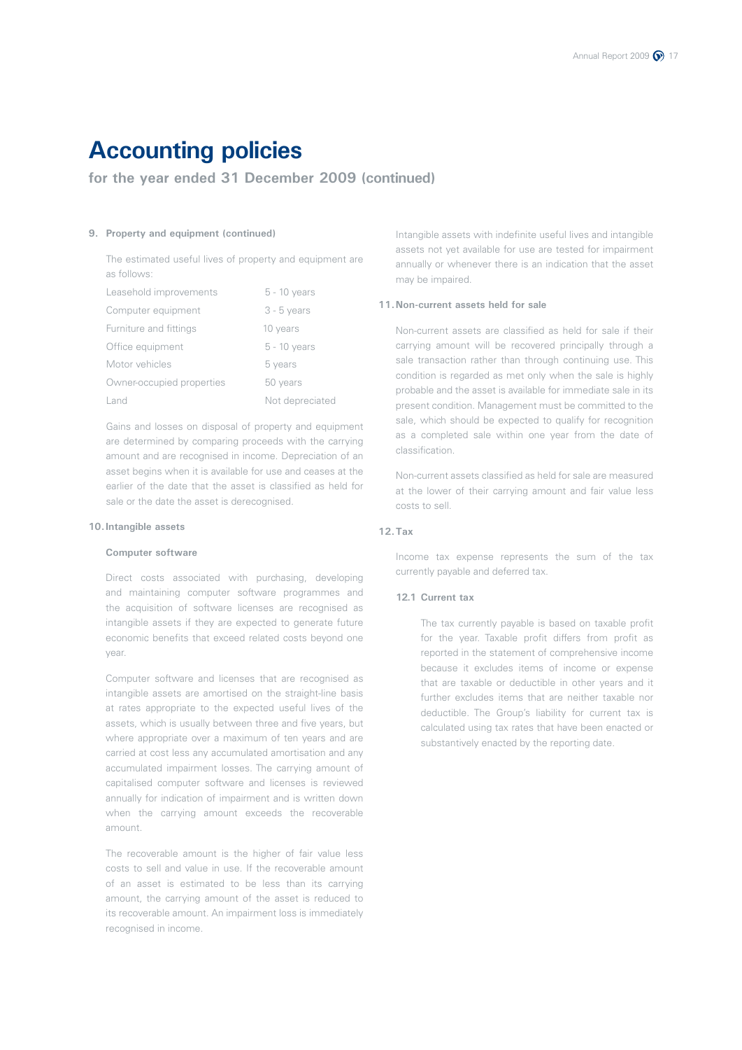# Accounting policies

## for the year ended 31 December 2009 (continued)

### 9. Property and equipment (continued)

The estimated useful lives of property and equipment are as follows:

| | |
|---|---|
| Leasehold improvements | 5 - 10 years |
| Computer equipment | 3 - 5 years |
| Furniture and fittings | 10 years |
| Office equipment | 5 - 10 years |
| Motor vehicles | 5 years |
| Owner-occupied properties | 50 years |
| Land | Not depreciated |

Gains and losses on disposal of property and equipment are determined by comparing proceeds with the carrying amount and are recognised in income. Depreciation of an asset begins when it is available for use and ceases at the earlier of the date that the asset is classified as held for sale or the date the asset is derecognised.

### 10. Intangible assets

**Computer software**

Direct costs associated with purchasing, developing and maintaining computer software programmes and the acquisition of software licenses are recognised as intangible assets if they are expected to generate future economic benefits that exceed related costs beyond one year.

Computer software and licenses that are recognised as intangible assets are amortised on the straight-line basis at rates appropriate to the expected useful lives of the assets, which is usually between three and five years, but where appropriate over a maximum of ten years and are carried at cost less any accumulated amortisation and any accumulated impairment losses. The carrying amount of capitalised computer software and licenses is reviewed annually for indication of impairment and is written down when the carrying amount exceeds the recoverable amount.

The recoverable amount is the higher of fair value less costs to sell and value in use. If the recoverable amount of an asset is estimated to be less than its carrying amount, the carrying amount of the asset is reduced to its recoverable amount. An impairment loss is immediately recognised in income.

Intangible assets with indefinite useful lives and intangible assets not yet available for use are tested for impairment annually or whenever there is an indication that the asset may be impaired.

### 11. Non-current assets held for sale

Non-current assets are classified as held for sale if their carrying amount will be recovered principally through a sale transaction rather than through continuing use. This condition is regarded as met only when the sale is highly probable and the asset is available for immediate sale in its present condition. Management must be committed to the sale, which should be expected to qualify for recognition as a completed sale within one year from the date of classification.

Non-current assets classified as held for sale are measured at the lower of their carrying amount and fair value less costs to sell.

### 12. Tax

Income tax expense represents the sum of the tax currently payable and deferred tax.

#### 12.1 Current tax

The tax currently payable is based on taxable profit for the year. Taxable profit differs from profit as reported in the statement of comprehensive income because it excludes items of income or expense that are taxable or deductible in other years and it further excludes items that are neither taxable nor deductible. The Group's liability for current tax is calculated using tax rates that have been enacted or substantively enacted by the reporting date.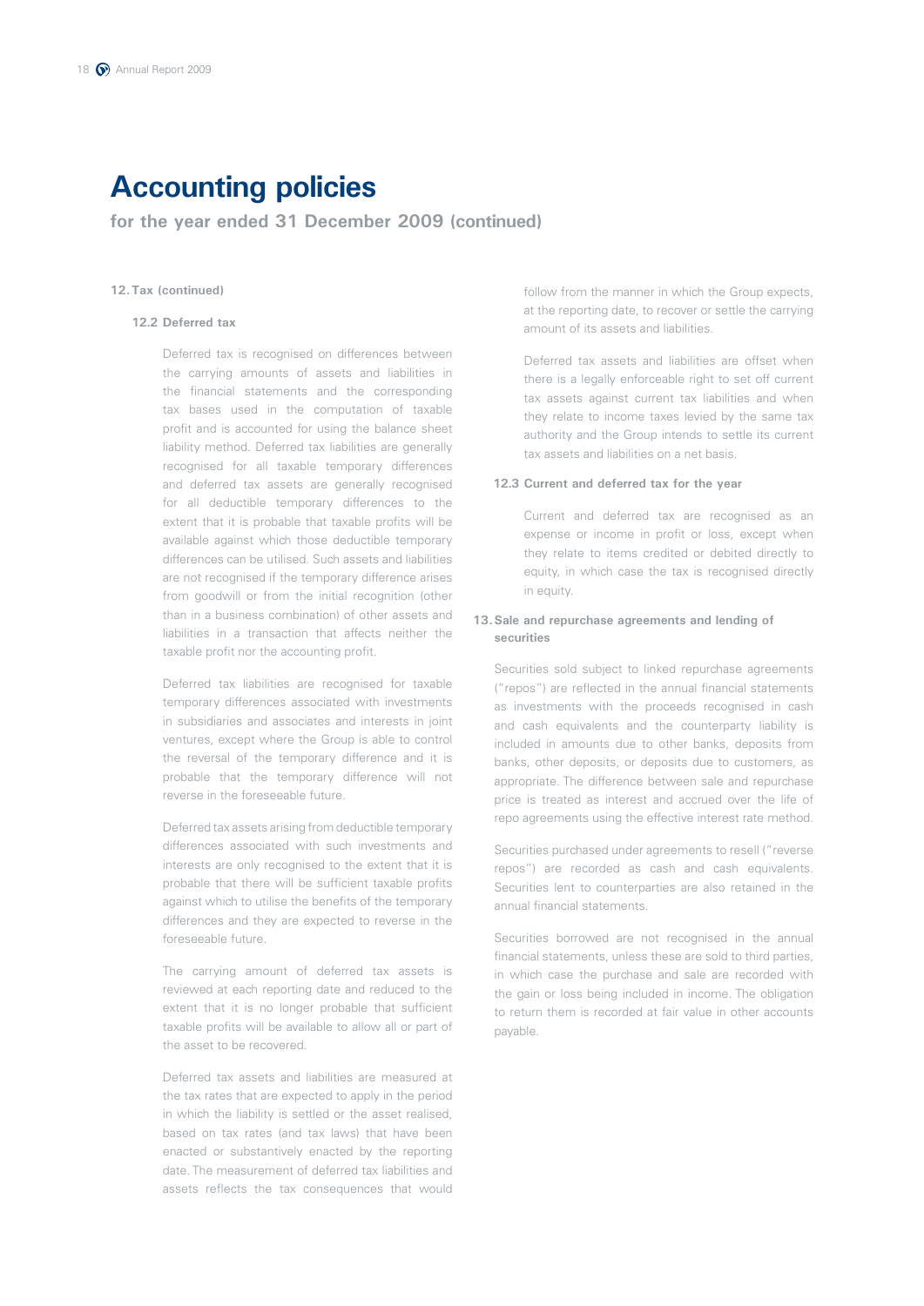# Accounting policies

**for the year ended 31 December 2009 (continued)**

### 12. Tax (continued)

#### 12.2 Deferred tax

Deferred tax is recognised on differences between the carrying amounts of assets and liabilities in the financial statements and the corresponding tax bases used in the computation of taxable profit and is accounted for using the balance sheet liability method. Deferred tax liabilities are generally recognised for all taxable temporary differences and deferred tax assets are generally recognised for all deductible temporary differences to the extent that it is probable that taxable profits will be available against which those deductible temporary differences can be utilised. Such assets and liabilities are not recognised if the temporary difference arises from goodwill or from the initial recognition (other than in a business combination) of other assets and liabilities in a transaction that affects neither the taxable profit nor the accounting profit.

Deferred tax liabilities are recognised for taxable temporary differences associated with investments in subsidiaries and associates and interests in joint ventures, except where the Group is able to control the reversal of the temporary difference and it is probable that the temporary difference will not reverse in the foreseeable future.

Deferred tax assets arising from deductible temporary differences associated with such investments and interests are only recognised to the extent that it is probable that there will be sufficient taxable profits against which to utilise the benefits of the temporary differences and they are expected to reverse in the foreseeable future.

The carrying amount of deferred tax assets is reviewed at each reporting date and reduced to the extent that it is no longer probable that sufficient taxable profits will be available to allow all or part of the asset to be recovered.

Deferred tax assets and liabilities are measured at the tax rates that are expected to apply in the period in which the liability is settled or the asset realised, based on tax rates (and tax laws) that have been enacted or substantively enacted by the reporting date. The measurement of deferred tax liabilities and assets reflects the tax consequences that would follow from the manner in which the Group expects, at the reporting date, to recover or settle the carrying amount of its assets and liabilities.

Deferred tax assets and liabilities are offset when there is a legally enforceable right to set off current tax assets against current tax liabilities and when they relate to income taxes levied by the same tax authority and the Group intends to settle its current tax assets and liabilities on a net basis.

#### 12.3 Current and deferred tax for the year

Current and deferred tax are recognised as an expense or income in profit or loss, except when they relate to items credited or debited directly to equity, in which case the tax is recognised directly in equity.

### 13. Sale and repurchase agreements and lending of securities

Securities sold subject to linked repurchase agreements ("repos") are reflected in the annual financial statements as investments with the proceeds recognised in cash and cash equivalents and the counterparty liability is included in amounts due to other banks, deposits from banks, other deposits, or deposits due to customers, as appropriate. The difference between sale and repurchase price is treated as interest and accrued over the life of repo agreements using the effective interest rate method.

Securities purchased under agreements to resell ("reverse repos") are recorded as cash and cash equivalents. Securities lent to counterparties are also retained in the annual financial statements.

Securities borrowed are not recognised in the annual financial statements, unless these are sold to third parties, in which case the purchase and sale are recorded with the gain or loss being included in income. The obligation to return them is recorded at fair value in other accounts payable.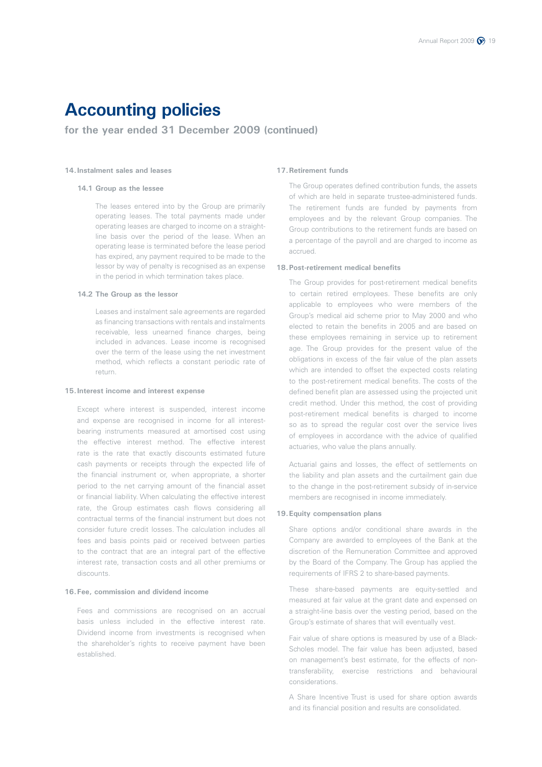# Accounting policies

**for the year ended 31 December 2009 (continued)**

## 14. Instalment sales and leases

### 14.1 Group as the lessee

The leases entered into by the Group are primarily operating leases. The total payments made under operating leases are charged to income on a straight-line basis over the period of the lease. When an operating lease is terminated before the lease period has expired, any payment required to be made to the lessor by way of penalty is recognised as an expense in the period in which termination takes place.

### 14.2 The Group as the lessor

Leases and instalment sale agreements are regarded as financing transactions with rentals and instalments receivable, less unearned finance charges, being included in advances. Lease income is recognised over the term of the lease using the net investment method, which reflects a constant periodic rate of return.

## 15. Interest income and interest expense

Except where interest is suspended, interest income and expense are recognised in income for all interest-bearing instruments measured at amortised cost using the effective interest method. The effective interest rate is the rate that exactly discounts estimated future cash payments or receipts through the expected life of the financial instrument or, when appropriate, a shorter period to the net carrying amount of the financial asset or financial liability. When calculating the effective interest rate, the Group estimates cash flows considering all contractual terms of the financial instrument but does not consider future credit losses. The calculation includes all fees and basis points paid or received between parties to the contract that are an integral part of the effective interest rate, transaction costs and all other premiums or discounts.

## 16. Fee, commission and dividend income

Fees and commissions are recognised on an accrual basis unless included in the effective interest rate. Dividend income from investments is recognised when the shareholder's rights to receive payment have been established.

## 17. Retirement funds

The Group operates defined contribution funds, the assets of which are held in separate trustee-administered funds. The retirement funds are funded by payments from employees and by the relevant Group companies. The Group contributions to the retirement funds are based on a percentage of the payroll and are charged to income as accrued.

## 18. Post-retirement medical benefits

The Group provides for post-retirement medical benefits to certain retired employees. These benefits are only applicable to employees who were members of the Group's medical aid scheme prior to May 2000 and who elected to retain the benefits in 2005 and are based on these employees remaining in service up to retirement age. The Group provides for the present value of the obligations in excess of the fair value of the plan assets which are intended to offset the expected costs relating to the post-retirement medical benefits. The costs of the defined benefit plan are assessed using the projected unit credit method. Under this method, the cost of providing post-retirement medical benefits is charged to income so as to spread the regular cost over the service lives of employees in accordance with the advice of qualified actuaries, who value the plans annually.

Actuarial gains and losses, the effect of settlements on the liability and plan assets and the curtailment gain due to the change in the post-retirement subsidy of in-service members are recognised in income immediately.

## 19. Equity compensation plans

Share options and/or conditional share awards in the Company are awarded to employees of the Bank at the discretion of the Remuneration Committee and approved by the Board of the Company. The Group has applied the requirements of IFRS 2 to share-based payments.

These share-based payments are equity-settled and measured at fair value at the grant date and expensed on a straight-line basis over the vesting period, based on the Group's estimate of shares that will eventually vest.

Fair value of share options is measured by use of a Black-Scholes model. The fair value has been adjusted, based on management's best estimate, for the effects of non-transferability, exercise restrictions and behavioural considerations.

A Share Incentive Trust is used for share option awards and its financial position and results are consolidated.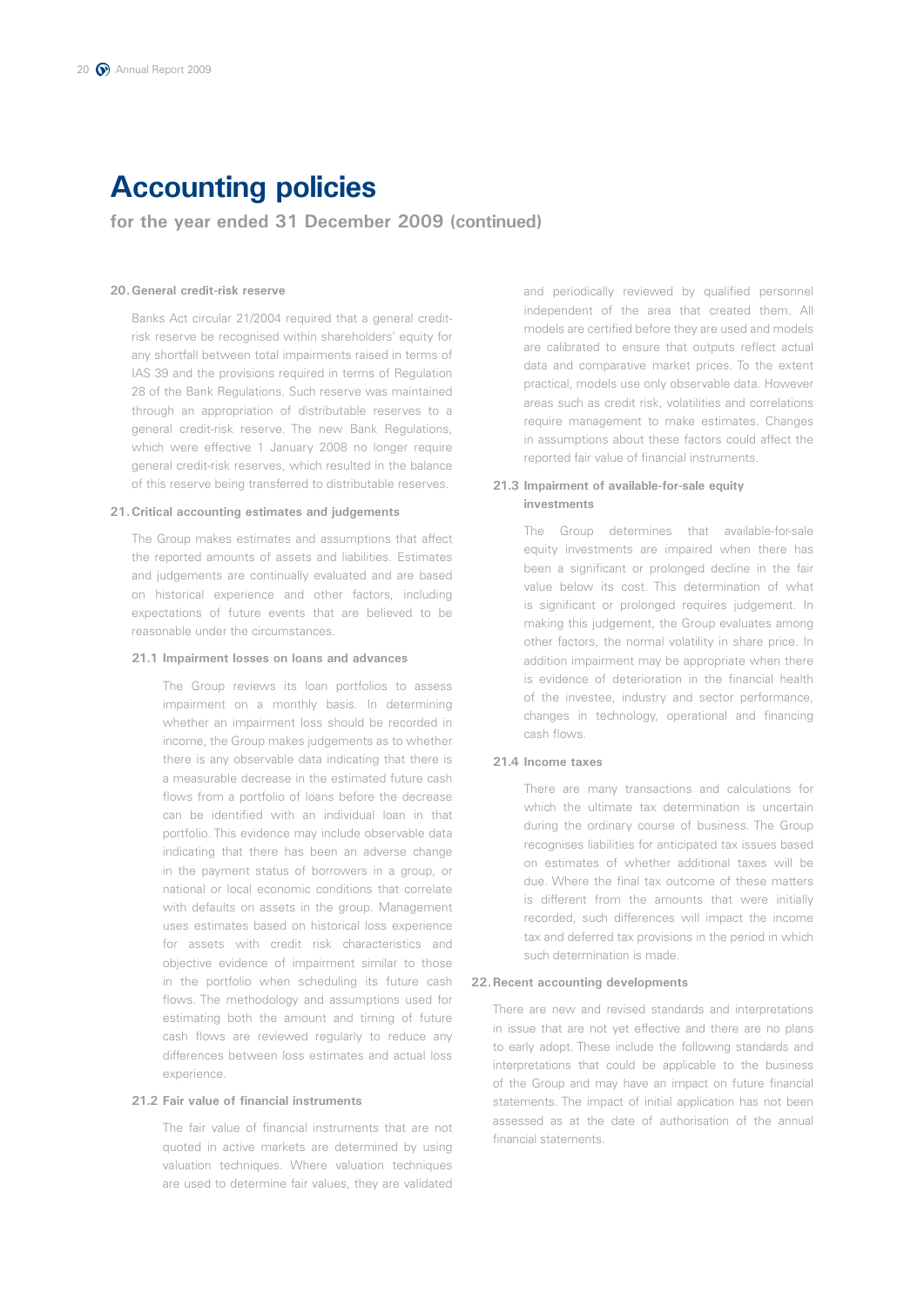# Accounting policies

**for the year ended 31 December 2009 (continued)**

## 20. General credit-risk reserve

Banks Act circular 21/2004 required that a general credit-risk reserve be recognised within shareholders' equity for any shortfall between total impairments raised in terms of IAS 39 and the provisions required in terms of Regulation 28 of the Bank Regulations. Such reserve was maintained through an appropriation of distributable reserves to a general credit-risk reserve. The new Bank Regulations, which were effective 1 January 2008 no longer require general credit-risk reserves, which resulted in the balance of this reserve being transferred to distributable reserves.

## 21. Critical accounting estimates and judgements

The Group makes estimates and assumptions that affect the reported amounts of assets and liabilities. Estimates and judgements are continually evaluated and are based on historical experience and other factors, including expectations of future events that are believed to be reasonable under the circumstances.

### 21.1 Impairment losses on loans and advances

The Group reviews its loan portfolios to assess impairment on a monthly basis. In determining whether an impairment loss should be recorded in income, the Group makes judgements as to whether there is any observable data indicating that there is a measurable decrease in the estimated future cash flows from a portfolio of loans before the decrease can be identified with an individual loan in that portfolio. This evidence may include observable data indicating that there has been an adverse change in the payment status of borrowers in a group, or national or local economic conditions that correlate with defaults on assets in the group. Management uses estimates based on historical loss experience for assets with credit risk characteristics and objective evidence of impairment similar to those in the portfolio when scheduling its future cash flows. The methodology and assumptions used for estimating both the amount and timing of future cash flows are reviewed regularly to reduce any differences between loss estimates and actual loss experience.

### 21.2 Fair value of financial instruments

The fair value of financial instruments that are not quoted in active markets are determined by using valuation techniques. Where valuation techniques are used to determine fair values, they are validated and periodically reviewed by qualified personnel independent of the area that created them. All models are certified before they are used and models are calibrated to ensure that outputs reflect actual data and comparative market prices. To the extent practical, models use only observable data. However areas such as credit risk, volatilities and correlations require management to make estimates. Changes in assumptions about these factors could affect the reported fair value of financial instruments.

### 21.3 Impairment of available-for-sale equity investments

The Group determines that available-for-sale equity investments are impaired when there has been a significant or prolonged decline in the fair value below its cost. This determination of what is significant or prolonged requires judgement. In making this judgement, the Group evaluates among other factors, the normal volatility in share price. In addition impairment may be appropriate when there is evidence of deterioration in the financial health of the investee, industry and sector performance, changes in technology, operational and financing cash flows.

### 21.4 Income taxes

There are many transactions and calculations for which the ultimate tax determination is uncertain during the ordinary course of business. The Group recognises liabilities for anticipated tax issues based on estimates of whether additional taxes will be due. Where the final tax outcome of these matters is different from the amounts that were initially recorded, such differences will impact the income tax and deferred tax provisions in the period in which such determination is made.

## 22. Recent accounting developments

There are new and revised standards and interpretations in issue that are not yet effective and there are no plans to early adopt. These include the following standards and interpretations that could be applicable to the business of the Group and may have an impact on future financial statements. The impact of initial application has not been assessed as at the date of authorisation of the annual financial statements.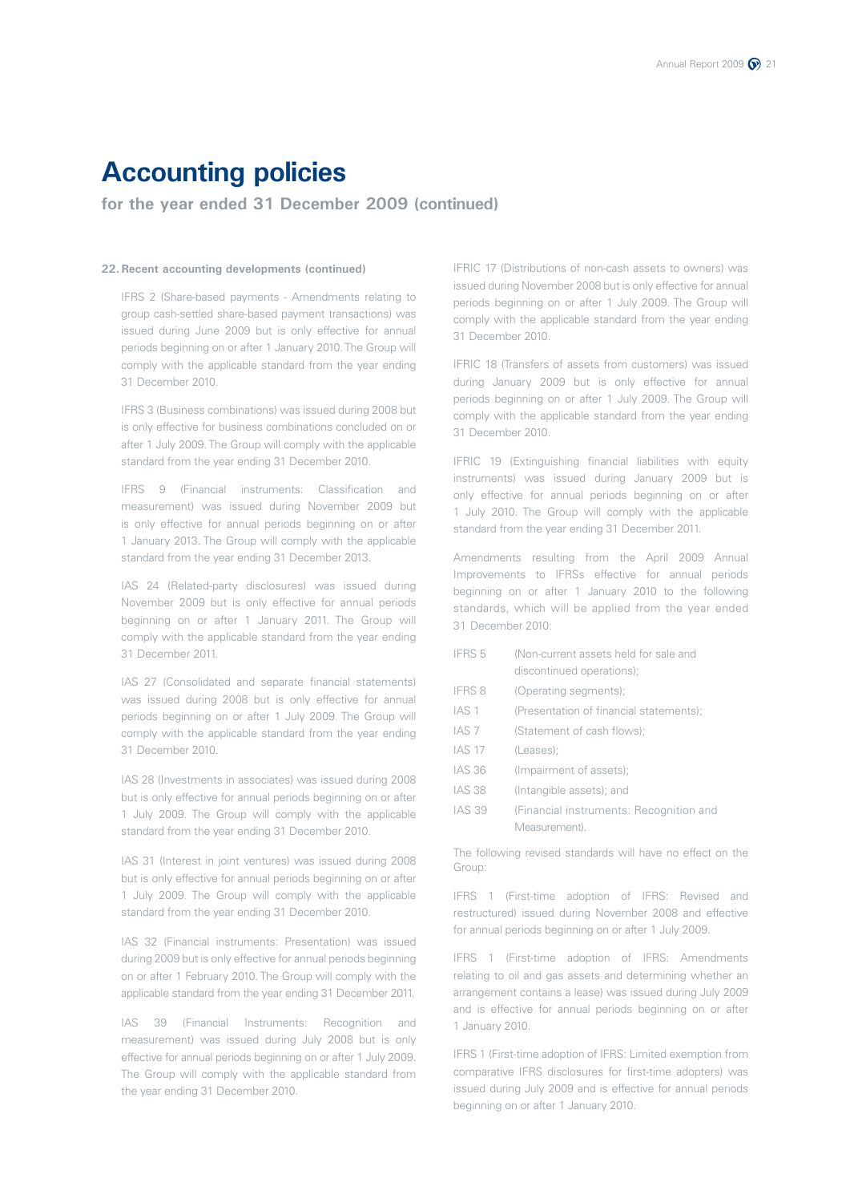# Accounting policies

**for the year ended 31 December 2009 (continued)**

**22. Recent accounting developments (continued)**

IFRS 2 (Share-based payments - Amendments relating to group cash-settled share-based payment transactions) was issued during June 2009 but is only effective for annual periods beginning on or after 1 January 2010. The Group will comply with the applicable standard from the year ending 31 December 2010.

IFRS 3 (Business combinations) was issued during 2008 but is only effective for business combinations concluded on or after 1 July 2009. The Group will comply with the applicable standard from the year ending 31 December 2010.

IFRS 9 (Financial instruments: Classification and measurement) was issued during November 2009 but is only effective for annual periods beginning on or after 1 January 2013. The Group will comply with the applicable standard from the year ending 31 December 2013.

IAS 24 (Related-party disclosures) was issued during November 2009 but is only effective for annual periods beginning on or after 1 January 2011. The Group will comply with the applicable standard from the year ending 31 December 2011.

IAS 27 (Consolidated and separate financial statements) was issued during 2008 but is only effective for annual periods beginning on or after 1 July 2009. The Group will comply with the applicable standard from the year ending 31 December 2010.

IAS 28 (Investments in associates) was issued during 2008 but is only effective for annual periods beginning on or after 1 July 2009. The Group will comply with the applicable standard from the year ending 31 December 2010.

IAS 31 (Interest in joint ventures) was issued during 2008 but is only effective for annual periods beginning on or after 1 July 2009. The Group will comply with the applicable standard from the year ending 31 December 2010.

IAS 32 (Financial instruments: Presentation) was issued during 2009 but is only effective for annual periods beginning on or after 1 February 2010. The Group will comply with the applicable standard from the year ending 31 December 2011.

IAS 39 (Financial Instruments: Recognition and measurement) was issued during July 2008 but is only effective for annual periods beginning on or after 1 July 2009. The Group will comply with the applicable standard from the year ending 31 December 2010.

IFRIC 17 (Distributions of non-cash assets to owners) was issued during November 2008 but is only effective for annual periods beginning on or after 1 July 2009. The Group will comply with the applicable standard from the year ending 31 December 2010.

IFRIC 18 (Transfers of assets from customers) was issued during January 2009 but is only effective for annual periods beginning on or after 1 July 2009. The Group will comply with the applicable standard from the year ending 31 December 2010.

IFRIC 19 (Extinguishing financial liabilities with equity instruments) was issued during January 2009 but is only effective for annual periods beginning on or after 1 July 2010. The Group will comply with the applicable standard from the year ending 31 December 2011.

Amendments resulting from the April 2009 Annual Improvements to IFRSs effective for annual periods beginning on or after 1 January 2010 to the following standards, which will be applied from the year ended 31 December 2010:

| | |
|---|---|
| IFRS 5 | (Non-current assets held for sale and discontinued operations); |
| IFRS 8 | (Operating segments); |
| IAS 1 | (Presentation of financial statements); |
| IAS 7 | (Statement of cash flows); |
| IAS 17 | (Leases); |
| IAS 36 | (Impairment of assets); |
| IAS 38 | (Intangible assets); and |
| IAS 39 | (Financial instruments: Recognition and Measurement). |

The following revised standards will have no effect on the Group:

IFRS 1 (First-time adoption of IFRS: Revised and restructured) issued during November 2008 and effective for annual periods beginning on or after 1 July 2009.

IFRS 1 (First-time adoption of IFRS: Amendments relating to oil and gas assets and determining whether an arrangement contains a lease) was issued during July 2009 and is effective for annual periods beginning on or after 1 January 2010.

IFRS 1 (First-time adoption of IFRS: Limited exemption from comparative IFRS disclosures for first-time adopters) was issued during July 2009 and is effective for annual periods beginning on or after 1 January 2010.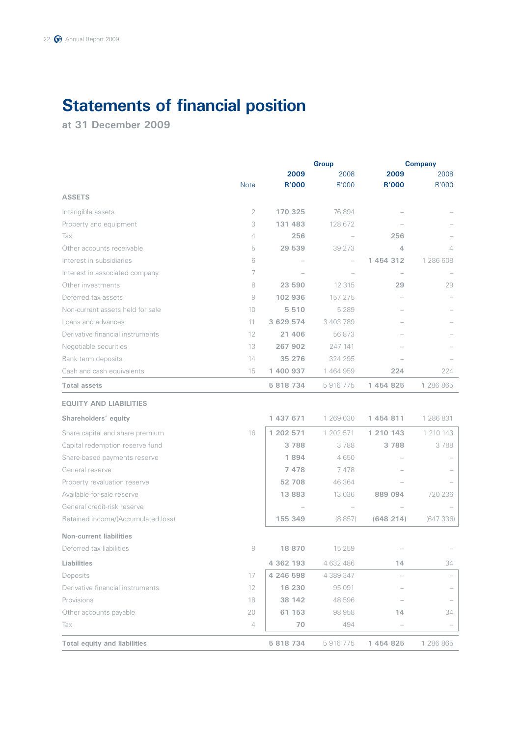# Statements of financial position

**at 31 December 2009**

| | Note | Group 2009 R'000 | Group 2008 R'000 | Company 2009 R'000 | Company 2008 R'000 |
|---|---|---|---|---|---|
| **ASSETS** | | | | | |
| Intangible assets | 2 | **170 325** | 76 894 | – | – |
| Property and equipment | 3 | **131 483** | 128 672 | – | – |
| Tax | 4 | **256** | – | **256** | – |
| Other accounts receivable | 5 | **29 539** | 39 273 | **4** | 4 |
| Interest in subsidiaries | 6 | – | – | **1 454 312** | 1 286 608 |
| Interest in associated company | 7 | – | – | – | – |
| Other investments | 8 | **23 590** | 12 315 | **29** | 29 |
| Deferred tax assets | 9 | **102 936** | 157 275 | – | – |
| Non-current assets held for sale | 10 | **5 510** | 5 289 | – | – |
| Loans and advances | 11 | **3 629 574** | 3 403 789 | – | – |
| Derivative financial instruments | 12 | **21 406** | 56 873 | – | – |
| Negotiable securities | 13 | **267 902** | 247 141 | – | – |
| Bank term deposits | 14 | **35 276** | 324 295 | – | – |
| Cash and cash equivalents | 15 | **1 400 937** | 1 464 959 | **224** | 224 |
| **Total assets** | | **5 818 734** | 5 916 775 | **1 454 825** | 1 286 865 |
| **EQUITY AND LIABILITIES** | | | | | |
| **Shareholders' equity** | | **1 437 671** | 1 269 030 | **1 454 811** | 1 286 831 |
| Share capital and share premium | 16 | **1 202 571** | 1 202 571 | **1 210 143** | 1 210 143 |
| Capital redemption reserve fund | | **3 788** | 3 788 | **3 788** | 3 788 |
| Share-based payments reserve | | **1 894** | 4 650 | – | – |
| General reserve | | **7 478** | 7 478 | – | – |
| Property revaluation reserve | | **52 708** | 46 364 | – | – |
| Available-for-sale reserve | | **13 883** | 13 036 | **889 094** | 720 236 |
| General credit-risk reserve | | – | – | – | – |
| Retained income/(Accumulated loss) | | **155 349** | (8 857) | **(648 214)** | (647 336) |
| **Non-current liabilities** | | | | | |
| Deferred tax liabilities | 9 | **18 870** | 15 259 | – | – |
| **Liabilities** | | **4 362 193** | 4 632 486 | **14** | 34 |
| Deposits | 17 | **4 246 598** | 4 389 347 | – | – |
| Derivative financial instruments | 12 | **16 230** | 95 091 | – | – |
| Provisions | 18 | **38 142** | 48 596 | – | – |
| Other accounts payable | 20 | **61 153** | 98 958 | **14** | 34 |
| Tax | 4 | **70** | 494 | – | – |
| **Total equity and liabilities** | | **5 818 734** | 5 916 775 | **1 454 825** | 1 286 865 |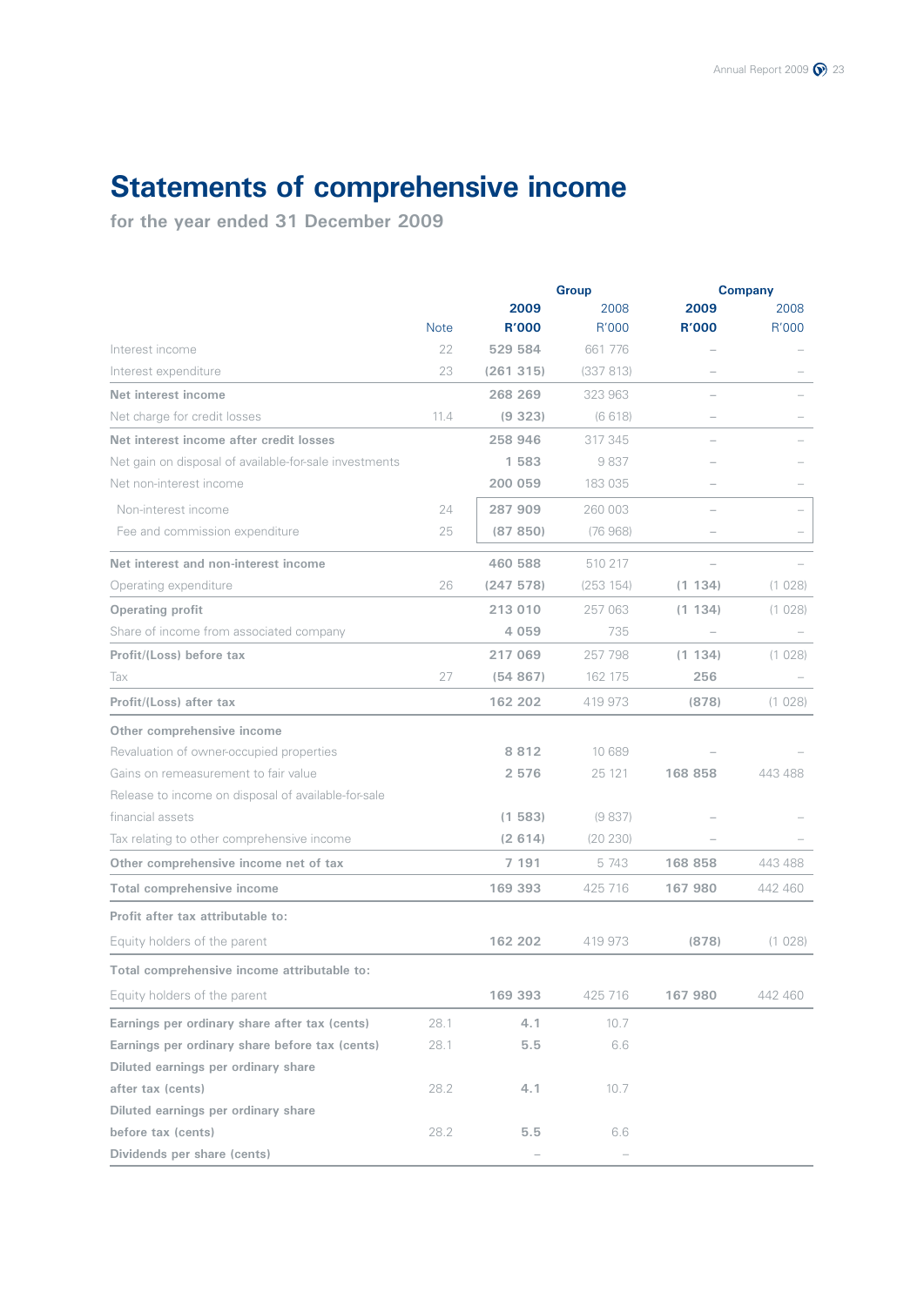# Statements of comprehensive income

**for the year ended 31 December 2009**

| | Note | Group | | Company | |
|---|---|---|---|---|---|
| | | **2009 R'000** | 2008 R'000 | **2009 R'000** | 2008 R'000 |
| Interest income | 22 | **529 584** | 661 776 | – | – |
| Interest expenditure | 23 | **(261 315)** | (337 813) | – | – |
| **Net interest income** | | **268 269** | 323 963 | – | – |
| Net charge for credit losses | 11.4 | **(9 323)** | (6 618) | – | – |
| **Net interest income after credit losses** | | **258 946** | 317 345 | – | – |
| Net gain on disposal of available-for-sale investments | | **1 583** | 9 837 | – | – |
| Net non-interest income | | **200 059** | 183 035 | – | – |
| Non-interest income | 24 | **287 909** | 260 003 | – | – |
| Fee and commission expenditure | 25 | **(87 850)** | (76 968) | – | – |
| **Net interest and non-interest income** | | **460 588** | 510 217 | – | – |
| Operating expenditure | 26 | **(247 578)** | (253 154) | **(1 134)** | (1 028) |
| **Operating profit** | | **213 010** | 257 063 | **(1 134)** | (1 028) |
| Share of income from associated company | | **4 059** | 735 | – | – |
| **Profit/(Loss) before tax** | | **217 069** | 257 798 | **(1 134)** | (1 028) |
| Tax | 27 | **(54 867)** | 162 175 | **256** | – |
| **Profit/(Loss) after tax** | | **162 202** | 419 973 | **(878)** | (1 028) |
| **Other comprehensive income** | | | | | |
| Revaluation of owner-occupied properties | | **8 812** | 10 689 | – | – |
| Gains on remeasurement to fair value | | **2 576** | 25 121 | **168 858** | 443 488 |
| Release to income on disposal of available-for-sale financial assets | | **(1 583)** | (9 837) | – | – |
| Tax relating to other comprehensive income | | **(2 614)** | (20 230) | – | – |
| **Other comprehensive income net of tax** | | **7 191** | 5 743 | **168 858** | 443 488 |
| **Total comprehensive income** | | **169 393** | 425 716 | **167 980** | 442 460 |
| **Profit after tax attributable to:** | | | | | |
| Equity holders of the parent | | **162 202** | 419 973 | **(878)** | (1 028) |
| **Total comprehensive income attributable to:** | | | | | |
| Equity holders of the parent | | **169 393** | 425 716 | **167 980** | 442 460 |
| **Earnings per ordinary share after tax (cents)** | 28.1 | **4.1** | 10.7 | | |
| **Earnings per ordinary share before tax (cents)** | 28.1 | **5.5** | 6.6 | | |
| **Diluted earnings per ordinary share after tax (cents)** | 28.2 | **4.1** | 10.7 | | |
| **Diluted earnings per ordinary share before tax (cents)** | 28.2 | **5.5** | 6.6 | | |
| **Dividends per share (cents)** | | – | – | | |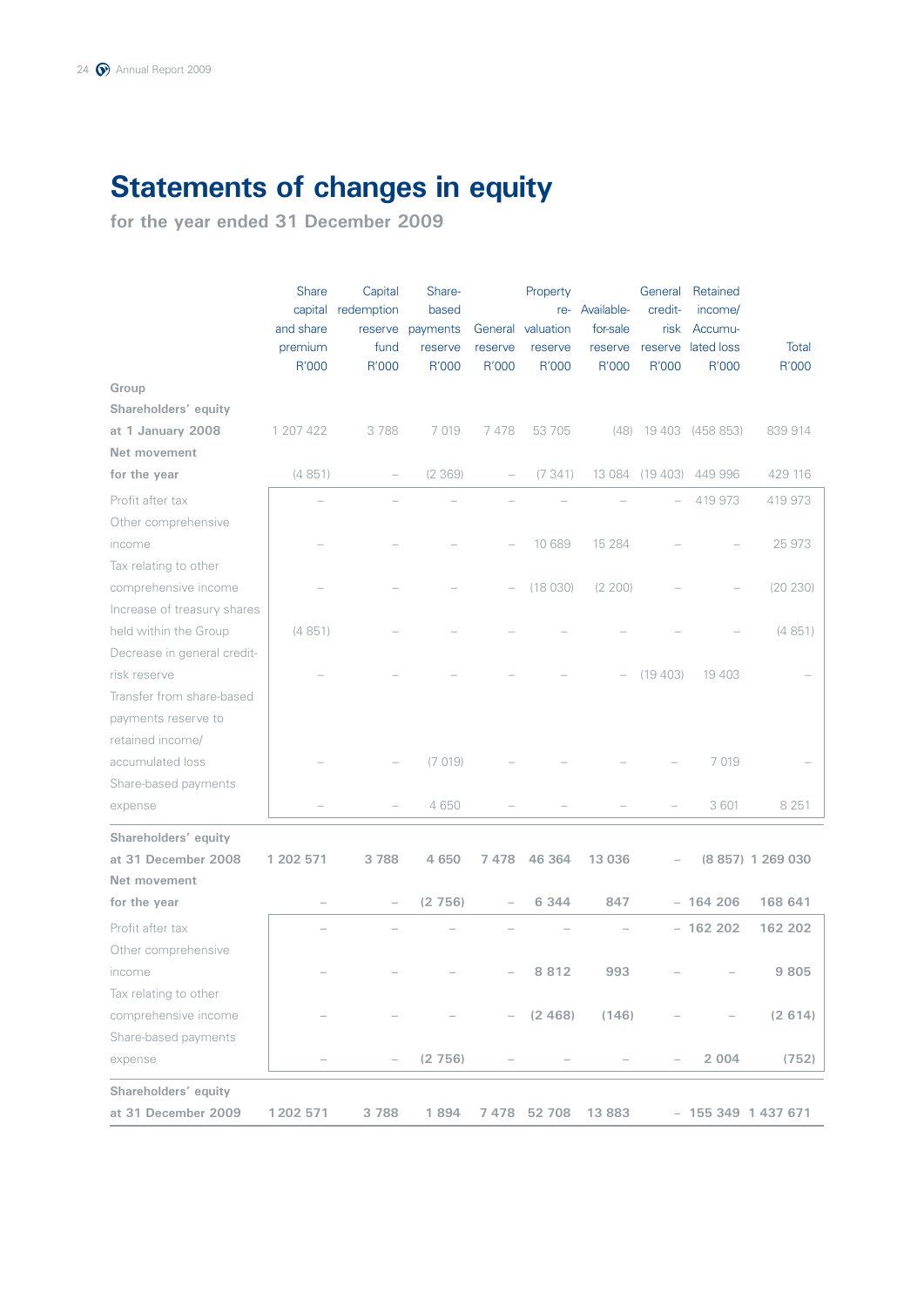# Statements of changes in equity

**for the year ended 31 December 2009**

| | Share capital and share premium R'000 | Capital redemption reserve fund R'000 | Share-based payments reserve R'000 | General reserve R'000 | Property re-valuation reserve R'000 | Available-for-sale reserve R'000 | General credit-risk reserve R'000 | Retained income/ Accumulated loss R'000 | Total R'000 |
|---|---|---|---|---|---|---|---|---|---|
| **Group** | | | | | | | | | |
| **Shareholders' equity at 1 January 2008** | 1 207 422 | 3 788 | 7 019 | 7 478 | 53 705 | (48) | 19 403 | (458 853) | 839 914 |
| **Net movement for the year** | (4 851) | – | (2 369) | – | (7 341) | 13 084 | (19 403) | 449 996 | 429 116 |
| Profit after tax | – | – | – | – | – | – | – | 419 973 | 419 973 |
| Other comprehensive income | – | – | – | – | 10 689 | 15 284 | – | – | 25 973 |
| Tax relating to other comprehensive income | – | – | – | – | (18 030) | (2 200) | – | – | (20 230) |
| Increase of treasury shares held within the Group | (4 851) | – | – | – | – | – | – | – | (4 851) |
| Decrease in general credit-risk reserve | – | – | – | – | – | – | (19 403) | 19 403 | – |
| Transfer from share-based payments reserve to retained income/ accumulated loss | – | – | (7 019) | – | – | – | – | 7 019 | – |
| Share-based payments expense | – | – | 4 650 | – | – | – | – | 3 601 | 8 251 |
| **Shareholders' equity at 31 December 2008** | **1 202 571** | **3 788** | **4 650** | **7 478** | **46 364** | **13 036** | **–** | **(8 857)** | **1 269 030** |
| **Net movement for the year** | **–** | **–** | **(2 756)** | **–** | **6 344** | **847** | **–** | **164 206** | **168 641** |
| Profit after tax | – | – | – | – | – | – | – | **162 202** | **162 202** |
| Other comprehensive income | – | – | – | – | **8 812** | **993** | – | – | **9 805** |
| Tax relating to other comprehensive income | – | – | – | – | **(2 468)** | **(146)** | – | – | **(2 614)** |
| Share-based payments expense | – | – | **(2 756)** | – | – | – | – | **2 004** | **(752)** |
| **Shareholders' equity at 31 December 2009** | **1 202 571** | **3 788** | **1 894** | **7 478** | **52 708** | **13 883** | **–** | **155 349** | **1 437 671** |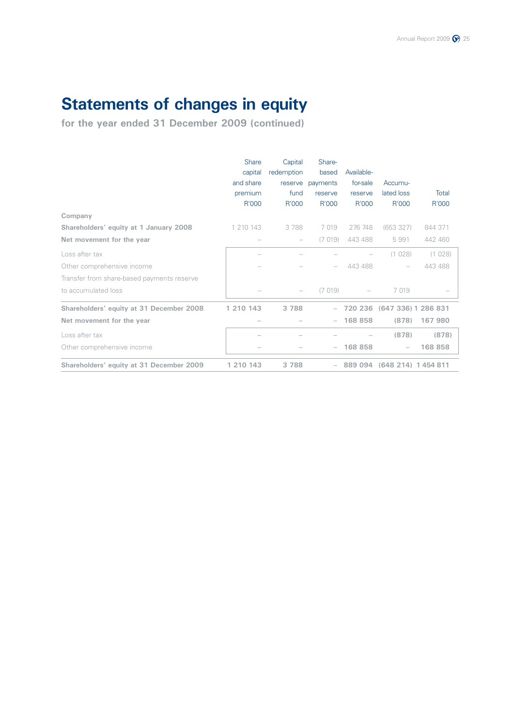# Statements of changes in equity

## for the year ended 31 December 2009 (continued)

| | Share capital and share premium R'000 | Capital redemption reserve fund R'000 | Share-based payments reserve R'000 | Available-for-sale reserve R'000 | Accumulated loss R'000 | Total R'000 |
|---|---|---|---|---|---|---|
| **Company** | | | | | | |
| **Shareholders' equity at 1 January 2008** | 1 210 143 | 3 788 | 7 019 | 276 748 | (653 327) | 844 371 |
| **Net movement for the year** | – | – | (7 019) | 443 488 | 5 991 | 442 460 |
| Loss after tax | – | – | – | – | (1 028) | (1 028) |
| Other comprehensive income | – | – | – | 443 488 | – | 443 488 |
| Transfer from share-based payments reserve to accumulated loss | – | – | (7 019) | – | 7 019 | – |
| **Shareholders' equity at 31 December 2008** | **1 210 143** | **3 788** | – | **720 236** | **(647 336)** | **1 286 831** |
| **Net movement for the year** | – | – | – | 168 858 | (878) | 167 980 |
| Loss after tax | – | – | – | – | (878) | (878) |
| Other comprehensive income | – | – | – | 168 858 | – | 168 858 |
| **Shareholders' equity at 31 December 2009** | **1 210 143** | **3 788** | – | **889 094** | **(648 214)** | **1 454 811** |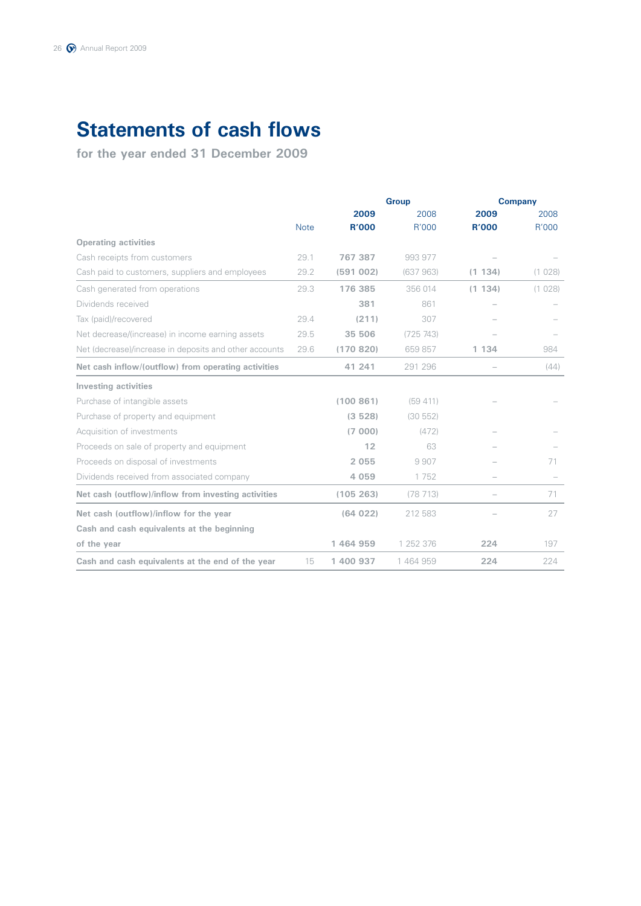# Statements of cash flows

**for the year ended 31 December 2009**

| | Note | Group | | Company | |
|---|---|---|---|---|---|
| | | **2009** | 2008 | **2009** | 2008 |
| | | **R'000** | R'000 | **R'000** | R'000 |
| **Operating activities** | | | | | |
| Cash receipts from customers | 29.1 | **767 387** | 993 977 | – | – |
| Cash paid to customers, suppliers and employees | 29.2 | **(591 002)** | (637 963) | **(1 134)** | (1 028) |
| Cash generated from operations | 29.3 | **176 385** | 356 014 | **(1 134)** | (1 028) |
| Dividends received | | **381** | 861 | – | – |
| Tax (paid)/recovered | 29.4 | **(211)** | 307 | – | – |
| Net decrease/(increase) in income earning assets | 29.5 | **35 506** | (725 743) | – | – |
| Net (decrease)/increase in deposits and other accounts | 29.6 | **(170 820)** | 659 857 | **1 134** | 984 |
| **Net cash inflow/(outflow) from operating activities** | | **41 241** | 291 296 | – | (44) |
| **Investing activities** | | | | | |
| Purchase of intangible assets | | **(100 861)** | (59 411) | – | – |
| Purchase of property and equipment | | **(3 528)** | (30 552) | | |
| Acquisition of investments | | **(7 000)** | (472) | – | – |
| Proceeds on sale of property and equipment | | **12** | 63 | – | – |
| Proceeds on disposal of investments | | **2 055** | 9 907 | – | 71 |
| Dividends received from associated company | | **4 059** | 1 752 | – | – |
| **Net cash (outflow)/inflow from investing activities** | | **(105 263)** | (78 713) | – | 71 |
| **Net cash (outflow)/inflow for the year** | | **(64 022)** | 212 583 | – | 27 |
| **Cash and cash equivalents at the beginning of the year** | | **1 464 959** | 1 252 376 | **224** | 197 |
| **Cash and cash equivalents at the end of the year** | 15 | **1 400 937** | 1 464 959 | **224** | 224 |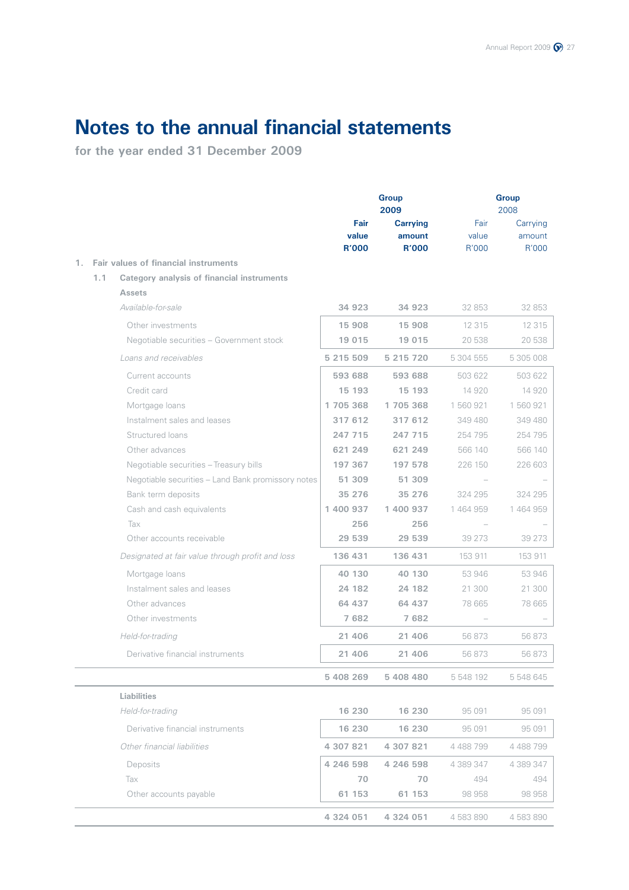# Notes to the annual financial statements

**for the year ended 31 December 2009**

| | Group 2009 Fair value R'000 | Group 2009 Carrying amount R'000 | Group 2008 Fair value R'000 | Group 2008 Carrying amount R'000 |
|---|---|---|---|---|
| **1. Fair values of financial instruments** | | | | |
| **1.1 Category analysis of financial instruments** | | | | |
| **Assets** | | | | |
| *Available-for-sale* | 34 923 | 34 923 | 32 853 | 32 853 |
| Other investments | 15 908 | 15 908 | 12 315 | 12 315 |
| Negotiable securities – Government stock | 19 015 | 19 015 | 20 538 | 20 538 |
| *Loans and receivables* | 5 215 509 | 5 215 720 | 5 304 555 | 5 305 008 |
| Current accounts | 593 688 | 593 688 | 503 622 | 503 622 |
| Credit card | 15 193 | 15 193 | 14 920 | 14 920 |
| Mortgage loans | 1 705 368 | 1 705 368 | 1 560 921 | 1 560 921 |
| Instalment sales and leases | 317 612 | 317 612 | 349 480 | 349 480 |
| Structured loans | 247 715 | 247 715 | 254 795 | 254 795 |
| Other advances | 621 249 | 621 249 | 566 140 | 566 140 |
| Negotiable securities – Treasury bills | 197 367 | 197 578 | 226 150 | 226 603 |
| Negotiable securities – Land Bank promissory notes | 51 309 | 51 309 | – | – |
| Bank term deposits | 35 276 | 35 276 | 324 295 | 324 295 |
| Cash and cash equivalents | 1 400 937 | 1 400 937 | 1 464 959 | 1 464 959 |
| Tax | 256 | 256 | – | – |
| Other accounts receivable | 29 539 | 29 539 | 39 273 | 39 273 |
| *Designated at fair value through profit and loss* | 136 431 | 136 431 | 153 911 | 153 911 |
| Mortgage loans | 40 130 | 40 130 | 53 946 | 53 946 |
| Instalment sales and leases | 24 182 | 24 182 | 21 300 | 21 300 |
| Other advances | 64 437 | 64 437 | 78 665 | 78 665 |
| Other investments | 7 682 | 7 682 | – | – |
| *Held-for-trading* | 21 406 | 21 406 | 56 873 | 56 873 |
| Derivative financial instruments | 21 406 | 21 406 | 56 873 | 56 873 |
| | 5 408 269 | 5 408 480 | 5 548 192 | 5 548 645 |
| **Liabilities** | | | | |
| *Held-for-trading* | 16 230 | 16 230 | 95 091 | 95 091 |
| Derivative financial instruments | 16 230 | 16 230 | 95 091 | 95 091 |
| *Other financial liabilities* | 4 307 821 | 4 307 821 | 4 488 799 | 4 488 799 |
| Deposits | 4 246 598 | 4 246 598 | 4 389 347 | 4 389 347 |
| Tax | 70 | 70 | 494 | 494 |
| Other accounts payable | 61 153 | 61 153 | 98 958 | 98 958 |
| | 4 324 051 | 4 324 051 | 4 583 890 | 4 583 890 |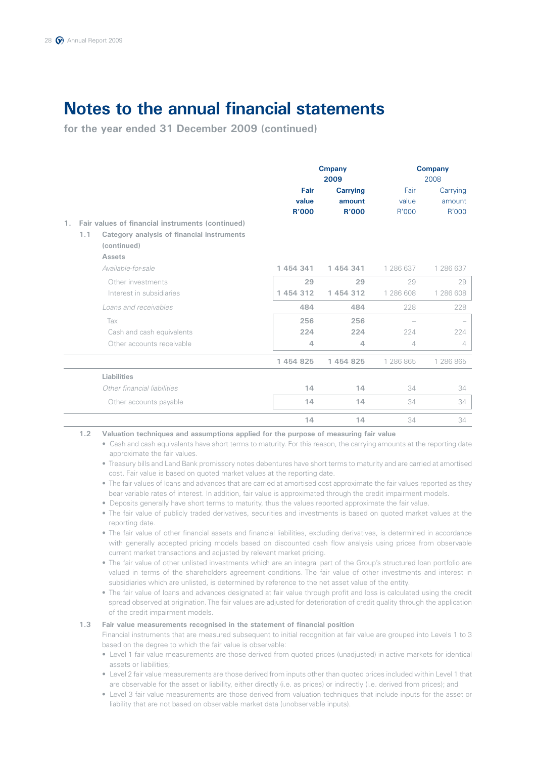# Notes to the annual financial statements

**for the year ended 31 December 2009 (continued)**

| | Cmpany 2009 | | Company 2008 | |
|---|---|---|---|---|
| | **Fair value R'000** | **Carrying amount R'000** | Fair value R'000 | Carrying amount R'000 |
| **1. Fair values of financial instruments (continued)** | | | | |
| **1.1 Category analysis of financial instruments (continued)** | | | | |
| **Assets** | | | | |
| *Available-for-sale* | **1 454 341** | **1 454 341** | 1 286 637 | 1 286 637 |
| Other investments | **29** | **29** | 29 | 29 |
| Interest in subsidiaries | **1 454 312** | **1 454 312** | 1 286 608 | 1 286 608 |
| *Loans and receivables* | **484** | **484** | 228 | 228 |
| Tax | **256** | **256** | – | – |
| Cash and cash equivalents | **224** | **224** | 224 | 224 |
| Other accounts receivable | **4** | **4** | 4 | 4 |
| | **1 454 825** | **1 454 825** | 1 286 865 | 1 286 865 |
| **Liabilities** | | | | |
| *Other financial liabilities* | **14** | **14** | 34 | 34 |
| Other accounts payable | **14** | **14** | 34 | 34 |
| | **14** | **14** | 34 | 34 |

**1.2 Valuation techniques and assumptions applied for the purpose of measuring fair value**

- Cash and cash equivalents have short terms to maturity. For this reason, the carrying amounts at the reporting date approximate the fair values.
- Treasury bills and Land Bank promissory notes debentures have short terms to maturity and are carried at amortised cost. Fair value is based on quoted market values at the reporting date.
- The fair values of loans and advances that are carried at amortised cost approximate the fair values reported as they bear variable rates of interest. In addition, fair value is approximated through the credit impairment models.
- Deposits generally have short terms to maturity, thus the values reported approximate the fair value.
- The fair value of publicly traded derivatives, securities and investments is based on quoted market values at the reporting date.
- The fair value of other financial assets and financial liabilities, excluding derivatives, is determined in accordance with generally accepted pricing models based on discounted cash flow analysis using prices from observable current market transactions and adjusted by relevant market pricing.
- The fair value of other unlisted investments which are an integral part of the Group's structured loan portfolio are valued in terms of the shareholders agreement conditions. The fair value of other investments and interest in subsidiaries which are unlisted, is determined by reference to the net asset value of the entity.
- The fair value of loans and advances designated at fair value through profit and loss is calculated using the credit spread observed at origination. The fair values are adjusted for deterioration of credit quality through the application of the credit impairment models.

**1.3 Fair value measurements recognised in the statement of financial position**

Financial instruments that are measured subsequent to initial recognition at fair value are grouped into Levels 1 to 3 based on the degree to which the fair value is observable:

- Level 1 fair value measurements are those derived from quoted prices (unadjusted) in active markets for identical assets or liabilities;
- Level 2 fair value measurements are those derived from inputs other than quoted prices included within Level 1 that are observable for the asset or liability, either directly (i.e. as prices) or indirectly (i.e. derived from prices); and
- Level 3 fair value measurements are those derived from valuation techniques that include inputs for the asset or liability that are not based on observable market data (unobservable inputs).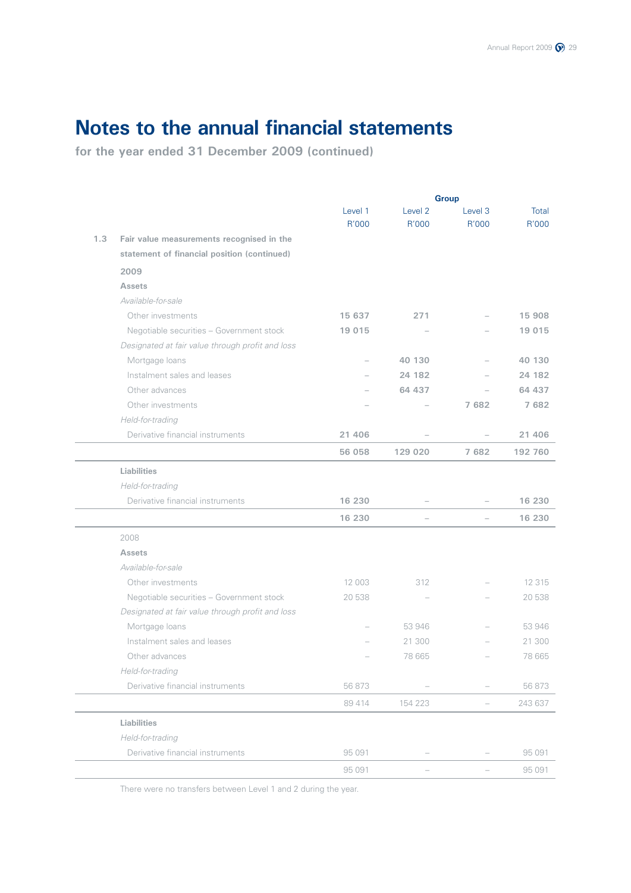# Notes to the annual financial statements

**for the year ended 31 December 2009 (continued)**

| | | Group | | | |
|---|---|---|---|---|---|
| | | Level 1 R'000 | Level 2 R'000 | Level 3 R'000 | Total R'000 |
| **1.3** | **Fair value measurements recognised in the statement of financial position (continued)** | | | | |
| | **2009** | | | | |
| | **Assets** | | | | |
| | *Available-for-sale* | | | | |
| | Other investments | **15 637** | **271** | – | **15 908** |
| | Negotiable securities – Government stock | **19 015** | – | – | **19 015** |
| | *Designated at fair value through profit and loss* | | | | |
| | Mortgage loans | – | **40 130** | – | **40 130** |
| | Instalment sales and leases | – | **24 182** | – | **24 182** |
| | Other advances | – | **64 437** | – | **64 437** |
| | Other investments | – | – | **7 682** | **7 682** |
| | *Held-for-trading* | | | | |
| | Derivative financial instruments | **21 406** | – | – | **21 406** |
| | | **56 058** | **129 020** | **7 682** | **192 760** |
| | **Liabilities** | | | | |
| | *Held-for-trading* | | | | |
| | Derivative financial instruments | **16 230** | – | – | **16 230** |
| | | **16 230** | – | – | **16 230** |
| | 2008 | | | | |
| | **Assets** | | | | |
| | *Available-for-sale* | | | | |
| | Other investments | 12 003 | 312 | – | 12 315 |
| | Negotiable securities – Government stock | 20 538 | – | – | 20 538 |
| | *Designated at fair value through profit and loss* | | | | |
| | Mortgage loans | – | 53 946 | – | 53 946 |
| | Instalment sales and leases | – | 21 300 | – | 21 300 |
| | Other advances | – | 78 665 | – | 78 665 |
| | *Held-for-trading* | | | | |
| | Derivative financial instruments | 56 873 | – | – | 56 873 |
| | | 89 414 | 154 223 | – | 243 637 |
| | **Liabilities** | | | | |
| | *Held-for-trading* | | | | |
| | Derivative financial instruments | 95 091 | – | – | 95 091 |
| | | 95 091 | – | – | 95 091 |

There were no transfers between Level 1 and 2 during the year.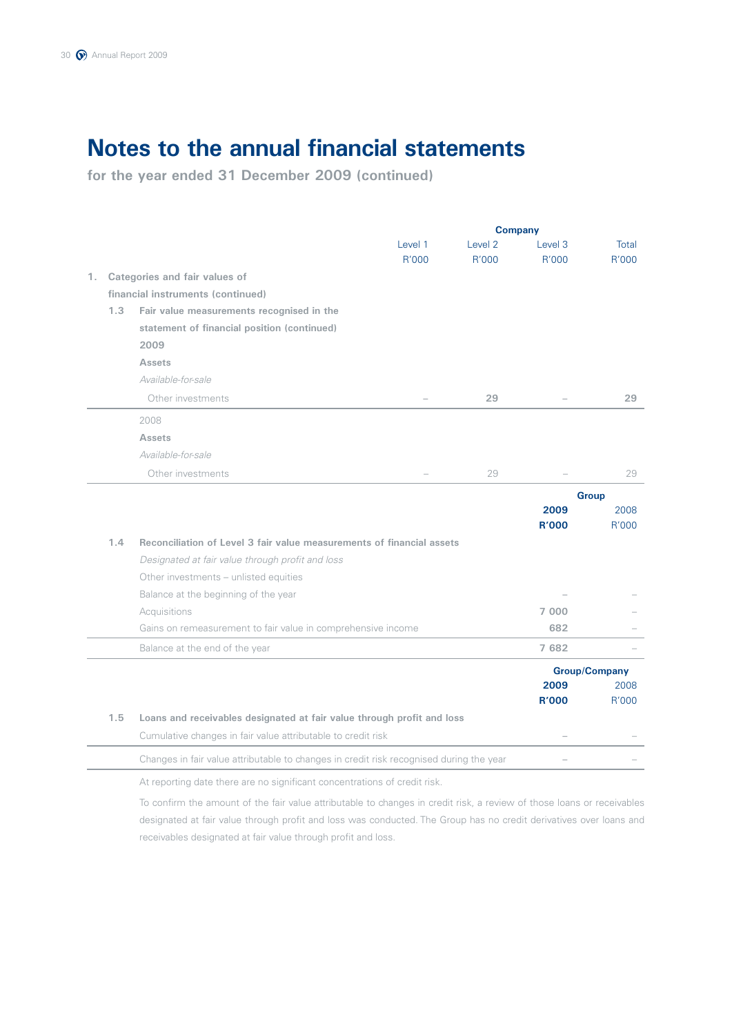# Notes to the annual financial statements

**for the year ended 31 December 2009 (continued)**

| | Company | | | |
|---|---|---|---|---|
| | Level 1 R'000 | Level 2 R'000 | Level 3 R'000 | Total R'000 |
| **1. Categories and fair values of financial instruments (continued)** | | | | |
| **1.3 Fair value measurements recognised in the statement of financial position (continued)** | | | | |
| **2009** | | | | |
| **Assets** | | | | |
| *Available-for-sale* | | | | |
| Other investments | – | **29** | – | **29** |
| 2008 | | | | |
| **Assets** | | | | |
| *Available-for-sale* | | | | |
| Other investments | – | 29 | – | 29 |

| | Group | |
|---|---|---|
| | **2009 R'000** | 2008 R'000 |
| **1.4 Reconciliation of Level 3 fair value measurements of financial assets** | | |
| *Designated at fair value through profit and loss* | | |
| Other investments – unlisted equities | | |
| Balance at the beginning of the year | – | – |
| Acquisitions | **7 000** | – |
| Gains on remeasurement to fair value in comprehensive income | **682** | – |
| Balance at the end of the year | **7 682** | – |

| | Group/Company | |
|---|---|---|
| | **2009 R'000** | 2008 R'000 |
| **1.5 Loans and receivables designated at fair value through profit and loss** | | |
| Cumulative changes in fair value attributable to credit risk | – | – |
| Changes in fair value attributable to changes in credit risk recognised during the year | – | – |

At reporting date there are no significant concentrations of credit risk.

To confirm the amount of the fair value attributable to changes in credit risk, a review of those loans or receivables designated at fair value through profit and loss was conducted. The Group has no credit derivatives over loans and receivables designated at fair value through profit and loss.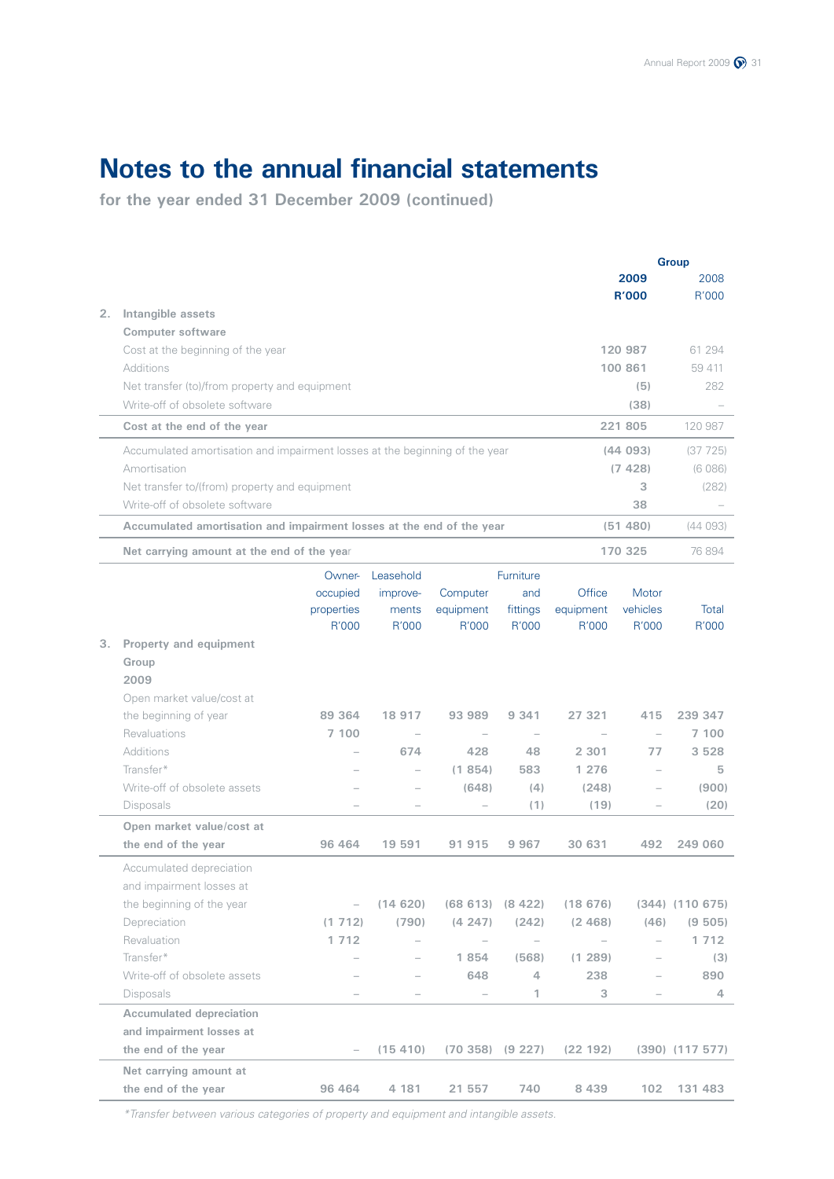# Notes to the annual financial statements

**for the year ended 31 December 2009 (continued)**

| | Group 2009 R'000 | Group 2008 R'000 |
|---|---|---|
| **2. Intangible assets** | | |
| **Computer software** | | |
| Cost at the beginning of the year | **120 987** | 61 294 |
| Additions | **100 861** | 59 411 |
| Net transfer (to)/from property and equipment | **(5)** | 282 |
| Write-off of obsolete software | **(38)** | – |
| **Cost at the end of the year** | **221 805** | 120 987 |
| Accumulated amortisation and impairment losses at the beginning of the year | **(44 093)** | (37 725) |
| Amortisation | **(7 428)** | (6 086) |
| Net transfer to/(from) property and equipment | **3** | (282) |
| Write-off of obsolete software | **38** | – |
| **Accumulated amortisation and impairment losses at the end of the year** | **(51 480)** | (44 093) |
| **Net carrying amount at the end of the year** | **170 325** | 76 894 |

| | Owner-occupied properties R'000 | Leasehold improve-ments R'000 | Computer equipment R'000 | Furniture and fittings R'000 | Office equipment R'000 | Motor vehicles R'000 | Total R'000 |
|---|---|---|---|---|---|---|---|
| **3. Property and equipment** | | | | | | | |
| **Group** | | | | | | | |
| **2009** | | | | | | | |
| Open market value/cost at the beginning of year | **89 364** | **18 917** | **93 989** | **9 341** | **27 321** | **415** | **239 347** |
| Revaluations | **7 100** | – | – | – | – | – | **7 100** |
| Additions | – | **674** | **428** | **48** | **2 301** | **77** | **3 528** |
| Transfer* | – | – | **(1 854)** | **583** | **1 276** | – | **5** |
| Write-off of obsolete assets | – | – | **(648)** | **(4)** | **(248)** | – | **(900)** |
| Disposals | – | – | – | **(1)** | **(19)** | – | **(20)** |
| **Open market value/cost at the end of the year** | **96 464** | **19 591** | **91 915** | **9 967** | **30 631** | **492** | **249 060** |
| Accumulated depreciation and impairment losses at the beginning of the year | – | **(14 620)** | **(68 613)** | **(8 422)** | **(18 676)** | **(344)** | **(110 675)** |
| Depreciation | **(1 712)** | **(790)** | **(4 247)** | **(242)** | **(2 468)** | **(46)** | **(9 505)** |
| Revaluation | **1 712** | – | – | – | – | – | **1 712** |
| Transfer* | – | – | **1 854** | **(568)** | **(1 289)** | – | **(3)** |
| Write-off of obsolete assets | – | – | **648** | **4** | **238** | – | **890** |
| Disposals | – | – | – | **1** | **3** | – | **4** |
| **Accumulated depreciation and impairment losses at the end of the year** | – | **(15 410)** | **(70 358)** | **(9 227)** | **(22 192)** | **(390)** | **(117 577)** |
| **Net carrying amount at the end of the year** | **96 464** | **4 181** | **21 557** | **740** | **8 439** | **102** | **131 483** |

*\*Transfer between various categories of property and equipment and intangible assets.*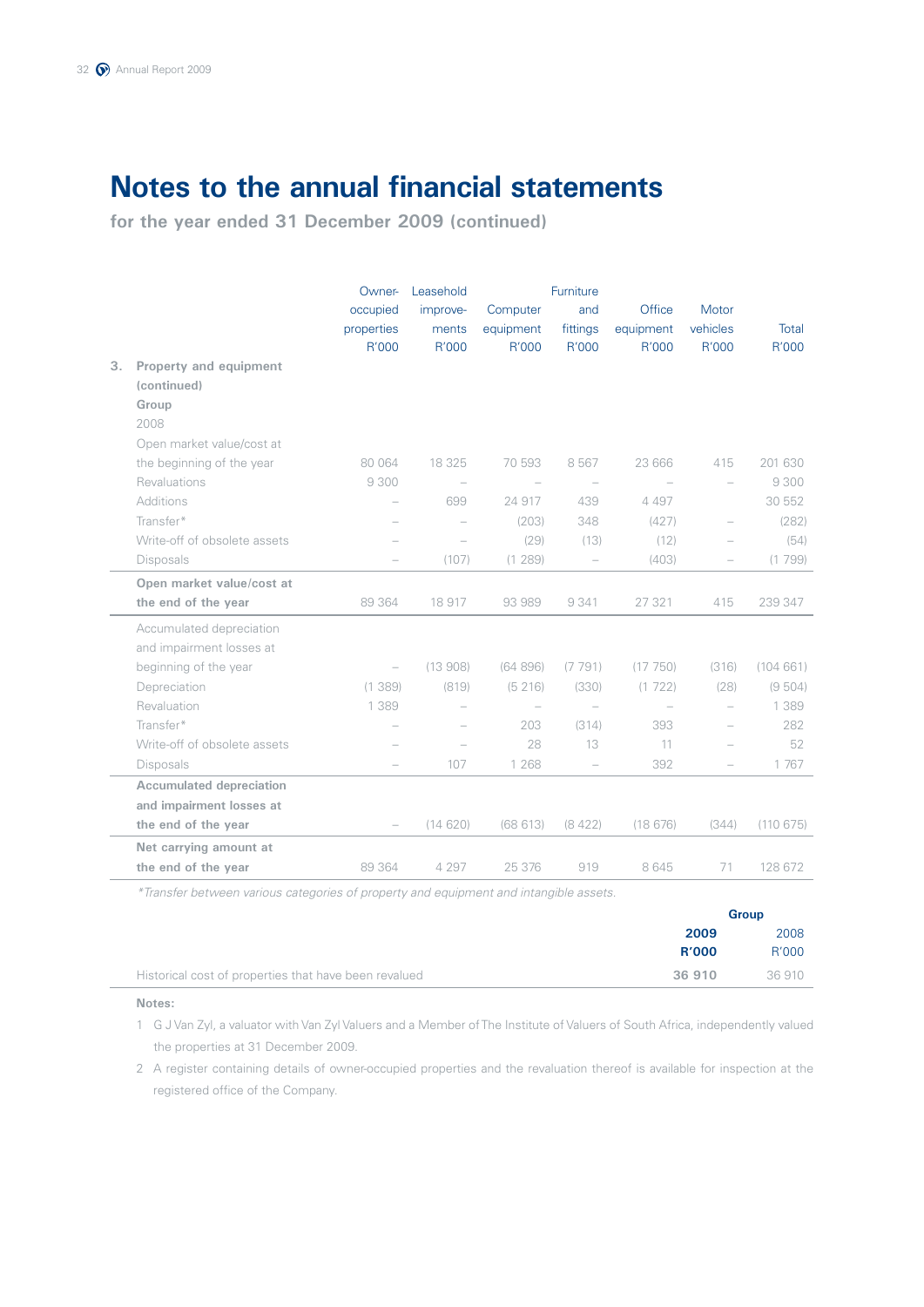# Notes to the annual financial statements

**for the year ended 31 December 2009 (continued)**

| | Owner-occupied properties R'000 | Leasehold improve-ments R'000 | Computer equipment R'000 | Furniture and fittings R'000 | Office equipment R'000 | Motor vehicles R'000 | Total R'000 |
|---|---|---|---|---|---|---|---|
| **3. Property and equipment (continued)** | | | | | | | |
| **Group** | | | | | | | |
| 2008 | | | | | | | |
| Open market value/cost at the beginning of the year | 80 064 | 18 325 | 70 593 | 8 567 | 23 666 | 415 | 201 630 |
| Revaluations | 9 300 | – | – | – | – | – | 9 300 |
| Additions | – | 699 | 24 917 | 439 | 4 497 | | 30 552 |
| Transfer* | – | – | (203) | 348 | (427) | – | (282) |
| Write-off of obsolete assets | – | – | (29) | (13) | (12) | – | (54) |
| Disposals | – | (107) | (1 289) | – | (403) | – | (1 799) |
| **Open market value/cost at the end of the year** | 89 364 | 18 917 | 93 989 | 9 341 | 27 321 | 415 | 239 347 |
| Accumulated depreciation and impairment losses at beginning of the year | – | (13 908) | (64 896) | (7 791) | (17 750) | (316) | (104 661) |
| Depreciation | (1 389) | (819) | (5 216) | (330) | (1 722) | (28) | (9 504) |
| Revaluation | 1 389 | – | – | – | – | – | 1 389 |
| Transfer* | – | – | 203 | (314) | 393 | – | 282 |
| Write-off of obsolete assets | – | – | 28 | 13 | 11 | – | 52 |
| Disposals | – | 107 | 1 268 | – | 392 | – | 1 767 |
| **Accumulated depreciation and impairment losses at the end of the year** | – | (14 620) | (68 613) | (8 422) | (18 676) | (344) | (110 675) |
| **Net carrying amount at the end of the year** | 89 364 | 4 297 | 25 376 | 919 | 8 645 | 71 | 128 672 |

*Transfer between various categories of property and equipment and intangible assets.*

| | Group | |
|---|---|---|
| | **2009 R'000** | 2008 R'000 |
| Historical cost of properties that have been revalued | **36 910** | 36 910 |

**Notes:**

1 G J Van Zyl, a valuator with Van Zyl Valuers and a Member of The Institute of Valuers of South Africa, independently valued the properties at 31 December 2009.

2 A register containing details of owner-occupied properties and the revaluation thereof is available for inspection at the registered office of the Company.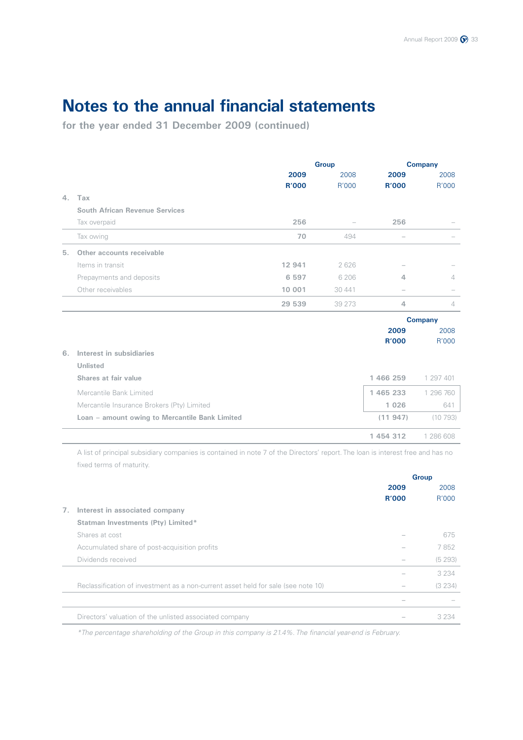# Notes to the annual financial statements

**for the year ended 31 December 2009 (continued)**

| | Group | | Company | |
|---|---|---|---|---|
| | **2009** | 2008 | **2009** | 2008 |
| | **R'000** | R'000 | **R'000** | R'000 |
| **4. Tax** | | | | |
| **South African Revenue Services** | | | | |
| Tax overpaid | **256** | – | **256** | – |
| Tax owing | **70** | 494 | **–** | – |
| **5. Other accounts receivable** | | | | |
| Items in transit | **12 941** | 2 626 | **–** | – |
| Prepayments and deposits | **6 597** | 6 206 | **4** | 4 |
| Other receivables | **10 001** | 30 441 | **–** | – |
| | **29 539** | 39 273 | **4** | 4 |

| | Company | |
|---|---|---|
| | **2009** | 2008 |
| | **R'000** | R'000 |
| **6. Interest in subsidiaries** | | |
| **Unlisted** | | |
| **Shares at fair value** | **1 466 259** | 1 297 401 |
| Mercantile Bank Limited | **1 465 233** | 1 296 760 |
| Mercantile Insurance Brokers (Pty) Limited | **1 026** | 641 |
| **Loan – amount owing to Mercantile Bank Limited** | **(11 947)** | (10 793) |
| | **1 454 312** | 1 286 608 |

A list of principal subsidiary companies is contained in note 7 of the Directors' report. The loan is interest free and has no fixed terms of maturity.

| | Group | |
|---|---|---|
| | **2009** | 2008 |
| | **R'000** | R'000 |
| **7. Interest in associated company** | | |
| **Statman Investments (Pty) Limited*** | | |
| Shares at cost | **–** | 675 |
| Accumulated share of post-acquisition profits | **–** | 7 852 |
| Dividends received | **–** | (5 293) |
| | **–** | 3 234 |
| Reclassification of investment as a non-current asset held for sale (see note 10) | **–** | (3 234) |
| | **–** | – |
| Directors' valuation of the unlisted associated company | **–** | 3 234 |

*\*The percentage shareholding of the Group in this company is 21.4%. The financial year-end is February.*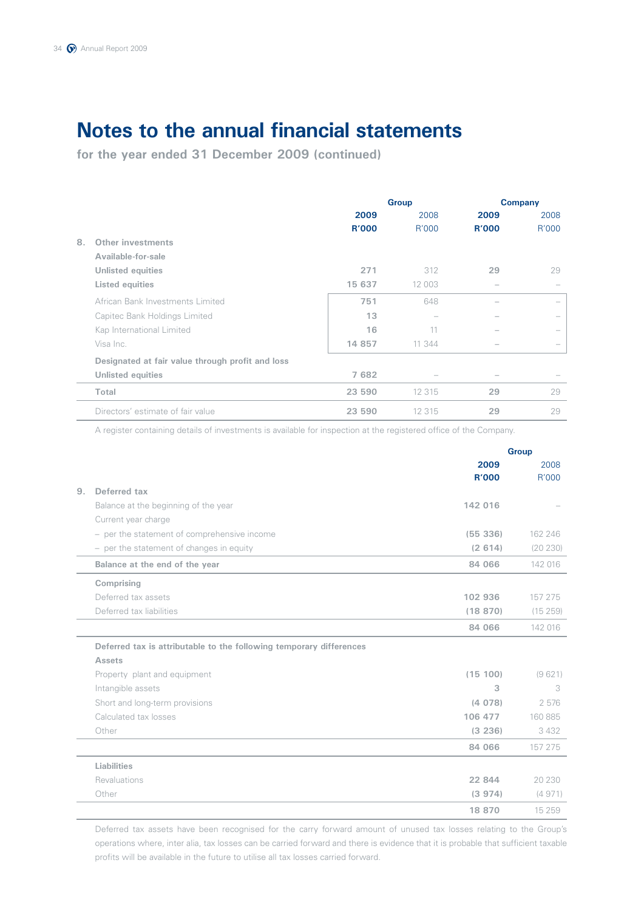# Notes to the annual financial statements

**for the year ended 31 December 2009 (continued)**

| | Group | | Company | |
|---|---|---|---|---|
| | **2009** | 2008 | **2009** | 2008 |
| | **R'000** | R'000 | **R'000** | R'000 |
| **8. Other investments** | | | | |
| **Available-for-sale** | | | | |
| **Unlisted equities** | **271** | 312 | **29** | 29 |
| **Listed equities** | **15 637** | 12 003 | – | – |
| African Bank Investments Limited | **751** | 648 | – | – |
| Capitec Bank Holdings Limited | **13** | – | – | – |
| Kap International Limited | **16** | 11 | – | – |
| Visa Inc. | **14 857** | 11 344 | – | – |
| **Designated at fair value through profit and loss** | | | | |
| **Unlisted equities** | **7 682** | – | – | – |
| **Total** | **23 590** | 12 315 | **29** | 29 |
| Directors' estimate of fair value | **23 590** | 12 315 | **29** | 29 |

A register containing details of investments is available for inspection at the registered office of the Company.

| | Group | |
|---|---|---|
| | **2009** | 2008 |
| | **R'000** | R'000 |
| **9. Deferred tax** | | |
| Balance at the beginning of the year | **142 016** | – |
| Current year charge | | |
| – per the statement of comprehensive income | **(55 336)** | 162 246 |
| – per the statement of changes in equity | **(2 614)** | (20 230) |
| **Balance at the end of the year** | **84 066** | 142 016 |
| **Comprising** | | |
| Deferred tax assets | **102 936** | 157 275 |
| Deferred tax liabilities | **(18 870)** | (15 259) |
| | **84 066** | 142 016 |
| **Deferred tax is attributable to the following temporary differences** | | |
| **Assets** | | |
| Property plant and equipment | **(15 100)** | (9 621) |
| Intangible assets | **3** | 3 |
| Short and long-term provisions | **(4 078)** | 2 576 |
| Calculated tax losses | **106 477** | 160 885 |
| Other | **(3 236)** | 3 432 |
| | **84 066** | 157 275 |
| **Liabilities** | | |
| Revaluations | **22 844** | 20 230 |
| Other | **(3 974)** | (4 971) |
| | **18 870** | 15 259 |

Deferred tax assets have been recognised for the carry forward amount of unused tax losses relating to the Group's operations where, inter alia, tax losses can be carried forward and there is evidence that it is probable that sufficient taxable profits will be available in the future to utilise all tax losses carried forward.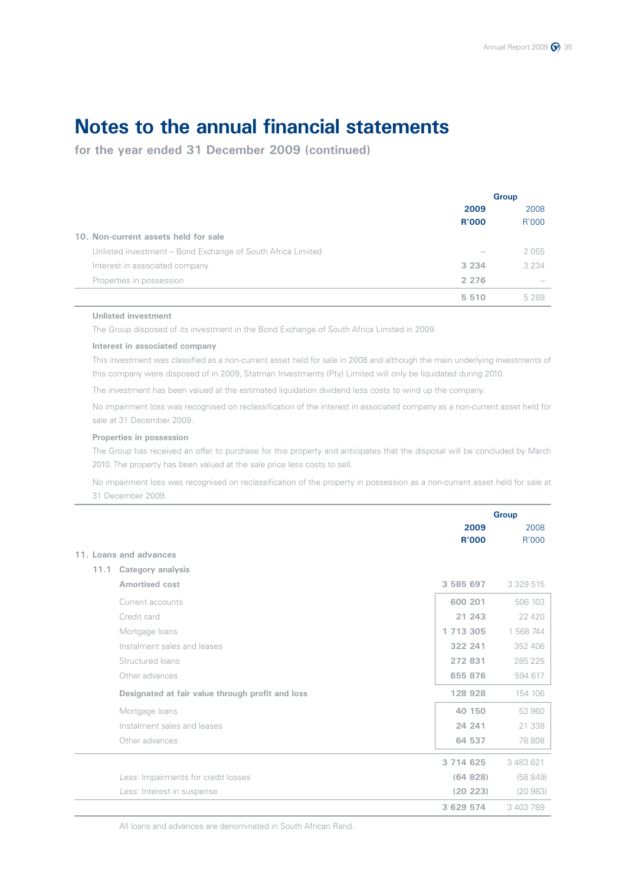# Notes to the annual financial statements

**for the year ended 31 December 2009 (continued)**

| | Group | |
|---|---|---|
| | **2009** | 2008 |
| | **R'000** | R'000 |
| **10. Non-current assets held for sale** | | |
| Unlisted investment – Bond Exchange of South Africa Limited | – | 2 055 |
| Interest in associated company | **3 234** | 3 234 |
| Properties in possession | **2 276** | – |
| | **5 510** | 5 289 |

**Unlisted investment**

The Group disposed of its investment in the Bond Exchange of South Africa Limited in 2009.

**Interest in associated company**

This investment was classified as a non-current asset held for sale in 2008 and although the main underlying investments of this company were disposed of in 2009, Statman Investments (Pty) Limited will only be liquidated during 2010.

The investment has been valued at the estimated liquidation dividend less costs to wind up the company.

No impairment loss was recognised on reclassification of the interest in associated company as a non-current asset held for sale at 31 December 2009.

**Properties in possession**

The Group has received an offer to purchase for this property and anticipates that the disposal will be concluded by March 2010. The property has been valued at the sale price less costs to sell.

No impairment loss was recognised on reclassification of the property in possession as a non-current asset held for sale at 31 December 2009.

| | Group | |
|---|---|---|
| | **2009** | 2008 |
| | **R'000** | R'000 |
| **11. Loans and advances** | | |
| **11.1 Category analysis** | | |
| **Amortised cost** | **3 585 697** | 3 329 515 |
| Current accounts | **600 201** | 506 103 |
| Credit card | **21 243** | 22 420 |
| Mortgage loans | **1 713 305** | 1 568 744 |
| Instalment sales and leases | **322 241** | 352 406 |
| Structured loans | **272 831** | 285 225 |
| Other advances | **655 876** | 594 617 |
| **Designated at fair value through profit and loss** | **128 928** | 154 106 |
| Mortgage loans | **40 150** | 53 960 |
| Instalment sales and leases | **24 241** | 21 338 |
| Other advances | **64 537** | 78 808 |
| | **3 714 625** | 3 483 621 |
| *Less:* Impairments for credit losses | **(64 828)** | (58 849) |
| *Less:* Interest in suspense | **(20 223)** | (20 983) |
| | **3 629 574** | 3 403 789 |

All loans and advances are denominated in South African Rand.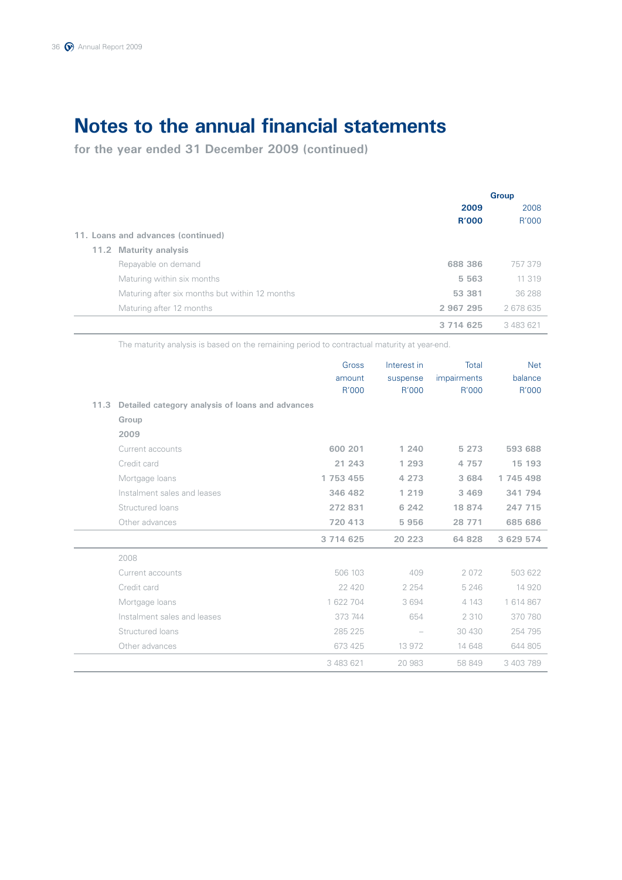# Notes to the annual financial statements

**for the year ended 31 December 2009 (continued)**

| | Group | |
|---|---|---|
| | **2009** | 2008 |
| | **R'000** | R'000 |
| **11. Loans and advances (continued)** | | |
| **11.2 Maturity analysis** | | |
| Repayable on demand | **688 386** | 757 379 |
| Maturing within six months | **5 563** | 11 319 |
| Maturing after six months but within 12 months | **53 381** | 36 288 |
| Maturing after 12 months | **2 967 295** | 2 678 635 |
| | **3 714 625** | 3 483 621 |

The maturity analysis is based on the remaining period to contractual maturity at year-end.

| | Gross amount R'000 | Interest in suspense R'000 | Total impairments R'000 | Net balance R'000 |
|---|---|---|---|---|
| **11.3 Detailed category analysis of loans and advances** | | | | |
| **Group** | | | | |
| **2009** | | | | |
| Current accounts | **600 201** | **1 240** | **5 273** | **593 688** |
| Credit card | **21 243** | **1 293** | **4 757** | **15 193** |
| Mortgage loans | **1 753 455** | **4 273** | **3 684** | **1 745 498** |
| Instalment sales and leases | **346 482** | **1 219** | **3 469** | **341 794** |
| Structured loans | **272 831** | **6 242** | **18 874** | **247 715** |
| Other advances | **720 413** | **5 956** | **28 771** | **685 686** |
| | **3 714 625** | **20 223** | **64 828** | **3 629 574** |
| 2008 | | | | |
| Current accounts | 506 103 | 409 | 2 072 | 503 622 |
| Credit card | 22 420 | 2 254 | 5 246 | 14 920 |
| Mortgage loans | 1 622 704 | 3 694 | 4 143 | 1 614 867 |
| Instalment sales and leases | 373 744 | 654 | 2 310 | 370 780 |
| Structured loans | 285 225 | – | 30 430 | 254 795 |
| Other advances | 673 425 | 13 972 | 14 648 | 644 805 |
| | 3 483 621 | 20 983 | 58 849 | 3 403 789 |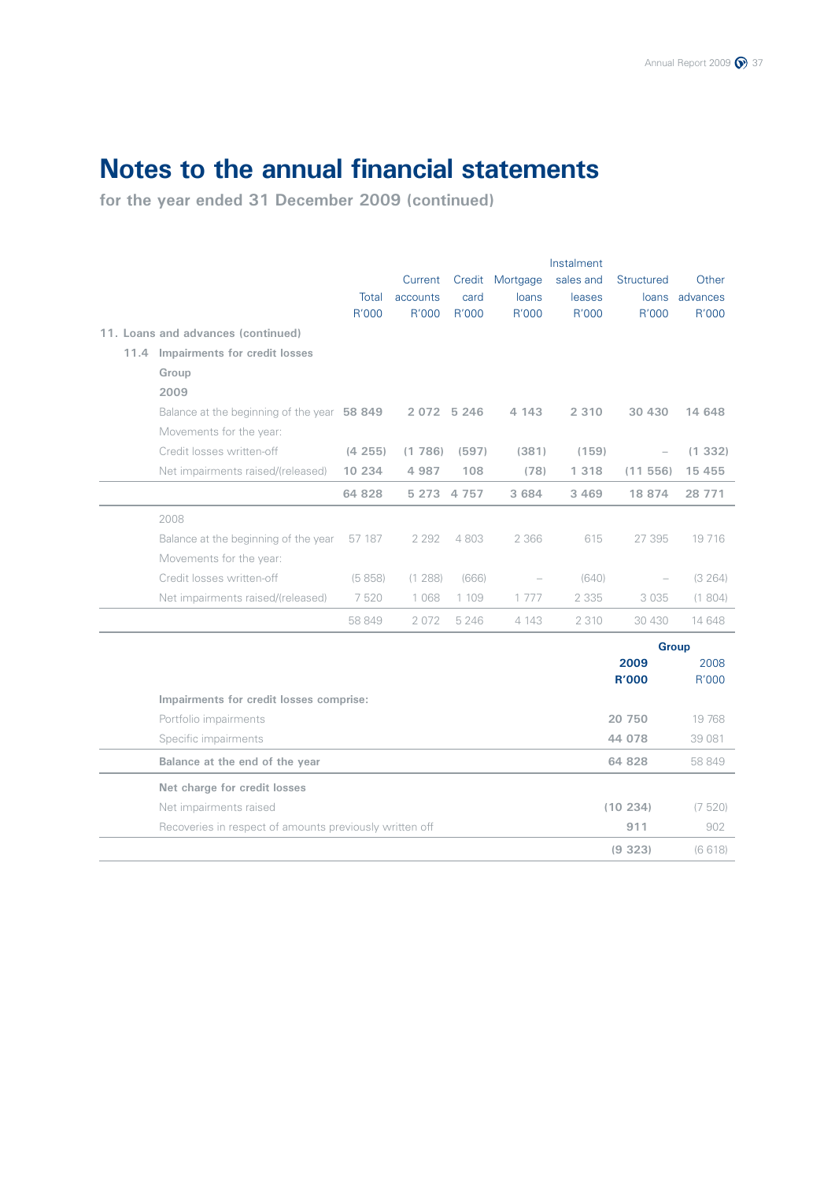# Notes to the annual financial statements

**for the year ended 31 December 2009 (continued)**

|  | Total R'000 | Current accounts R'000 | Credit card R'000 | Mortgage loans R'000 | Instalment sales and leases R'000 | Structured loans R'000 | Other advances R'000 |
|---|---|---|---|---|---|---|---|
| **11. Loans and advances (continued)** | | | | | | | |
| **11.4 Impairments for credit losses** | | | | | | | |
| **Group** | | | | | | | |
| **2009** | | | | | | | |
| Balance at the beginning of the year | **58 849** | **2 072** | **5 246** | **4 143** | **2 310** | **30 430** | **14 648** |
| Movements for the year: | | | | | | | |
| Credit losses written-off | **(4 255)** | **(1 786)** | **(597)** | **(381)** | **(159)** | **–** | **(1 332)** |
| Net impairments raised/(released) | **10 234** | **4 987** | **108** | **(78)** | **1 318** | **(11 556)** | **15 455** |
| | **64 828** | **5 273** | **4 757** | **3 684** | **3 469** | **18 874** | **28 771** |
| 2008 | | | | | | | |
| Balance at the beginning of the year | 57 187 | 2 292 | 4 803 | 2 366 | 615 | 27 395 | 19 716 |
| Movements for the year: | | | | | | | |
| Credit losses written-off | (5 858) | (1 288) | (666) | – | (640) | – | (3 264) |
| Net impairments raised/(released) | 7 520 | 1 068 | 1 109 | 1 777 | 2 335 | 3 035 | (1 804) |
| | 58 849 | 2 072 | 5 246 | 4 143 | 2 310 | 30 430 | 14 648 |

|  | Group 2009 R'000 | Group 2008 R'000 |
|---|---|---|
| **Impairments for credit losses comprise:** | | |
| Portfolio impairments | **20 750** | 19 768 |
| Specific impairments | **44 078** | 39 081 |
| **Balance at the end of the year** | **64 828** | 58 849 |
| **Net charge for credit losses** | | |
| Net impairments raised | **(10 234)** | (7 520) |
| Recoveries in respect of amounts previously written off | **911** | 902 |
| | **(9 323)** | (6 618) |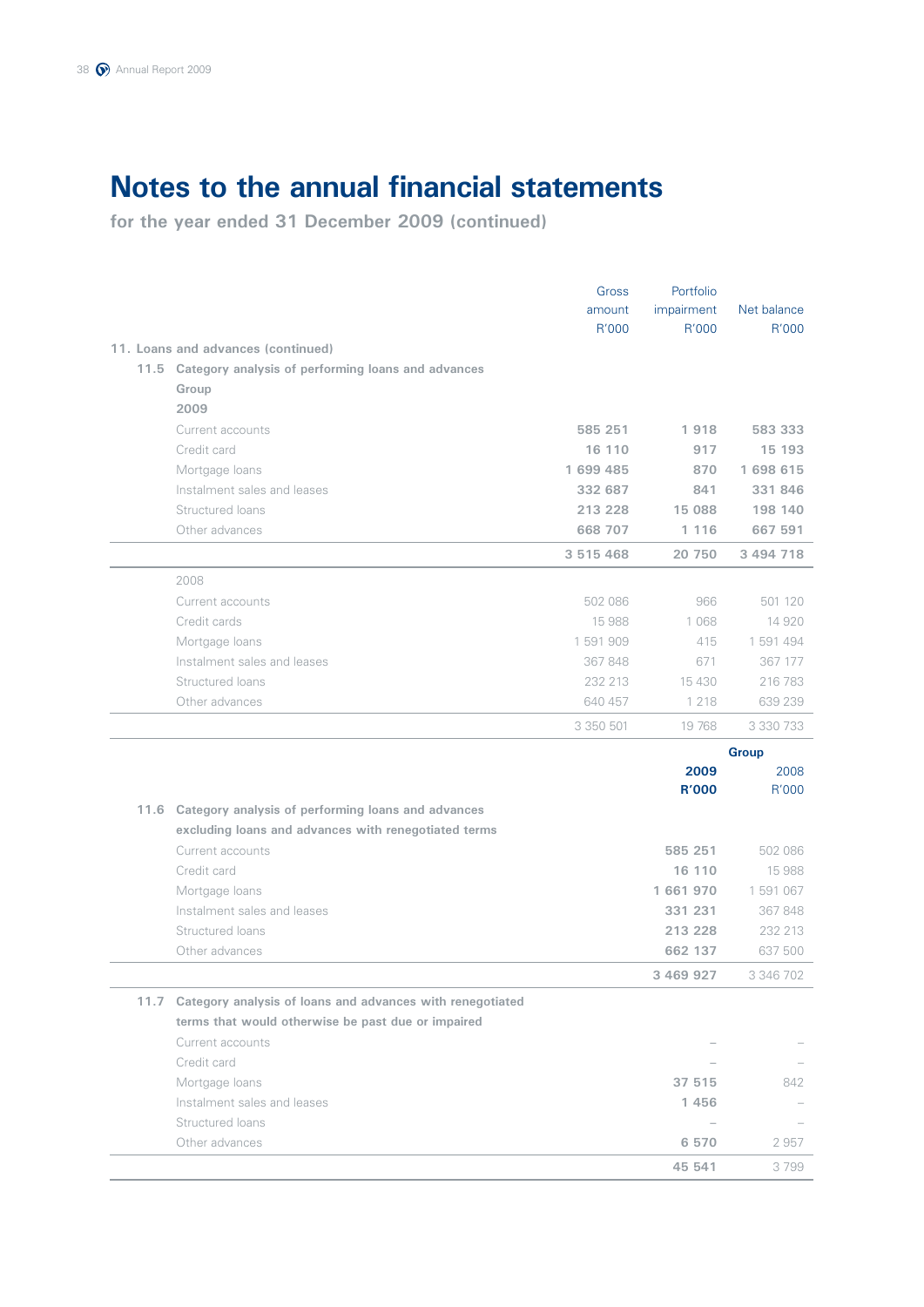# Notes to the annual financial statements

**for the year ended 31 December 2009 (continued)**

| | Gross amount R'000 | Portfolio impairment R'000 | Net balance R'000 |
|---|---|---|---|
| **11. Loans and advances (continued)** | | | |
| **11.5 Category analysis of performing loans and advances** | | | |
| **Group** | | | |
| **2009** | | | |
| Current accounts | **585 251** | **1 918** | **583 333** |
| Credit card | **16 110** | **917** | **15 193** |
| Mortgage loans | **1 699 485** | **870** | **1 698 615** |
| Instalment sales and leases | **332 687** | **841** | **331 846** |
| Structured loans | **213 228** | **15 088** | **198 140** |
| Other advances | **668 707** | **1 116** | **667 591** |
| | **3 515 468** | **20 750** | **3 494 718** |
| 2008 | | | |
| Current accounts | 502 086 | 966 | 501 120 |
| Credit cards | 15 988 | 1 068 | 14 920 |
| Mortgage loans | 1 591 909 | 415 | 1 591 494 |
| Instalment sales and leases | 367 848 | 671 | 367 177 |
| Structured loans | 232 213 | 15 430 | 216 783 |
| Other advances | 640 457 | 1 218 | 639 239 |
| | 3 350 501 | 19 768 | 3 330 733 |

| | Group 2009 R'000 | Group 2008 R'000 |
|---|---|---|
| **11.6 Category analysis of performing loans and advances excluding loans and advances with renegotiated terms** | | |
| Current accounts | **585 251** | 502 086 |
| Credit card | **16 110** | 15 988 |
| Mortgage loans | **1 661 970** | 1 591 067 |
| Instalment sales and leases | **331 231** | 367 848 |
| Structured loans | **213 228** | 232 213 |
| Other advances | **662 137** | 637 500 |
| | **3 469 927** | 3 346 702 |
| **11.7 Category analysis of loans and advances with renegotiated terms that would otherwise be past due or impaired** | | |
| Current accounts | – | – |
| Credit card | – | – |
| Mortgage loans | **37 515** | 842 |
| Instalment sales and leases | **1 456** | – |
| Structured loans | – | – |
| Other advances | **6 570** | 2 957 |
| | **45 541** | 3 799 |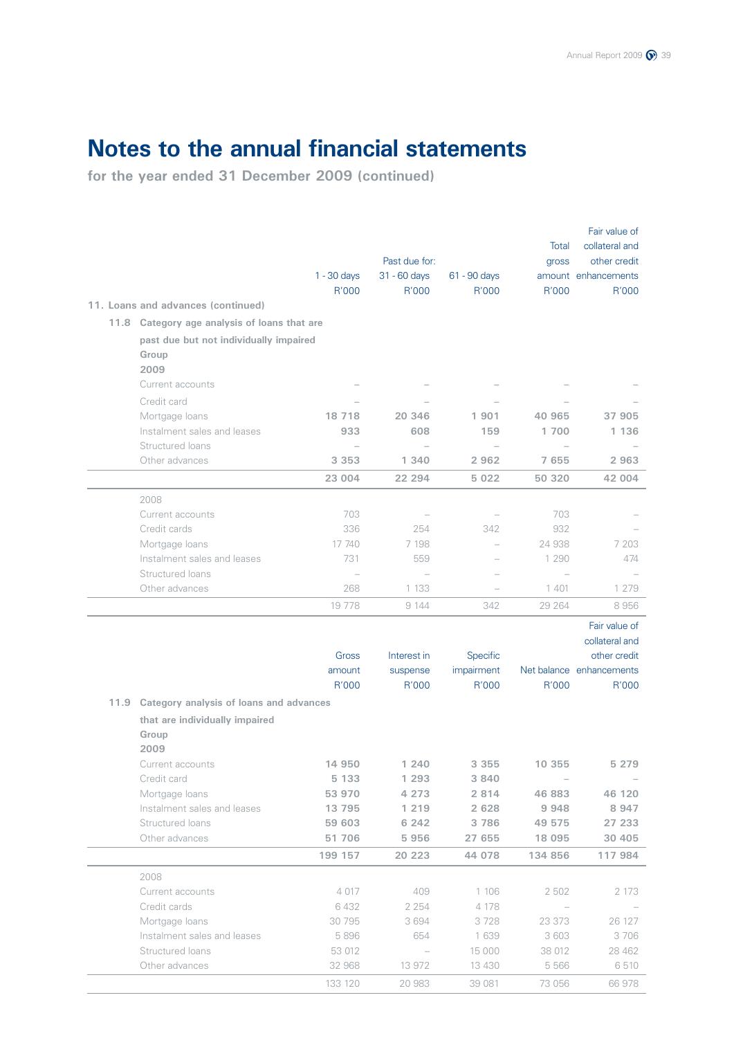# Notes to the annual financial statements

**for the year ended 31 December 2009 (continued)**

**11. Loans and advances (continued)**

**11.8 Category age analysis of loans that are past due but not individually impaired**

| | Past due for: 1 - 30 days R'000 | 31 - 60 days R'000 | 61 - 90 days R'000 | Total gross amount R'000 | Fair value of collateral and other credit enhancements R'000 |
|---|---|---|---|---|---|
| **Group** | | | | | |
| **2009** | | | | | |
| Current accounts | – | – | – | – | – |
| Credit card | – | – | – | – | – |
| Mortgage loans | **18 718** | **20 346** | **1 901** | **40 965** | **37 905** |
| Instalment sales and leases | **933** | **608** | **159** | **1 700** | **1 136** |
| Structured loans | – | – | – | – | – |
| Other advances | **3 353** | **1 340** | **2 962** | **7 655** | **2 963** |
| | **23 004** | **22 294** | **5 022** | **50 320** | **42 004** |
| 2008 | | | | | |
| Current accounts | 703 | – | – | 703 | – |
| Credit cards | 336 | 254 | 342 | 932 | – |
| Mortgage loans | 17 740 | 7 198 | – | 24 938 | 7 203 |
| Instalment sales and leases | 731 | 559 | – | 1 290 | 474 |
| Structured loans | – | – | – | – | – |
| Other advances | 268 | 1 133 | – | 1 401 | 1 279 |
| | 19 778 | 9 144 | 342 | 29 264 | 8 956 |

**11.9 Category analysis of loans and advances that are individually impaired**

| | Gross amount R'000 | Interest in suspense R'000 | Specific impairment R'000 | Net balance R'000 | Fair value of collateral and other credit enhancements R'000 |
|---|---|---|---|---|---|
| **Group** | | | | | |
| **2009** | | | | | |
| Current accounts | **14 950** | **1 240** | **3 355** | **10 355** | **5 279** |
| Credit card | **5 133** | **1 293** | **3 840** | – | – |
| Mortgage loans | **53 970** | **4 273** | **2 814** | **46 883** | **46 120** |
| Instalment sales and leases | **13 795** | **1 219** | **2 628** | **9 948** | **8 947** |
| Structured loans | **59 603** | **6 242** | **3 786** | **49 575** | **27 233** |
| Other advances | **51 706** | **5 956** | **27 655** | **18 095** | **30 405** |
| | **199 157** | **20 223** | **44 078** | **134 856** | **117 984** |
| 2008 | | | | | |
| Current accounts | 4 017 | 409 | 1 106 | 2 502 | 2 173 |
| Credit cards | 6 432 | 2 254 | 4 178 | – | – |
| Mortgage loans | 30 795 | 3 694 | 3 728 | 23 373 | 26 127 |
| Instalment sales and leases | 5 896 | 654 | 1 639 | 3 603 | 3 706 |
| Structured loans | 53 012 | – | 15 000 | 38 012 | 28 462 |
| Other advances | 32 968 | 13 972 | 13 430 | 5 566 | 6 510 |
| | 133 120 | 20 983 | 39 081 | 73 056 | 66 978 |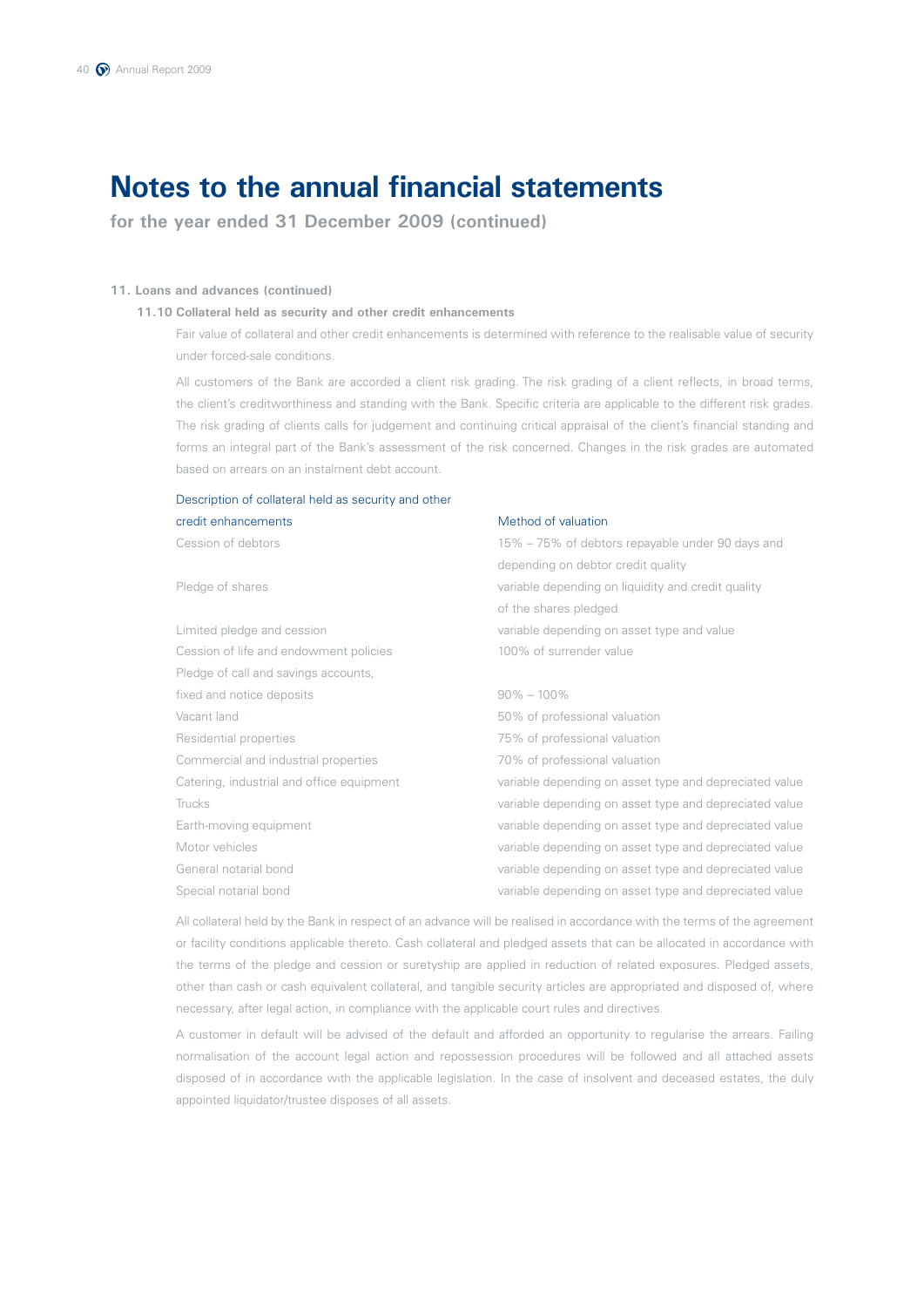# Notes to the annual financial statements

**for the year ended 31 December 2009 (continued)**

### 11. Loans and advances (continued)

#### 11.10 Collateral held as security and other credit enhancements

Fair value of collateral and other credit enhancements is determined with reference to the realisable value of security under forced-sale conditions.

All customers of the Bank are accorded a client risk grading. The risk grading of a client reflects, in broad terms, the client's creditworthiness and standing with the Bank. Specific criteria are applicable to the different risk grades. The risk grading of clients calls for judgement and continuing critical appraisal of the client's financial standing and forms an integral part of the Bank's assessment of the risk concerned. Changes in the risk grades are automated based on arrears on an instalment debt account.

| Description of collateral held as security and other credit enhancements | Method of valuation |
|---|---|
| Cession of debtors | 15% – 75% of debtors repayable under 90 days and depending on debtor credit quality |
| Pledge of shares | variable depending on liquidity and credit quality of the shares pledged |
| Limited pledge and cession | variable depending on asset type and value |
| Cession of life and endowment policies | 100% of surrender value |
| Pledge of call and savings accounts, fixed and notice deposits | 90% – 100% |
| Vacant land | 50% of professional valuation |
| Residential properties | 75% of professional valuation |
| Commercial and industrial properties | 70% of professional valuation |
| Catering, industrial and office equipment | variable depending on asset type and depreciated value |
| Trucks | variable depending on asset type and depreciated value |
| Earth-moving equipment | variable depending on asset type and depreciated value |
| Motor vehicles | variable depending on asset type and depreciated value |
| General notarial bond | variable depending on asset type and depreciated value |
| Special notarial bond | variable depending on asset type and depreciated value |

All collateral held by the Bank in respect of an advance will be realised in accordance with the terms of the agreement or facility conditions applicable thereto. Cash collateral and pledged assets that can be allocated in accordance with the terms of the pledge and cession or suretyship are applied in reduction of related exposures. Pledged assets, other than cash or cash equivalent collateral, and tangible security articles are appropriated and disposed of, where necessary, after legal action, in compliance with the applicable court rules and directives.

A customer in default will be advised of the default and afforded an opportunity to regularise the arrears. Failing normalisation of the account legal action and repossession procedures will be followed and all attached assets disposed of in accordance with the applicable legislation. In the case of insolvent and deceased estates, the duly appointed liquidator/trustee disposes of all assets.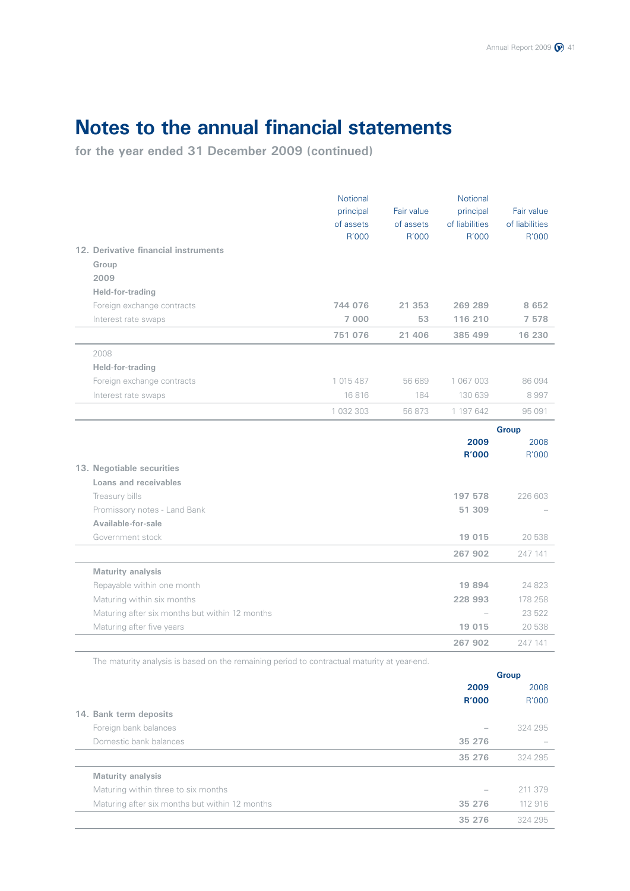# Notes to the annual financial statements

**for the year ended 31 December 2009 (continued)**

| | Notional principal of assets R'000 | Fair value of assets R'000 | Notional principal of liabilities R'000 | Fair value of liabilities R'000 |
|---|---|---|---|---|
| **12. Derivative financial instruments** | | | | |
| **Group** | | | | |
| **2009** | | | | |
| **Held-for-trading** | | | | |
| Foreign exchange contracts | **744 076** | **21 353** | **269 289** | **8 652** |
| Interest rate swaps | **7 000** | **53** | **116 210** | **7 578** |
| | **751 076** | **21 406** | **385 499** | **16 230** |
| 2008 | | | | |
| **Held-for-trading** | | | | |
| Foreign exchange contracts | 1 015 487 | 56 689 | 1 067 003 | 86 094 |
| Interest rate swaps | 16 816 | 184 | 130 639 | 8 997 |
| | 1 032 303 | 56 873 | 1 197 642 | 95 091 |

| | Group 2009 R'000 | Group 2008 R'000 |
|---|---|---|
| **13. Negotiable securities** | | |
| **Loans and receivables** | | |
| Treasury bills | **197 578** | 226 603 |
| Promissory notes - Land Bank | **51 309** | – |
| **Available-for-sale** | | |
| Government stock | **19 015** | 20 538 |
| | **267 902** | 247 141 |
| **Maturity analysis** | | |
| Repayable within one month | **19 894** | 24 823 |
| Maturing within six months | **228 993** | 178 258 |
| Maturing after six months but within 12 months | – | 23 522 |
| Maturing after five years | **19 015** | 20 538 |
| | **267 902** | 247 141 |

The maturity analysis is based on the remaining period to contractual maturity at year-end.

| | Group 2009 R'000 | Group 2008 R'000 |
|---|---|---|
| **14. Bank term deposits** | | |
| Foreign bank balances | – | 324 295 |
| Domestic bank balances | **35 276** | – |
| | **35 276** | 324 295 |
| **Maturity analysis** | | |
| Maturing within three to six months | – | 211 379 |
| Maturing after six months but within 12 months | **35 276** | 112 916 |
| | **35 276** | 324 295 |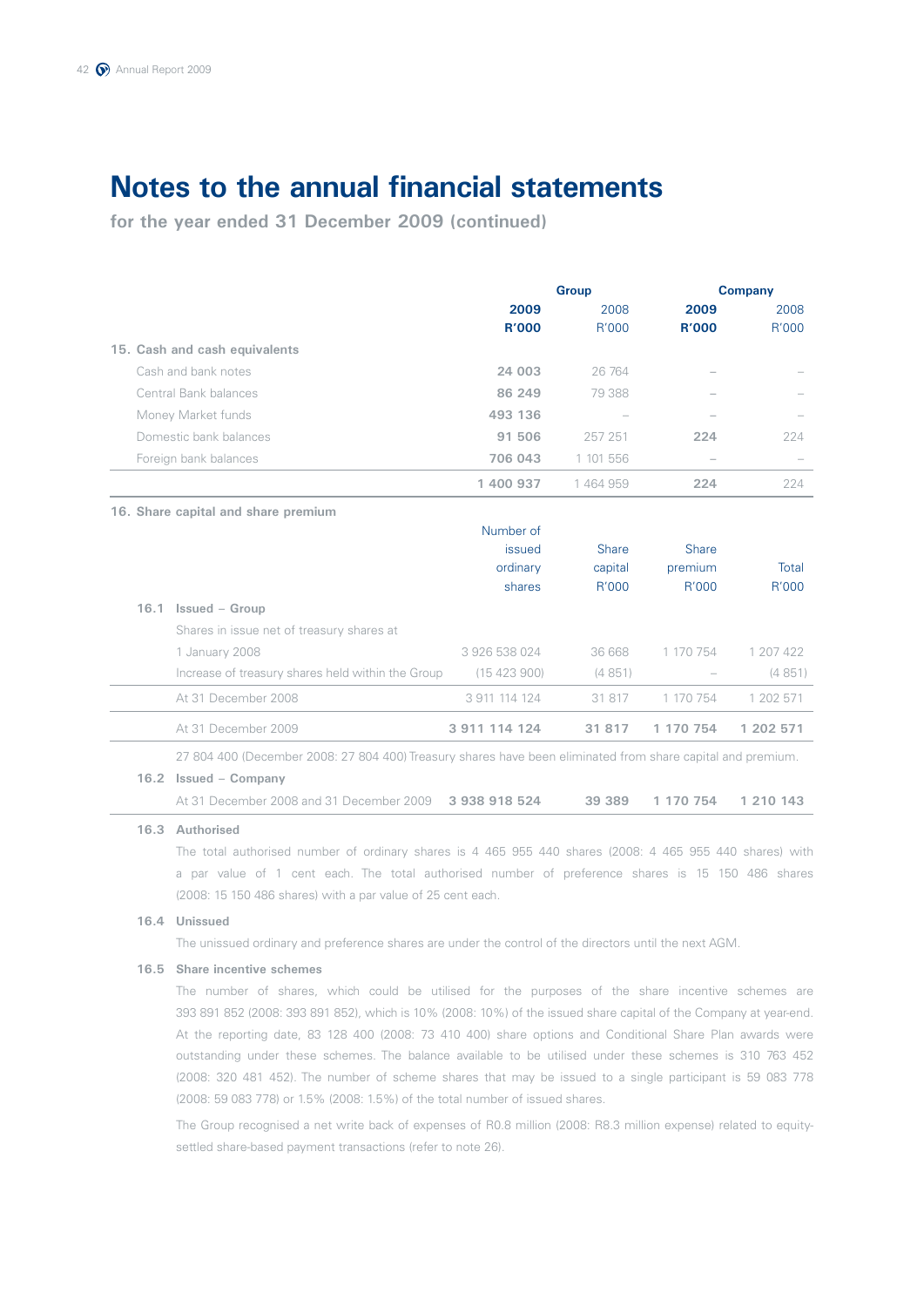# Notes to the annual financial statements

**for the year ended 31 December 2009 (continued)**

| | Group | | Company | |
|---|---|---|---|---|
| | **2009** | 2008 | **2009** | 2008 |
| | **R'000** | R'000 | **R'000** | R'000 |
| **15. Cash and cash equivalents** | | | | |
| Cash and bank notes | **24 003** | 26 764 | – | – |
| Central Bank balances | **86 249** | 79 388 | – | – |
| Money Market funds | **493 136** | – | – | – |
| Domestic bank balances | **91 506** | 257 251 | **224** | 224 |
| Foreign bank balances | **706 043** | 1 101 556 | – | – |
| | **1 400 937** | 1 464 959 | **224** | 224 |

**16. Share capital and share premium**

| | Number of issued ordinary shares | Share capital R'000 | Share premium R'000 | Total R'000 |
|---|---|---|---|---|
| **16.1 Issued – Group** | | | | |
| Shares in issue net of treasury shares at | | | | |
| 1 January 2008 | 3 926 538 024 | 36 668 | 1 170 754 | 1 207 422 |
| Increase of treasury shares held within the Group | (15 423 900) | (4 851) | – | (4 851) |
| At 31 December 2008 | 3 911 114 124 | 31 817 | 1 170 754 | 1 202 571 |
| At 31 December 2009 | **3 911 114 124** | **31 817** | **1 170 754** | **1 202 571** |

27 804 400 (December 2008: 27 804 400) Treasury shares have been eliminated from share capital and premium.

| | Number of issued ordinary shares | Share capital R'000 | Share premium R'000 | Total R'000 |
|---|---|---|---|---|
| **16.2 Issued – Company** | | | | |
| At 31 December 2008 and 31 December 2009 | **3 938 918 524** | **39 389** | **1 170 754** | **1 210 143** |

**16.3 Authorised**

The total authorised number of ordinary shares is 4 465 955 440 shares (2008: 4 465 955 440 shares) with a par value of 1 cent each. The total authorised number of preference shares is 15 150 486 shares (2008: 15 150 486 shares) with a par value of 25 cent each.

**16.4 Unissued**

The unissued ordinary and preference shares are under the control of the directors until the next AGM.

**16.5 Share incentive schemes**

The number of shares, which could be utilised for the purposes of the share incentive schemes are 393 891 852 (2008: 393 891 852), which is 10% (2008: 10%) of the issued share capital of the Company at year-end. At the reporting date, 83 128 400 (2008: 73 410 400) share options and Conditional Share Plan awards were outstanding under these schemes. The balance available to be utilised under these schemes is 310 763 452 (2008: 320 481 452). The number of scheme shares that may be issued to a single participant is 59 083 778 (2008: 59 083 778) or 1.5% (2008: 1.5%) of the total number of issued shares.

The Group recognised a net write back of expenses of R0.8 million (2008: R8.3 million expense) related to equity-settled share-based payment transactions (refer to note 26).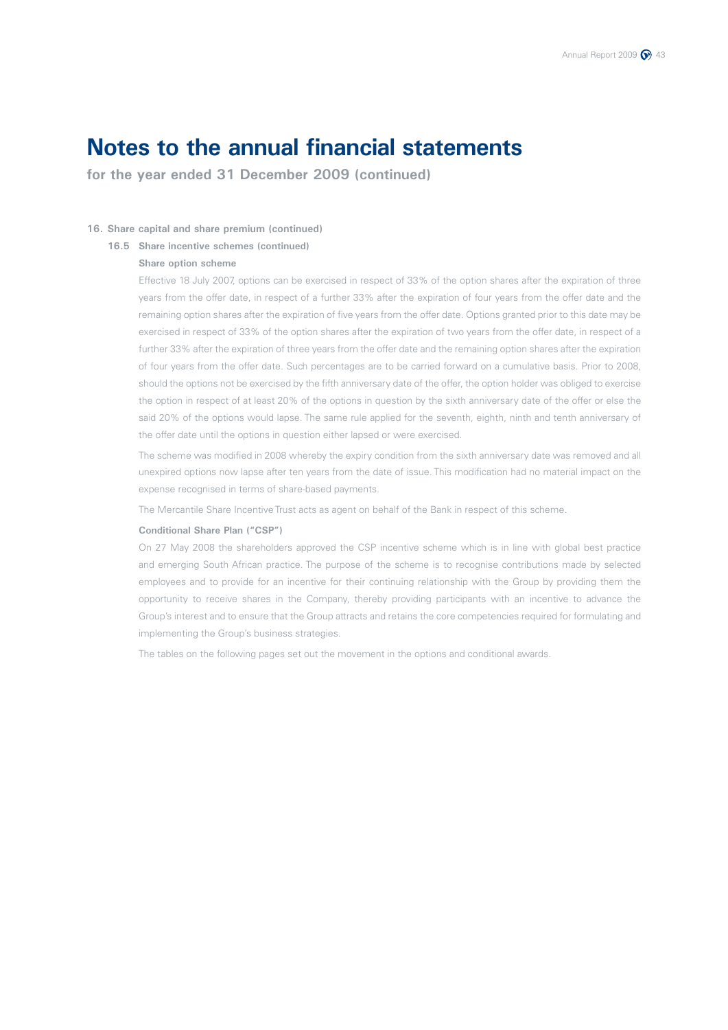# Notes to the annual financial statements

**for the year ended 31 December 2009 (continued)**

**16. Share capital and share premium (continued)**

**16.5 Share incentive schemes (continued)**

**Share option scheme**

Effective 18 July 2007, options can be exercised in respect of 33% of the option shares after the expiration of three years from the offer date, in respect of a further 33% after the expiration of four years from the offer date and the remaining option shares after the expiration of five years from the offer date. Options granted prior to this date may be exercised in respect of 33% of the option shares after the expiration of two years from the offer date, in respect of a further 33% after the expiration of three years from the offer date and the remaining option shares after the expiration of four years from the offer date. Such percentages are to be carried forward on a cumulative basis. Prior to 2008, should the options not be exercised by the fifth anniversary date of the offer, the option holder was obliged to exercise the option in respect of at least 20% of the options in question by the sixth anniversary date of the offer or else the said 20% of the options would lapse. The same rule applied for the seventh, eighth, ninth and tenth anniversary of the offer date until the options in question either lapsed or were exercised.

The scheme was modified in 2008 whereby the expiry condition from the sixth anniversary date was removed and all unexpired options now lapse after ten years from the date of issue. This modification had no material impact on the expense recognised in terms of share-based payments.

The Mercantile Share Incentive Trust acts as agent on behalf of the Bank in respect of this scheme.

**Conditional Share Plan ("CSP")**

On 27 May 2008 the shareholders approved the CSP incentive scheme which is in line with global best practice and emerging South African practice. The purpose of the scheme is to recognise contributions made by selected employees and to provide for an incentive for their continuing relationship with the Group by providing them the opportunity to receive shares in the Company, thereby providing participants with an incentive to advance the Group's interest and to ensure that the Group attracts and retains the core competencies required for formulating and implementing the Group's business strategies.

The tables on the following pages set out the movement in the options and conditional awards.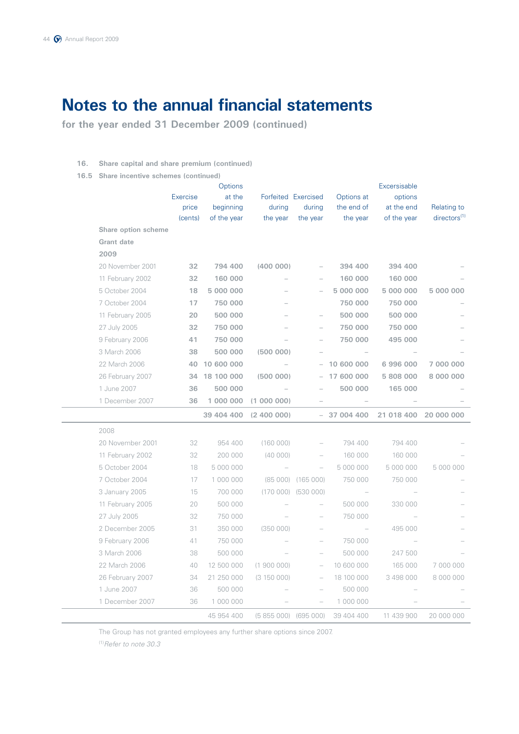# Notes to the annual financial statements

**for the year ended 31 December 2009 (continued)**

**16. Share capital and share premium (continued)**

**16.5 Share incentive schemes (continued)**

| | Exercise price (cents) | Options at the beginning of the year | Forfeited during the year | Exercised during the year | Options at the end of the year | Excersisable options at the end of the year | Relating to directors[1] |
|---|---|---|---|---|---|---|---|
| **Share option scheme** | | | | | | | |
| **Grant date** | | | | | | | |
| **2009** | | | | | | | |
| 20 November 2001 | **32** | **794 400** | **(400 000)** | – | **394 400** | **394 400** | – |
| 11 February 2002 | **32** | **160 000** | – | – | **160 000** | **160 000** | – |
| 5 October 2004 | **18** | **5 000 000** | – | – | **5 000 000** | **5 000 000** | **5 000 000** |
| 7 October 2004 | **17** | **750 000** | – | | **750 000** | **750 000** | – |
| 11 February 2005 | **20** | **500 000** | – | – | **500 000** | **500 000** | – |
| 27 July 2005 | **32** | **750 000** | – | – | **750 000** | **750 000** | – |
| 9 February 2006 | **41** | **750 000** | – | – | **750 000** | **495 000** | – |
| 3 March 2006 | **38** | **500 000** | **(500 000)** | – | – | – | – |
| 22 March 2006 | **40** | **10 600 000** | – | – | **10 600 000** | **6 996 000** | **7 000 000** |
| 26 February 2007 | **34** | **18 100 000** | **(500 000)** | – | **17 600 000** | **5 808 000** | **8 000 000** |
| 1 June 2007 | **36** | **500 000** | – | – | **500 000** | **165 000** | – |
| 1 December 2007 | **36** | **1 000 000** | **(1 000 000)** | – | – | – | – |
| | | **39 404 400** | **(2 400 000)** | – | **37 004 400** | **21 018 400** | **20 000 000** |
| 2008 | | | | | | | |
| 20 November 2001 | 32 | 954 400 | (160 000) | – | 794 400 | 794 400 | – |
| 11 February 2002 | 32 | 200 000 | (40 000) | – | 160 000 | 160 000 | – |
| 5 October 2004 | 18 | 5 000 000 | – | – | 5 000 000 | 5 000 000 | 5 000 000 |
| 7 October 2004 | 17 | 1 000 000 | (85 000) | (165 000) | 750 000 | 750 000 | – |
| 3 January 2005 | 15 | 700 000 | (170 000) | (530 000) | – | – | – |
| 11 February 2005 | 20 | 500 000 | – | – | 500 000 | 330 000 | – |
| 27 July 2005 | 32 | 750 000 | – | – | 750 000 | – | – |
| 2 December 2005 | 31 | 350 000 | (350 000) | – | – | 495 000 | – |
| 9 February 2006 | 41 | 750 000 | – | – | 750 000 | – | – |
| 3 March 2006 | 38 | 500 000 | – | – | 500 000 | 247 500 | – |
| 22 March 2006 | 40 | 12 500 000 | (1 900 000) | – | 10 600 000 | 165 000 | 7 000 000 |
| 26 February 2007 | 34 | 21 250 000 | (3 150 000) | – | 18 100 000 | 3 498 000 | 8 000 000 |
| 1 June 2007 | 36 | 500 000 | – | – | 500 000 | – | – |
| 1 December 2007 | 36 | 1 000 000 | – | – | 1 000 000 | – | – |
| | | 45 954 400 | (5 855 000) | (695 000) | 39 404 400 | 11 439 900 | 20 000 000 |

The Group has not granted employees any further share options since 2007.

[1] *Refer to note 30.3*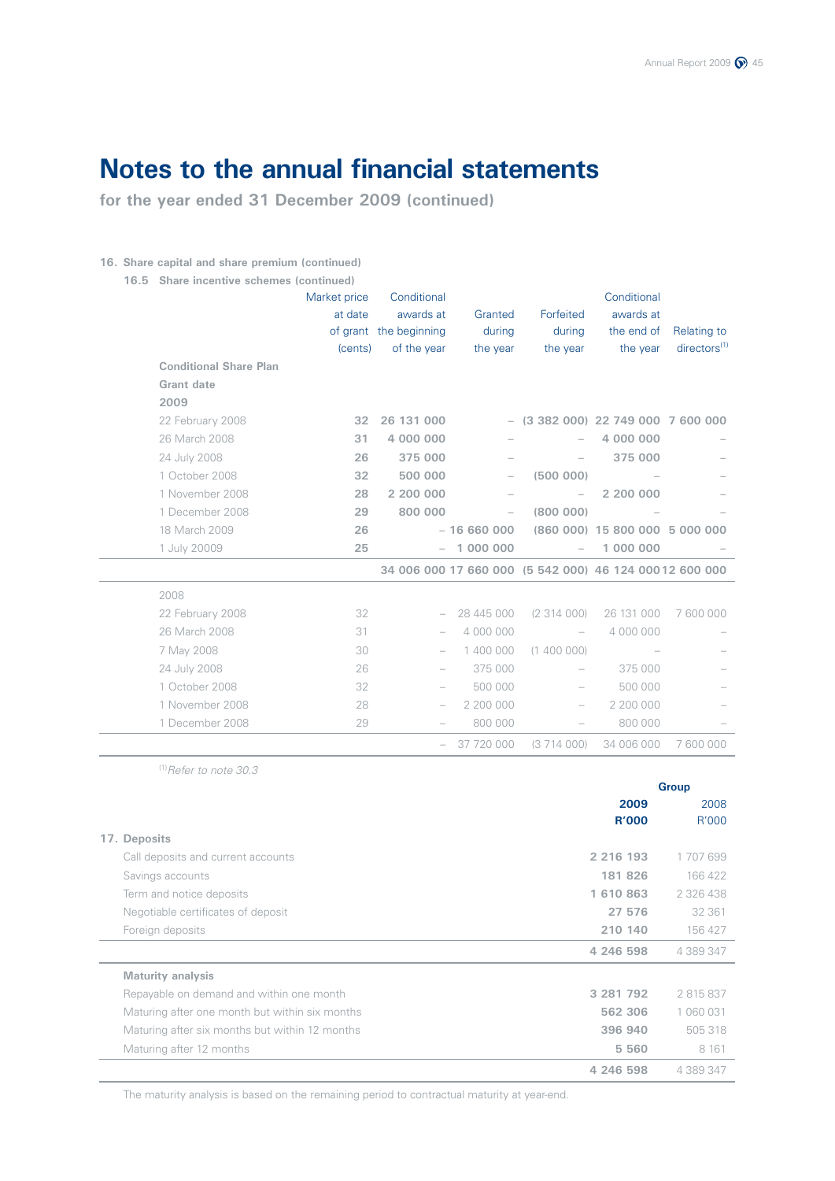# Notes to the annual financial statements

**for the year ended 31 December 2009 (continued)**

**16. Share capital and share premium (continued)**

**16.5 Share incentive schemes (continued)**

| | Market price at date of grant (cents) | Conditional awards at the beginning of the year | Granted during the year | Forfeited during the year | Conditional awards at the end of the year | Relating to directors[1] |
|---|---|---|---|---|---|---|
| **Conditional Share Plan** | | | | | | |
| **Grant date** | | | | | | |
| **2009** | | | | | | |
| 22 February 2008 | **32** | **26 131 000** | – | **(3 382 000)** | **22 749 000** | **7 600 000** |
| 26 March 2008 | **31** | **4 000 000** | – | – | **4 000 000** | – |
| 24 July 2008 | **26** | **375 000** | – | – | **375 000** | – |
| 1 October 2008 | **32** | **500 000** | – | **(500 000)** | – | – |
| 1 November 2008 | **28** | **2 200 000** | – | – | **2 200 000** | – |
| 1 December 2008 | **29** | **800 000** | – | **(800 000)** | – | – |
| 18 March 2009 | **26** | – | **16 660 000** | **(860 000)** | **15 800 000** | **5 000 000** |
| 1 July 20009 | **25** | – | **1 000 000** | – | **1 000 000** | – |
| | | **34 006 000** | **17 660 000** | **(5 542 000)** | **46 124 000** | **12 600 000** |
| 2008 | | | | | | |
| 22 February 2008 | 32 | – | 28 445 000 | (2 314 000) | 26 131 000 | 7 600 000 |
| 26 March 2008 | 31 | – | 4 000 000 | – | 4 000 000 | – |
| 7 May 2008 | 30 | – | 1 400 000 | (1 400 000) | – | – |
| 24 July 2008 | 26 | – | 375 000 | – | 375 000 | – |
| 1 October 2008 | 32 | – | 500 000 | – | 500 000 | – |
| 1 November 2008 | 28 | – | 2 200 000 | – | 2 200 000 | – |
| 1 December 2008 | 29 | – | 800 000 | – | 800 000 | – |
| | | – | 37 720 000 | (3 714 000) | 34 006 000 | 7 600 000 |

[1] *Refer to note 30.3*

| | Group 2009 R'000 | Group 2008 R'000 |
|---|---|---|
| **17. Deposits** | | |
| Call deposits and current accounts | **2 216 193** | 1 707 699 |
| Savings accounts | **181 826** | 166 422 |
| Term and notice deposits | **1 610 863** | 2 326 438 |
| Negotiable certificates of deposit | **27 576** | 32 361 |
| Foreign deposits | **210 140** | 156 427 |
| | **4 246 598** | 4 389 347 |
| **Maturity analysis** | | |
| Repayable on demand and within one month | **3 281 792** | 2 815 837 |
| Maturing after one month but within six months | **562 306** | 1 060 031 |
| Maturing after six months but within 12 months | **396 940** | 505 318 |
| Maturing after 12 months | **5 560** | 8 161 |
| | **4 246 598** | 4 389 347 |

The maturity analysis is based on the remaining period to contractual maturity at year-end.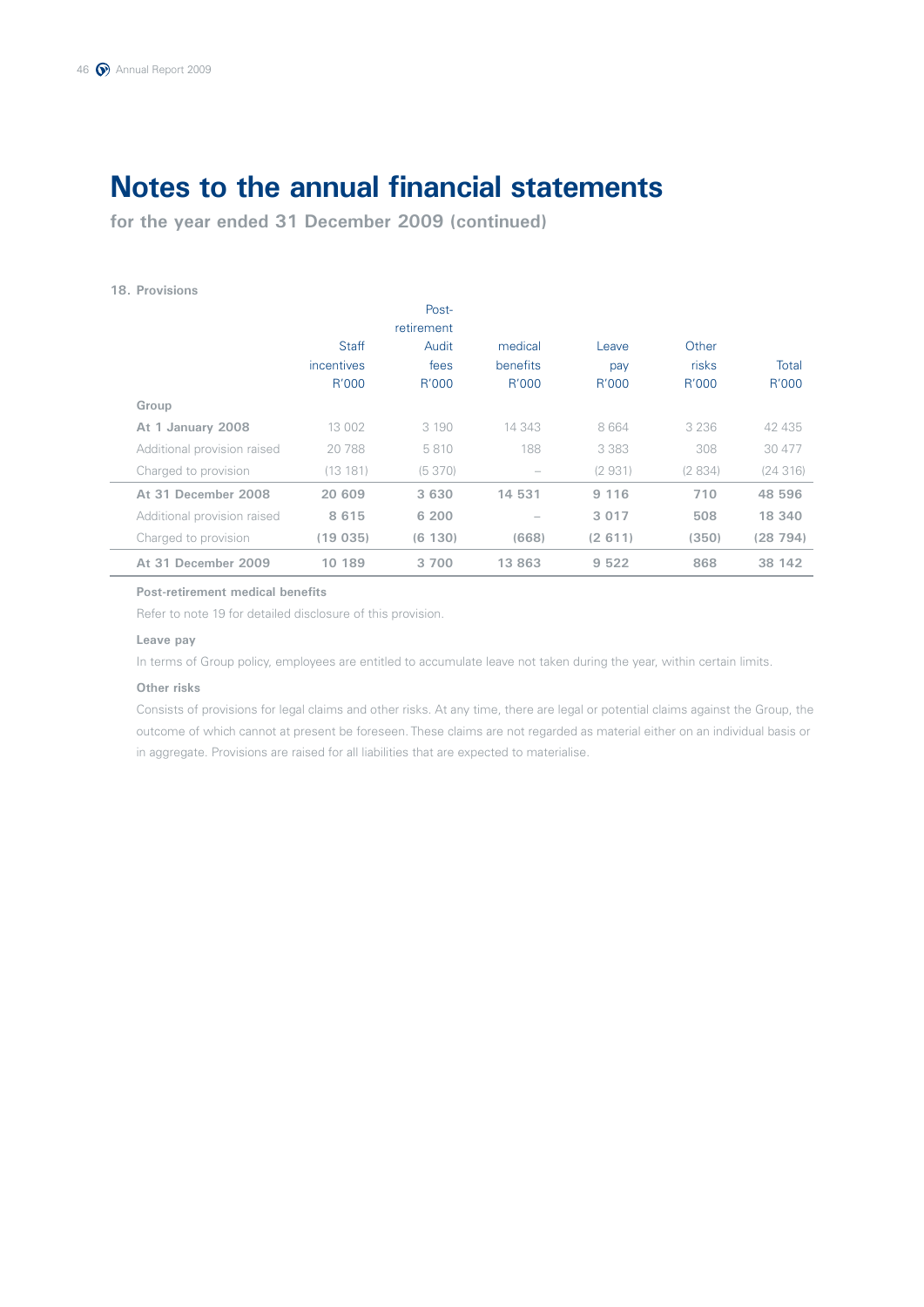# Notes to the annual financial statements

**for the year ended 31 December 2009 (continued)**

### 18. Provisions

| | Staff incentives R'000 | Audit fees R'000 | Post-retirement medical benefits R'000 | Leave pay R'000 | Other risks R'000 | Total R'000 |
|---|---|---|---|---|---|---|
| **Group** | | | | | | |
| **At 1 January 2008** | 13 002 | 3 190 | 14 343 | 8 664 | 3 236 | 42 435 |
| Additional provision raised | 20 788 | 5 810 | 188 | 3 383 | 308 | 30 477 |
| Charged to provision | (13 181) | (5 370) | – | (2 931) | (2 834) | (24 316) |
| **At 31 December 2008** | **20 609** | **3 630** | **14 531** | **9 116** | **710** | **48 596** |
| Additional provision raised | **8 615** | **6 200** | – | **3 017** | **508** | **18 340** |
| Charged to provision | **(19 035)** | **(6 130)** | **(668)** | **(2 611)** | **(350)** | **(28 794)** |
| **At 31 December 2009** | **10 189** | **3 700** | **13 863** | **9 522** | **868** | **38 142** |

**Post-retirement medical benefits**

Refer to note 19 for detailed disclosure of this provision.

**Leave pay**

In terms of Group policy, employees are entitled to accumulate leave not taken during the year, within certain limits.

**Other risks**

Consists of provisions for legal claims and other risks. At any time, there are legal or potential claims against the Group, the outcome of which cannot at present be foreseen. These claims are not regarded as material either on an individual basis or in aggregate. Provisions are raised for all liabilities that are expected to materialise.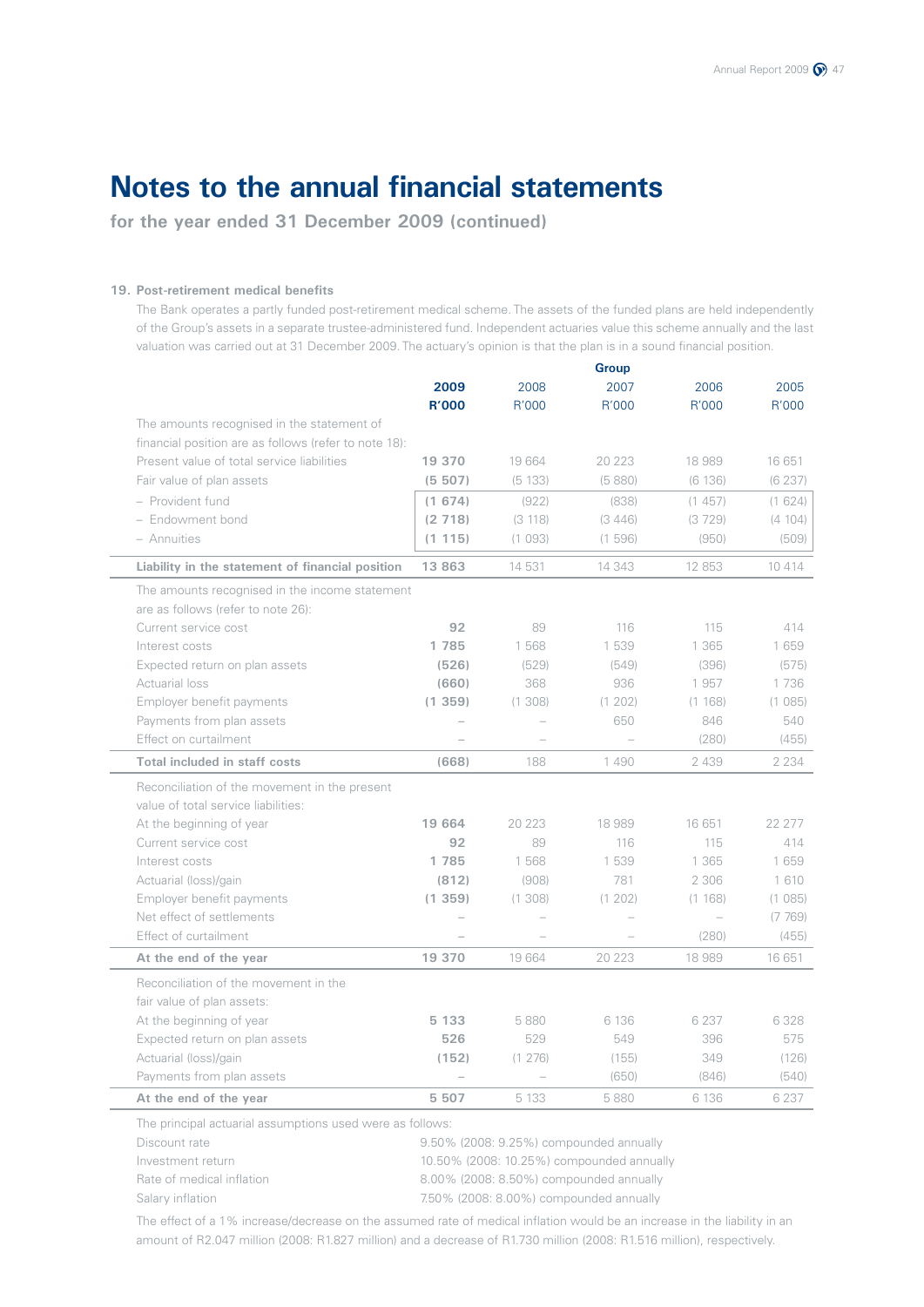# Notes to the annual financial statements

**for the year ended 31 December 2009 (continued)**

### 19. Post-retirement medical benefits

The Bank operates a partly funded post-retirement medical scheme. The assets of the funded plans are held independently of the Group's assets in a separate trustee-administered fund. Independent actuaries value this scheme annually and the last valuation was carried out at 31 December 2009. The actuary's opinion is that the plan is in a sound financial position.

| | Group | | | | |
|---|---|---|---|---|---|
| | **2009 R'000** | 2008 R'000 | 2007 R'000 | 2006 R'000 | 2005 R'000 |
| The amounts recognised in the statement of financial position are as follows (refer to note 18): | | | | | |
| Present value of total service liabilities | **19 370** | 19 664 | 20 223 | 18 989 | 16 651 |
| Fair value of plan assets | **(5 507)** | (5 133) | (5 880) | (6 136) | (6 237) |
| – Provident fund | **(1 674)** | (922) | (838) | (1 457) | (1 624) |
| – Endowment bond | **(2 718)** | (3 118) | (3 446) | (3 729) | (4 104) |
| – Annuities | **(1 115)** | (1 093) | (1 596) | (950) | (509) |
| **Liability in the statement of financial position** | **13 863** | 14 531 | 14 343 | 12 853 | 10 414 |
| The amounts recognised in the income statement are as follows (refer to note 26): | | | | | |
| Current service cost | **92** | 89 | 116 | 115 | 414 |
| Interest costs | **1 785** | 1 568 | 1 539 | 1 365 | 1 659 |
| Expected return on plan assets | **(526)** | (529) | (549) | (396) | (575) |
| Actuarial loss | **(660)** | 368 | 936 | 1 957 | 1 736 |
| Employer benefit payments | **(1 359)** | (1 308) | (1 202) | (1 168) | (1 085) |
| Payments from plan assets | – | – | 650 | 846 | 540 |
| Effect on curtailment | – | – | – | (280) | (455) |
| **Total included in staff costs** | **(668)** | 188 | 1 490 | 2 439 | 2 234 |
| Reconciliation of the movement in the present value of total service liabilities: | | | | | |
| At the beginning of year | **19 664** | 20 223 | 18 989 | 16 651 | 22 277 |
| Current service cost | **92** | 89 | 116 | 115 | 414 |
| Interest costs | **1 785** | 1 568 | 1 539 | 1 365 | 1 659 |
| Actuarial (loss)/gain | **(812)** | (908) | 781 | 2 306 | 1 610 |
| Employer benefit payments | **(1 359)** | (1 308) | (1 202) | (1 168) | (1 085) |
| Net effect of settlements | – | – | – | – | (7 769) |
| Effect of curtailment | – | – | – | (280) | (455) |
| **At the end of the year** | **19 370** | 19 664 | 20 223 | 18 989 | 16 651 |
| Reconciliation of the movement in the fair value of plan assets: | | | | | |
| At the beginning of year | **5 133** | 5 880 | 6 136 | 6 237 | 6 328 |
| Expected return on plan assets | **526** | 529 | 549 | 396 | 575 |
| Actuarial (loss)/gain | **(152)** | (1 276) | (155) | 349 | (126) |
| Payments from plan assets | – | – | (650) | (846) | (540) |
| **At the end of the year** | **5 507** | 5 133 | 5 880 | 6 136 | 6 237 |

The principal actuarial assumptions used were as follows:

| | |
|---|---|
| Discount rate | 9.50% (2008: 9.25%) compounded annually |
| Investment return | 10.50% (2008: 10.25%) compounded annually |
| Rate of medical inflation | 8.00% (2008: 8.50%) compounded annually |
| Salary inflation | 7.50% (2008: 8.00%) compounded annually |

The effect of a 1% increase/decrease on the assumed rate of medical inflation would be an increase in the liability in an amount of R2.047 million (2008: R1.827 million) and a decrease of R1.730 million (2008: R1.516 million), respectively.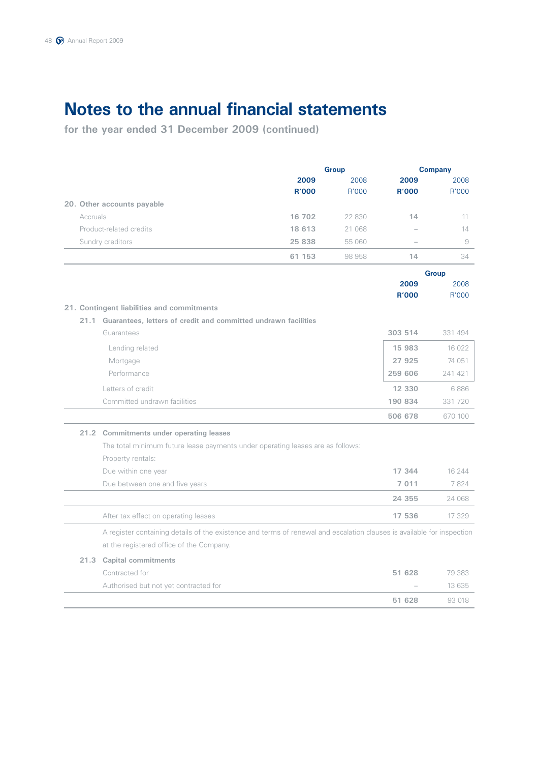# Notes to the annual financial statements

**for the year ended 31 December 2009 (continued)**

| | Group | | Company | |
|---|---|---|---|---|
| | **2009** | 2008 | **2009** | 2008 |
| | **R'000** | R'000 | **R'000** | R'000 |
| **20. Other accounts payable** | | | | |
| Accruals | **16 702** | 22 830 | **14** | 11 |
| Product-related credits | **18 613** | 21 068 | – | 14 |
| Sundry creditors | **25 838** | 55 060 | – | 9 |
| | **61 153** | 98 958 | **14** | 34 |

| | Group | |
|---|---|---|
| | **2009** | 2008 |
| | **R'000** | R'000 |
| **21. Contingent liabilities and commitments** | | |
| **21.1 Guarantees, letters of credit and committed undrawn facilities** | | |
| Guarantees | **303 514** | 331 494 |
| Lending related | **15 983** | 16 022 |
| Mortgage | **27 925** | 74 051 |
| Performance | **259 606** | 241 421 |
| Letters of credit | **12 330** | 6 886 |
| Committed undrawn facilities | **190 834** | 331 720 |
| | **506 678** | 670 100 |
| **21.2 Commitments under operating leases** | | |
| The total minimum future lease payments under operating leases are as follows: | | |
| Property rentals: | | |
| Due within one year | **17 344** | 16 244 |
| Due between one and five years | **7 011** | 7 824 |
| | **24 355** | 24 068 |
| After tax effect on operating leases | **17 536** | 17 329 |

A register containing details of the existence and terms of renewal and escalation clauses is available for inspection at the registered office of the Company.

| | **2009** | 2008 |
|---|---|---|
| **21.3 Capital commitments** | | |
| Contracted for | **51 628** | 79 383 |
| Authorised but not yet contracted for | – | 13 635 |
| | **51 628** | 93 018 |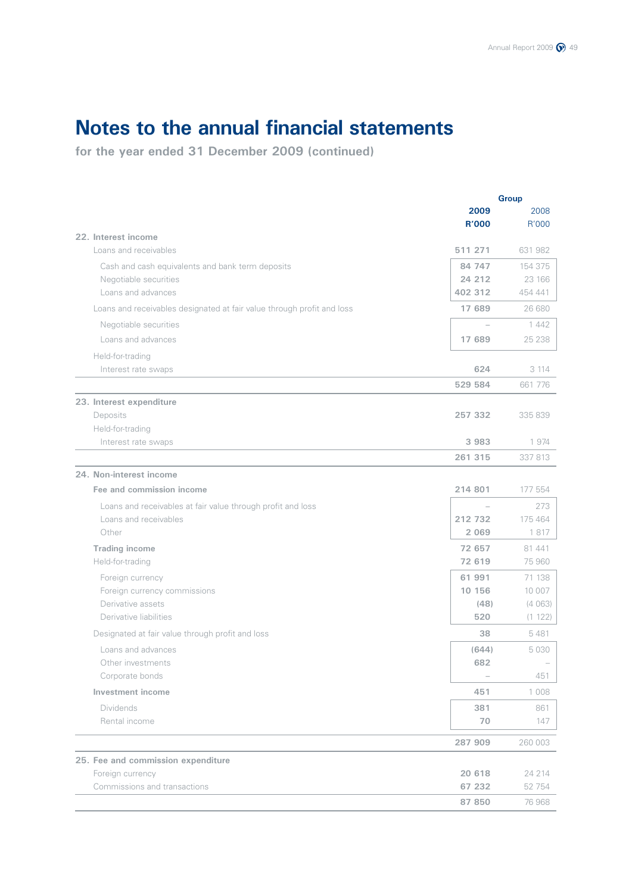# Notes to the annual financial statements

**for the year ended 31 December 2009 (continued)**

| | Group | |
|---|---|---|
| | **2009** | 2008 |
| | **R'000** | R'000 |
| **22. Interest income** | | |
| Loans and receivables | **511 271** | 631 982 |
| Cash and cash equivalents and bank term deposits | **84 747** | 154 375 |
| Negotiable securities | **24 212** | 23 166 |
| Loans and advances | **402 312** | 454 441 |
| Loans and receivables designated at fair value through profit and loss | **17 689** | 26 680 |
| Negotiable securities | **–** | 1 442 |
| Loans and advances | **17 689** | 25 238 |
| Held-for-trading | | |
| Interest rate swaps | **624** | 3 114 |
| | **529 584** | 661 776 |
| **23. Interest expenditure** | | |
| Deposits | **257 332** | 335 839 |
| Held-for-trading | | |
| Interest rate swaps | **3 983** | 1 974 |
| | **261 315** | 337 813 |
| **24. Non-interest income** | | |
| **Fee and commission income** | **214 801** | 177 554 |
| Loans and receivables at fair value through profit and loss | **–** | 273 |
| Loans and receivables | **212 732** | 175 464 |
| Other | **2 069** | 1 817 |
| **Trading income** | **72 657** | 81 441 |
| Held-for-trading | **72 619** | 75 960 |
| Foreign currency | **61 991** | 71 138 |
| Foreign currency commissions | **10 156** | 10 007 |
| Derivative assets | **(48)** | (4 063) |
| Derivative liabilities | **520** | (1 122) |
| Designated at fair value through profit and loss | **38** | 5 481 |
| Loans and advances | **(644)** | 5 030 |
| Other investments | **682** | – |
| Corporate bonds | **–** | 451 |
| **Investment income** | **451** | 1 008 |
| Dividends | **381** | 861 |
| Rental income | **70** | 147 |
| | **287 909** | 260 003 |
| **25. Fee and commission expenditure** | | |
| Foreign currency | **20 618** | 24 214 |
| Commissions and transactions | **67 232** | 52 754 |
| | **87 850** | 76 968 |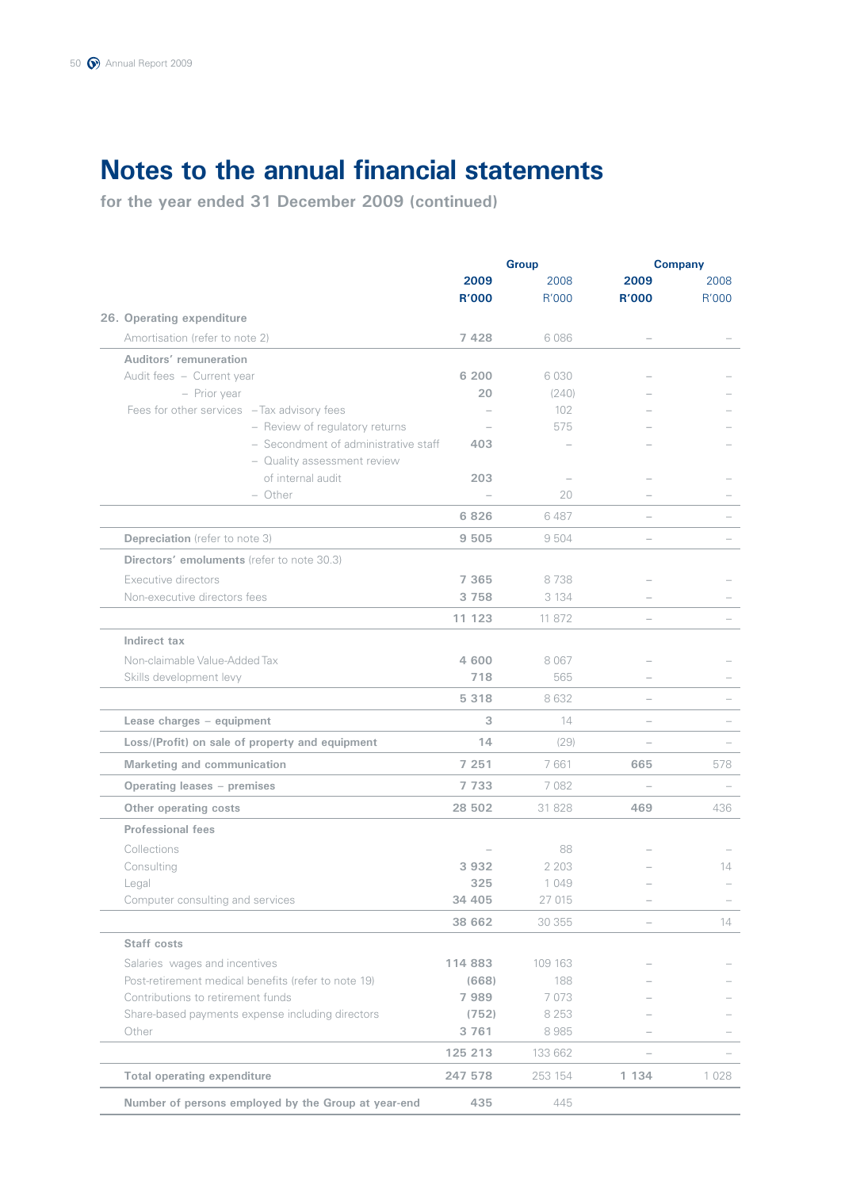# Notes to the annual financial statements

**for the year ended 31 December 2009 (continued)**

| | Group | | Company | |
|---|---|---|---|---|
| | **2009 R'000** | 2008 R'000 | **2009 R'000** | 2008 R'000 |
| **26. Operating expenditure** | | | | |
| Amortisation (refer to note 2) | **7 428** | 6 086 | – | – |
| **Auditors' remuneration** | | | | |
| Audit fees – Current year | **6 200** | 6 030 | – | – |
| – Prior year | **20** | (240) | – | – |
| Fees for other services – Tax advisory fees | – | 102 | – | – |
| – Review of regulatory returns | – | 575 | – | – |
| – Secondment of administrative staff | **403** | – | – | – |
| – Quality assessment review of internal audit | **203** | – | – | – |
| – Other | – | 20 | – | – |
| | **6 826** | 6 487 | – | – |
| **Depreciation** (refer to note 3) | **9 505** | 9 504 | – | – |
| **Directors' emoluments** (refer to note 30.3) | | | | |
| Executive directors | **7 365** | 8 738 | – | – |
| Non-executive directors fees | **3 758** | 3 134 | – | – |
| | **11 123** | 11 872 | – | – |
| **Indirect tax** | | | | |
| Non-claimable Value-Added Tax | **4 600** | 8 067 | – | – |
| Skills development levy | **718** | 565 | – | – |
| | **5 318** | 8 632 | – | – |
| **Lease charges – equipment** | **3** | 14 | – | – |
| **Loss/(Profit) on sale of property and equipment** | **14** | (29) | – | – |
| **Marketing and communication** | **7 251** | 7 661 | **665** | 578 |
| **Operating leases – premises** | **7 733** | 7 082 | – | – |
| **Other operating costs** | **28 502** | 31 828 | **469** | 436 |
| **Professional fees** | | | | |
| Collections | – | 88 | – | – |
| Consulting | **3 932** | 2 203 | – | 14 |
| Legal | **325** | 1 049 | – | – |
| Computer consulting and services | **34 405** | 27 015 | – | – |
| | **38 662** | 30 355 | – | 14 |
| **Staff costs** | | | | |
| Salaries wages and incentives | **114 883** | 109 163 | – | – |
| Post-retirement medical benefits (refer to note 19) | **(668)** | 188 | – | – |
| Contributions to retirement funds | **7 989** | 7 073 | – | – |
| Share-based payments expense including directors | **(752)** | 8 253 | – | – |
| Other | **3 761** | 8 985 | – | – |
| | **125 213** | 133 662 | – | – |
| **Total operating expenditure** | **247 578** | 253 154 | **1 134** | 1 028 |
| **Number of persons employed by the Group at year-end** | **435** | 445 | | |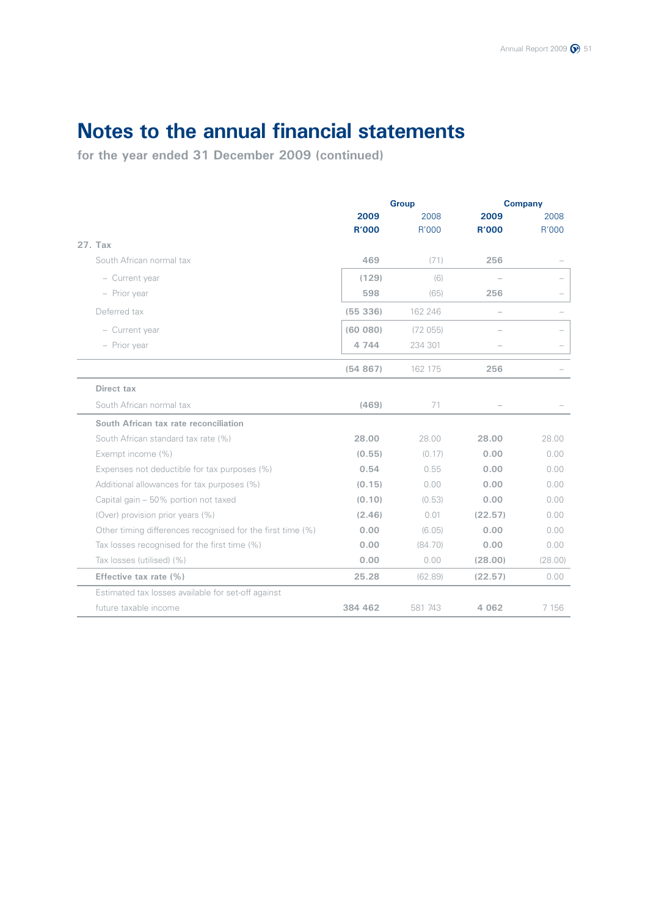# Notes to the annual financial statements

**for the year ended 31 December 2009 (continued)**

| | Group | | Company | |
|---|---|---|---|---|
| | **2009** | 2008 | **2009** | 2008 |
| | **R'000** | R'000 | **R'000** | R'000 |
| **27. Tax** | | | | |
| South African normal tax | **469** | (71) | **256** | – |
| – Current year | **(129)** | (6) | – | – |
| – Prior year | **598** | (65) | **256** | – |
| Deferred tax | **(55 336)** | 162 246 | – | – |
| – Current year | **(60 080)** | (72 055) | – | – |
| – Prior year | **4 744** | 234 301 | – | – |
| | **(54 867)** | 162 175 | **256** | – |
| **Direct tax** | | | | |
| South African normal tax | **(469)** | 71 | – | – |
| **South African tax rate reconciliation** | | | | |
| South African standard tax rate (%) | **28.00** | 28.00 | **28.00** | 28.00 |
| Exempt income (%) | **(0.55)** | (0.17) | **0.00** | 0.00 |
| Expenses not deductible for tax purposes (%) | **0.54** | 0.55 | **0.00** | 0.00 |
| Additional allowances for tax purposes (%) | **(0.15)** | 0.00 | **0.00** | 0.00 |
| Capital gain – 50% portion not taxed | **(0.10)** | (0.53) | **0.00** | 0.00 |
| (Over) provision prior years (%) | **(2.46)** | 0.01 | **(22.57)** | 0.00 |
| Other timing differences recognised for the first time (%) | **0.00** | (6.05) | **0.00** | 0.00 |
| Tax losses recognised for the first time (%) | **0.00** | (84.70) | **0.00** | 0.00 |
| Tax losses (utilised) (%) | **0.00** | 0.00 | **(28.00)** | (28.00) |
| **Effective tax rate (%)** | **25.28** | (62.89) | **(22.57)** | 0.00 |
| Estimated tax losses available for set-off against future taxable income | **384 462** | 581 743 | **4 062** | 7 156 |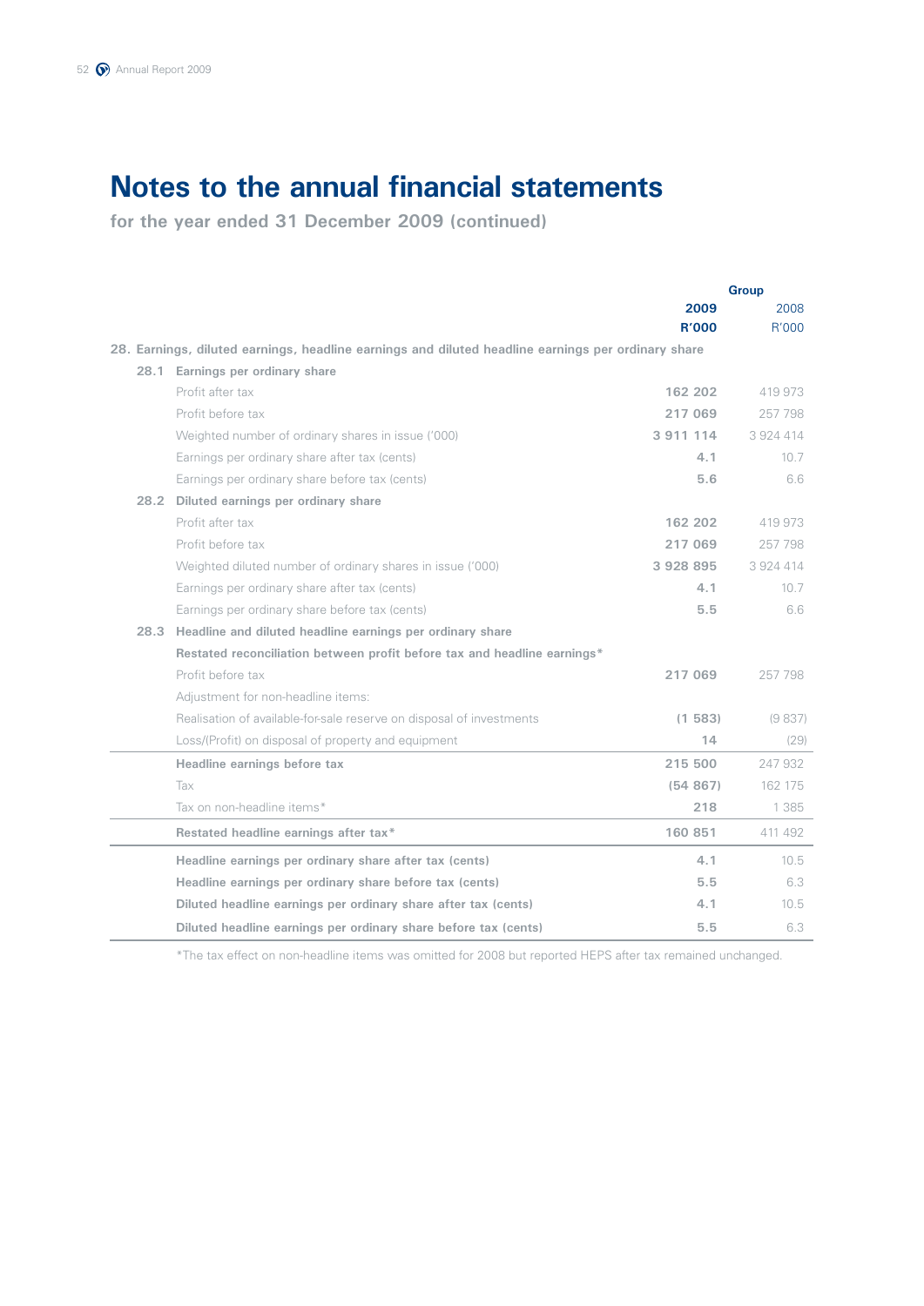# Notes to the annual financial statements

**for the year ended 31 December 2009 (continued)**

| | Group | |
|---|---|---|
| | **2009** | 2008 |
| | **R'000** | R'000 |
| **28. Earnings, diluted earnings, headline earnings and diluted headline earnings per ordinary share** | | |
| **28.1 Earnings per ordinary share** | | |
| Profit after tax | **162 202** | 419 973 |
| Profit before tax | **217 069** | 257 798 |
| Weighted number of ordinary shares in issue ('000) | **3 911 114** | 3 924 414 |
| Earnings per ordinary share after tax (cents) | **4.1** | 10.7 |
| Earnings per ordinary share before tax (cents) | **5.6** | 6.6 |
| **28.2 Diluted earnings per ordinary share** | | |
| Profit after tax | **162 202** | 419 973 |
| Profit before tax | **217 069** | 257 798 |
| Weighted diluted number of ordinary shares in issue ('000) | **3 928 895** | 3 924 414 |
| Earnings per ordinary share after tax (cents) | **4.1** | 10.7 |
| Earnings per ordinary share before tax (cents) | **5.5** | 6.6 |
| **28.3 Headline and diluted headline earnings per ordinary share** | | |
| **Restated reconciliation between profit before tax and headline earnings*** | | |
| Profit before tax | **217 069** | 257 798 |
| Adjustment for non-headline items: | | |
| Realisation of available-for-sale reserve on disposal of investments | **(1 583)** | (9 837) |
| Loss/(Profit) on disposal of property and equipment | **14** | (29) |
| **Headline earnings before tax** | **215 500** | 247 932 |
| Tax | **(54 867)** | 162 175 |
| Tax on non-headline items* | **218** | 1 385 |
| **Restated headline earnings after tax*** | **160 851** | 411 492 |
| **Headline earnings per ordinary share after tax (cents)** | **4.1** | 10.5 |
| **Headline earnings per ordinary share before tax (cents)** | **5.5** | 6.3 |
| **Diluted headline earnings per ordinary share after tax (cents)** | **4.1** | 10.5 |
| **Diluted headline earnings per ordinary share before tax (cents)** | **5.5** | 6.3 |

*The tax effect on non-headline items was omitted for 2008 but reported HEPS after tax remained unchanged.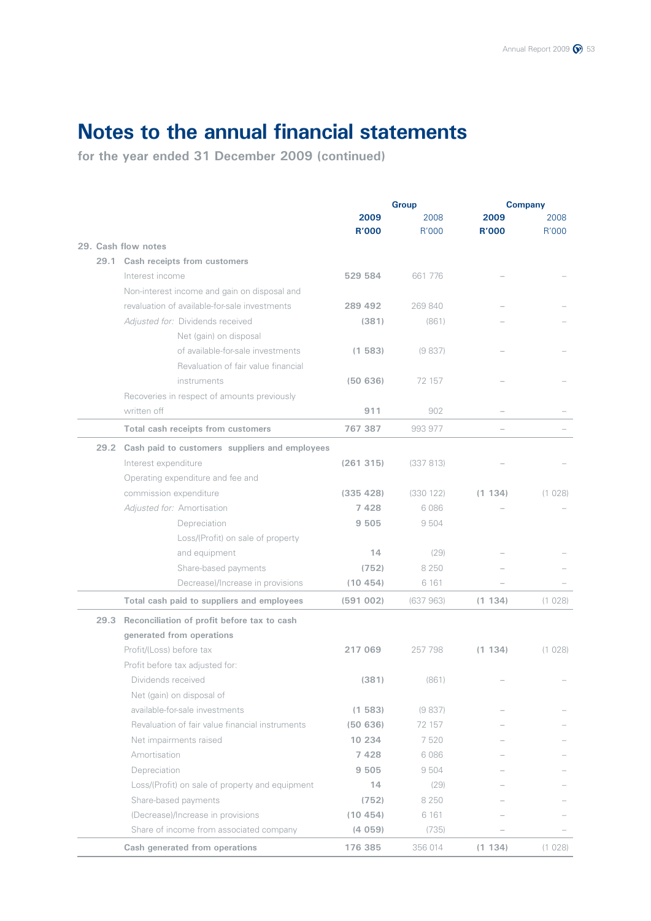# Notes to the annual financial statements

**for the year ended 31 December 2009 (continued)**

| | Group | | Company | |
|---|---|---|---|---|
| | **2009** | 2008 | **2009** | 2008 |
| | **R'000** | R'000 | **R'000** | R'000 |
| **29. Cash flow notes** | | | | |
| **29.1 Cash receipts from customers** | | | | |
| Interest income | **529 584** | 661 776 | – | – |
| Non-interest income and gain on disposal and revaluation of available-for-sale investments | **289 492** | 269 840 | – | – |
| *Adjusted for:* Dividends received | **(381)** | (861) | – | – |
| Net (gain) on disposal of available-for-sale investments | **(1 583)** | (9 837) | – | – |
| Revaluation of fair value financial instruments | **(50 636)** | 72 157 | – | – |
| Recoveries in respect of amounts previously written off | **911** | 902 | – | – |
| **Total cash receipts from customers** | **767 387** | 993 977 | – | – |
| **29.2 Cash paid to customers suppliers and employees** | | | | |
| Interest expenditure | **(261 315)** | (337 813) | – | – |
| Operating expenditure and fee and commission expenditure | **(335 428)** | (330 122) | **(1 134)** | (1 028) |
| *Adjusted for:* Amortisation | **7 428** | 6 086 | – | – |
| Depreciation | **9 505** | 9 504 | | |
| Loss/(Profit) on sale of property and equipment | **14** | (29) | – | – |
| Share-based payments | **(752)** | 8 250 | – | – |
| Decrease)/Increase in provisions | **(10 454)** | 6 161 | – | – |
| **Total cash paid to suppliers and employees** | **(591 002)** | (637 963) | **(1 134)** | (1 028) |
| **29.3 Reconciliation of profit before tax to cash generated from operations** | | | | |
| Profit/(Loss) before tax | **217 069** | 257 798 | **(1 134)** | (1 028) |
| Profit before tax adjusted for: | | | | |
| Dividends received | **(381)** | (861) | – | – |
| Net (gain) on disposal of available-for-sale investments | **(1 583)** | (9 837) | – | – |
| Revaluation of fair value financial instruments | **(50 636)** | 72 157 | – | – |
| Net impairments raised | **10 234** | 7 520 | – | – |
| Amortisation | **7 428** | 6 086 | – | – |
| Depreciation | **9 505** | 9 504 | – | – |
| Loss/(Profit) on sale of property and equipment | **14** | (29) | – | – |
| Share-based payments | **(752)** | 8 250 | – | – |
| (Decrease)/Increase in provisions | **(10 454)** | 6 161 | – | – |
| Share of income from associated company | **(4 059)** | (735) | – | – |
| **Cash generated from operations** | **176 385** | 356 014 | **(1 134)** | (1 028) |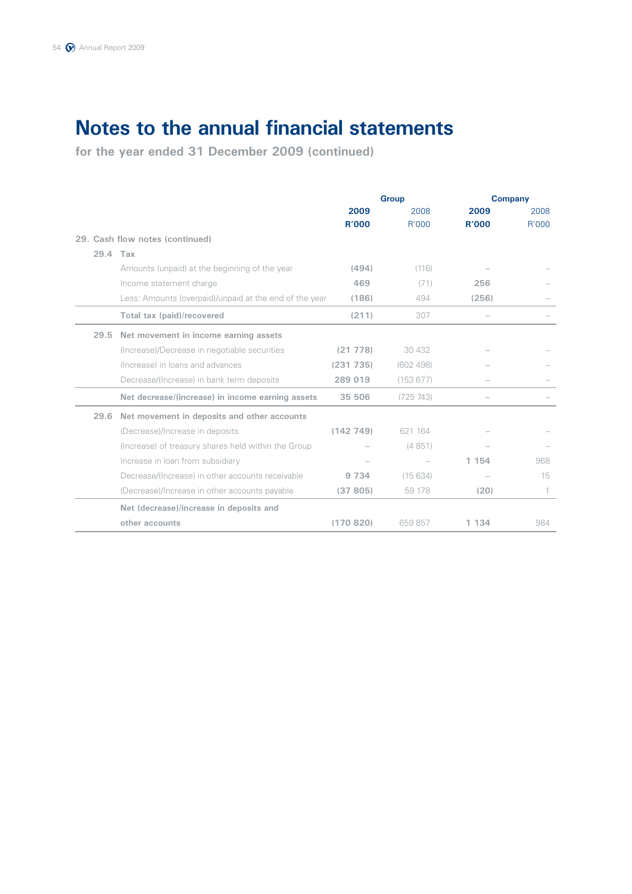# Notes to the annual financial statements

**for the year ended 31 December 2009 (continued)**

| | Group | | Company | |
|---|---|---|---|---|
| | **2009** | 2008 | **2009** | 2008 |
| | **R'000** | R'000 | **R'000** | R'000 |
| **29. Cash flow notes (continued)** | | | | |
| **29.4 Tax** | | | | |
| Amounts (unpaid) at the beginning of the year | **(494)** | (116) | – | – |
| Income statement charge | **469** | (71) | **256** | – |
| Less: Amounts (overpaid)/unpaid at the end of the year | **(186)** | 494 | **(256)** | – |
| **Total tax (paid)/recovered** | **(211)** | 307 | – | – |
| **29.5 Net movement in income earning assets** | | | | |
| (Increase)/Decrease in negotiable securities | **(21 778)** | 30 432 | – | – |
| (Increase) in loans and advances | **(231 735)** | (602 498) | – | – |
| Decrease/(Increase) in bank term deposits | **289 019** | (153 677) | – | – |
| **Net decrease/(increase) in income earning assets** | **35 506** | (725 743) | – | – |
| **29.6 Net movement in deposits and other accounts** | | | | |
| (Decrease)/Increase in deposits | **(142 749)** | 621 164 | – | – |
| (Increase) of treasury shares held within the Group | – | (4 851) | – | – |
| Increase in loan from subsidiary | – | – | **1 154** | 968 |
| Decrease/(Increase) in other accounts receivable | **9 734** | (15 634) | – | 15 |
| (Decrease)/Increase in other accounts payable | **(37 805)** | 59 178 | **(20)** | 1 |
| **Net (decrease)/increase in deposits and other accounts** | **(170 820)** | 659 857 | **1 134** | 984 |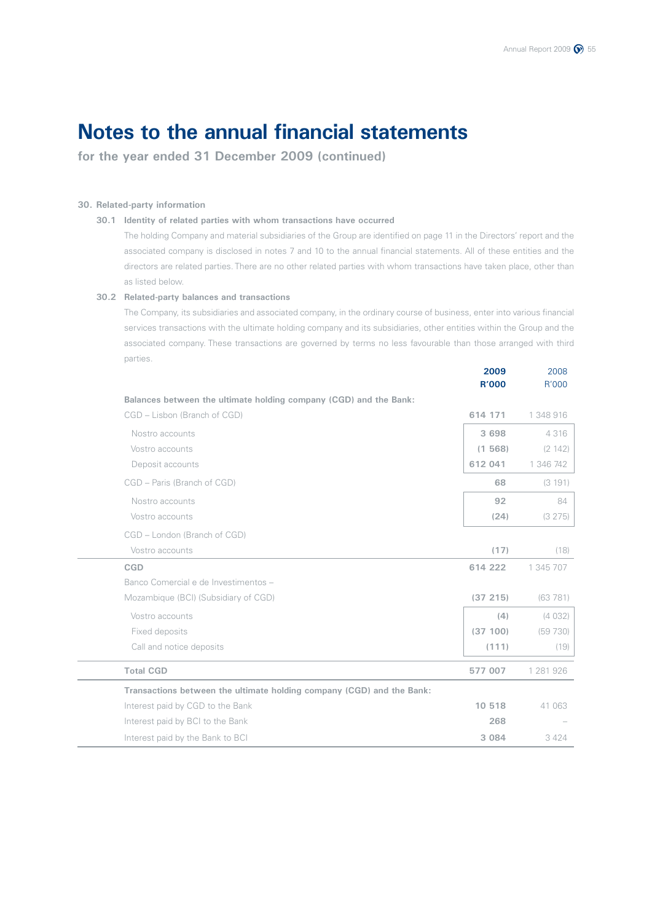# Notes to the annual financial statements

**for the year ended 31 December 2009 (continued)**

**30. Related-party information**

**30.1 Identity of related parties with whom transactions have occurred**

The holding Company and material subsidiaries of the Group are identified on page 11 in the Directors' report and the associated company is disclosed in notes 7 and 10 to the annual financial statements. All of these entities and the directors are related parties. There are no other related parties with whom transactions have taken place, other than as listed below.

**30.2 Related-party balances and transactions**

The Company, its subsidiaries and associated company, in the ordinary course of business, enter into various financial services transactions with the ultimate holding company and its subsidiaries, other entities within the Group and the associated company. These transactions are governed by terms no less favourable than those arranged with third parties.

| | **2009 R'000** | 2008 R'000 |
|---|---|---|
| **Balances between the ultimate holding company (CGD) and the Bank:** | | |
| CGD – Lisbon (Branch of CGD) | **614 171** | 1 348 916 |
| Nostro accounts | **3 698** | 4 316 |
| Vostro accounts | **(1 568)** | (2 142) |
| Deposit accounts | **612 041** | 1 346 742 |
| CGD – Paris (Branch of CGD) | **68** | (3 191) |
| Nostro accounts | **92** | 84 |
| Vostro accounts | **(24)** | (3 275) |
| CGD – London (Branch of CGD) | | |
| Vostro accounts | **(17)** | (18) |
| **CGD** | **614 222** | 1 345 707 |
| Banco Comercial e de Investimentos – Mozambique (BCI) (Subsidiary of CGD) | **(37 215)** | (63 781) |
| Vostro accounts | **(4)** | (4 032) |
| Fixed deposits | **(37 100)** | (59 730) |
| Call and notice deposits | **(111)** | (19) |
| **Total CGD** | **577 007** | 1 281 926 |
| **Transactions between the ultimate holding company (CGD) and the Bank:** | | |
| Interest paid by CGD to the Bank | **10 518** | 41 063 |
| Interest paid by BCI to the Bank | **268** | – |
| Interest paid by the Bank to BCI | **3 084** | 3 424 |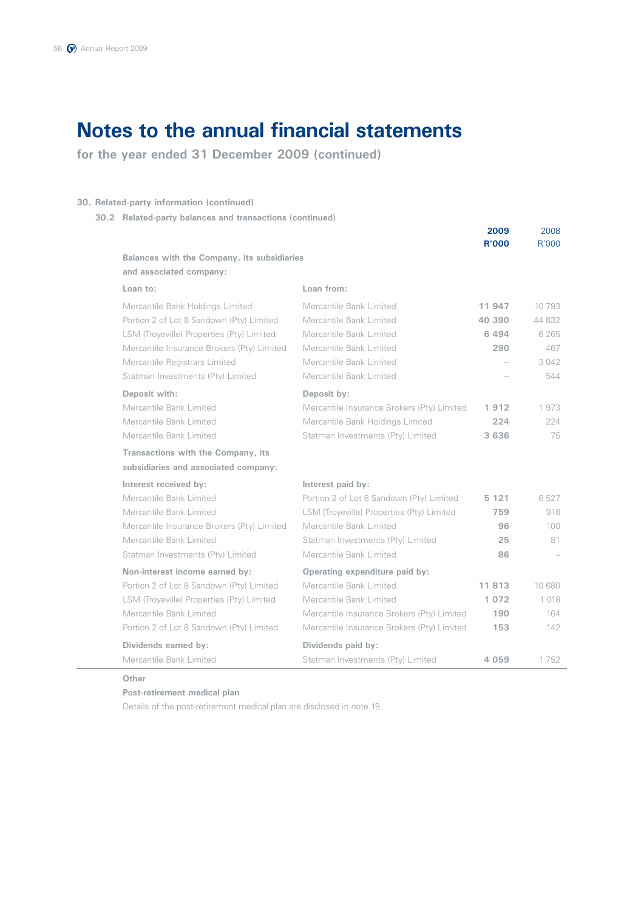# Notes to the annual financial statements

**for the year ended 31 December 2009 (continued)**

**30. Related-party information (continued)**

**30.2 Related-party balances and transactions (continued)**

| | | **2009 R'000** | 2008 R'000 |
|---|---|---|---|
| **Balances with the Company, its subsidiaries and associated company:** | | | |
| **Loan to:** | **Loan from:** | | |
| Mercantile Bank Holdings Limited | Mercantile Bank Limited | **11 947** | 10 793 |
| Portion 2 of Lot 8 Sandown (Pty) Limited | Mercantile Bank Limited | **40 390** | 44 832 |
| LSM (Troyeville) Properties (Pty) Limited | Mercantile Bank Limited | **6 494** | 6 265 |
| Mercantile Insurance Brokers (Pty) Limited | Mercantile Bank Limited | **290** | 467 |
| Mercantile Registrars Limited | Mercantile Bank Limited | – | 3 042 |
| Statman Investments (Pty) Limited | Mercantile Bank Limited | – | 544 |
| **Deposit with:** | **Deposit by:** | | |
| Mercantile Bank Limited | Mercantile Insurance Brokers (Pty) Limited | **1 912** | 1 973 |
| Mercantile Bank Limited | Mercantile Bank Holdings Limited | **224** | 224 |
| Mercantile Bank Limited | Statman Investments (Pty) Limited | **3 636** | 75 |
| **Transactions with the Company, its subsidiaries and associated company:** | | | |
| **Interest received by:** | **Interest paid by:** | | |
| Mercantile Bank Limited | Portion 2 of Lot 8 Sandown (Pty) Limited | **5 121** | 6 527 |
| Mercantile Bank Limited | LSM (Troyeville) Properties (Pty) Limited | **759** | 918 |
| Mercantile Insurance Brokers (Pty) Limited | Mercantile Bank Limited | **96** | 100 |
| Mercantile Bank Limited | Statman Investments (Pty) Limited | **25** | 81 |
| Statman Investments (Pty) Limited | Mercantile Bank Limited | **86** | – |
| **Non-interest income earned by:** | **Operating expenditure paid by:** | | |
| Portion 2 of Lot 8 Sandown (Pty) Limited | Mercantile Bank Limited | **11 813** | 10 680 |
| LSM (Troyeville) Properties (Pty) Limited | Mercantile Bank Limited | **1 072** | 1 018 |
| Mercantile Bank Limited | Mercantile Insurance Brokers (Pty) Limited | **190** | 164 |
| Portion 2 of Lot 8 Sandown (Pty) Limited | Mercantile Insurance Brokers (Pty) Limited | **153** | 142 |
| **Dividends earned by:** | **Dividends paid by:** | | |
| Mercantile Bank Limited | Statman Investments (Pty) Limited | **4 059** | 1 752 |

**Other**

**Post-retirement medical plan**

Details of the post-retirement medical plan are disclosed in note 19.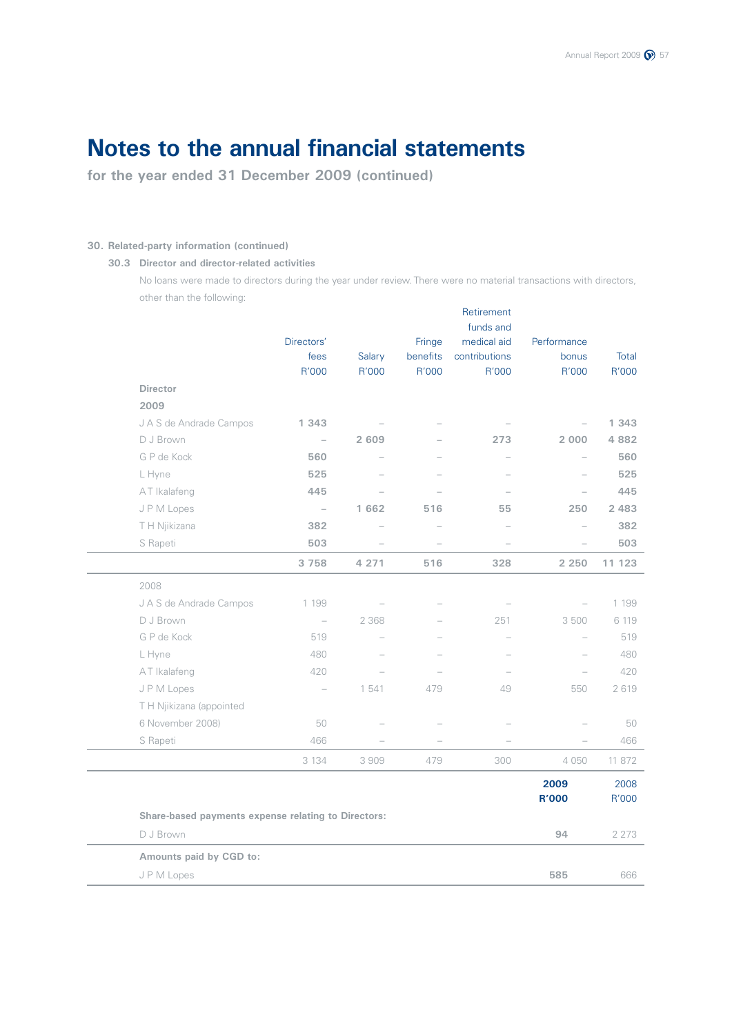# Notes to the annual financial statements

**for the year ended 31 December 2009 (continued)**

### 30. Related-party information (continued)

#### 30.3 Director and director-related activities

No loans were made to directors during the year under review. There were no material transactions with directors, other than the following:

| | Directors' fees R'000 | Salary R'000 | Fringe benefits R'000 | Retirement funds and medical aid contributions R'000 | Performance bonus R'000 | Total R'000 |
|---|---|---|---|---|---|---|
| **Director** | | | | | | |
| **2009** | | | | | | |
| J A S de Andrade Campos | **1 343** | – | – | – | – | **1 343** |
| D J Brown | – | **2 609** | – | **273** | **2 000** | **4 882** |
| G P de Kock | **560** | – | – | – | – | **560** |
| L Hyne | **525** | – | – | – | – | **525** |
| A T Ikalafeng | **445** | – | – | – | – | **445** |
| J P M Lopes | – | **1 662** | **516** | **55** | **250** | **2 483** |
| T H Njikizana | **382** | – | – | – | – | **382** |
| S Rapeti | **503** | – | – | – | – | **503** |
| | **3 758** | **4 271** | **516** | **328** | **2 250** | **11 123** |
| 2008 | | | | | | |
| J A S de Andrade Campos | 1 199 | – | – | – | – | 1 199 |
| D J Brown | – | 2 368 | – | 251 | 3 500 | 6 119 |
| G P de Kock | 519 | – | – | – | – | 519 |
| L Hyne | 480 | – | – | – | – | 480 |
| A T Ikalafeng | 420 | – | – | – | – | 420 |
| J P M Lopes | – | 1 541 | 479 | 49 | 550 | 2 619 |
| T H Njikizana (appointed 6 November 2008) | 50 | – | – | – | – | 50 |
| S Rapeti | 466 | – | – | – | – | 466 |
| | 3 134 | 3 909 | 479 | 300 | 4 050 | 11 872 |

| | **2009 R'000** | 2008 R'000 |
|---|---|---|
| **Share-based payments expense relating to Directors:** | | |
| D J Brown | **94** | 2 273 |
| **Amounts paid by CGD to:** | | |
| J P M Lopes | **585** | 666 |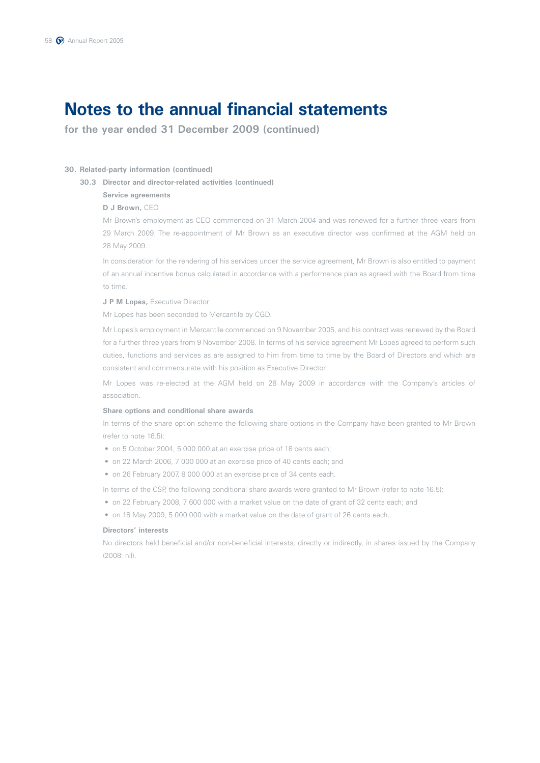# Notes to the annual financial statements

**for the year ended 31 December 2009 (continued)**

### 30. Related-party information (continued)

#### 30.3 Director and director-related activities (continued)

**Service agreements**

**D J Brown,** CEO

Mr Brown's employment as CEO commenced on 31 March 2004 and was renewed for a further three years from 29 March 2009. The re-appointment of Mr Brown as an executive director was confirmed at the AGM held on 28 May 2009.

In consideration for the rendering of his services under the service agreement, Mr Brown is also entitled to payment of an annual incentive bonus calculated in accordance with a performance plan as agreed with the Board from time to time.

**J P M Lopes,** Executive Director

Mr Lopes has been seconded to Mercantile by CGD.

Mr Lopes's employment in Mercantile commenced on 9 November 2005, and his contract was renewed by the Board for a further three years from 9 November 2008. In terms of his service agreement Mr Lopes agreed to perform such duties, functions and services as are assigned to him from time to time by the Board of Directors and which are consistent and commensurate with his position as Executive Director.

Mr Lopes was re-elected at the AGM held on 28 May 2009 in accordance with the Company's articles of association.

**Share options and conditional share awards**

In terms of the share option scheme the following share options in the Company have been granted to Mr Brown (refer to note 16.5):

- on 5 October 2004, 5 000 000 at an exercise price of 18 cents each;
- on 22 March 2006, 7 000 000 at an exercise price of 40 cents each; and
- on 26 February 2007, 8 000 000 at an exercise price of 34 cents each.

In terms of the CSP, the following conditional share awards were granted to Mr Brown (refer to note 16.5):

- on 22 February 2008, 7 600 000 with a market value on the date of grant of 32 cents each; and
- on 18 May 2009, 5 000 000 with a market value on the date of grant of 26 cents each.

**Directors' interests**

No directors held beneficial and/or non-beneficial interests, directly or indirectly, in shares issued by the Company (2008: nil).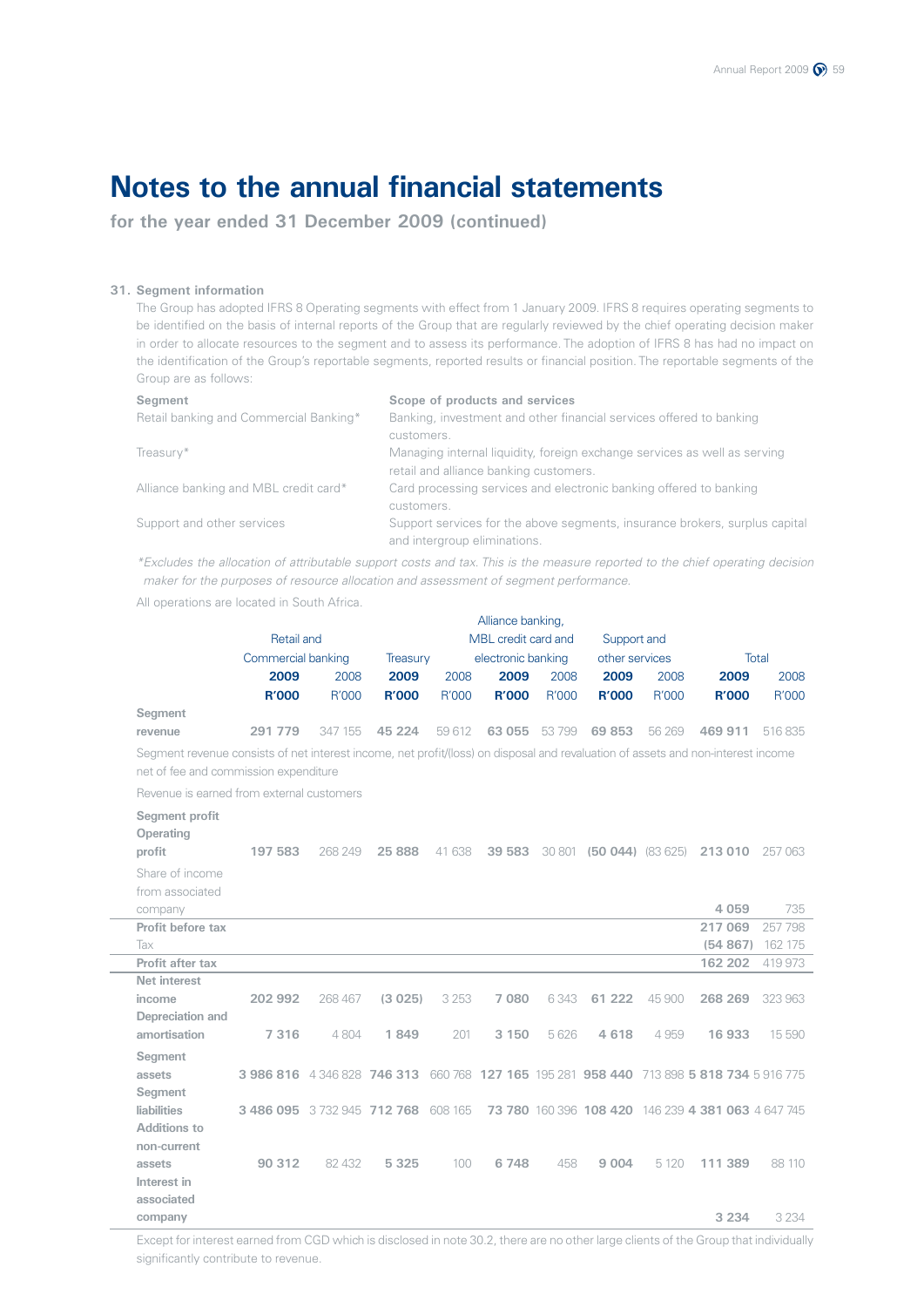# Notes to the annual financial statements

**for the year ended 31 December 2009 (continued)**

### 31. Segment information

The Group has adopted IFRS 8 Operating segments with effect from 1 January 2009. IFRS 8 requires operating segments to be identified on the basis of internal reports of the Group that are regularly reviewed by the chief operating decision maker in order to allocate resources to the segment and to assess its performance. The adoption of IFRS 8 has had no impact on the identification of the Group's reportable segments, reported results or financial position. The reportable segments of the Group are as follows:

| Segment | Scope of products and services |
|---|---|
| Retail banking and Commercial Banking* | Banking, investment and other financial services offered to banking customers. |
| Treasury* | Managing internal liquidity, foreign exchange services as well as serving retail and alliance banking customers. |
| Alliance banking and MBL credit card* | Card processing services and electronic banking offered to banking customers. |
| Support and other services | Support services for the above segments, insurance brokers, surplus capital and intergroup eliminations. |

*Excludes the allocation of attributable support costs and tax. This is the measure reported to the chief operating decision maker for the purposes of resource allocation and assessment of segment performance.*

All operations are located in South Africa.

| | Retail and Commercial banking | | Treasury | | Alliance banking, MBL credit card and electronic banking | | Support and other services | | Total | |
|---|---|---|---|---|---|---|---|---|---|---|
| | **2009 R'000** | 2008 R'000 | **2009 R'000** | 2008 R'000 | **2009 R'000** | 2008 R'000 | **2009 R'000** | 2008 R'000 | **2009 R'000** | 2008 R'000 |
| **Segment revenue** | **291 779** | 347 155 | **45 224** | 59 612 | **63 055** | 53 799 | **69 853** | 56 269 | **469 911** | 516 835 |

Segment revenue consists of net interest income, net profit/(loss) on disposal and revaluation of assets and non-interest income net of fee and commission expenditure

Revenue is earned from external customers

| | Retail and Commercial banking | | Treasury | | Alliance banking, MBL credit card and electronic banking | | Support and other services | | Total | |
|---|---|---|---|---|---|---|---|---|---|---|
| | **2009 R'000** | 2008 R'000 | **2009 R'000** | 2008 R'000 | **2009 R'000** | 2008 R'000 | **2009 R'000** | 2008 R'000 | **2009 R'000** | 2008 R'000 |
| **Segment profit** | | | | | | | | | | |
| **Operating profit** | **197 583** | 268 249 | **25 888** | 41 638 | **39 583** | 30 801 | **(50 044)** | (83 625) | **213 010** | 257 063 |
| Share of income from associated company | | | | | | | | | **4 059** | 735 |
| **Profit before tax** | | | | | | | | | **217 069** | 257 798 |
| Tax | | | | | | | | | **(54 867)** | 162 175 |
| **Profit after tax** | | | | | | | | | **162 202** | 419 973 |
| **Net interest income** | **202 992** | 268 467 | **(3 025)** | 3 253 | **7 080** | 6 343 | **61 222** | 45 900 | **268 269** | 323 963 |
| **Depreciation and amortisation** | **7 316** | 4 804 | **1 849** | 201 | **3 150** | 5 626 | **4 618** | 4 959 | **16 933** | 15 590 |
| **Segment assets** | **3 986 816** | 4 346 828 | **746 313** | 660 768 | **127 165** | 195 281 | **958 440** | 713 898 | **5 818 734** | 5 916 775 |
| **Segment liabilities** | **3 486 095** | 3 732 945 | **712 768** | 608 165 | **73 780** | 160 396 | **108 420** | 146 239 | **4 381 063** | 4 647 745 |
| **Additions to non-current assets** | **90 312** | 82 432 | **5 325** | 100 | **6 748** | 458 | **9 004** | 5 120 | **111 389** | 88 110 |
| **Interest in associated company** | | | | | | | | | **3 234** | 3 234 |

Except for interest earned from CGD which is disclosed in note 30.2, there are no other large clients of the Group that individually significantly contribute to revenue.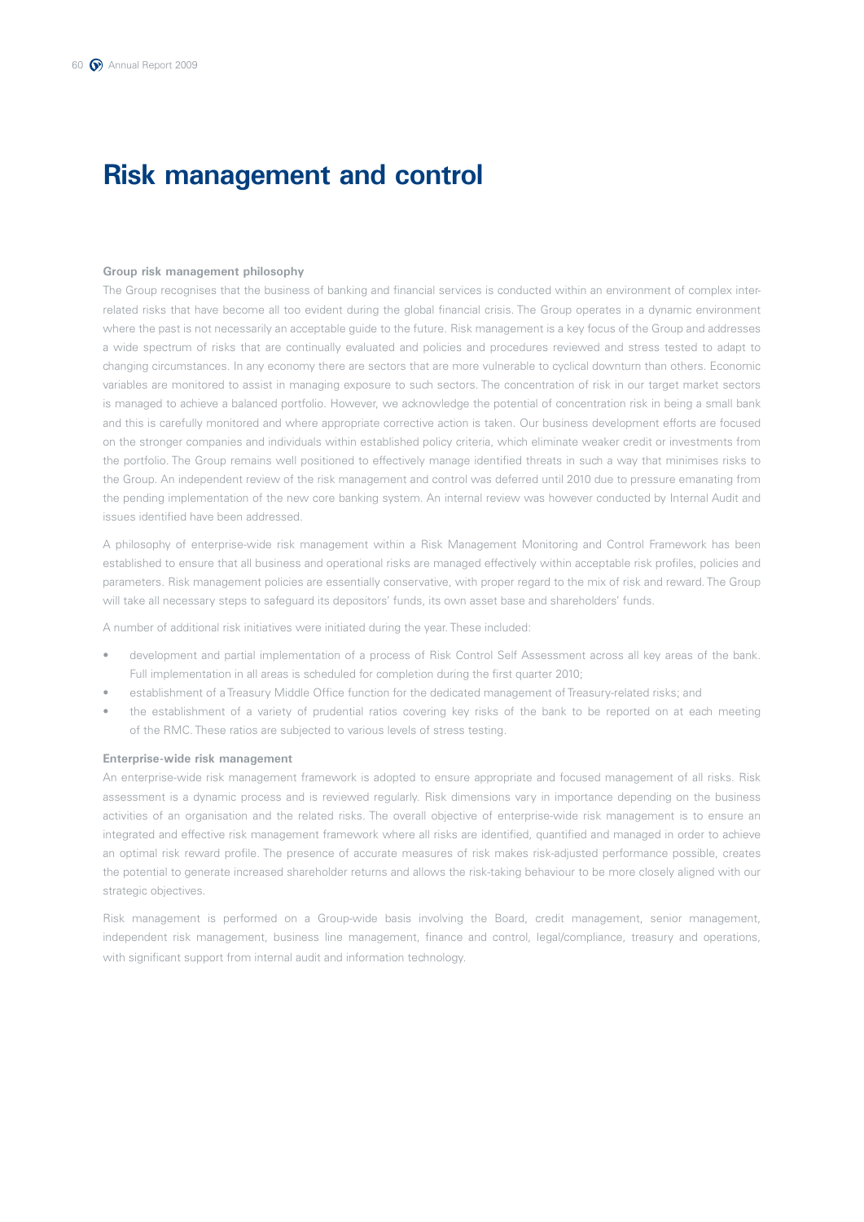# Risk management and control

### Group risk management philosophy

The Group recognises that the business of banking and financial services is conducted within an environment of complex inter-related risks that have become all too evident during the global financial crisis. The Group operates in a dynamic environment where the past is not necessarily an acceptable guide to the future. Risk management is a key focus of the Group and addresses a wide spectrum of risks that are continually evaluated and policies and procedures reviewed and stress tested to adapt to changing circumstances. In any economy there are sectors that are more vulnerable to cyclical downturn than others. Economic variables are monitored to assist in managing exposure to such sectors. The concentration of risk in our target market sectors is managed to achieve a balanced portfolio. However, we acknowledge the potential of concentration risk in being a small bank and this is carefully monitored and where appropriate corrective action is taken. Our business development efforts are focused on the stronger companies and individuals within established policy criteria, which eliminate weaker credit or investments from the portfolio. The Group remains well positioned to effectively manage identified threats in such a way that minimises risks to the Group. An independent review of the risk management and control was deferred until 2010 due to pressure emanating from the pending implementation of the new core banking system. An internal review was however conducted by Internal Audit and issues identified have been addressed.

A philosophy of enterprise-wide risk management within a Risk Management Monitoring and Control Framework has been established to ensure that all business and operational risks are managed effectively within acceptable risk profiles, policies and parameters. Risk management policies are essentially conservative, with proper regard to the mix of risk and reward. The Group will take all necessary steps to safeguard its depositors' funds, its own asset base and shareholders' funds.

A number of additional risk initiatives were initiated during the year. These included:

- development and partial implementation of a process of Risk Control Self Assessment across all key areas of the bank. Full implementation in all areas is scheduled for completion during the first quarter 2010;
- establishment of a Treasury Middle Office function for the dedicated management of Treasury-related risks; and
- the establishment of a variety of prudential ratios covering key risks of the bank to be reported on at each meeting of the RMC. These ratios are subjected to various levels of stress testing.

### Enterprise-wide risk management

An enterprise-wide risk management framework is adopted to ensure appropriate and focused management of all risks. Risk assessment is a dynamic process and is reviewed regularly. Risk dimensions vary in importance depending on the business activities of an organisation and the related risks. The overall objective of enterprise-wide risk management is to ensure an integrated and effective risk management framework where all risks are identified, quantified and managed in order to achieve an optimal risk reward profile. The presence of accurate measures of risk makes risk-adjusted performance possible, creates the potential to generate increased shareholder returns and allows the risk-taking behaviour to be more closely aligned with our strategic objectives.

Risk management is performed on a Group-wide basis involving the Board, credit management, senior management, independent risk management, business line management, finance and control, legal/compliance, treasury and operations, with significant support from internal audit and information technology.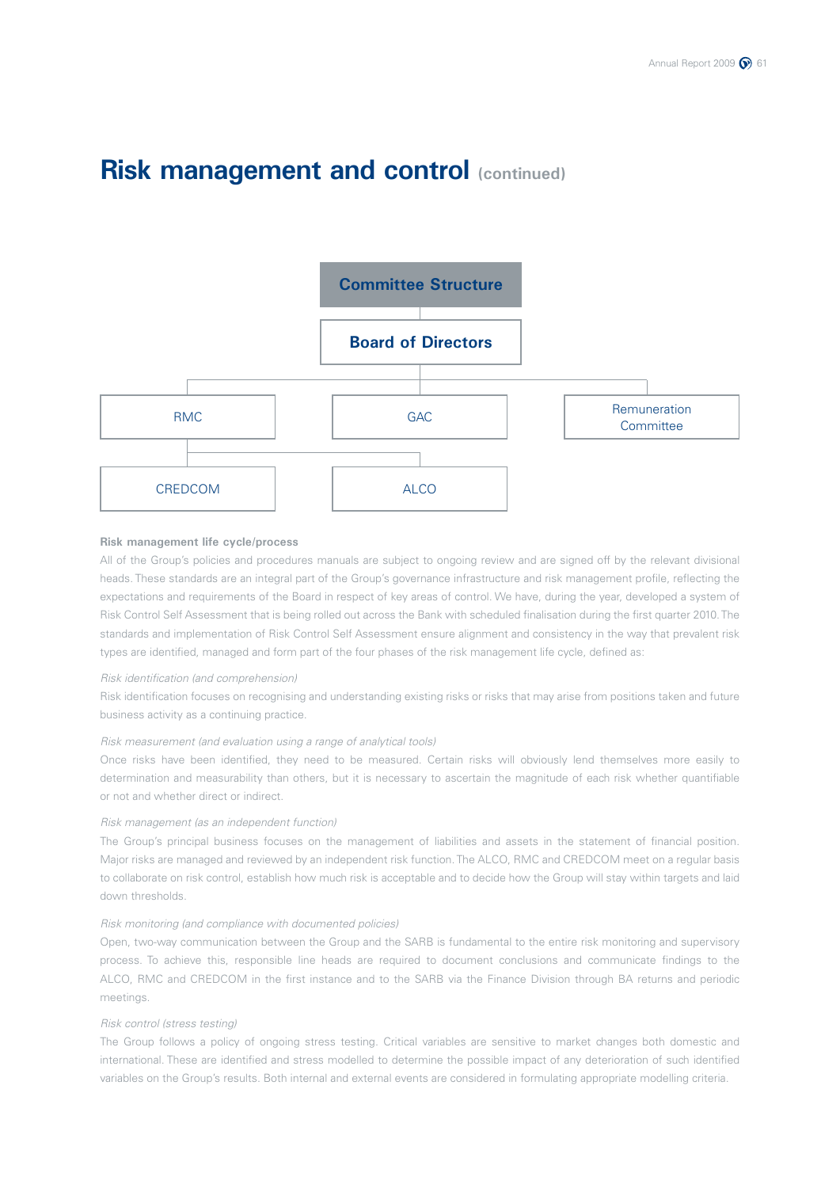# Risk management and control (continued)

**Committee Structure**

**Board of Directors**

- RMC
  - CREDCOM
  - ALCO
- GAC
- Remuneration Committee

**Risk management life cycle/process**

All of the Group's policies and procedures manuals are subject to ongoing review and are signed off by the relevant divisional heads. These standards are an integral part of the Group's governance infrastructure and risk management profile, reflecting the expectations and requirements of the Board in respect of key areas of control. We have, during the year, developed a system of Risk Control Self Assessment that is being rolled out across the Bank with scheduled finalisation during the first quarter 2010. The standards and implementation of Risk Control Self Assessment ensure alignment and consistency in the way that prevalent risk types are identified, managed and form part of the four phases of the risk management life cycle, defined as:

*Risk identification (and comprehension)*

Risk identification focuses on recognising and understanding existing risks or risks that may arise from positions taken and future business activity as a continuing practice.

*Risk measurement (and evaluation using a range of analytical tools)*

Once risks have been identified, they need to be measured. Certain risks will obviously lend themselves more easily to determination and measurability than others, but it is necessary to ascertain the magnitude of each risk whether quantifiable or not and whether direct or indirect.

*Risk management (as an independent function)*

The Group's principal business focuses on the management of liabilities and assets in the statement of financial position. Major risks are managed and reviewed by an independent risk function. The ALCO, RMC and CREDCOM meet on a regular basis to collaborate on risk control, establish how much risk is acceptable and to decide how the Group will stay within targets and laid down thresholds.

*Risk monitoring (and compliance with documented policies)*

Open, two-way communication between the Group and the SARB is fundamental to the entire risk monitoring and supervisory process. To achieve this, responsible line heads are required to document conclusions and communicate findings to the ALCO, RMC and CREDCOM in the first instance and to the SARB via the Finance Division through BA returns and periodic meetings.

*Risk control (stress testing)*

The Group follows a policy of ongoing stress testing. Critical variables are sensitive to market changes both domestic and international. These are identified and stress modelled to determine the possible impact of any deterioration of such identified variables on the Group's results. Both internal and external events are considered in formulating appropriate modelling criteria.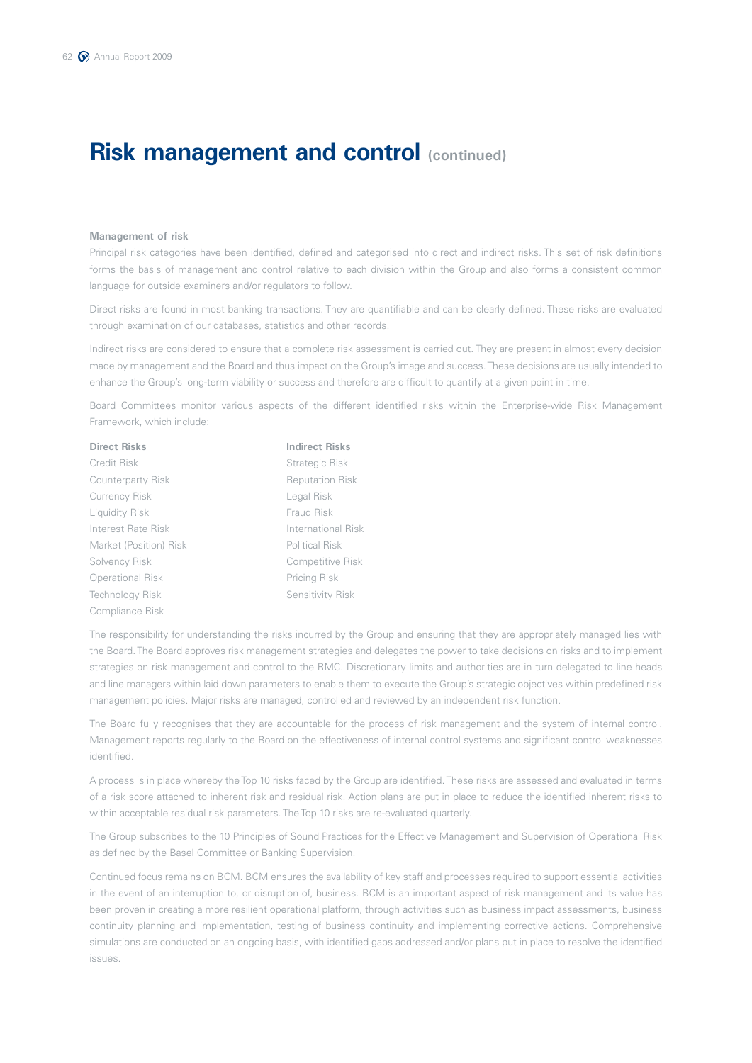# Risk management and control (continued)

### Management of risk

Principal risk categories have been identified, defined and categorised into direct and indirect risks. This set of risk definitions forms the basis of management and control relative to each division within the Group and also forms a consistent common language for outside examiners and/or regulators to follow.

Direct risks are found in most banking transactions. They are quantifiable and can be clearly defined. These risks are evaluated through examination of our databases, statistics and other records.

Indirect risks are considered to ensure that a complete risk assessment is carried out. They are present in almost every decision made by management and the Board and thus impact on the Group's image and success. These decisions are usually intended to enhance the Group's long-term viability or success and therefore are difficult to quantify at a given point in time.

Board Committees monitor various aspects of the different identified risks within the Enterprise-wide Risk Management Framework, which include:

| Direct Risks | Indirect Risks |
|---|---|
| Credit Risk | Strategic Risk |
| Counterparty Risk | Reputation Risk |
| Currency Risk | Legal Risk |
| Liquidity Risk | Fraud Risk |
| Interest Rate Risk | International Risk |
| Market (Position) Risk | Political Risk |
| Solvency Risk | Competitive Risk |
| Operational Risk | Pricing Risk |
| Technology Risk | Sensitivity Risk |
| Compliance Risk | |

The responsibility for understanding the risks incurred by the Group and ensuring that they are appropriately managed lies with the Board. The Board approves risk management strategies and delegates the power to take decisions on risks and to implement strategies on risk management and control to the RMC. Discretionary limits and authorities are in turn delegated to line heads and line managers within laid down parameters to enable them to execute the Group's strategic objectives within predefined risk management policies. Major risks are managed, controlled and reviewed by an independent risk function.

The Board fully recognises that they are accountable for the process of risk management and the system of internal control. Management reports regularly to the Board on the effectiveness of internal control systems and significant control weaknesses identified.

A process is in place whereby the Top 10 risks faced by the Group are identified. These risks are assessed and evaluated in terms of a risk score attached to inherent risk and residual risk. Action plans are put in place to reduce the identified inherent risks to within acceptable residual risk parameters. The Top 10 risks are re-evaluated quarterly.

The Group subscribes to the 10 Principles of Sound Practices for the Effective Management and Supervision of Operational Risk as defined by the Basel Committee or Banking Supervision.

Continued focus remains on BCM. BCM ensures the availability of key staff and processes required to support essential activities in the event of an interruption to, or disruption of, business. BCM is an important aspect of risk management and its value has been proven in creating a more resilient operational platform, through activities such as business impact assessments, business continuity planning and implementation, testing of business continuity and implementing corrective actions. Comprehensive simulations are conducted on an ongoing basis, with identified gaps addressed and/or plans put in place to resolve the identified issues.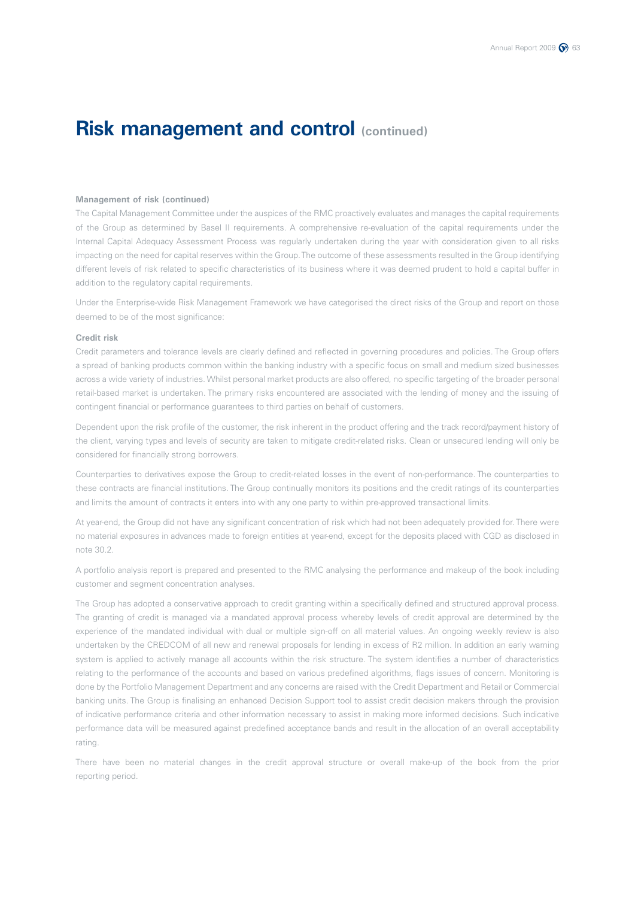# Risk management and control (continued)

**Management of risk (continued)**

The Capital Management Committee under the auspices of the RMC proactively evaluates and manages the capital requirements of the Group as determined by Basel II requirements. A comprehensive re-evaluation of the capital requirements under the Internal Capital Adequacy Assessment Process was regularly undertaken during the year with consideration given to all risks impacting on the need for capital reserves within the Group. The outcome of these assessments resulted in the Group identifying different levels of risk related to specific characteristics of its business where it was deemed prudent to hold a capital buffer in addition to the regulatory capital requirements.

Under the Enterprise-wide Risk Management Framework we have categorised the direct risks of the Group and report on those deemed to be of the most significance:

**Credit risk**

Credit parameters and tolerance levels are clearly defined and reflected in governing procedures and policies. The Group offers a spread of banking products common within the banking industry with a specific focus on small and medium sized businesses across a wide variety of industries. Whilst personal market products are also offered, no specific targeting of the broader personal retail-based market is undertaken. The primary risks encountered are associated with the lending of money and the issuing of contingent financial or performance guarantees to third parties on behalf of customers.

Dependent upon the risk profile of the customer, the risk inherent in the product offering and the track record/payment history of the client, varying types and levels of security are taken to mitigate credit-related risks. Clean or unsecured lending will only be considered for financially strong borrowers.

Counterparties to derivatives expose the Group to credit-related losses in the event of non-performance. The counterparties to these contracts are financial institutions. The Group continually monitors its positions and the credit ratings of its counterparties and limits the amount of contracts it enters into with any one party to within pre-approved transactional limits.

At year-end, the Group did not have any significant concentration of risk which had not been adequately provided for. There were no material exposures in advances made to foreign entities at year-end, except for the deposits placed with CGD as disclosed in note 30.2.

A portfolio analysis report is prepared and presented to the RMC analysing the performance and makeup of the book including customer and segment concentration analyses.

The Group has adopted a conservative approach to credit granting within a specifically defined and structured approval process. The granting of credit is managed via a mandated approval process whereby levels of credit approval are determined by the experience of the mandated individual with dual or multiple sign-off on all material values. An ongoing weekly review is also undertaken by the CREDCOM of all new and renewal proposals for lending in excess of R2 million. In addition an early warning system is applied to actively manage all accounts within the risk structure. The system identifies a number of characteristics relating to the performance of the accounts and based on various predefined algorithms, flags issues of concern. Monitoring is done by the Portfolio Management Department and any concerns are raised with the Credit Department and Retail or Commercial banking units. The Group is finalising an enhanced Decision Support tool to assist credit decision makers through the provision of indicative performance criteria and other information necessary to assist in making more informed decisions. Such indicative performance data will be measured against predefined acceptance bands and result in the allocation of an overall acceptability rating.

There have been no material changes in the credit approval structure or overall make-up of the book from the prior reporting period.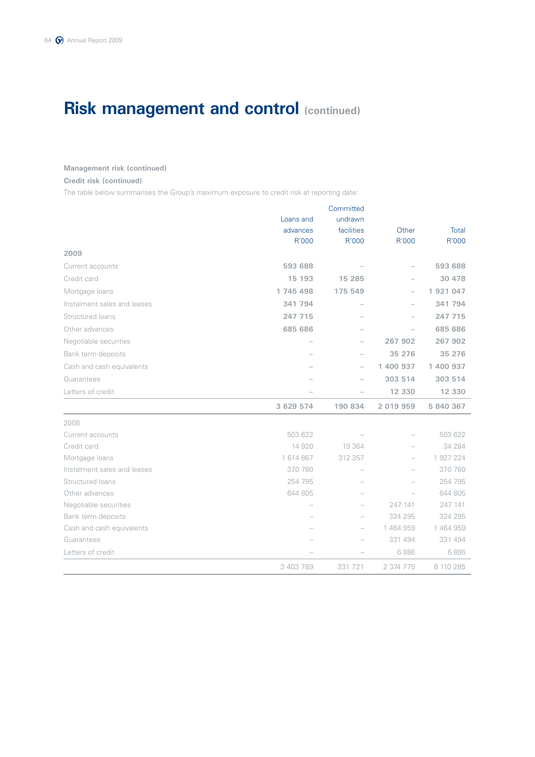# Risk management and control (continued)

**Management risk (continued)**

**Credit risk (continued)**

The table below summarises the Group's maximum exposure to credit risk at reporting date:

| | Loans and advances R'000 | Committed undrawn facilities R'000 | Other R'000 | Total R'000 |
|---|---|---|---|---|
| **2009** | | | | |
| Current accounts | **593 688** | – | – | **593 688** |
| Credit card | **15 193** | **15 285** | – | **30 478** |
| Mortgage loans | **1 745 498** | **175 549** | – | **1 921 047** |
| Instalment sales and leases | **341 794** | – | – | **341 794** |
| Structured loans | **247 715** | – | – | **247 715** |
| Other advances | **685 686** | – | – | **685 686** |
| Negotiable securities | – | – | **267 902** | **267 902** |
| Bank term deposits | – | – | **35 276** | **35 276** |
| Cash and cash equivalents | – | – | **1 400 937** | **1 400 937** |
| Guarantees | – | – | **303 514** | **303 514** |
| Letters of credit | – | – | **12 330** | **12 330** |
| | **3 629 574** | **190 834** | **2 019 959** | **5 840 367** |
| 2008 | | | | |
| Current accounts | 503 622 | – | – | 503 622 |
| Credit card | 14 920 | 19 364 | – | 34 284 |
| Mortgage loans | 1 614 867 | 312 357 | – | 1 927 224 |
| Instalment sales and leases | 370 780 | – | – | 370 780 |
| Structured loans | 254 795 | – | – | 254 795 |
| Other advances | 644 805 | – | – | 644 805 |
| Negotiable securities | – | – | 247 141 | 247 141 |
| Bank term deposits | – | – | 324 295 | 324 295 |
| Cash and cash equivalents | – | – | 1 464 959 | 1 464 959 |
| Guarantees | – | – | 331 494 | 331 494 |
| Letters of credit | – | – | 6 886 | 6 886 |
| | 3 403 789 | 331 721 | 2 374 775 | 6 110 285 |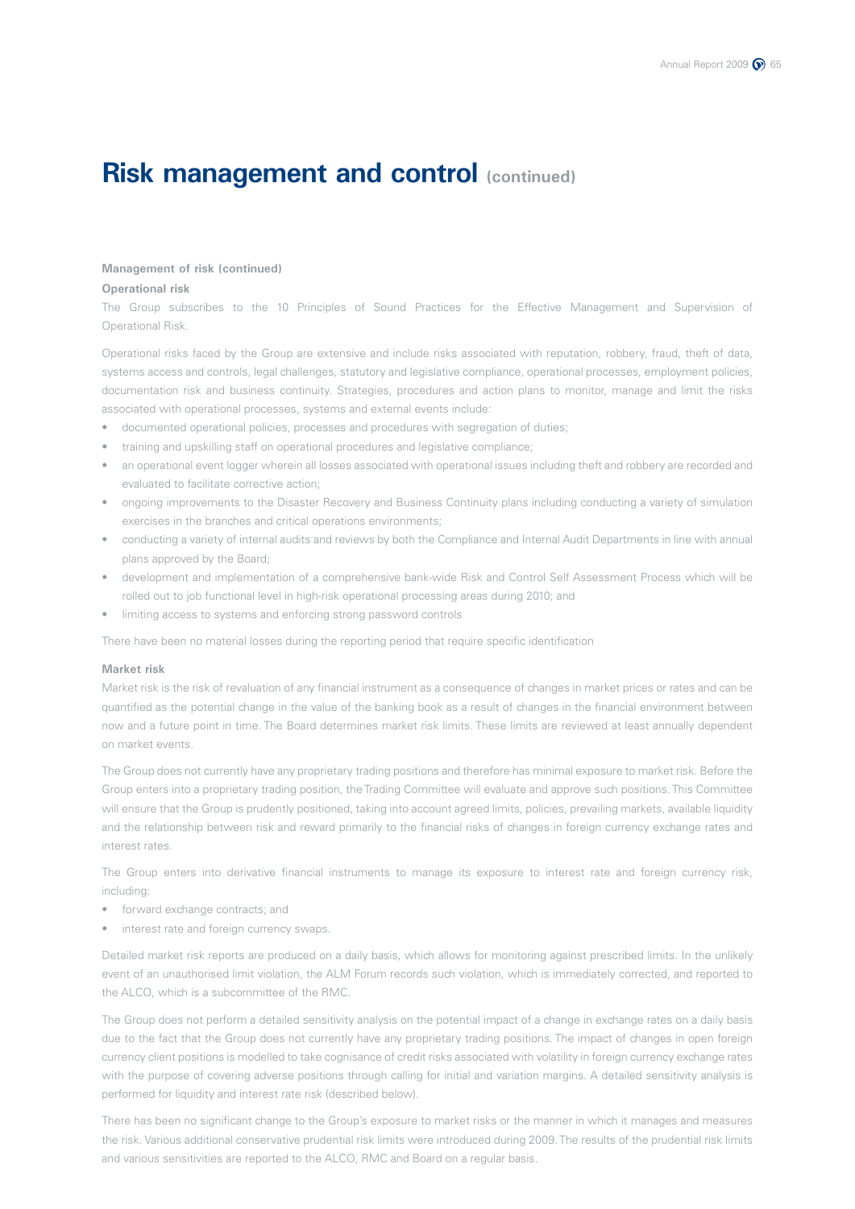# Risk management and control (continued)

**Management of risk (continued)**

**Operational risk**

The Group subscribes to the 10 Principles of Sound Practices for the Effective Management and Supervision of Operational Risk.

Operational risks faced by the Group are extensive and include risks associated with reputation, robbery, fraud, theft of data, systems access and controls, legal challenges, statutory and legislative compliance, operational processes, employment policies, documentation risk and business continuity. Strategies, procedures and action plans to monitor, manage and limit the risks associated with operational processes, systems and external events include:

- documented operational policies, processes and procedures with segregation of duties;
- training and upskilling staff on operational procedures and legislative compliance;
- an operational event logger wherein all losses associated with operational issues including theft and robbery are recorded and evaluated to facilitate corrective action;
- ongoing improvements to the Disaster Recovery and Business Continuity plans including conducting a variety of simulation exercises in the branches and critical operations environments;
- conducting a variety of internal audits and reviews by both the Compliance and Internal Audit Departments in line with annual plans approved by the Board;
- development and implementation of a comprehensive bank-wide Risk and Control Self Assessment Process which will be rolled out to job functional level in high-risk operational processing areas during 2010; and
- limiting access to systems and enforcing strong password controls

There have been no material losses during the reporting period that require specific identification

**Market risk**

Market risk is the risk of revaluation of any financial instrument as a consequence of changes in market prices or rates and can be quantified as the potential change in the value of the banking book as a result of changes in the financial environment between now and a future point in time. The Board determines market risk limits. These limits are reviewed at least annually dependent on market events.

The Group does not currently have any proprietary trading positions and therefore has minimal exposure to market risk. Before the Group enters into a proprietary trading position, the Trading Committee will evaluate and approve such positions. This Committee will ensure that the Group is prudently positioned, taking into account agreed limits, policies, prevailing markets, available liquidity and the relationship between risk and reward primarily to the financial risks of changes in foreign currency exchange rates and interest rates.

The Group enters into derivative financial instruments to manage its exposure to interest rate and foreign currency risk, including:

- forward exchange contracts; and
- interest rate and foreign currency swaps.

Detailed market risk reports are produced on a daily basis, which allows for monitoring against prescribed limits. In the unlikely event of an unauthorised limit violation, the ALM Forum records such violation, which is immediately corrected, and reported to the ALCO, which is a subcommittee of the RMC.

The Group does not perform a detailed sensitivity analysis on the potential impact of a change in exchange rates on a daily basis due to the fact that the Group does not currently have any proprietary trading positions. The impact of changes in open foreign currency client positions is modelled to take cognisance of credit risks associated with volatility in foreign currency exchange rates with the purpose of covering adverse positions through calling for initial and variation margins. A detailed sensitivity analysis is performed for liquidity and interest rate risk (described below).

There has been no significant change to the Group's exposure to market risks or the manner in which it manages and measures the risk. Various additional conservative prudential risk limits were introduced during 2009. The results of the prudential risk limits and various sensitivities are reported to the ALCO, RMC and Board on a regular basis.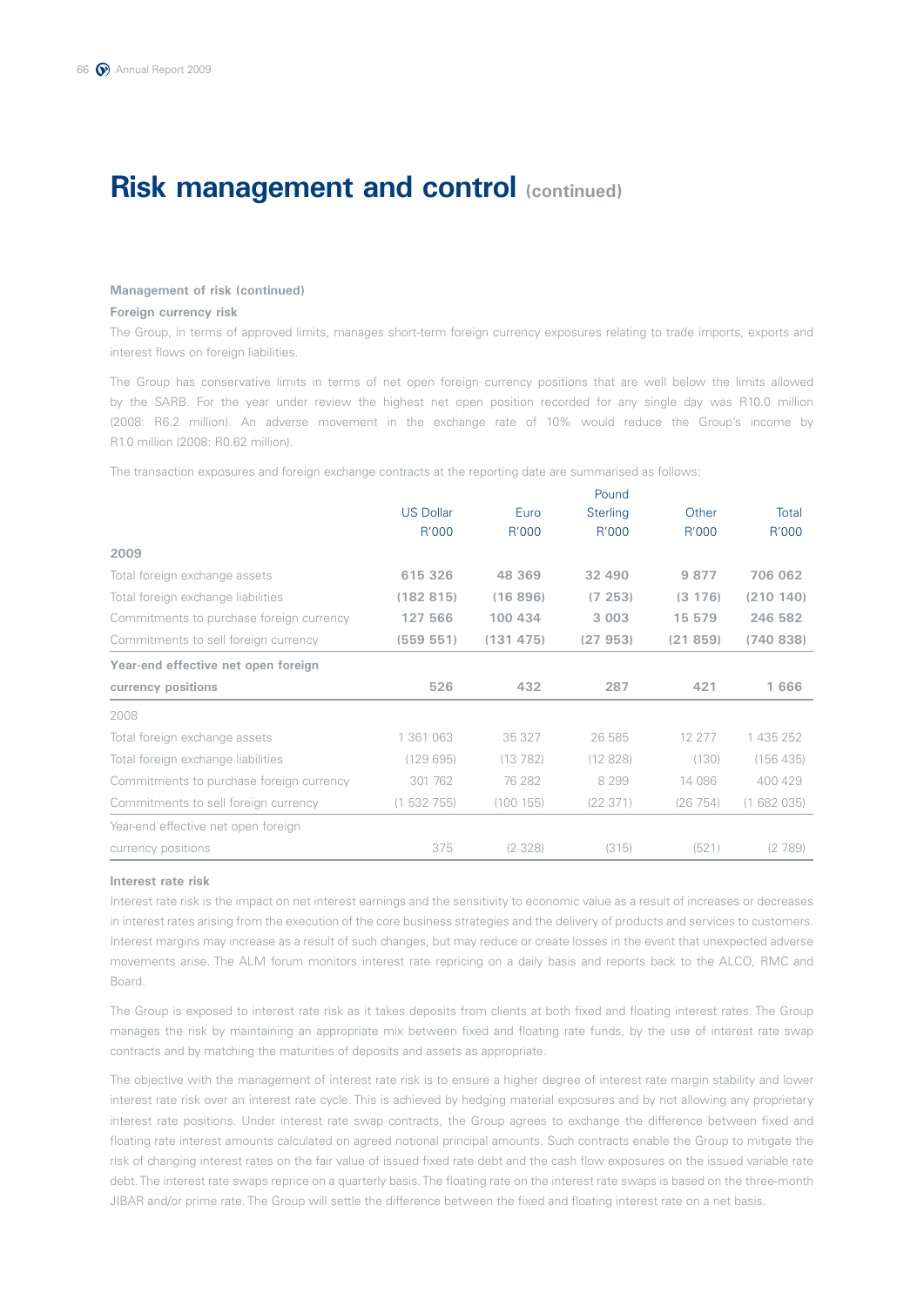# Risk management and control (continued)

**Management of risk (continued)**

**Foreign currency risk**

The Group, in terms of approved limits, manages short-term foreign currency exposures relating to trade imports, exports and interest flows on foreign liabilities.

The Group has conservative limits in terms of net open foreign currency positions that are well below the limits allowed by the SARB. For the year under review the highest net open position recorded for any single day was R10.0 million (2008: R6.2 million). An adverse movement in the exchange rate of 10% would reduce the Group's income by R1.0 million (2008: R0.62 million).

The transaction exposures and foreign exchange contracts at the reporting date are summarised as follows:

| | US Dollar R'000 | Euro R'000 | Pound Sterling R'000 | Other R'000 | Total R'000 |
|---|---|---|---|---|---|
| **2009** | | | | | |
| Total foreign exchange assets | **615 326** | **48 369** | **32 490** | **9 877** | **706 062** |
| Total foreign exchange liabilities | **(182 815)** | **(16 896)** | **(7 253)** | **(3 176)** | **(210 140)** |
| Commitments to purchase foreign currency | **127 566** | **100 434** | **3 003** | **15 579** | **246 582** |
| Commitments to sell foreign currency | **(559 551)** | **(131 475)** | **(27 953)** | **(21 859)** | **(740 838)** |
| **Year-end effective net open foreign currency positions** | **526** | **432** | **287** | **421** | **1 666** |
| 2008 | | | | | |
| Total foreign exchange assets | 1 361 063 | 35 327 | 26 585 | 12 277 | 1 435 252 |
| Total foreign exchange liabilities | (129 695) | (13 782) | (12 828) | (130) | (156 435) |
| Commitments to purchase foreign currency | 301 762 | 76 282 | 8 299 | 14 086 | 400 429 |
| Commitments to sell foreign currency | (1 532 755) | (100 155) | (22 371) | (26 754) | (1 682 035) |
| Year-end effective net open foreign currency positions | 375 | (2 328) | (315) | (521) | (2 789) |

**Interest rate risk**

Interest rate risk is the impact on net interest earnings and the sensitivity to economic value as a result of increases or decreases in interest rates arising from the execution of the core business strategies and the delivery of products and services to customers. Interest margins may increase as a result of such changes, but may reduce or create losses in the event that unexpected adverse movements arise. The ALM forum monitors interest rate repricing on a daily basis and reports back to the ALCO, RMC and Board.

The Group is exposed to interest rate risk as it takes deposits from clients at both fixed and floating interest rates. The Group manages the risk by maintaining an appropriate mix between fixed and floating rate funds, by the use of interest rate swap contracts and by matching the maturities of deposits and assets as appropriate.

The objective with the management of interest rate risk is to ensure a higher degree of interest rate margin stability and lower interest rate risk over an interest rate cycle. This is achieved by hedging material exposures and by not allowing any proprietary interest rate positions. Under interest rate swap contracts, the Group agrees to exchange the difference between fixed and floating rate interest amounts calculated on agreed notional principal amounts. Such contracts enable the Group to mitigate the risk of changing interest rates on the fair value of issued fixed rate debt and the cash flow exposures on the issued variable rate debt. The interest rate swaps reprice on a quarterly basis. The floating rate on the interest rate swaps is based on the three-month JIBAR and/or prime rate. The Group will settle the difference between the fixed and floating interest rate on a net basis.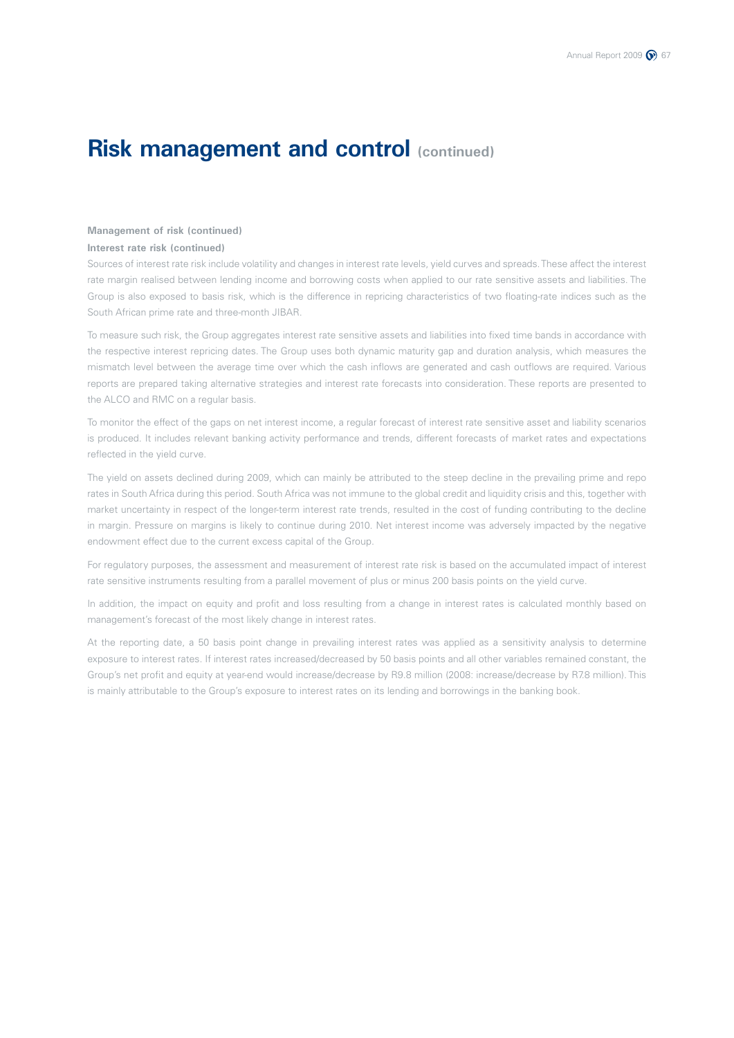# Risk management and control (continued)

**Management of risk (continued)**

**Interest rate risk (continued)**

Sources of interest rate risk include volatility and changes in interest rate levels, yield curves and spreads. These affect the interest rate margin realised between lending income and borrowing costs when applied to our rate sensitive assets and liabilities. The Group is also exposed to basis risk, which is the difference in repricing characteristics of two floating-rate indices such as the South African prime rate and three-month JIBAR.

To measure such risk, the Group aggregates interest rate sensitive assets and liabilities into fixed time bands in accordance with the respective interest repricing dates. The Group uses both dynamic maturity gap and duration analysis, which measures the mismatch level between the average time over which the cash inflows are generated and cash outflows are required. Various reports are prepared taking alternative strategies and interest rate forecasts into consideration. These reports are presented to the ALCO and RMC on a regular basis.

To monitor the effect of the gaps on net interest income, a regular forecast of interest rate sensitive asset and liability scenarios is produced. It includes relevant banking activity performance and trends, different forecasts of market rates and expectations reflected in the yield curve.

The yield on assets declined during 2009, which can mainly be attributed to the steep decline in the prevailing prime and repo rates in South Africa during this period. South Africa was not immune to the global credit and liquidity crisis and this, together with market uncertainty in respect of the longer-term interest rate trends, resulted in the cost of funding contributing to the decline in margin. Pressure on margins is likely to continue during 2010. Net interest income was adversely impacted by the negative endowment effect due to the current excess capital of the Group.

For regulatory purposes, the assessment and measurement of interest rate risk is based on the accumulated impact of interest rate sensitive instruments resulting from a parallel movement of plus or minus 200 basis points on the yield curve.

In addition, the impact on equity and profit and loss resulting from a change in interest rates is calculated monthly based on management's forecast of the most likely change in interest rates.

At the reporting date, a 50 basis point change in prevailing interest rates was applied as a sensitivity analysis to determine exposure to interest rates. If interest rates increased/decreased by 50 basis points and all other variables remained constant, the Group's net profit and equity at year-end would increase/decrease by R9.8 million (2008: increase/decrease by R7.8 million). This is mainly attributable to the Group's exposure to interest rates on its lending and borrowings in the banking book.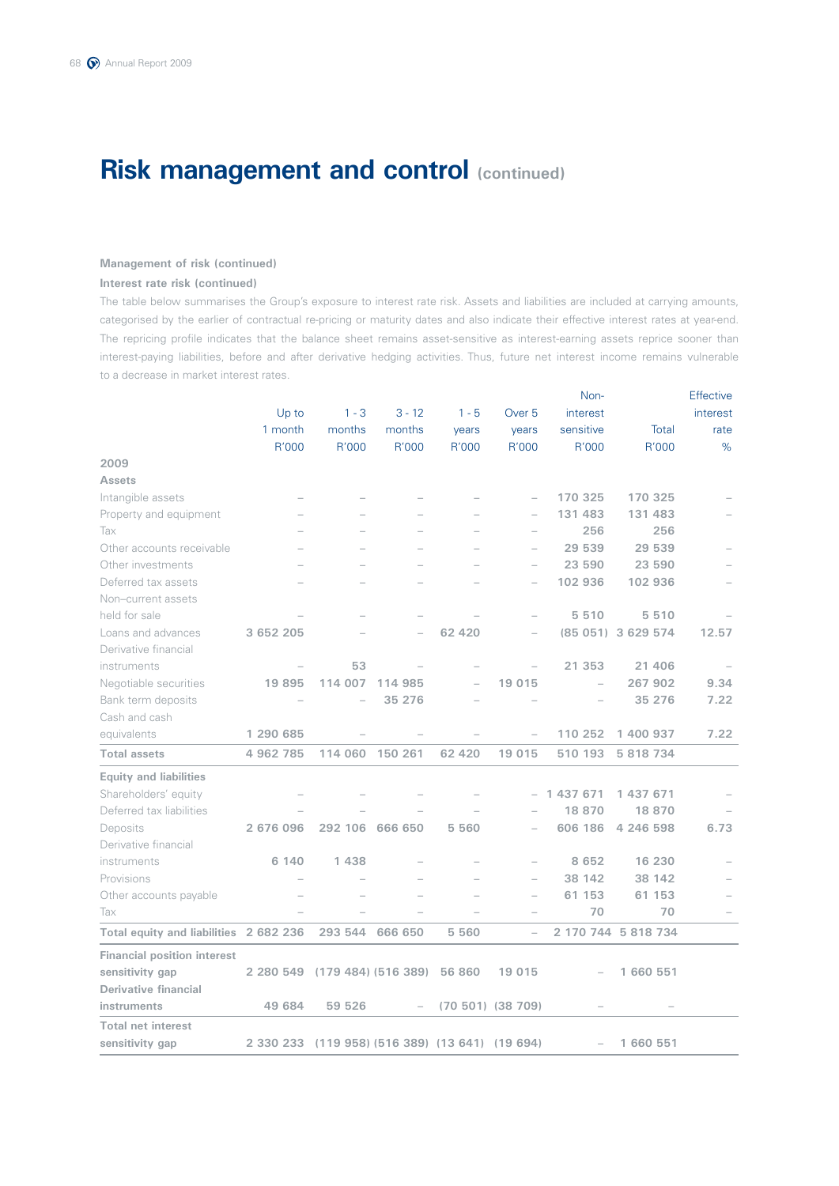# Risk management and control (continued)

**Management of risk (continued)**

**Interest rate risk (continued)**

The table below summarises the Group's exposure to interest rate risk. Assets and liabilities are included at carrying amounts, categorised by the earlier of contractual re-pricing or maturity dates and also indicate their effective interest rates at year-end. The repricing profile indicates that the balance sheet remains asset-sensitive as interest-earning assets reprice sooner than interest-paying liabilities, before and after derivative hedging activities. Thus, future net interest income remains vulnerable to a decrease in market interest rates.

| | Up to 1 month R'000 | 1 - 3 months R'000 | 3 - 12 months R'000 | 1 - 5 years R'000 | Over 5 years R'000 | Non-interest sensitive R'000 | Total R'000 | Effective interest rate % |
|---|---|---|---|---|---|---|---|---|
| **2009** | | | | | | | | |
| **Assets** | | | | | | | | |
| Intangible assets | – | – | – | – | – | 170 325 | 170 325 | – |
| Property and equipment | – | – | – | – | – | 131 483 | 131 483 | – |
| Tax | – | – | – | – | – | 256 | 256 | |
| Other accounts receivable | – | – | – | – | – | 29 539 | 29 539 | – |
| Other investments | – | – | – | – | – | 23 590 | 23 590 | – |
| Deferred tax assets | – | – | – | – | – | 102 936 | 102 936 | – |
| Non–current assets held for sale | – | – | – | – | – | 5 510 | 5 510 | – |
| Loans and advances | 3 652 205 | – | – | 62 420 | – | (85 051) | 3 629 574 | 12.57 |
| Derivative financial instruments | – | 53 | – | – | – | 21 353 | 21 406 | – |
| Negotiable securities | 19 895 | 114 007 | 114 985 | – | 19 015 | – | 267 902 | 9.34 |
| Bank term deposits | – | – | 35 276 | – | – | – | 35 276 | 7.22 |
| Cash and cash equivalents | 1 290 685 | – | – | – | – | 110 252 | 1 400 937 | 7.22 |
| **Total assets** | **4 962 785** | **114 060** | **150 261** | **62 420** | **19 015** | **510 193** | **5 818 734** | |
| **Equity and liabilities** | | | | | | | | |
| Shareholders' equity | – | – | – | – | – | 1 437 671 | 1 437 671 | – |
| Deferred tax liabilities | – | – | – | – | – | 18 870 | 18 870 | – |
| Deposits | 2 676 096 | 292 106 | 666 650 | 5 560 | – | 606 186 | 4 246 598 | 6.73 |
| Derivative financial instruments | 6 140 | 1 438 | – | – | – | 8 652 | 16 230 | – |
| Provisions | – | – | – | – | – | 38 142 | 38 142 | – |
| Other accounts payable | – | – | – | – | – | 61 153 | 61 153 | – |
| Tax | – | – | – | – | – | 70 | 70 | – |
| **Total equity and liabilities** | **2 682 236** | **293 544** | **666 650** | **5 560** | **–** | **2 170 744** | **5 818 734** | |
| **Financial position interest sensitivity gap** | **2 280 549** | **(179 484)** | **(516 389)** | **56 860** | **19 015** | **–** | **1 660 551** | |
| **Derivative financial instruments** | **49 684** | **59 526** | **–** | **(70 501)** | **(38 709)** | **–** | **–** | |
| **Total net interest sensitivity gap** | **2 330 233** | **(119 958)** | **(516 389)** | **(13 641)** | **(19 694)** | **–** | **1 660 551** | |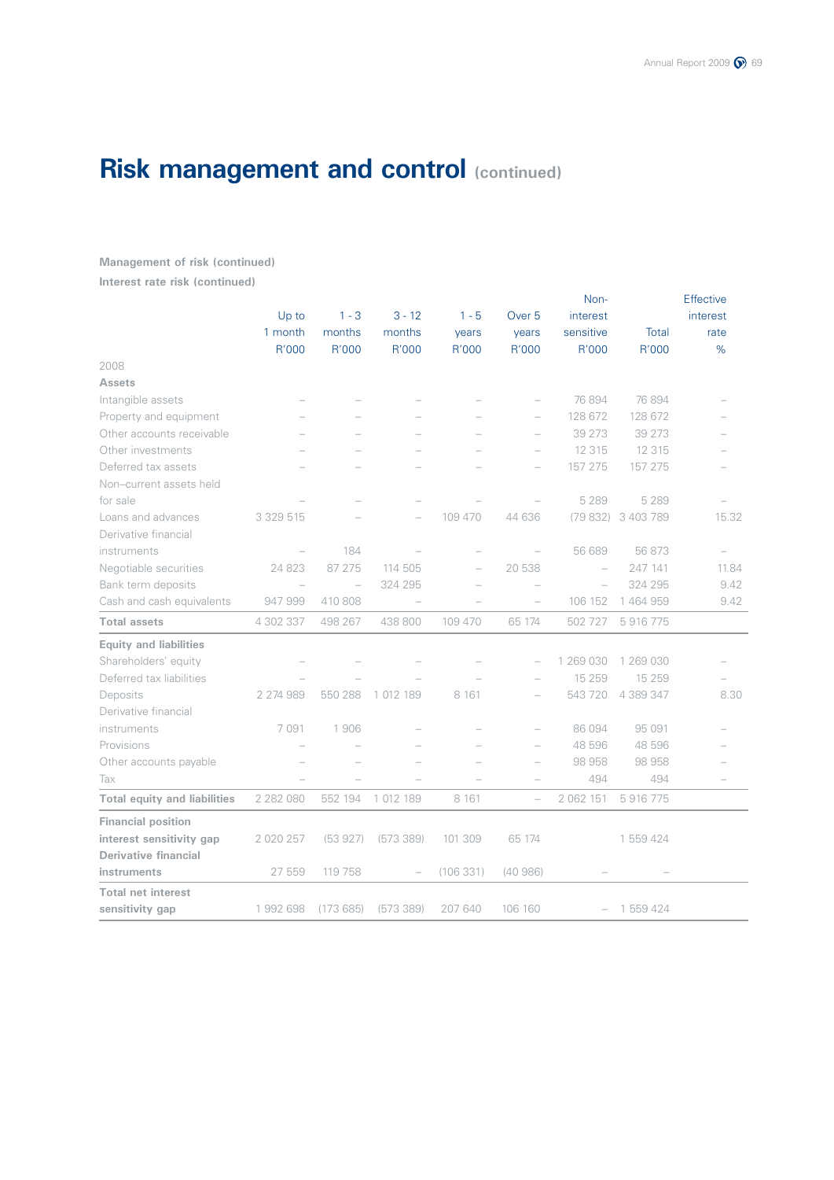# Risk management and control (continued)

**Management of risk (continued)**

**Interest rate risk (continued)**

| | Up to 1 month R'000 | 1 - 3 months R'000 | 3 - 12 months R'000 | 1 - 5 years R'000 | Over 5 years R'000 | Non-interest sensitive R'000 | Total R'000 | Effective interest rate % |
|---|---|---|---|---|---|---|---|---|
| 2008 | | | | | | | | |
| **Assets** | | | | | | | | |
| Intangible assets | – | – | – | – | – | 76 894 | 76 894 | – |
| Property and equipment | – | – | – | – | – | 128 672 | 128 672 | – |
| Other accounts receivable | – | – | – | – | – | 39 273 | 39 273 | – |
| Other investments | – | – | – | – | – | 12 315 | 12 315 | – |
| Deferred tax assets | – | – | – | – | – | 157 275 | 157 275 | – |
| Non–current assets held for sale | – | – | – | – | – | 5 289 | 5 289 | – |
| Loans and advances | 3 329 515 | – | – | 109 470 | 44 636 | (79 832) | 3 403 789 | 15.32 |
| Derivative financial instruments | – | 184 | – | – | – | 56 689 | 56 873 | – |
| Negotiable securities | 24 823 | 87 275 | 114 505 | – | 20 538 | – | 247 141 | 11.84 |
| Bank term deposits | – | – | 324 295 | – | – | – | 324 295 | 9.42 |
| Cash and cash equivalents | 947 999 | 410 808 | – | – | – | 106 152 | 1 464 959 | 9.42 |
| **Total assets** | 4 302 337 | 498 267 | 438 800 | 109 470 | 65 174 | 502 727 | 5 916 775 | |
| **Equity and liabilities** | | | | | | | | |
| Shareholders' equity | – | – | – | – | – | 1 269 030 | 1 269 030 | – |
| Deferred tax liabilities | – | – | – | – | – | 15 259 | 15 259 | – |
| Deposits | 2 274 989 | 550 288 | 1 012 189 | 8 161 | – | 543 720 | 4 389 347 | 8.30 |
| Derivative financial instruments | 7 091 | 1 906 | – | – | – | 86 094 | 95 091 | – |
| Provisions | – | – | – | – | – | 48 596 | 48 596 | – |
| Other accounts payable | – | – | – | – | – | 98 958 | 98 958 | – |
| Tax | – | – | – | – | – | 494 | 494 | – |
| **Total equity and liabilities** | 2 282 080 | 552 194 | 1 012 189 | 8 161 | – | 2 062 151 | 5 916 775 | |
| **Financial position interest sensitivity gap** | 2 020 257 | (53 927) | (573 389) | 101 309 | 65 174 | | 1 559 424 | |
| **Derivative financial instruments** | 27 559 | 119 758 | – | (106 331) | (40 986) | – | – | |
| **Total net interest sensitivity gap** | 1 992 698 | (173 685) | (573 389) | 207 640 | 106 160 | – | 1 559 424 | |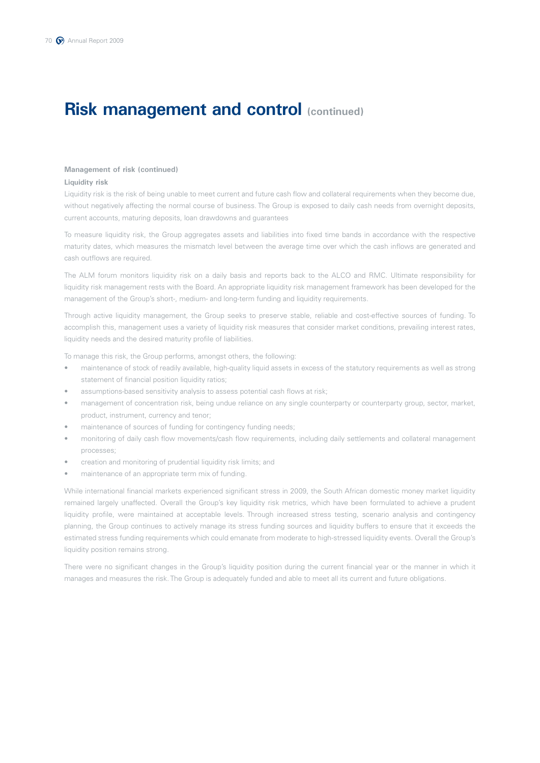# Risk management and control (continued)

**Management of risk (continued)**

**Liquidity risk**

Liquidity risk is the risk of being unable to meet current and future cash flow and collateral requirements when they become due, without negatively affecting the normal course of business. The Group is exposed to daily cash needs from overnight deposits, current accounts, maturing deposits, loan drawdowns and guarantees

To measure liquidity risk, the Group aggregates assets and liabilities into fixed time bands in accordance with the respective maturity dates, which measures the mismatch level between the average time over which the cash inflows are generated and cash outflows are required.

The ALM forum monitors liquidity risk on a daily basis and reports back to the ALCO and RMC. Ultimate responsibility for liquidity risk management rests with the Board. An appropriate liquidity risk management framework has been developed for the management of the Group's short-, medium- and long-term funding and liquidity requirements.

Through active liquidity management, the Group seeks to preserve stable, reliable and cost-effective sources of funding. To accomplish this, management uses a variety of liquidity risk measures that consider market conditions, prevailing interest rates, liquidity needs and the desired maturity profile of liabilities.

To manage this risk, the Group performs, amongst others, the following:

- maintenance of stock of readily available, high-quality liquid assets in excess of the statutory requirements as well as strong statement of financial position liquidity ratios;
- assumptions-based sensitivity analysis to assess potential cash flows at risk;
- management of concentration risk, being undue reliance on any single counterparty or counterparty group, sector, market, product, instrument, currency and tenor;
- maintenance of sources of funding for contingency funding needs;
- monitoring of daily cash flow movements/cash flow requirements, including daily settlements and collateral management processes;
- creation and monitoring of prudential liquidity risk limits; and
- maintenance of an appropriate term mix of funding.

While international financial markets experienced significant stress in 2009, the South African domestic money market liquidity remained largely unaffected. Overall the Group's key liquidity risk metrics, which have been formulated to achieve a prudent liquidity profile, were maintained at acceptable levels. Through increased stress testing, scenario analysis and contingency planning, the Group continues to actively manage its stress funding sources and liquidity buffers to ensure that it exceeds the estimated stress funding requirements which could emanate from moderate to high-stressed liquidity events. Overall the Group's liquidity position remains strong.

There were no significant changes in the Group's liquidity position during the current financial year or the manner in which it manages and measures the risk. The Group is adequately funded and able to meet all its current and future obligations.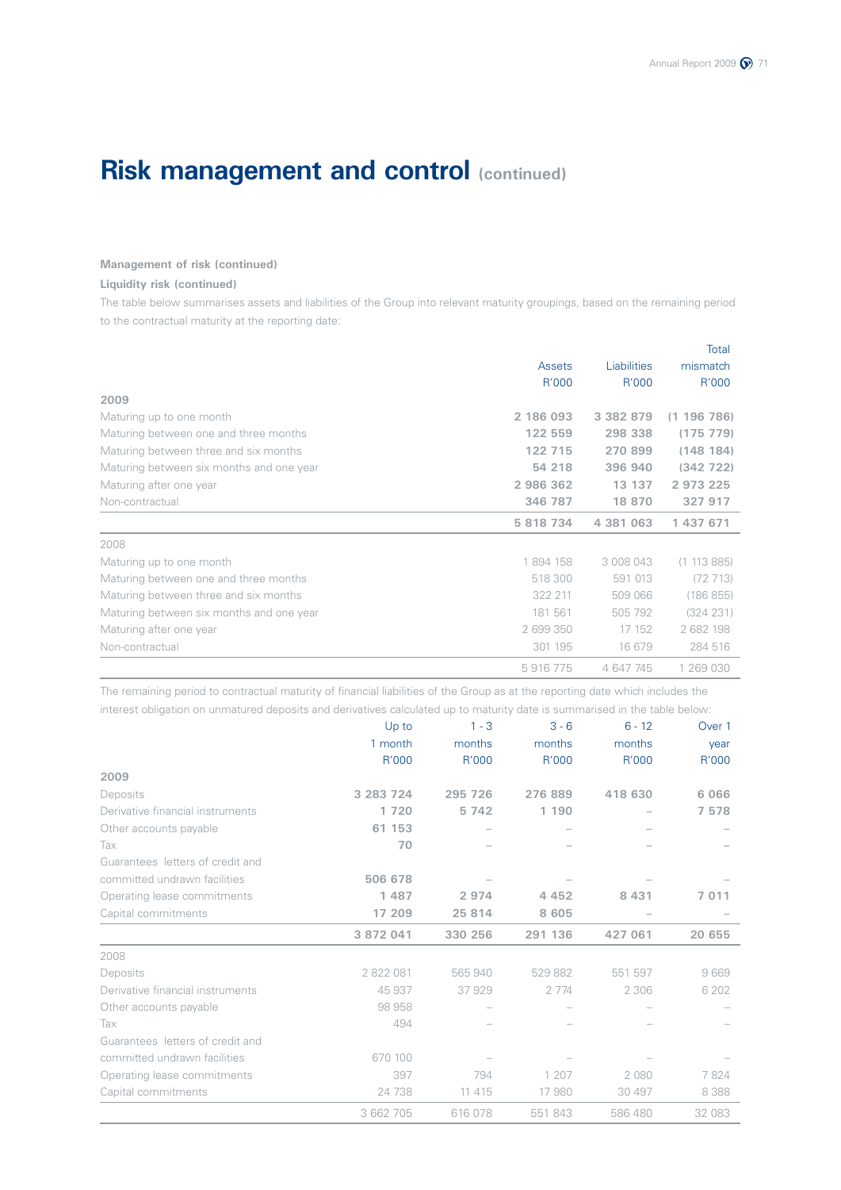# Risk management and control (continued)

**Management of risk (continued)**

**Liquidity risk (continued)**

The table below summarises assets and liabilities of the Group into relevant maturity groupings, based on the remaining period to the contractual maturity at the reporting date:

| | Assets R'000 | Liabilities R'000 | Total mismatch R'000 |
|---|---|---|---|
| **2009** | | | |
| Maturing up to one month | **2 186 093** | **3 382 879** | **(1 196 786)** |
| Maturing between one and three months | **122 559** | **298 338** | **(175 779)** |
| Maturing between three and six months | **122 715** | **270 899** | **(148 184)** |
| Maturing between six months and one year | **54 218** | **396 940** | **(342 722)** |
| Maturing after one year | **2 986 362** | **13 137** | **2 973 225** |
| Non-contractual | **346 787** | **18 870** | **327 917** |
| | **5 818 734** | **4 381 063** | **1 437 671** |
| 2008 | | | |
| Maturing up to one month | 1 894 158 | 3 008 043 | (1 113 885) |
| Maturing between one and three months | 518 300 | 591 013 | (72 713) |
| Maturing between three and six months | 322 211 | 509 066 | (186 855) |
| Maturing between six months and one year | 181 561 | 505 792 | (324 231) |
| Maturing after one year | 2 699 350 | 17 152 | 2 682 198 |
| Non-contractual | 301 195 | 16 679 | 284 516 |
| | 5 916 775 | 4 647 745 | 1 269 030 |

The remaining period to contractual maturity of financial liabilities of the Group as at the reporting date which includes the interest obligation on unmatured deposits and derivatives calculated up to maturity date is summarised in the table below:

| | Up to 1 month R'000 | 1 - 3 months R'000 | 3 - 6 months R'000 | 6 - 12 months R'000 | Over 1 year R'000 |
|---|---|---|---|---|---|
| **2009** | | | | | |
| Deposits | **3 283 724** | **295 726** | **276 889** | **418 630** | **6 066** |
| Derivative financial instruments | **1 720** | **5 742** | **1 190** | – | **7 578** |
| Other accounts payable | **61 153** | – | – | – | – |
| Tax | **70** | – | – | – | – |
| Guarantees letters of credit and committed undrawn facilities | **506 678** | – | – | – | – |
| Operating lease commitments | **1 487** | **2 974** | **4 452** | **8 431** | **7 011** |
| Capital commitments | **17 209** | **25 814** | **8 605** | – | – |
| | **3 872 041** | **330 256** | **291 136** | **427 061** | **20 655** |
| 2008 | | | | | |
| Deposits | 2 822 081 | 565 940 | 529 882 | 551 597 | 9 669 |
| Derivative financial instruments | 45 937 | 37 929 | 2 774 | 2 306 | 6 202 |
| Other accounts payable | 98 958 | – | – | – | – |
| Tax | 494 | – | – | – | – |
| Guarantees letters of credit and committed undrawn facilities | 670 100 | – | – | – | – |
| Operating lease commitments | 397 | 794 | 1 207 | 2 080 | 7 824 |
| Capital commitments | 24 738 | 11 415 | 17 980 | 30 497 | 8 388 |
| | 3 662 705 | 616 078 | 551 843 | 586 480 | 32 083 |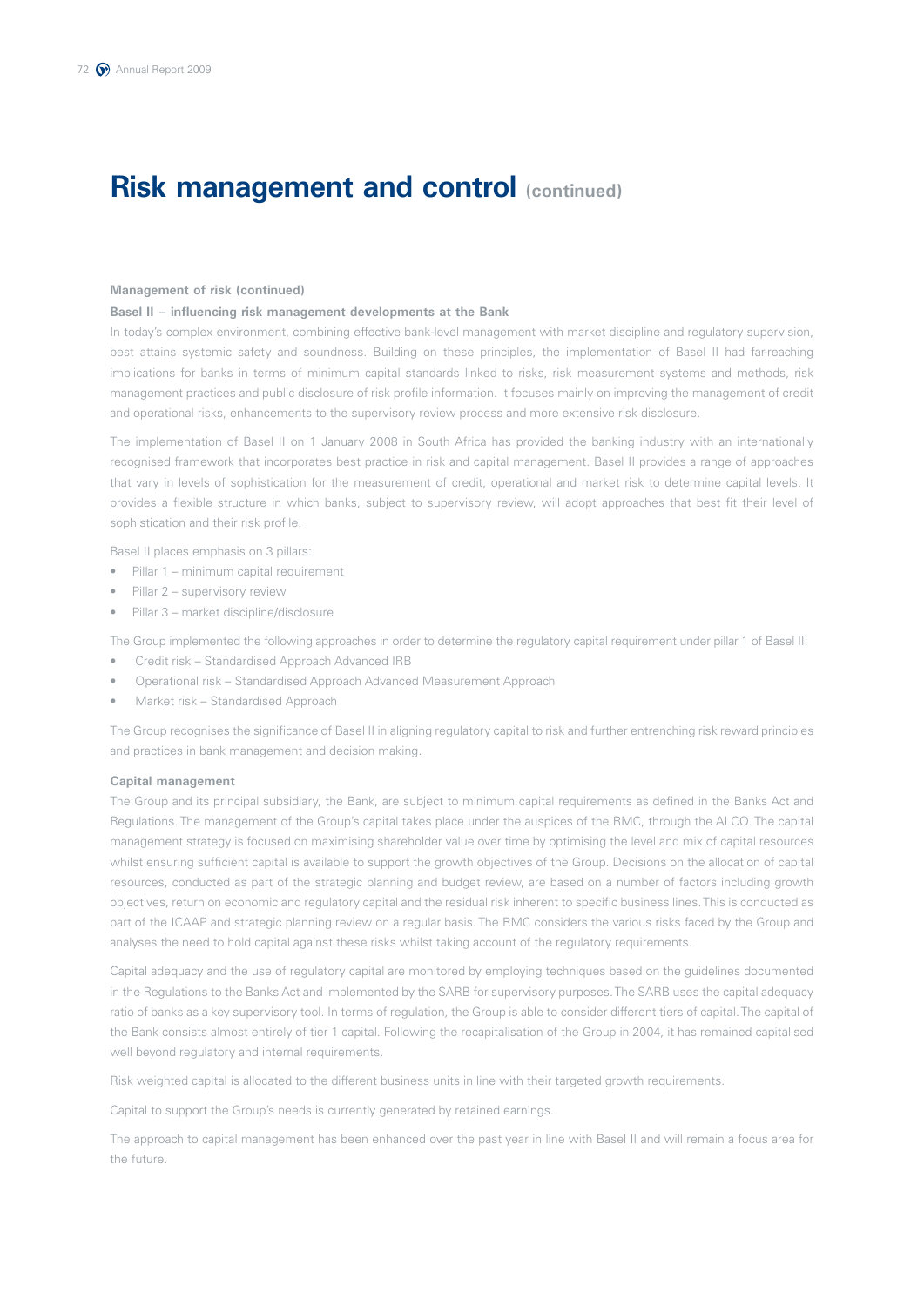# Risk management and control (continued)

**Management of risk (continued)**

**Basel II – influencing risk management developments at the Bank**

In today's complex environment, combining effective bank-level management with market discipline and regulatory supervision, best attains systemic safety and soundness. Building on these principles, the implementation of Basel II had far-reaching implications for banks in terms of minimum capital standards linked to risks, risk measurement systems and methods, risk management practices and public disclosure of risk profile information. It focuses mainly on improving the management of credit and operational risks, enhancements to the supervisory review process and more extensive risk disclosure.

The implementation of Basel II on 1 January 2008 in South Africa has provided the banking industry with an internationally recognised framework that incorporates best practice in risk and capital management. Basel II provides a range of approaches that vary in levels of sophistication for the measurement of credit, operational and market risk to determine capital levels. It provides a flexible structure in which banks, subject to supervisory review, will adopt approaches that best fit their level of sophistication and their risk profile.

Basel II places emphasis on 3 pillars:

- Pillar 1 – minimum capital requirement
- Pillar 2 – supervisory review
- Pillar 3 – market discipline/disclosure

The Group implemented the following approaches in order to determine the regulatory capital requirement under pillar 1 of Basel II:

- Credit risk – Standardised Approach Advanced IRB
- Operational risk – Standardised Approach Advanced Measurement Approach
- Market risk – Standardised Approach

The Group recognises the significance of Basel II in aligning regulatory capital to risk and further entrenching risk reward principles and practices in bank management and decision making.

**Capital management**

The Group and its principal subsidiary, the Bank, are subject to minimum capital requirements as defined in the Banks Act and Regulations. The management of the Group's capital takes place under the auspices of the RMC, through the ALCO. The capital management strategy is focused on maximising shareholder value over time by optimising the level and mix of capital resources whilst ensuring sufficient capital is available to support the growth objectives of the Group. Decisions on the allocation of capital resources, conducted as part of the strategic planning and budget review, are based on a number of factors including growth objectives, return on economic and regulatory capital and the residual risk inherent to specific business lines. This is conducted as part of the ICAAP and strategic planning review on a regular basis. The RMC considers the various risks faced by the Group and analyses the need to hold capital against these risks whilst taking account of the regulatory requirements.

Capital adequacy and the use of regulatory capital are monitored by employing techniques based on the guidelines documented in the Regulations to the Banks Act and implemented by the SARB for supervisory purposes. The SARB uses the capital adequacy ratio of banks as a key supervisory tool. In terms of regulation, the Group is able to consider different tiers of capital. The capital of the Bank consists almost entirely of tier 1 capital. Following the recapitalisation of the Group in 2004, it has remained capitalised well beyond regulatory and internal requirements.

Risk weighted capital is allocated to the different business units in line with their targeted growth requirements.

Capital to support the Group's needs is currently generated by retained earnings.

The approach to capital management has been enhanced over the past year in line with Basel II and will remain a focus area for the future.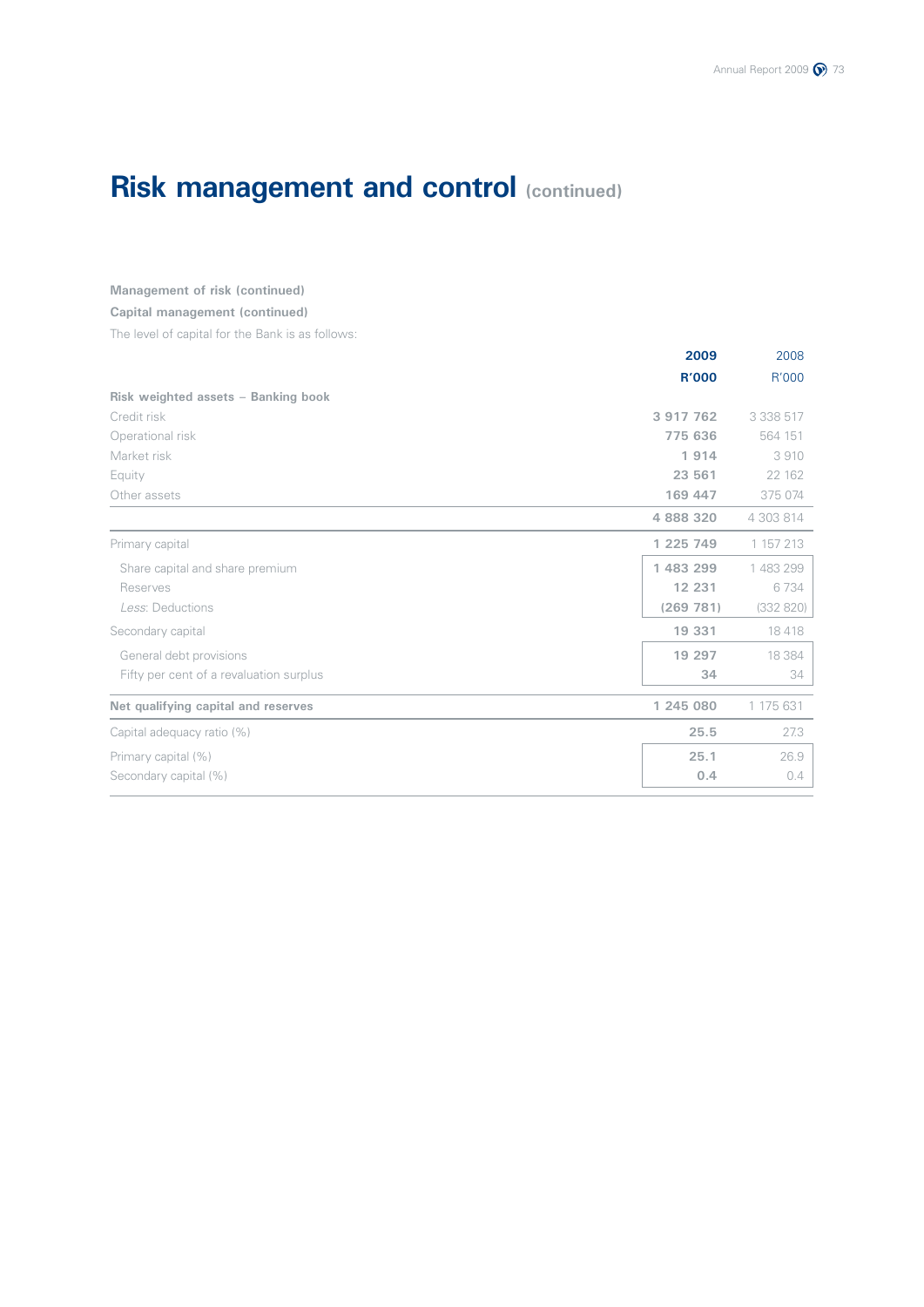# Risk management and control (continued)

**Management of risk (continued)**

**Capital management (continued)**

The level of capital for the Bank is as follows:

| | 2009<br>R'000 | 2008<br>R'000 |
|---|---|---|
| **Risk weighted assets – Banking book** | | |
| Credit risk | 3 917 762 | 3 338 517 |
| Operational risk | 775 636 | 564 151 |
| Market risk | 1 914 | 3 910 |
| Equity | 23 561 | 22 162 |
| Other assets | 169 447 | 375 074 |
| | 4 888 320 | 4 303 814 |
| Primary capital | 1 225 749 | 1 157 213 |
| Share capital and share premium | 1 483 299 | 1 483 299 |
| Reserves | 12 231 | 6 734 |
| *Less*: Deductions | (269 781) | (332 820) |
| Secondary capital | 19 331 | 18 418 |
| General debt provisions | 19 297 | 18 384 |
| Fifty per cent of a revaluation surplus | 34 | 34 |
| **Net qualifying capital and reserves** | 1 245 080 | 1 175 631 |
| Capital adequacy ratio (%) | 25.5 | 27.3 |
| Primary capital (%) | 25.1 | 26.9 |
| Secondary capital (%) | 0.4 | 0.4 |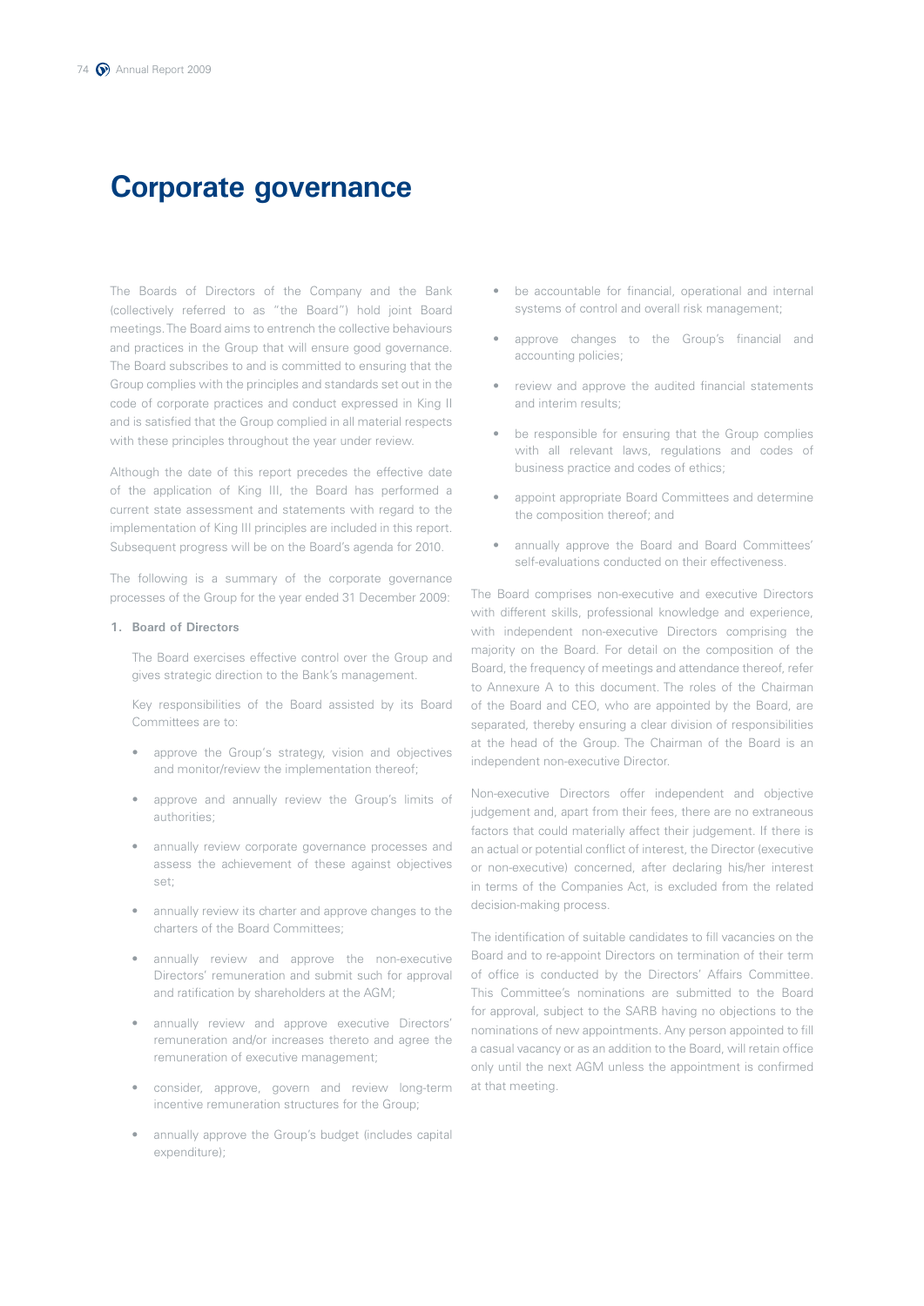# Corporate governance

The Boards of Directors of the Company and the Bank (collectively referred to as "the Board") hold joint Board meetings. The Board aims to entrench the collective behaviours and practices in the Group that will ensure good governance. The Board subscribes to and is committed to ensuring that the Group complies with the principles and standards set out in the code of corporate practices and conduct expressed in King II and is satisfied that the Group complied in all material respects with these principles throughout the year under review.

Although the date of this report precedes the effective date of the application of King III, the Board has performed a current state assessment and statements with regard to the implementation of King III principles are included in this report. Subsequent progress will be on the Board's agenda for 2010.

The following is a summary of the corporate governance processes of the Group for the year ended 31 December 2009:

## 1. Board of Directors

The Board exercises effective control over the Group and gives strategic direction to the Bank's management.

Key responsibilities of the Board assisted by its Board Committees are to:

- approve the Group's strategy, vision and objectives and monitor/review the implementation thereof;
- approve and annually review the Group's limits of authorities;
- annually review corporate governance processes and assess the achievement of these against objectives set;
- annually review its charter and approve changes to the charters of the Board Committees;
- annually review and approve the non-executive Directors' remuneration and submit such for approval and ratification by shareholders at the AGM;
- annually review and approve executive Directors' remuneration and/or increases thereto and agree the remuneration of executive management;
- consider, approve, govern and review long-term incentive remuneration structures for the Group;
- annually approve the Group's budget (includes capital expenditure);
- be accountable for financial, operational and internal systems of control and overall risk management;
- approve changes to the Group's financial and accounting policies;
- review and approve the audited financial statements and interim results;
- be responsible for ensuring that the Group complies with all relevant laws, regulations and codes of business practice and codes of ethics;
- appoint appropriate Board Committees and determine the composition thereof; and
- annually approve the Board and Board Committees' self-evaluations conducted on their effectiveness.

The Board comprises non-executive and executive Directors with different skills, professional knowledge and experience, with independent non-executive Directors comprising the majority on the Board. For detail on the composition of the Board, the frequency of meetings and attendance thereof, refer to Annexure A to this document. The roles of the Chairman of the Board and CEO, who are appointed by the Board, are separated, thereby ensuring a clear division of responsibilities at the head of the Group. The Chairman of the Board is an independent non-executive Director.

Non-executive Directors offer independent and objective judgement and, apart from their fees, there are no extraneous factors that could materially affect their judgement. If there is an actual or potential conflict of interest, the Director (executive or non-executive) concerned, after declaring his/her interest in terms of the Companies Act, is excluded from the related decision-making process.

The identification of suitable candidates to fill vacancies on the Board and to re-appoint Directors on termination of their term of office is conducted by the Directors' Affairs Committee. This Committee's nominations are submitted to the Board for approval, subject to the SARB having no objections to the nominations of new appointments. Any person appointed to fill a casual vacancy or as an addition to the Board, will retain office only until the next AGM unless the appointment is confirmed at that meeting.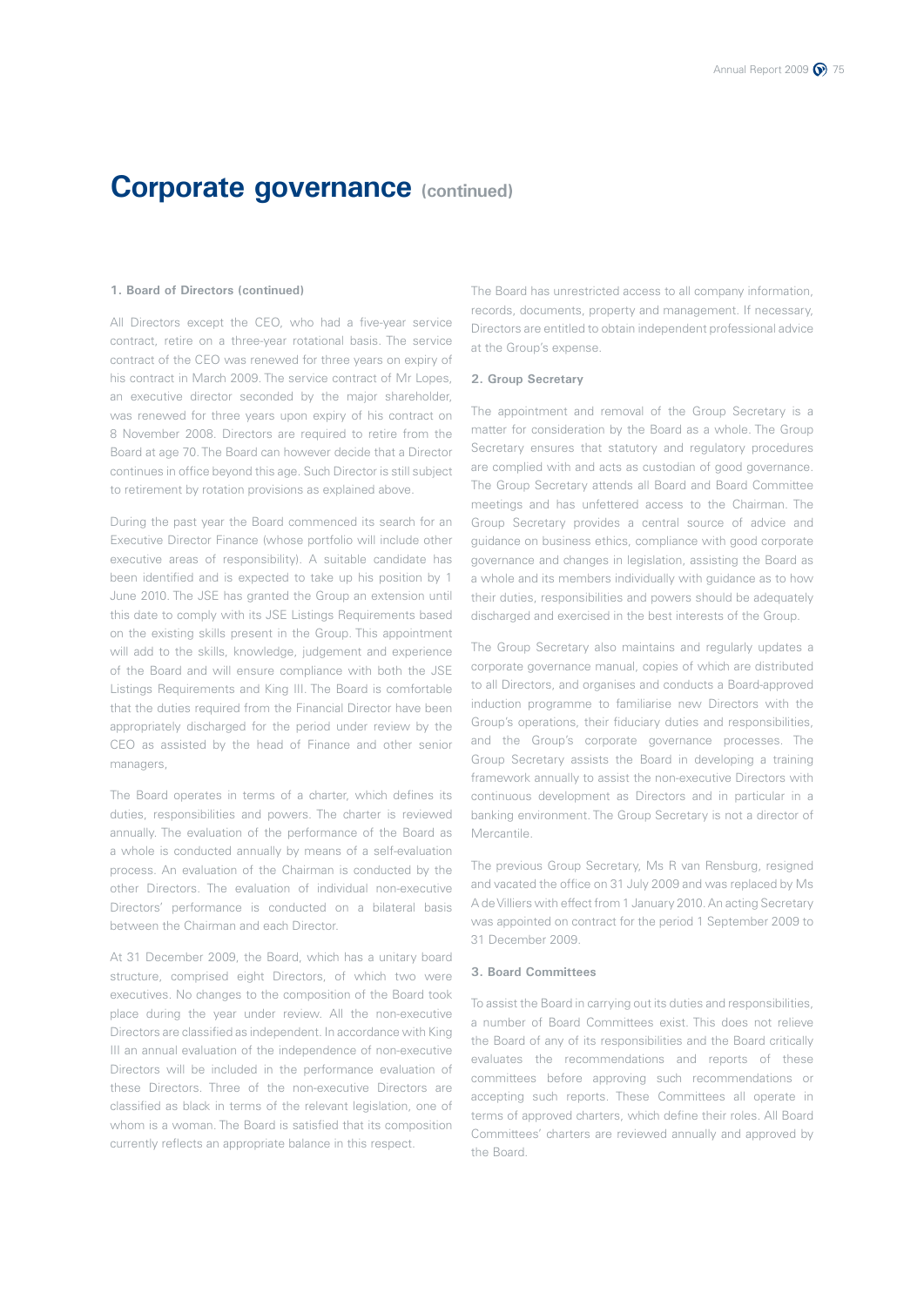# Corporate governance (continued)

## 1. Board of Directors (continued)

All Directors except the CEO, who had a five-year service contract, retire on a three-year rotational basis. The service contract of the CEO was renewed for three years on expiry of his contract in March 2009. The service contract of Mr Lopes, an executive director seconded by the major shareholder, was renewed for three years upon expiry of his contract on 8 November 2008. Directors are required to retire from the Board at age 70. The Board can however decide that a Director continues in office beyond this age. Such Director is still subject to retirement by rotation provisions as explained above.

During the past year the Board commenced its search for an Executive Director Finance (whose portfolio will include other executive areas of responsibility). A suitable candidate has been identified and is expected to take up his position by 1 June 2010. The JSE has granted the Group an extension until this date to comply with its JSE Listings Requirements based on the existing skills present in the Group. This appointment will add to the skills, knowledge, judgement and experience of the Board and will ensure compliance with both the JSE Listings Requirements and King III. The Board is comfortable that the duties required from the Financial Director have been appropriately discharged for the period under review by the CEO as assisted by the head of Finance and other senior managers,

The Board operates in terms of a charter, which defines its duties, responsibilities and powers. The charter is reviewed annually. The evaluation of the performance of the Board as a whole is conducted annually by means of a self-evaluation process. An evaluation of the Chairman is conducted by the other Directors. The evaluation of individual non-executive Directors' performance is conducted on a bilateral basis between the Chairman and each Director.

At 31 December 2009, the Board, which has a unitary board structure, comprised eight Directors, of which two were executives. No changes to the composition of the Board took place during the year under review. All the non-executive Directors are classified as independent. In accordance with King III an annual evaluation of the independence of non-executive Directors will be included in the performance evaluation of these Directors. Three of the non-executive Directors are classified as black in terms of the relevant legislation, one of whom is a woman. The Board is satisfied that its composition currently reflects an appropriate balance in this respect.

The Board has unrestricted access to all company information, records, documents, property and management. If necessary, Directors are entitled to obtain independent professional advice at the Group's expense.

## 2. Group Secretary

The appointment and removal of the Group Secretary is a matter for consideration by the Board as a whole. The Group Secretary ensures that statutory and regulatory procedures are complied with and acts as custodian of good governance. The Group Secretary attends all Board and Board Committee meetings and has unfettered access to the Chairman. The Group Secretary provides a central source of advice and guidance on business ethics, compliance with good corporate governance and changes in legislation, assisting the Board as a whole and its members individually with guidance as to how their duties, responsibilities and powers should be adequately discharged and exercised in the best interests of the Group.

The Group Secretary also maintains and regularly updates a corporate governance manual, copies of which are distributed to all Directors, and organises and conducts a Board-approved induction programme to familiarise new Directors with the Group's operations, their fiduciary duties and responsibilities, and the Group's corporate governance processes. The Group Secretary assists the Board in developing a training framework annually to assist the non-executive Directors with continuous development as Directors and in particular in a banking environment. The Group Secretary is not a director of Mercantile.

The previous Group Secretary, Ms R van Rensburg, resigned and vacated the office on 31 July 2009 and was replaced by Ms A de Villiers with effect from 1 January 2010. An acting Secretary was appointed on contract for the period 1 September 2009 to 31 December 2009.

## 3. Board Committees

To assist the Board in carrying out its duties and responsibilities, a number of Board Committees exist. This does not relieve the Board of any of its responsibilities and the Board critically evaluates the recommendations and reports of these committees before approving such recommendations or accepting such reports. These Committees all operate in terms of approved charters, which define their roles. All Board Committees' charters are reviewed annually and approved by the Board.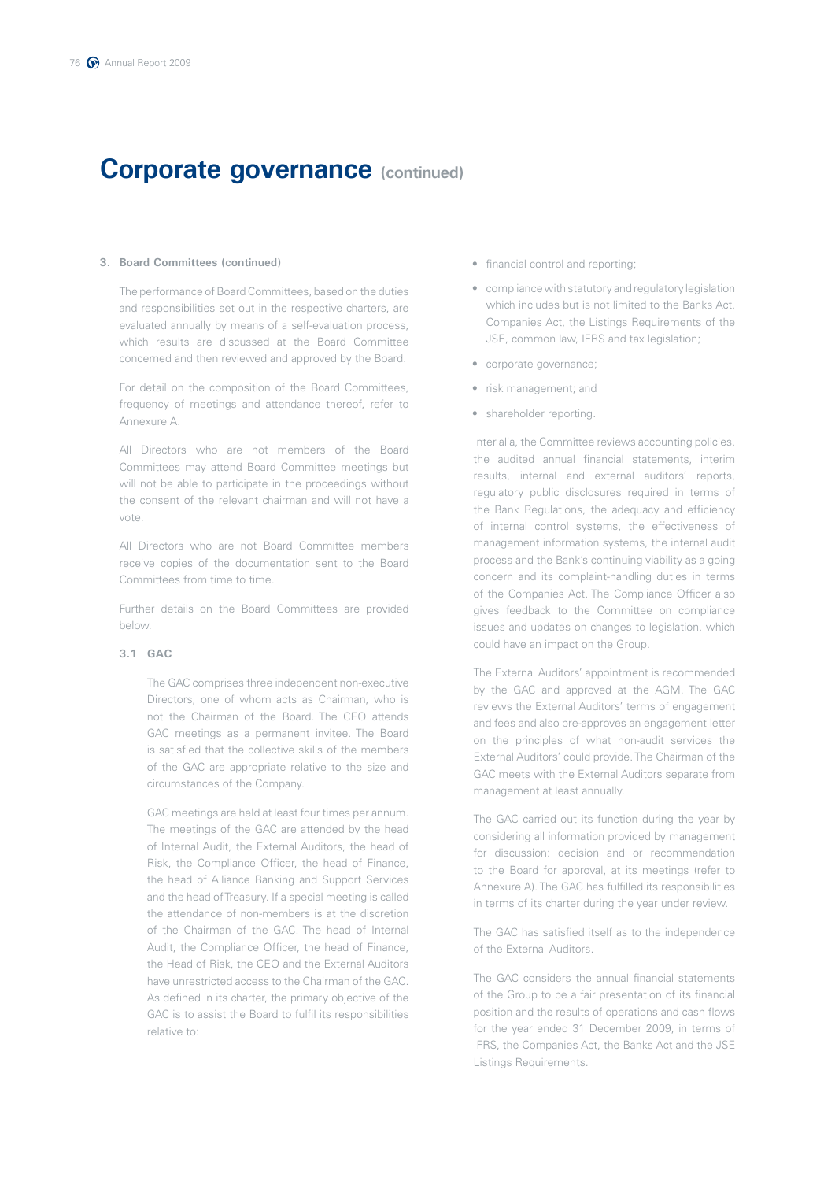# Corporate governance (continued)

## 3. Board Committees (continued)

The performance of Board Committees, based on the duties and responsibilities set out in the respective charters, are evaluated annually by means of a self-evaluation process, which results are discussed at the Board Committee concerned and then reviewed and approved by the Board.

For detail on the composition of the Board Committees, frequency of meetings and attendance thereof, refer to Annexure A.

All Directors who are not members of the Board Committees may attend Board Committee meetings but will not be able to participate in the proceedings without the consent of the relevant chairman and will not have a vote.

All Directors who are not Board Committee members receive copies of the documentation sent to the Board Committees from time to time.

Further details on the Board Committees are provided below.

### 3.1 GAC

The GAC comprises three independent non-executive Directors, one of whom acts as Chairman, who is not the Chairman of the Board. The CEO attends GAC meetings as a permanent invitee. The Board is satisfied that the collective skills of the members of the GAC are appropriate relative to the size and circumstances of the Company.

GAC meetings are held at least four times per annum. The meetings of the GAC are attended by the head of Internal Audit, the External Auditors, the head of Risk, the Compliance Officer, the head of Finance, the head of Alliance Banking and Support Services and the head of Treasury. If a special meeting is called the attendance of non-members is at the discretion of the Chairman of the GAC. The head of Internal Audit, the Compliance Officer, the head of Finance, the Head of Risk, the CEO and the External Auditors have unrestricted access to the Chairman of the GAC. As defined in its charter, the primary objective of the GAC is to assist the Board to fulfil its responsibilities relative to:

- financial control and reporting;
- compliance with statutory and regulatory legislation which includes but is not limited to the Banks Act, Companies Act, the Listings Requirements of the JSE, common law, IFRS and tax legislation;
- corporate governance;
- risk management; and
- shareholder reporting.

Inter alia, the Committee reviews accounting policies, the audited annual financial statements, interim results, internal and external auditors' reports, regulatory public disclosures required in terms of the Bank Regulations, the adequacy and efficiency of internal control systems, the effectiveness of management information systems, the internal audit process and the Bank's continuing viability as a going concern and its complaint-handling duties in terms of the Companies Act. The Compliance Officer also gives feedback to the Committee on compliance issues and updates on changes to legislation, which could have an impact on the Group.

The External Auditors' appointment is recommended by the GAC and approved at the AGM. The GAC reviews the External Auditors' terms of engagement and fees and also pre-approves an engagement letter on the principles of what non-audit services the External Auditors' could provide. The Chairman of the GAC meets with the External Auditors separate from management at least annually.

The GAC carried out its function during the year by considering all information provided by management for discussion: decision and or recommendation to the Board for approval, at its meetings (refer to Annexure A). The GAC has fulfilled its responsibilities in terms of its charter during the year under review.

The GAC has satisfied itself as to the independence of the External Auditors.

The GAC considers the annual financial statements of the Group to be a fair presentation of its financial position and the results of operations and cash flows for the year ended 31 December 2009, in terms of IFRS, the Companies Act, the Banks Act and the JSE Listings Requirements.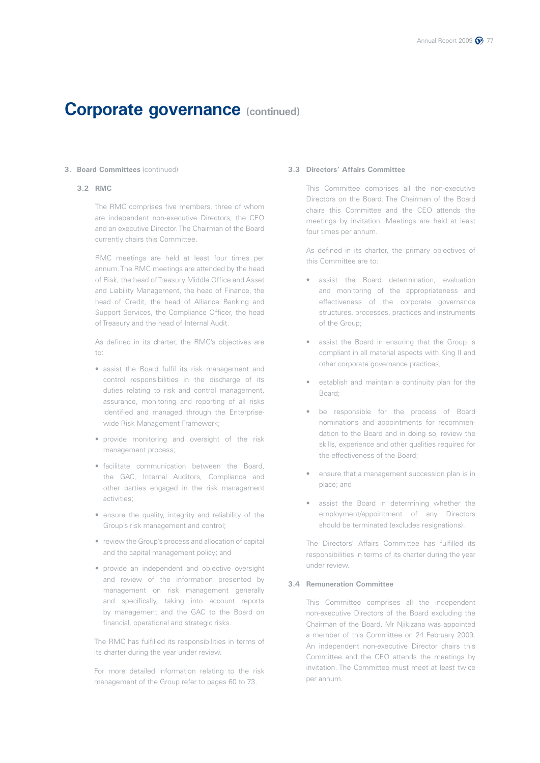# Corporate governance (continued)

### 3. Board Committees (continued)

#### 3.2 RMC

The RMC comprises five members, three of whom are independent non-executive Directors, the CEO and an executive Director. The Chairman of the Board currently chairs this Committee.

RMC meetings are held at least four times per annum. The RMC meetings are attended by the head of Risk, the head of Treasury Middle Office and Asset and Liability Management, the head of Finance, the head of Credit, the head of Alliance Banking and Support Services, the Compliance Officer, the head of Treasury and the head of Internal Audit.

As defined in its charter, the RMC's objectives are to:

- assist the Board fulfil its risk management and control responsibilities in the discharge of its duties relating to risk and control management, assurance, monitoring and reporting of all risks identified and managed through the Enterprise-wide Risk Management Framework;
- provide monitoring and oversight of the risk management process;
- facilitate communication between the Board, the GAC, Internal Auditors, Compliance and other parties engaged in the risk management activities;
- ensure the quality, integrity and reliability of the Group's risk management and control;
- review the Group's process and allocation of capital and the capital management policy; and
- provide an independent and objective oversight and review of the information presented by management on risk management generally and specifically, taking into account reports by management and the GAC to the Board on financial, operational and strategic risks.

The RMC has fulfilled its responsibilities in terms of its charter during the year under review.

For more detailed information relating to the risk management of the Group refer to pages 60 to 73.

#### 3.3 Directors' Affairs Committee

This Committee comprises all the non-executive Directors on the Board. The Chairman of the Board chairs this Committee and the CEO attends the meetings by invitation. Meetings are held at least four times per annum.

As defined in its charter, the primary objectives of this Committee are to:

- assist the Board determination, evaluation and monitoring of the appropriateness and effectiveness of the corporate governance structures, processes, practices and instruments of the Group;
- assist the Board in ensuring that the Group is compliant in all material aspects with King II and other corporate governance practices;
- establish and maintain a continuity plan for the Board;
- be responsible for the process of Board nominations and appointments for recommendation to the Board and in doing so, review the skills, experience and other qualities required for the effectiveness of the Board;
- ensure that a management succession plan is in place; and
- assist the Board in determining whether the employment/appointment of any Directors should be terminated (excludes resignations).

The Directors' Affairs Committee has fulfilled its responsibilities in terms of its charter during the year under review.

#### 3.4 Remuneration Committee

This Committee comprises all the independent non-executive Directors of the Board excluding the Chairman of the Board. Mr Njikizana was appointed a member of this Committee on 24 February 2009. An independent non-executive Director chairs this Committee and the CEO attends the meetings by invitation. The Committee must meet at least twice per annum.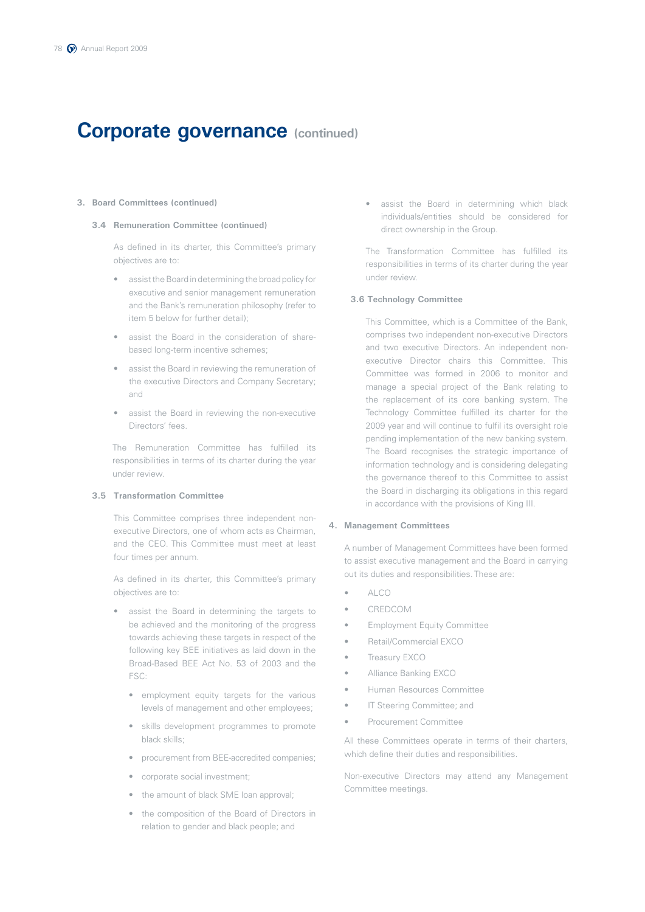# Corporate governance (continued)

### 3. Board Committees (continued)

#### 3.4 Remuneration Committee (continued)

As defined in its charter, this Committee's primary objectives are to:

- assist the Board in determining the broad policy for executive and senior management remuneration and the Bank's remuneration philosophy (refer to item 5 below for further detail);
- assist the Board in the consideration of share-based long-term incentive schemes;
- assist the Board in reviewing the remuneration of the executive Directors and Company Secretary; and
- assist the Board in reviewing the non-executive Directors' fees.

The Remuneration Committee has fulfilled its responsibilities in terms of its charter during the year under review.

#### 3.5 Transformation Committee

This Committee comprises three independent non-executive Directors, one of whom acts as Chairman, and the CEO. This Committee must meet at least four times per annum.

As defined in its charter, this Committee's primary objectives are to:

- assist the Board in determining the targets to be achieved and the monitoring of the progress towards achieving these targets in respect of the following key BEE initiatives as laid down in the Broad-Based BEE Act No. 53 of 2003 and the FSC:
  - employment equity targets for the various levels of management and other employees;
  - skills development programmes to promote black skills;
  - procurement from BEE-accredited companies;
  - corporate social investment;
  - the amount of black SME loan approval;
  - the composition of the Board of Directors in relation to gender and black people; and
- assist the Board in determining which black individuals/entities should be considered for direct ownership in the Group.

The Transformation Committee has fulfilled its responsibilities in terms of its charter during the year under review.

#### 3.6 Technology Committee

This Committee, which is a Committee of the Bank, comprises two independent non-executive Directors and two executive Directors. An independent non-executive Director chairs this Committee. This Committee was formed in 2006 to monitor and manage a special project of the Bank relating to the replacement of its core banking system. The Technology Committee fulfilled its charter for the 2009 year and will continue to fulfil its oversight role pending implementation of the new banking system. The Board recognises the strategic importance of information technology and is considering delegating the governance thereof to this Committee to assist the Board in discharging its obligations in this regard in accordance with the provisions of King III.

### 4. Management Committees

A number of Management Committees have been formed to assist executive management and the Board in carrying out its duties and responsibilities. These are:

- ALCO
- CREDCOM
- Employment Equity Committee
- Retail/Commercial EXCO
- Treasury EXCO
- Alliance Banking EXCO
- Human Resources Committee
- IT Steering Committee; and
- Procurement Committee

All these Committees operate in terms of their charters, which define their duties and responsibilities.

Non-executive Directors may attend any Management Committee meetings.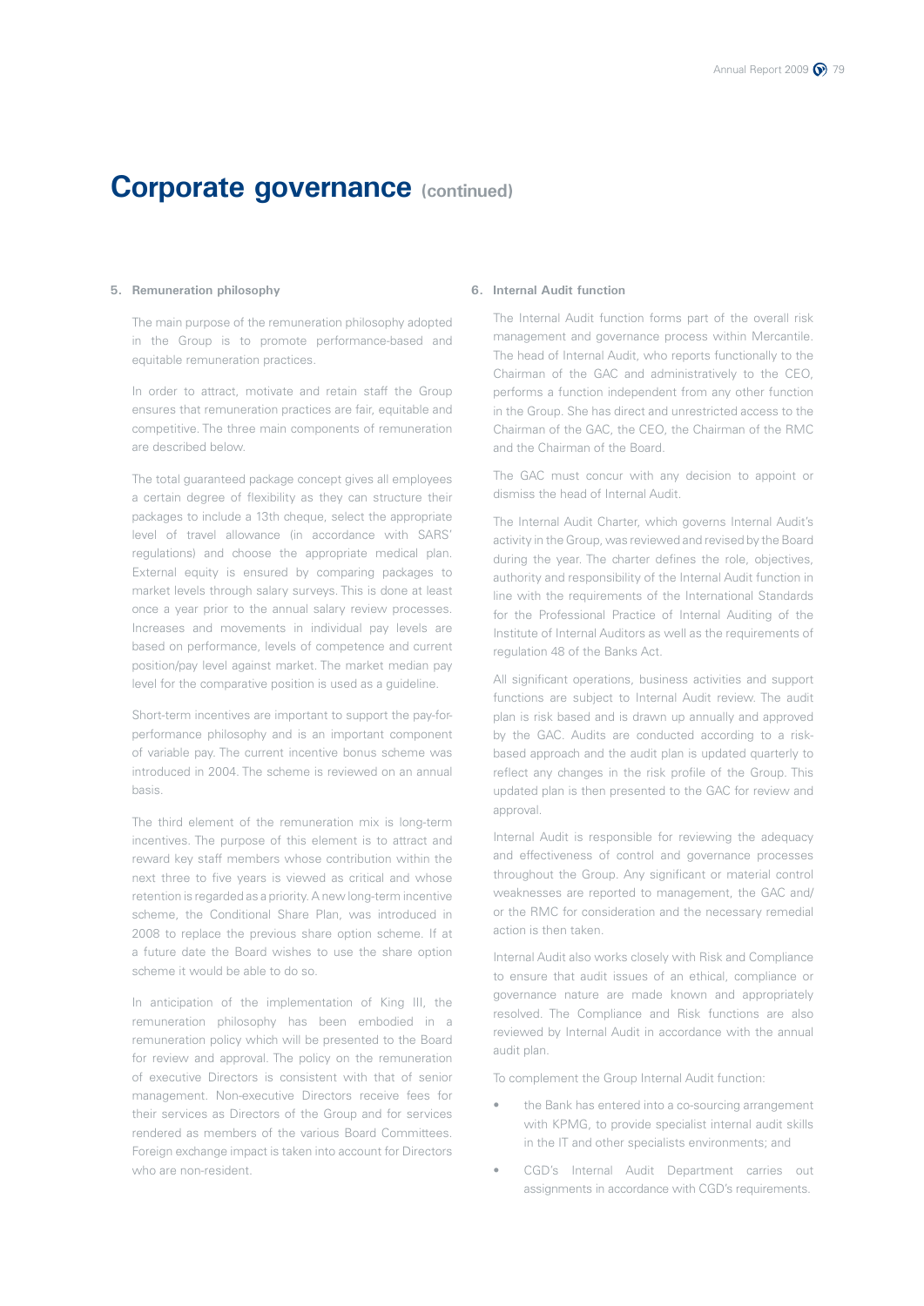# Corporate governance (continued)

### 5. Remuneration philosophy

The main purpose of the remuneration philosophy adopted in the Group is to promote performance-based and equitable remuneration practices.

In order to attract, motivate and retain staff the Group ensures that remuneration practices are fair, equitable and competitive. The three main components of remuneration are described below.

The total guaranteed package concept gives all employees a certain degree of flexibility as they can structure their packages to include a 13th cheque, select the appropriate level of travel allowance (in accordance with SARS' regulations) and choose the appropriate medical plan. External equity is ensured by comparing packages to market levels through salary surveys. This is done at least once a year prior to the annual salary review processes. Increases and movements in individual pay levels are based on performance, levels of competence and current position/pay level against market. The market median pay level for the comparative position is used as a guideline.

Short-term incentives are important to support the pay-for-performance philosophy and is an important component of variable pay. The current incentive bonus scheme was introduced in 2004. The scheme is reviewed on an annual basis.

The third element of the remuneration mix is long-term incentives. The purpose of this element is to attract and reward key staff members whose contribution within the next three to five years is viewed as critical and whose retention is regarded as a priority. A new long-term incentive scheme, the Conditional Share Plan, was introduced in 2008 to replace the previous share option scheme. If at a future date the Board wishes to use the share option scheme it would be able to do so.

In anticipation of the implementation of King III, the remuneration philosophy has been embodied in a remuneration policy which will be presented to the Board for review and approval. The policy on the remuneration of executive Directors is consistent with that of senior management. Non-executive Directors receive fees for their services as Directors of the Group and for services rendered as members of the various Board Committees. Foreign exchange impact is taken into account for Directors who are non-resident.

### 6. Internal Audit function

The Internal Audit function forms part of the overall risk management and governance process within Mercantile. The head of Internal Audit, who reports functionally to the Chairman of the GAC and administratively to the CEO, performs a function independent from any other function in the Group. She has direct and unrestricted access to the Chairman of the GAC, the CEO, the Chairman of the RMC and the Chairman of the Board.

The GAC must concur with any decision to appoint or dismiss the head of Internal Audit.

The Internal Audit Charter, which governs Internal Audit's activity in the Group, was reviewed and revised by the Board during the year. The charter defines the role, objectives, authority and responsibility of the Internal Audit function in line with the requirements of the International Standards for the Professional Practice of Internal Auditing of the Institute of Internal Auditors as well as the requirements of regulation 48 of the Banks Act.

All significant operations, business activities and support functions are subject to Internal Audit review. The audit plan is risk based and is drawn up annually and approved by the GAC. Audits are conducted according to a risk-based approach and the audit plan is updated quarterly to reflect any changes in the risk profile of the Group. This updated plan is then presented to the GAC for review and approval.

Internal Audit is responsible for reviewing the adequacy and effectiveness of control and governance processes throughout the Group. Any significant or material control weaknesses are reported to management, the GAC and/or the RMC for consideration and the necessary remedial action is then taken.

Internal Audit also works closely with Risk and Compliance to ensure that audit issues of an ethical, compliance or governance nature are made known and appropriately resolved. The Compliance and Risk functions are also reviewed by Internal Audit in accordance with the annual audit plan.

To complement the Group Internal Audit function:

- the Bank has entered into a co-sourcing arrangement with KPMG, to provide specialist internal audit skills in the IT and other specialists environments; and
- CGD's Internal Audit Department carries out assignments in accordance with CGD's requirements.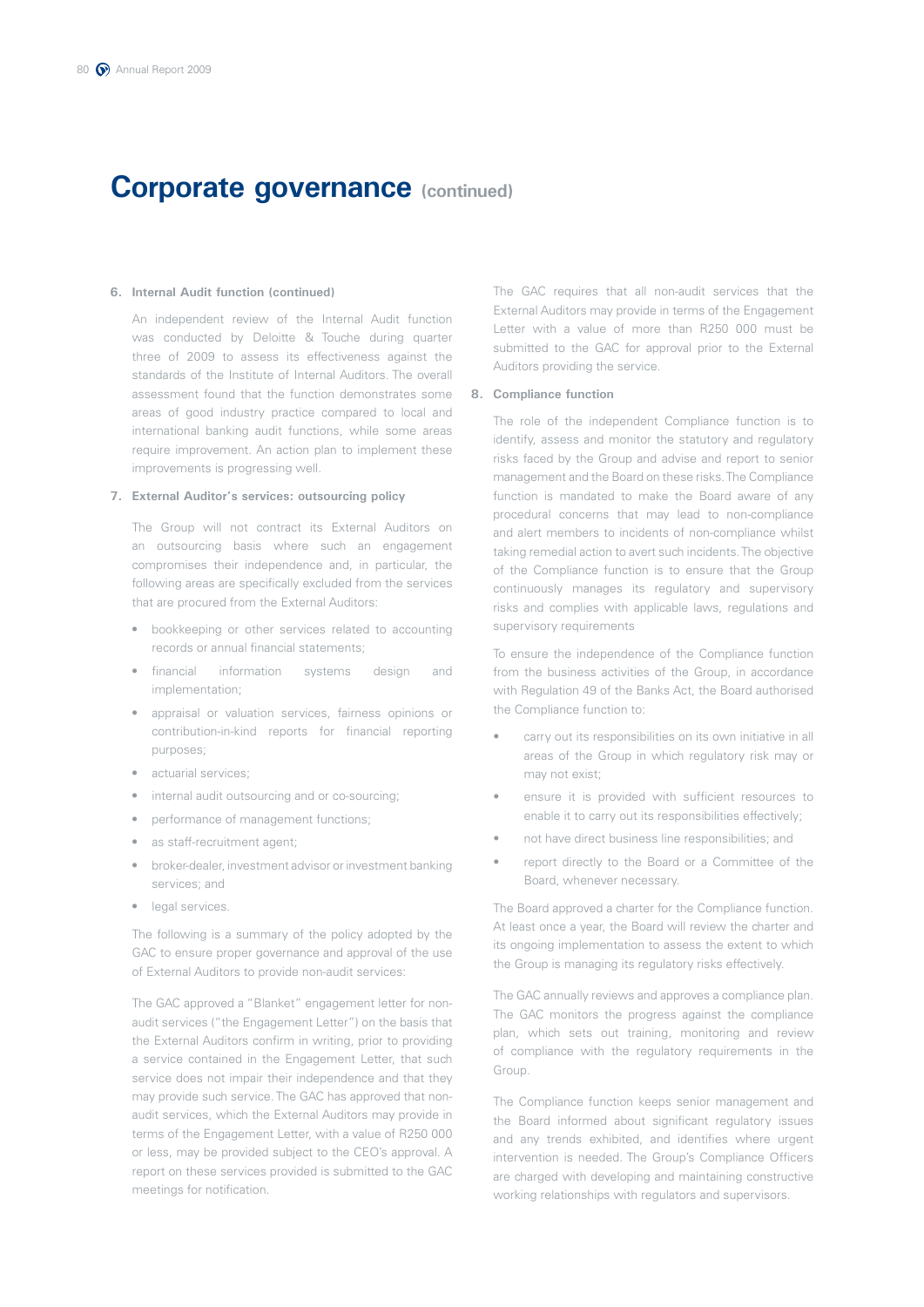# Corporate governance (continued)

### 6. Internal Audit function (continued)

An independent review of the Internal Audit function was conducted by Deloitte & Touche during quarter three of 2009 to assess its effectiveness against the standards of the Institute of Internal Auditors. The overall assessment found that the function demonstrates some areas of good industry practice compared to local and international banking audit functions, while some areas require improvement. An action plan to implement these improvements is progressing well.

### 7. External Auditor's services: outsourcing policy

The Group will not contract its External Auditors on an outsourcing basis where such an engagement compromises their independence and, in particular, the following areas are specifically excluded from the services that are procured from the External Auditors:

- bookkeeping or other services related to accounting records or annual financial statements;
- financial information systems design and implementation;
- appraisal or valuation services, fairness opinions or contribution-in-kind reports for financial reporting purposes;
- actuarial services;
- internal audit outsourcing and or co-sourcing;
- performance of management functions;
- as staff-recruitment agent;
- broker-dealer, investment advisor or investment banking services; and
- legal services.

The following is a summary of the policy adopted by the GAC to ensure proper governance and approval of the use of External Auditors to provide non-audit services:

The GAC approved a "Blanket" engagement letter for non-audit services ("the Engagement Letter") on the basis that the External Auditors confirm in writing, prior to providing a service contained in the Engagement Letter, that such service does not impair their independence and that they may provide such service. The GAC has approved that non-audit services, which the External Auditors may provide in terms of the Engagement Letter, with a value of R250 000 or less, may be provided subject to the CEO's approval. A report on these services provided is submitted to the GAC meetings for notification.

The GAC requires that all non-audit services that the External Auditors may provide in terms of the Engagement Letter with a value of more than R250 000 must be submitted to the GAC for approval prior to the External Auditors providing the service.

### 8. Compliance function

The role of the independent Compliance function is to identify, assess and monitor the statutory and regulatory risks faced by the Group and advise and report to senior management and the Board on these risks. The Compliance function is mandated to make the Board aware of any procedural concerns that may lead to non-compliance and alert members to incidents of non-compliance whilst taking remedial action to avert such incidents. The objective of the Compliance function is to ensure that the Group continuously manages its regulatory and supervisory risks and complies with applicable laws, regulations and supervisory requirements

To ensure the independence of the Compliance function from the business activities of the Group, in accordance with Regulation 49 of the Banks Act, the Board authorised the Compliance function to:

- carry out its responsibilities on its own initiative in all areas of the Group in which regulatory risk may or may not exist;
- ensure it is provided with sufficient resources to enable it to carry out its responsibilities effectively;
- not have direct business line responsibilities; and
- report directly to the Board or a Committee of the Board, whenever necessary.

The Board approved a charter for the Compliance function. At least once a year, the Board will review the charter and its ongoing implementation to assess the extent to which the Group is managing its regulatory risks effectively.

The GAC annually reviews and approves a compliance plan. The GAC monitors the progress against the compliance plan, which sets out training, monitoring and review of compliance with the regulatory requirements in the Group.

The Compliance function keeps senior management and the Board informed about significant regulatory issues and any trends exhibited, and identifies where urgent intervention is needed. The Group's Compliance Officers are charged with developing and maintaining constructive working relationships with regulators and supervisors.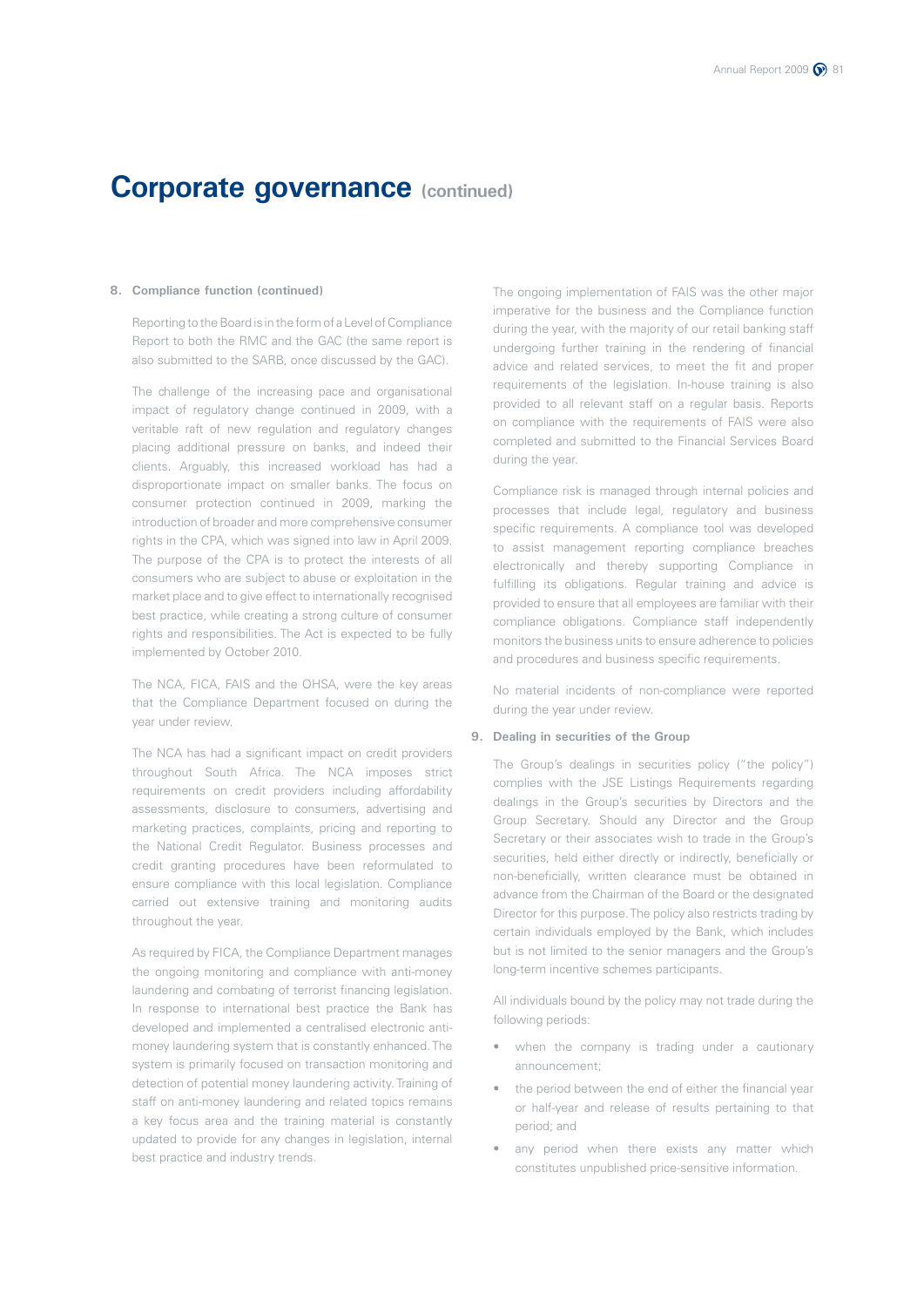# Corporate governance (continued)

## 8. Compliance function (continued)

Reporting to the Board is in the form of a Level of Compliance Report to both the RMC and the GAC (the same report is also submitted to the SARB, once discussed by the GAC).

The challenge of the increasing pace and organisational impact of regulatory change continued in 2009, with a veritable raft of new regulation and regulatory changes placing additional pressure on banks, and indeed their clients. Arguably, this increased workload has had a disproportionate impact on smaller banks. The focus on consumer protection continued in 2009, marking the introduction of broader and more comprehensive consumer rights in the CPA, which was signed into law in April 2009. The purpose of the CPA is to protect the interests of all consumers who are subject to abuse or exploitation in the market place and to give effect to internationally recognised best practice, while creating a strong culture of consumer rights and responsibilities. The Act is expected to be fully implemented by October 2010.

The NCA, FICA, FAIS and the OHSA, were the key areas that the Compliance Department focused on during the year under review.

The NCA has had a significant impact on credit providers throughout South Africa. The NCA imposes strict requirements on credit providers including affordability assessments, disclosure to consumers, advertising and marketing practices, complaints, pricing and reporting to the National Credit Regulator. Business processes and credit granting procedures have been reformulated to ensure compliance with this local legislation. Compliance carried out extensive training and monitoring audits throughout the year.

As required by FICA, the Compliance Department manages the ongoing monitoring and compliance with anti-money laundering and combating of terrorist financing legislation. In response to international best practice the Bank has developed and implemented a centralised electronic anti-money laundering system that is constantly enhanced. The system is primarily focused on transaction monitoring and detection of potential money laundering activity. Training of staff on anti-money laundering and related topics remains a key focus area and the training material is constantly updated to provide for any changes in legislation, internal best practice and industry trends.

The ongoing implementation of FAIS was the other major imperative for the business and the Compliance function during the year, with the majority of our retail banking staff undergoing further training in the rendering of financial advice and related services, to meet the fit and proper requirements of the legislation. In-house training is also provided to all relevant staff on a regular basis. Reports on compliance with the requirements of FAIS were also completed and submitted to the Financial Services Board during the year.

Compliance risk is managed through internal policies and processes that include legal, regulatory and business specific requirements. A compliance tool was developed to assist management reporting compliance breaches electronically and thereby supporting Compliance in fulfilling its obligations. Regular training and advice is provided to ensure that all employees are familiar with their compliance obligations. Compliance staff independently monitors the business units to ensure adherence to policies and procedures and business specific requirements.

No material incidents of non-compliance were reported during the year under review.

## 9. Dealing in securities of the Group

The Group's dealings in securities policy ("the policy") complies with the JSE Listings Requirements regarding dealings in the Group's securities by Directors and the Group Secretary. Should any Director and the Group Secretary or their associates wish to trade in the Group's securities, held either directly or indirectly, beneficially or non-beneficially, written clearance must be obtained in advance from the Chairman of the Board or the designated Director for this purpose. The policy also restricts trading by certain individuals employed by the Bank, which includes but is not limited to the senior managers and the Group's long-term incentive schemes participants.

All individuals bound by the policy may not trade during the following periods:

- when the company is trading under a cautionary announcement;
- the period between the end of either the financial year or half-year and release of results pertaining to that period; and
- any period when there exists any matter which constitutes unpublished price-sensitive information.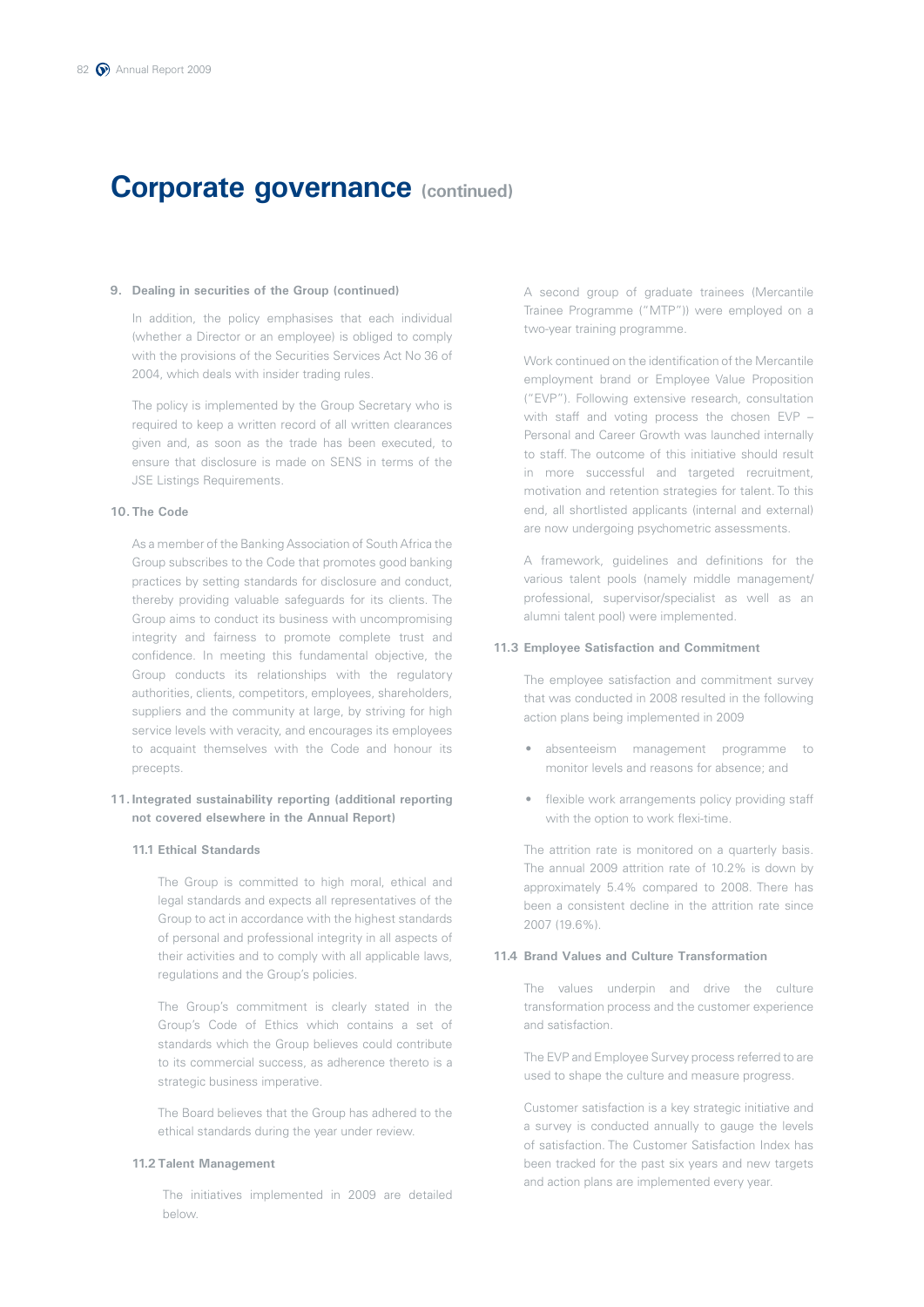# Corporate governance (continued)

### 9. Dealing in securities of the Group (continued)

In addition, the policy emphasises that each individual (whether a Director or an employee) is obliged to comply with the provisions of the Securities Services Act No 36 of 2004, which deals with insider trading rules.

The policy is implemented by the Group Secretary who is required to keep a written record of all written clearances given and, as soon as the trade has been executed, to ensure that disclosure is made on SENS in terms of the JSE Listings Requirements.

### 10. The Code

As a member of the Banking Association of South Africa the Group subscribes to the Code that promotes good banking practices by setting standards for disclosure and conduct, thereby providing valuable safeguards for its clients. The Group aims to conduct its business with uncompromising integrity and fairness to promote complete trust and confidence. In meeting this fundamental objective, the Group conducts its relationships with the regulatory authorities, clients, competitors, employees, shareholders, suppliers and the community at large, by striving for high service levels with veracity, and encourages its employees to acquaint themselves with the Code and honour its precepts.

### 11. Integrated sustainability reporting (additional reporting not covered elsewhere in the Annual Report)

#### 11.1 Ethical Standards

The Group is committed to high moral, ethical and legal standards and expects all representatives of the Group to act in accordance with the highest standards of personal and professional integrity in all aspects of their activities and to comply with all applicable laws, regulations and the Group's policies.

The Group's commitment is clearly stated in the Group's Code of Ethics which contains a set of standards which the Group believes could contribute to its commercial success, as adherence thereto is a strategic business imperative.

The Board believes that the Group has adhered to the ethical standards during the year under review.

#### 11.2 Talent Management

The initiatives implemented in 2009 are detailed below.

A second group of graduate trainees (Mercantile Trainee Programme ("MTP")) were employed on a two-year training programme.

Work continued on the identification of the Mercantile employment brand or Employee Value Proposition ("EVP"). Following extensive research, consultation with staff and voting process the chosen EVP – Personal and Career Growth was launched internally to staff. The outcome of this initiative should result in more successful and targeted recruitment, motivation and retention strategies for talent. To this end, all shortlisted applicants (internal and external) are now undergoing psychometric assessments.

A framework, guidelines and definitions for the various talent pools (namely middle management/professional, supervisor/specialist as well as an alumni talent pool) were implemented.

#### 11.3 Employee Satisfaction and Commitment

The employee satisfaction and commitment survey that was conducted in 2008 resulted in the following action plans being implemented in 2009

- absenteeism management programme to monitor levels and reasons for absence; and
- flexible work arrangements policy providing staff with the option to work flexi-time.

The attrition rate is monitored on a quarterly basis. The annual 2009 attrition rate of 10.2% is down by approximately 5.4% compared to 2008. There has been a consistent decline in the attrition rate since 2007 (19.6%).

#### 11.4 Brand Values and Culture Transformation

The values underpin and drive the culture transformation process and the customer experience and satisfaction.

The EVP and Employee Survey process referred to are used to shape the culture and measure progress.

Customer satisfaction is a key strategic initiative and a survey is conducted annually to gauge the levels of satisfaction. The Customer Satisfaction Index has been tracked for the past six years and new targets and action plans are implemented every year.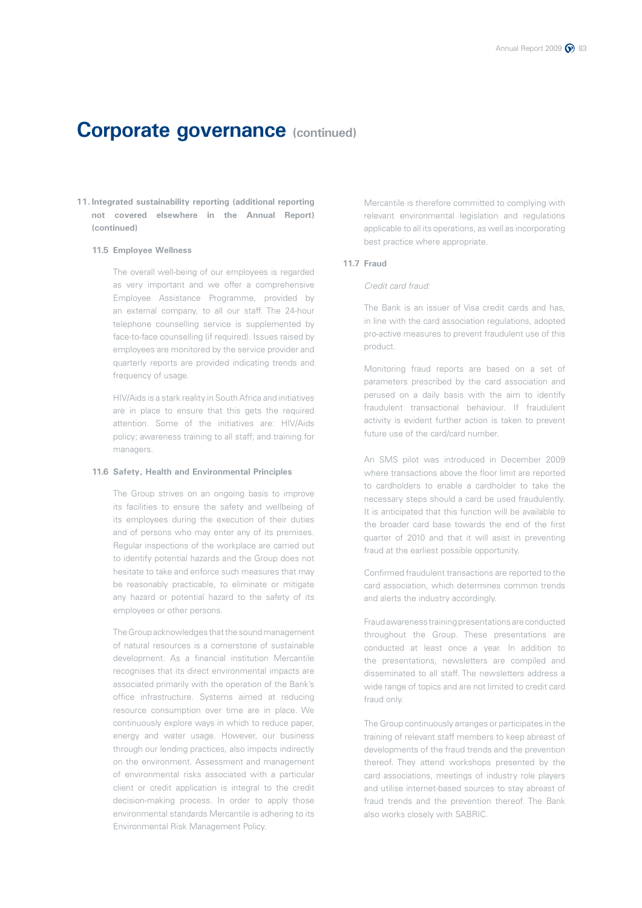# Corporate governance (continued)

## 11. Integrated sustainability reporting (additional reporting not covered elsewhere in the Annual Report) (continued)

### 11.5 Employee Wellness

The overall well-being of our employees is regarded as very important and we offer a comprehensive Employee Assistance Programme, provided by an external company, to all our staff. The 24-hour telephone counselling service is supplemented by face-to-face counselling (if required). Issues raised by employees are monitored by the service provider and quarterly reports are provided indicating trends and frequency of usage.

HIV/Aids is a stark reality in South Africa and initiatives are in place to ensure that this gets the required attention. Some of the initiatives are: HIV/Aids policy; awareness training to all staff; and training for managers.

### 11.6 Safety, Health and Environmental Principles

The Group strives on an ongoing basis to improve its facilities to ensure the safety and wellbeing of its employees during the execution of their duties and of persons who may enter any of its premises. Regular inspections of the workplace are carried out to identify potential hazards and the Group does not hesitate to take and enforce such measures that may be reasonably practicable, to eliminate or mitigate any hazard or potential hazard to the safety of its employees or other persons.

The Group acknowledges that the sound management of natural resources is a cornerstone of sustainable development. As a financial institution Mercantile recognises that its direct environmental impacts are associated primarily with the operation of the Bank's office infrastructure. Systems aimed at reducing resource consumption over time are in place. We continuously explore ways in which to reduce paper, energy and water usage. However, our business through our lending practices, also impacts indirectly on the environment. Assessment and management of environmental risks associated with a particular client or credit application is integral to the credit decision-making process. In order to apply those environmental standards Mercantile is adhering to its Environmental Risk Management Policy.

Mercantile is therefore committed to complying with relevant environmental legislation and regulations applicable to all its operations, as well as incorporating best practice where appropriate.

### 11.7 Fraud

*Credit card fraud:*

The Bank is an issuer of Visa credit cards and has, in line with the card association regulations, adopted pro-active measures to prevent fraudulent use of this product.

Monitoring fraud reports are based on a set of parameters prescribed by the card association and perused on a daily basis with the aim to identify fraudulent transactional behaviour. If fraudulent activity is evident further action is taken to prevent future use of the card/card number.

An SMS pilot was introduced in December 2009 where transactions above the floor limit are reported to cardholders to enable a cardholder to take the necessary steps should a card be used fraudulently. It is anticipated that this function will be available to the broader card base towards the end of the first quarter of 2010 and that it will asist in preventing fraud at the earliest possible opportunity.

Confirmed fraudulent transactions are reported to the card association, which determines common trends and alerts the industry accordingly.

Fraud awareness training presentations are conducted throughout the Group. These presentations are conducted at least once a year. In addition to the presentations, newsletters are compiled and disseminated to all staff. The newsletters address a wide range of topics and are not limited to credit card fraud only.

The Group continuously arranges or participates in the training of relevant staff members to keep abreast of developments of the fraud trends and the prevention thereof. They attend workshops presented by the card associations, meetings of industry role players and utilise internet-based sources to stay abreast of fraud trends and the prevention thereof. The Bank also works closely with SABRIC.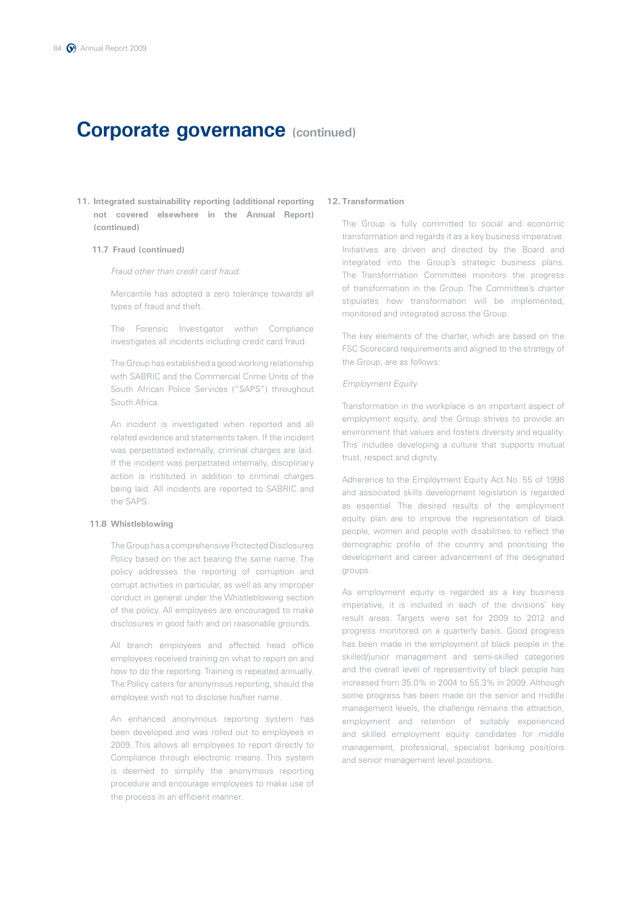# Corporate governance (continued)

## 11. Integrated sustainability reporting (additional reporting not covered elsewhere in the Annual Report) (continued)

### 11.7 Fraud (continued)

*Fraud other than credit card fraud:*

Mercantile has adopted a zero tolerance towards all types of fraud and theft.

The Forensic Investigator within Compliance investigates all incidents including credit card fraud.

The Group has established a good working relationship with SABRIC and the Commercial Crime Units of the South African Police Services ("SAPS") throughout South Africa.

An incident is investigated when reported and all related evidence and statements taken. If the incident was perpetrated externally, criminal charges are laid. If the incident was perpetrated internally, disciplinary action is instituted in addition to criminal charges being laid. All incidents are reported to SABRIC and the SAPS.

### 11.8 Whistleblowing

The Group has a comprehensive Protected Disclosures Policy based on the act bearing the same name. The policy addresses the reporting of corruption and corrupt activities in particular, as well as any improper conduct in general under the Whistleblowing section of the policy. All employees are encouraged to make disclosures in good faith and on reasonable grounds.

All branch employees and affected head office employees received training on what to report on and how to do the reporting. Training is repeated annually. The Policy caters for anonymous reporting, should the employee wish not to disclose his/her name.

An enhanced anonymous reporting system has been developed and was rolled out to employees in 2009. This allows all employees to report directly to Compliance through electronic means. This system is deemed to simplify the anonymous reporting procedure and encourage employees to make use of the process in an efficient manner.

## 12. Transformation

The Group is fully committed to social and economic transformation and regards it as a key business imperative. Initiatives are driven and directed by the Board and integrated into the Group's strategic business plans. The Transformation Committee monitors the progress of transformation in the Group. The Committee's charter stipulates how transformation will be implemented, monitored and integrated across the Group.

The key elements of the charter, which are based on the FSC Scorecard requirements and aligned to the strategy of the Group, are as follows:

*Employment Equity*

Transformation in the workplace is an important aspect of employment equity, and the Group strives to provide an environment that values and fosters diversity and equality. This includes developing a culture that supports mutual trust, respect and dignity.

Adherence to the Employment Equity Act No. 55 of 1998 and associated skills development legislation is regarded as essential. The desired results of the employment equity plan are to improve the representation of black people, women and people with disabilities to reflect the demographic profile of the country and prioritising the development and career advancement of the designated groups.

As employment equity is regarded as a key business imperative, it is included in each of the divisions' key result areas. Targets were set for 2009 to 2012 and progress monitored on a quarterly basis. Good progress has been made in the employment of black people in the skilled/junior management and semi-skilled categories and the overall level of representivity of black people has increased from 35.0% in 2004 to 55.3% in 2009. Although some progress has been made on the senior and middle management levels, the challenge remains the attraction, employment and retention of suitably experienced and skilled employment equity candidates for middle management, professional, specialist banking positions and senior management level positions.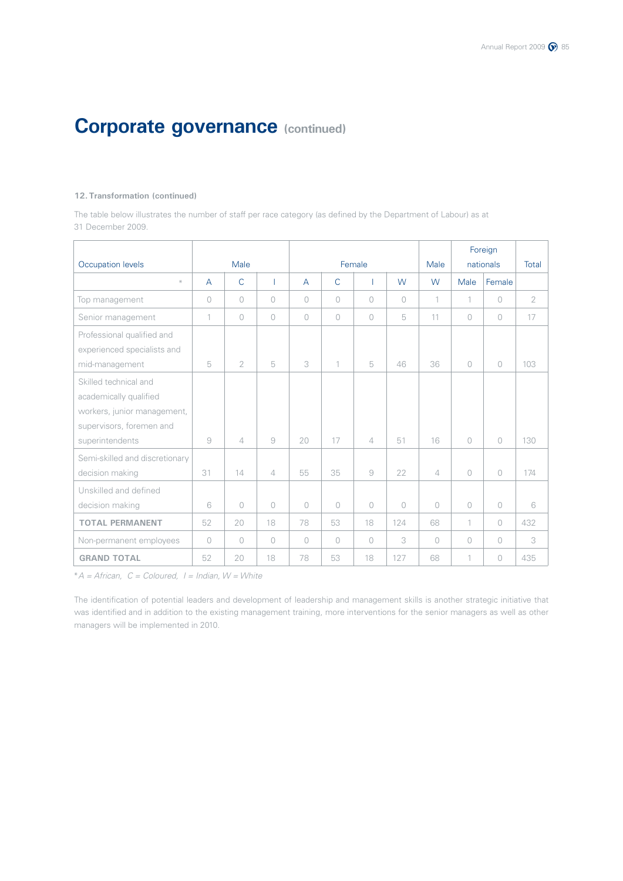# Corporate governance (continued)

**12. Transformation (continued)**

The table below illustrates the number of staff per race category (as defined by the Department of Labour) as at 31 December 2009.

| Occupation levels | Male | | | Female | | | | Male | Foreign nationals | | Total |
|---|---|---|---|---|---|---|---|---|---|---|---|
| * | A | C | I | A | C | I | W | W | Male | Female | |
| Top management | 0 | 0 | 0 | 0 | 0 | 0 | 0 | 1 | 1 | 0 | 2 |
| Senior management | 1 | 0 | 0 | 0 | 0 | 0 | 5 | 11 | 0 | 0 | 17 |
| Professional qualified and experienced specialists and mid-management | 5 | 2 | 5 | 3 | 1 | 5 | 46 | 36 | 0 | 0 | 103 |
| Skilled technical and academically qualified workers, junior management, supervisors, foremen and superintendents | 9 | 4 | 9 | 20 | 17 | 4 | 51 | 16 | 0 | 0 | 130 |
| Semi-skilled and discretionary decision making | 31 | 14 | 4 | 55 | 35 | 9 | 22 | 4 | 0 | 0 | 174 |
| Unskilled and defined decision making | 6 | 0 | 0 | 0 | 0 | 0 | 0 | 0 | 0 | 0 | 6 |
| **TOTAL PERMANENT** | 52 | 20 | 18 | 78 | 53 | 18 | 124 | 68 | 1 | 0 | 432 |
| Non-permanent employees | 0 | 0 | 0 | 0 | 0 | 0 | 3 | 0 | 0 | 0 | 3 |
| **GRAND TOTAL** | 52 | 20 | 18 | 78 | 53 | 18 | 127 | 68 | 1 | 0 | 435 |

**A = African, C = Coloured, I = Indian, W = White*

The identification of potential leaders and development of leadership and management skills is another strategic initiative that was identified and in addition to the existing management training, more interventions for the senior managers as well as other managers will be implemented in 2010.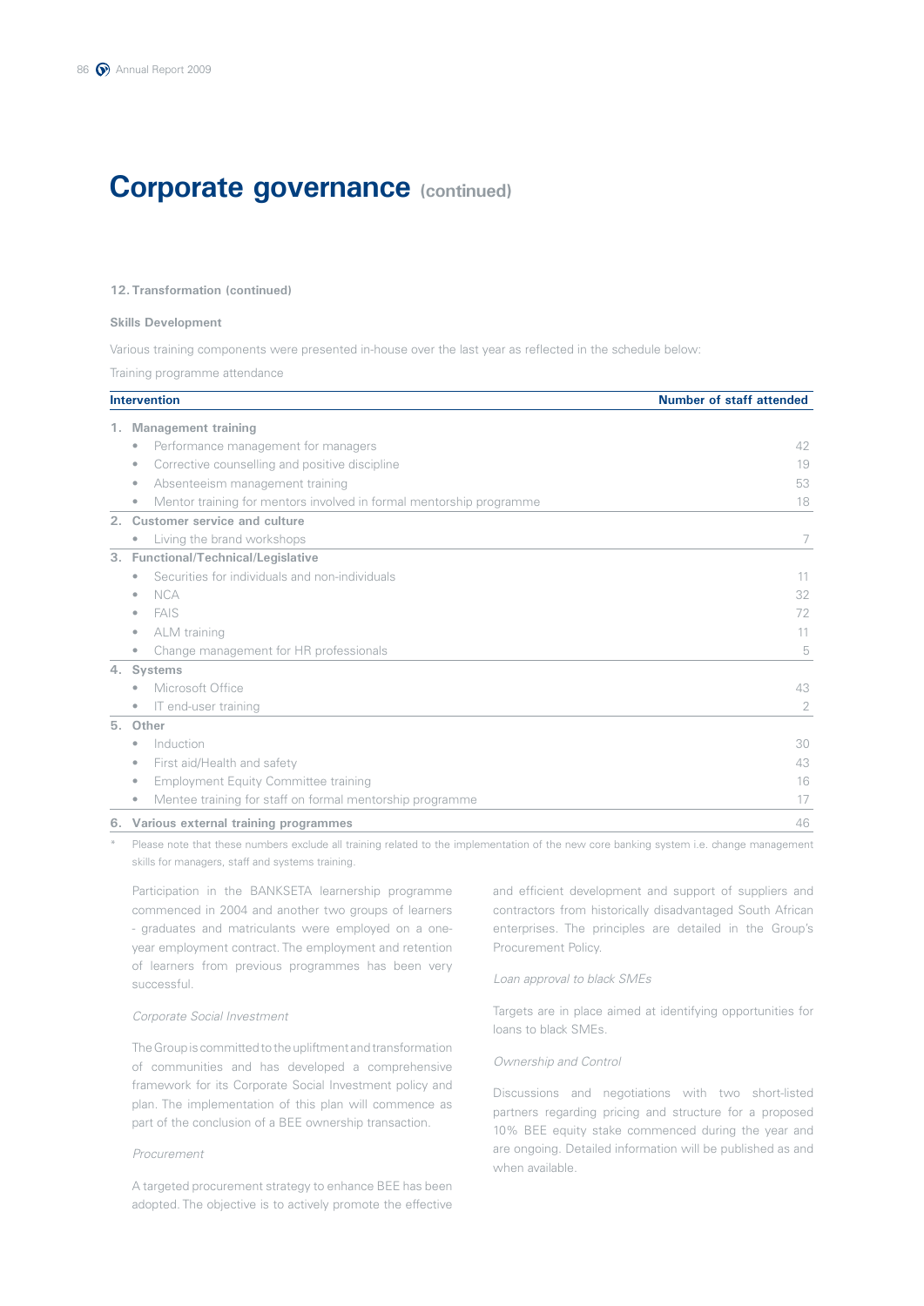# Corporate governance (continued)

### 12. Transformation (continued)

#### Skills Development

Various training components were presented in-house over the last year as reflected in the schedule below:

Training programme attendance

| Intervention | Number of staff attended |
|---|---|
| **1. Management training** | |
| • Performance management for managers | 42 |
| • Corrective counselling and positive discipline | 19 |
| • Absenteeism management training | 53 |
| • Mentor training for mentors involved in formal mentorship programme | 18 |
| **2. Customer service and culture** | |
| • Living the brand workshops | 7 |
| **3. Functional/Technical/Legislative** | |
| • Securities for individuals and non-individuals | 11 |
| • NCA | 32 |
| • FAIS | 72 |
| • ALM training | 11 |
| • Change management for HR professionals | 5 |
| **4. Systems** | |
| • Microsoft Office | 43 |
| • IT end-user training | 2 |
| **5. Other** | |
| • Induction | 30 |
| • First aid/Health and safety | 43 |
| • Employment Equity Committee training | 16 |
| • Mentee training for staff on formal mentorship programme | 17 |
| **6. Various external training programmes** | 46 |

\* Please note that these numbers exclude all training related to the implementation of the new core banking system i.e. change management skills for managers, staff and systems training.

Participation in the BANKSETA learnership programme commenced in 2004 and another two groups of learners - graduates and matriculants were employed on a one-year employment contract. The employment and retention of learners from previous programmes has been very successful.

*Corporate Social Investment*

The Group is committed to the upliftment and transformation of communities and has developed a comprehensive framework for its Corporate Social Investment policy and plan. The implementation of this plan will commence as part of the conclusion of a BEE ownership transaction.

*Procurement*

A targeted procurement strategy to enhance BEE has been adopted. The objective is to actively promote the effective and efficient development and support of suppliers and contractors from historically disadvantaged South African enterprises. The principles are detailed in the Group's Procurement Policy.

*Loan approval to black SMEs*

Targets are in place aimed at identifying opportunities for loans to black SMEs.

*Ownership and Control*

Discussions and negotiations with two short-listed partners regarding pricing and structure for a proposed 10% BEE equity stake commenced during the year and are ongoing. Detailed information will be published as and when available.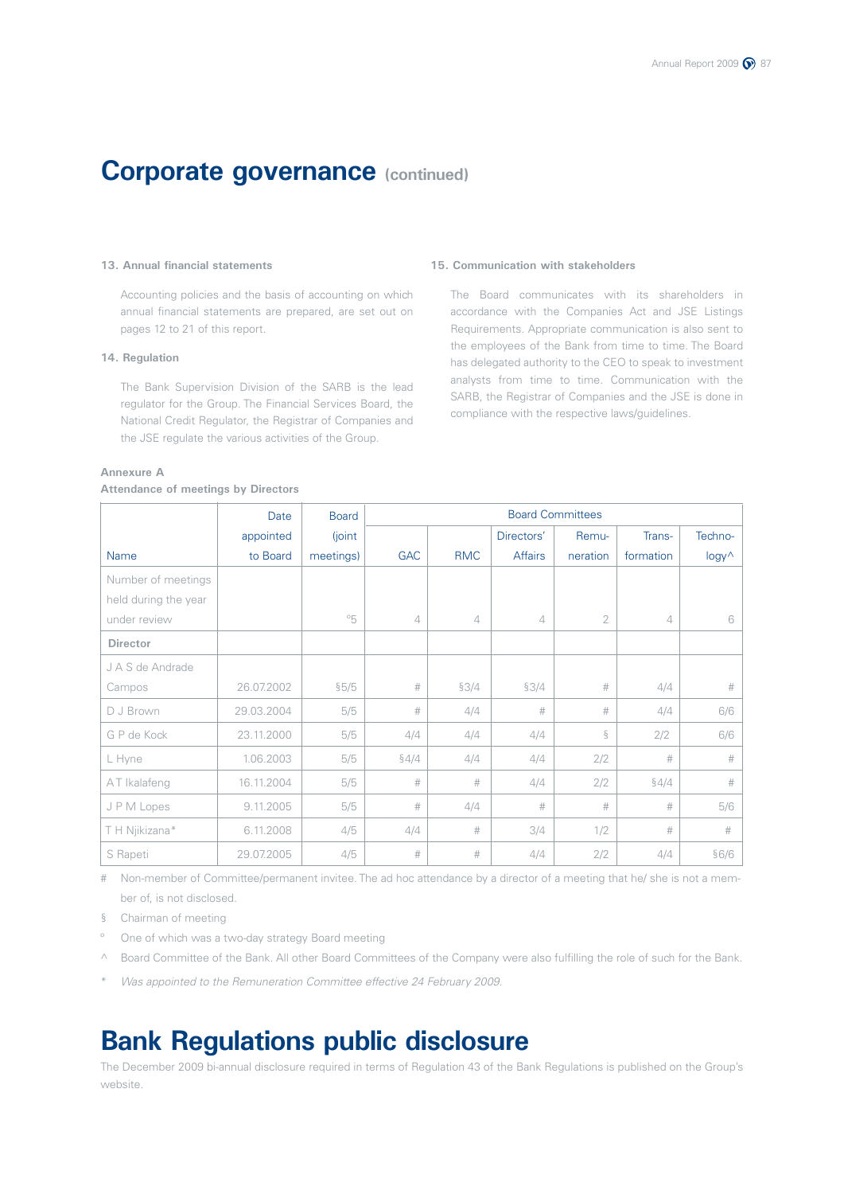# Corporate governance (continued)

### 13. Annual financial statements

Accounting policies and the basis of accounting on which annual financial statements are prepared, are set out on pages 12 to 21 of this report.

### 14. Regulation

The Bank Supervision Division of the SARB is the lead regulator for the Group. The Financial Services Board, the National Credit Regulator, the Registrar of Companies and the JSE regulate the various activities of the Group.

### 15. Communication with stakeholders

The Board communicates with its shareholders in accordance with the Companies Act and JSE Listings Requirements. Appropriate communication is also sent to the employees of the Bank from time to time. The Board has delegated authority to the CEO to speak to investment analysts from time to time. Communication with the SARB, the Registrar of Companies and the JSE is done in compliance with the respective laws/guidelines.

**Annexure A**
**Attendance of meetings by Directors**

| Name | Date appointed to Board | Board (joint meetings) | Board Committees | | | | | |
|---|---|---|---|---|---|---|---|---|
| | | | GAC | RMC | Directors' Affairs | Remu-neration | Trans-formation | Techno-logy^ |
| Number of meetings held during the year under review | | °5 | 4 | 4 | 4 | 2 | 4 | 6 |
| **Director** | | | | | | | | |
| J A S de Andrade Campos | 26.07.2002 | §5/5 | # | §3/4 | §3/4 | # | 4/4 | # |
| D J Brown | 29.03.2004 | 5/5 | # | 4/4 | # | # | 4/4 | 6/6 |
| G P de Kock | 23.11.2000 | 5/5 | 4/4 | 4/4 | 4/4 | § | 2/2 | 6/6 |
| L Hyne | 1.06.2003 | 5/5 | §4/4 | 4/4 | 4/4 | 2/2 | # | # |
| A T Ikalafeng | 16.11.2004 | 5/5 | # | # | 4/4 | 2/2 | §4/4 | # |
| J P M Lopes | 9.11.2005 | 5/5 | # | 4/4 | # | # | # | 5/6 |
| T H Njikizana* | 6.11.2008 | 4/5 | 4/4 | # | 3/4 | 1/2 | # | # |
| S Rapeti | 29.07.2005 | 4/5 | # | # | 4/4 | 2/2 | 4/4 | §6/6 |

\# Non-member of Committee/permanent invitee. The ad hoc attendance by a director of a meeting that he/ she is not a member of, is not disclosed.

§ Chairman of meeting

° One of which was a two-day strategy Board meeting

^ Board Committee of the Bank. All other Board Committees of the Company were also fulfilling the role of such for the Bank.

\* *Was appointed to the Remuneration Committee effective 24 February 2009.*

# Bank Regulations public disclosure

The December 2009 bi-annual disclosure required in terms of Regulation 43 of the Bank Regulations is published on the Group's website.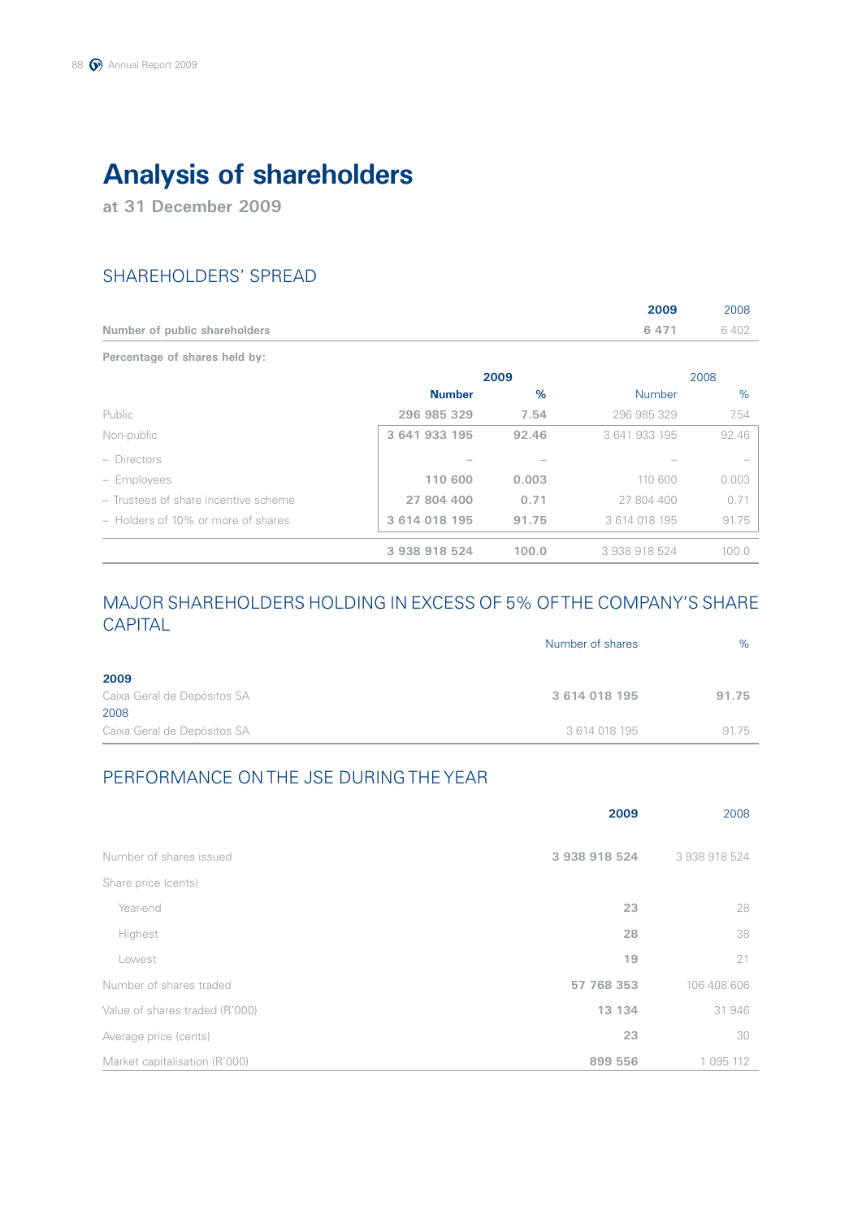# Analysis of shareholders

**at 31 December 2009**

## SHAREHOLDERS' SPREAD

| | 2009 | 2008 |
|---|---|---|
| **Number of public shareholders** | **6 471** | 6 402 |

**Percentage of shares held by:**

| | 2009 | | 2008 | |
|---|---|---|---|---|
| | Number | % | Number | % |
| Public | 296 985 329 | 7.54 | 296 985 329 | 7.54 |
| Non-public | 3 641 933 195 | 92.46 | 3 641 933 195 | 92.46 |
| – Directors | – | – | – | – |
| – Employees | 110 600 | 0.003 | 110 600 | 0.003 |
| – Trustees of share incentive scheme | 27 804 400 | 0.71 | 27 804 400 | 0.71 |
| – Holders of 10% or more of shares | 3 614 018 195 | 91.75 | 3 614 018 195 | 91.75 |
| | 3 938 918 524 | 100.0 | 3 938 918 524 | 100.0 |

## MAJOR SHAREHOLDERS HOLDING IN EXCESS OF 5% OF THE COMPANY'S SHARE CAPITAL

| | Number of shares | % |
|---|---|---|
| **2009** | | |
| Caixa Geral de Depósitos SA | **3 614 018 195** | **91.75** |
| 2008 | | |
| Caixa Geral de Depósitos SA | 3 614 018 195 | 91.75 |

## PERFORMANCE ON THE JSE DURING THE YEAR

| | 2009 | 2008 |
|---|---|---|
| Number of shares issued | **3 938 918 524** | 3 938 918 524 |
| Share price (cents) | | |
| Year-end | **23** | 28 |
| Highest | **28** | 38 |
| Lowest | **19** | 21 |
| Number of shares traded | **57 768 353** | 106 408 606 |
| Value of shares traded (R'000) | **13 134** | 31 946 |
| Average price (cents) | **23** | 30 |
| Market capitalisation (R'000) | **899 556** | 1 095 112 |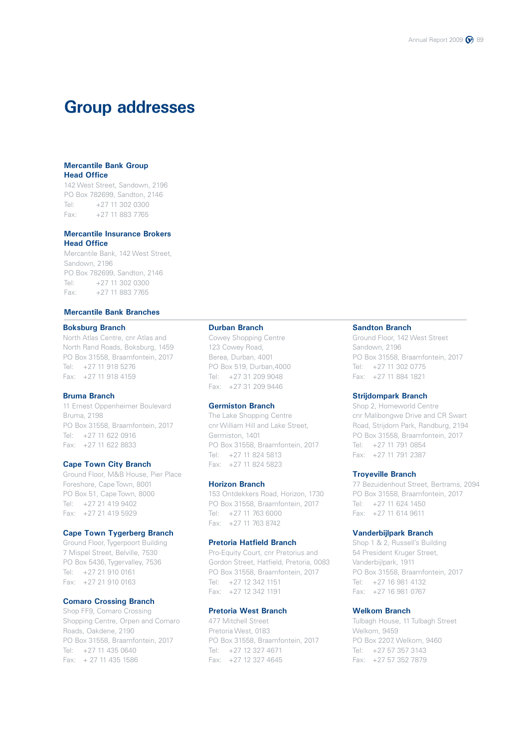# Group addresses

### Mercantile Bank Group Head Office

142 West Street, Sandown, 2196
PO Box 782699, Sandton, 2146
Tel: +27 11 302 0300
Fax: +27 11 883 7765

### Mercantile Insurance Brokers Head Office

Mercantile Bank, 142 West Street, Sandown, 2196
PO Box 782699, Sandton, 2146
Tel: +27 11 302 0300
Fax: +27 11 883 7765

## Mercantile Bank Branches

### Boksburg Branch

North Atlas Centre, cnr Atlas and North Rand Roads, Boksburg, 1459
PO Box 31558, Braamfontein, 2017
Tel: +27 11 918 5276
Fax: +27 11 918 4159

### Bruma Branch

11 Ernest Oppenheimer Boulevard
Bruma, 2198
PO Box 31558, Braamfontein, 2017
Tel: +27 11 622 0916
Fax: +27 11 622 8833

### Cape Town City Branch

Ground Floor, M&B House, Pier Place
Foreshore, Cape Town, 8001
PO Box 51, Cape Town, 8000
Tel: +27 21 419 9402
Fax: +27 21 419 5929

### Cape Town Tygerberg Branch

Ground Floor, Tygerpoort Building
7 Mispel Street, Belville, 7530
PO Box 5436, Tygervalley, 7536
Tel: +27 21 910 0161
Fax: +27 21 910 0163

### Comaro Crossing Branch

Shop FF9, Comaro Crossing Shopping Centre, Orpen and Comaro Roads, Oakdene, 2190
PO Box 31558, Braamfontein, 2017
Tel: +27 11 435 0640
Fax: + 27 11 435 1586

### Durban Branch

Cowey Shopping Centre
123 Cowey Road,
Berea, Durban, 4001
PO Box 519, Durban,4000
Tel: +27 31 209 9048
Fax: +27 31 209 9446

### Germiston Branch

The Lake Shopping Centre
cnr William Hill and Lake Street,
Germiston, 1401
PO Box 31558, Braamfontein, 2017
Tel: +27 11 824 5813
Fax: +27 11 824 5823

### Horizon Branch

153 Ontdekkers Road, Horizon, 1730
PO Box 31558, Braamfontein, 2017
Tel: +27 11 763 6000
Fax: +27 11 763 8742

### Pretoria Hatfield Branch

Pro-Equity Court, cnr Pretorius and Gordon Street, Hatfield, Pretoria, 0083
PO Box 31558, Braamfontein, 2017
Tel: +27 12 342 1151
Fax: +27 12 342 1191

### Pretoria West Branch

477 Mitchell Street
Pretoria West, 0183
PO Box 31558, Braamfontein, 2017
Tel: +27 12 327 4671
Fax: +27 12 327 4645

### Sandton Branch

Ground Floor, 142 West Street
Sandown, 2196
PO Box 31558, Braamfontein, 2017
Tel: +27 11 302 0775
Fax: +27 11 884 1821

### Strijdompark Branch

Shop 2, Homeworld Centre
cnr Malibongwe Drive and CR Swart Road, Strijdom Park, Randburg, 2194
PO Box 31558, Braamfontein, 2017
Tel: +27 11 791 0854
Fax: +27 11 791 2387

### Troyeville Branch

77 Bezuidenhout Street, Bertrams, 2094
PO Box 31558, Braamfontein, 2017
Tel: +27 11 624 1450
Fax: +27 11 614 9611

### Vanderbijlpark Branch

Shop 1 & 2, Russell's Building
54 President Kruger Street,
Vanderbijlpark, 1911
PO Box 31558, Braamfontein, 2017
Tel: +27 16 981 4132
Fax: +27 16 981 0767

### Welkom Branch

Tulbagh House, 11 Tulbagh Street
Welkom, 9459
PO Box 2207, Welkom, 9460
Tel: +27 57 357 3143
Fax: +27 57 352 7879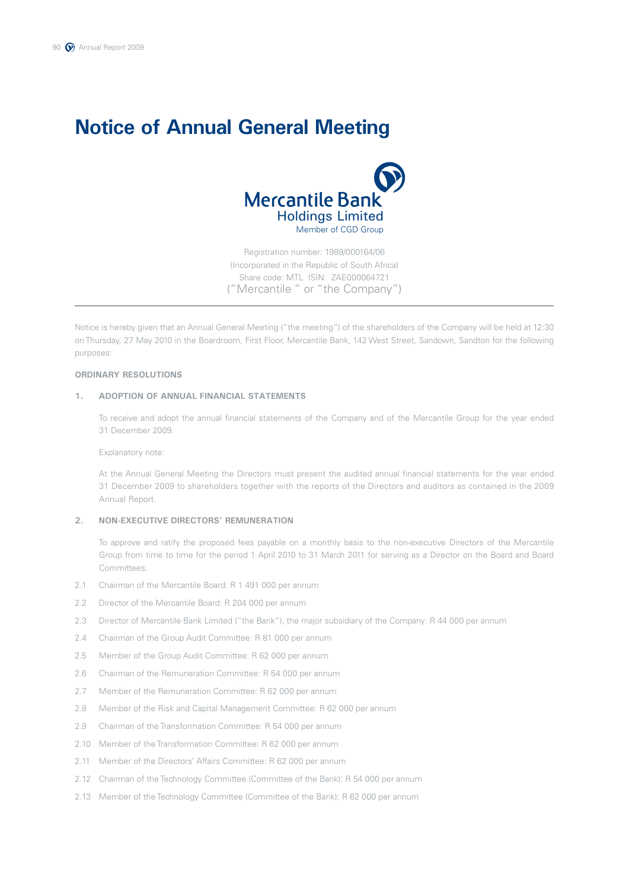# Notice of Annual General Meeting

Mercantile Bank
Holdings Limited
Member of CGD Group

Registration number: 1989/000164/06
(Incorporated in the Republic of South Africa)
Share code: MTL ISIN: ZAE000064721
("Mercantile " or "the Company")

---

Notice is hereby given that an Annual General Meeting ("the meeting") of the shareholders of the Company will be held at 12:30 on Thursday, 27 May 2010 in the Boardroom, First Floor, Mercantile Bank, 142 West Street, Sandown, Sandton for the following purposes:

**ORDINARY RESOLUTIONS**

**1. ADOPTION OF ANNUAL FINANCIAL STATEMENTS**

To receive and adopt the annual financial statements of the Company and of the Mercantile Group for the year ended 31 December 2009.

Explanatory note:

At the Annual General Meeting the Directors must present the audited annual financial statements for the year ended 31 December 2009 to shareholders together with the reports of the Directors and auditors as contained in the 2009 Annual Report.

**2. NON-EXECUTIVE DIRECTORS' REMUNERATION**

To approve and ratify the proposed fees payable on a monthly basis to the non-executive Directors of the Mercantile Group from time to time for the period 1 April 2010 to 31 March 2011 for serving as a Director on the Board and Board Committees.

2.1 Chairman of the Mercantile Board: R 1 491 000 per annum

2.2 Director of the Mercantile Board: R 204 000 per annum

2.3 Director of Mercantile Bank Limited ("the Bank"), the major subsidiary of the Company: R 44 000 per annum

2.4 Chairman of the Group Audit Committee: R 81 000 per annum

2.5 Member of the Group Audit Committee: R 62 000 per annum

2.6 Chairman of the Remuneration Committee: R 54 000 per annum

2.7 Member of the Remuneration Committee: R 62 000 per annum

2.8 Member of the Risk and Capital Management Committee: R 62 000 per annum

2.9 Chairman of the Transformation Committee: R 54 000 per annum

2.10 Member of the Transformation Committee: R 62 000 per annum

2.11 Member of the Directors' Affairs Committee: R 62 000 per annum

2.12 Chairman of the Technology Committee (Committee of the Bank): R 54 000 per annum

2.13 Member of the Technology Committee (Committee of the Bank): R 62 000 per annum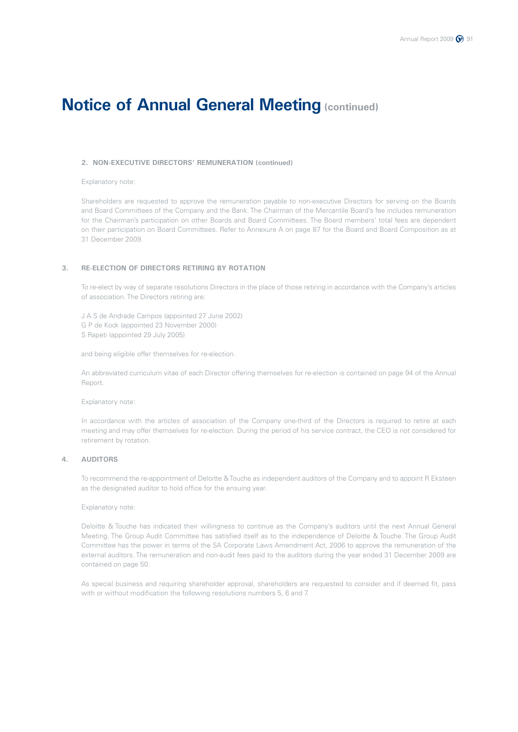# Notice of Annual General Meeting (continued)

**2. NON-EXECUTIVE DIRECTORS' REMUNERATION (continued)**

Explanatory note:

Shareholders are requested to approve the remuneration payable to non-executive Directors for serving on the Boards and Board Committees of the Company and the Bank. The Chairman of the Mercantile Board's fee includes remuneration for the Chairman's participation on other Boards and Board Committees. The Board members' total fees are dependent on their participation on Board Committees. Refer to Annexure A on page 87 for the Board and Board Composition as at 31 December 2009.

**3. RE-ELECTION OF DIRECTORS RETIRING BY ROTATION**

To re-elect by way of separate resolutions Directors in the place of those retiring in accordance with the Company's articles of association. The Directors retiring are:

J A S de Andrade Campos (appointed 27 June 2002)
G P de Kock (appointed 23 November 2000)
S Rapeti (appointed 29 July 2005)

and being eligible offer themselves for re-election.

An abbreviated curriculum vitae of each Director offering themselves for re-election is contained on page 94 of the Annual Report.

Explanatory note:

In accordance with the articles of association of the Company one-third of the Directors is required to retire at each meeting and may offer themselves for re-election. During the period of his service contract, the CEO is not considered for retirement by rotation.

**4. AUDITORS**

To recommend the re-appointment of Deloitte & Touche as independent auditors of the Company and to appoint R Eksteen as the designated auditor to hold office for the ensuing year.

Explanatory note:

Deloitte & Touche has indicated their willingness to continue as the Company's auditors until the next Annual General Meeting. The Group Audit Committee has satisfied itself as to the independence of Deloitte & Touche. The Group Audit Committee has the power in terms of the SA Corporate Laws Amendment Act, 2006 to approve the remuneration of the external auditors. The remuneration and non-audit fees paid to the auditors during the year ended 31 December 2009 are contained on page 50.

As special business and requiring shareholder approval, shareholders are requested to consider and if deemed fit, pass with or without modification the following resolutions numbers 5, 6 and 7.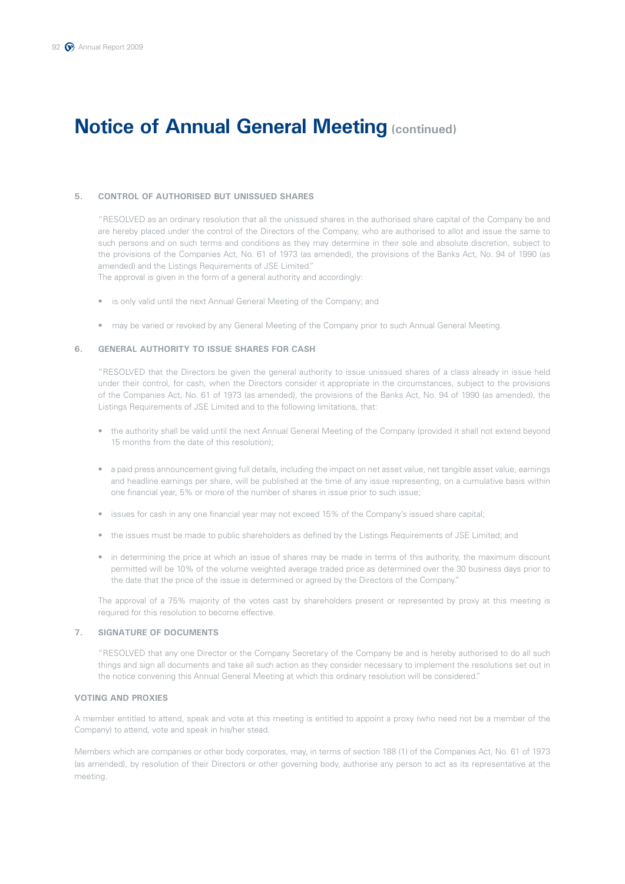# Notice of Annual General Meeting (continued)

## 5. CONTROL OF AUTHORISED BUT UNISSUED SHARES

"RESOLVED as an ordinary resolution that all the unissued shares in the authorised share capital of the Company be and are hereby placed under the control of the Directors of the Company, who are authorised to allot and issue the same to such persons and on such terms and conditions as they may determine in their sole and absolute discretion, subject to the provisions of the Companies Act, No. 61 of 1973 (as amended), the provisions of the Banks Act, No. 94 of 1990 (as amended) and the Listings Requirements of JSE Limited."

The approval is given in the form of a general authority and accordingly:

- is only valid until the next Annual General Meeting of the Company; and
- may be varied or revoked by any General Meeting of the Company prior to such Annual General Meeting.

## 6. GENERAL AUTHORITY TO ISSUE SHARES FOR CASH

"RESOLVED that the Directors be given the general authority to issue unissued shares of a class already in issue held under their control, for cash, when the Directors consider it appropriate in the circumstances, subject to the provisions of the Companies Act, No. 61 of 1973 (as amended), the provisions of the Banks Act, No. 94 of 1990 (as amended), the Listings Requirements of JSE Limited and to the following limitations, that:

- the authority shall be valid until the next Annual General Meeting of the Company (provided it shall not extend beyond 15 months from the date of this resolution);
- a paid press announcement giving full details, including the impact on net asset value, net tangible asset value, earnings and headline earnings per share, will be published at the time of any issue representing, on a cumulative basis within one financial year, 5% or more of the number of shares in issue prior to such issue;
- issues for cash in any one financial year may not exceed 15% of the Company's issued share capital;
- the issues must be made to public shareholders as defined by the Listings Requirements of JSE Limited; and
- in determining the price at which an issue of shares may be made in terms of this authority, the maximum discount permitted will be 10% of the volume weighted average traded price as determined over the 30 business days prior to the date that the price of the issue is determined or agreed by the Directors of the Company."

The approval of a 75% majority of the votes cast by shareholders present or represented by proxy at this meeting is required for this resolution to become effective.

## 7. SIGNATURE OF DOCUMENTS

"RESOLVED that any one Director or the Company Secretary of the Company be and is hereby authorised to do all such things and sign all documents and take all such action as they consider necessary to implement the resolutions set out in the notice convening this Annual General Meeting at which this ordinary resolution will be considered."

## VOTING AND PROXIES

A member entitled to attend, speak and vote at this meeting is entitled to appoint a proxy (who need not be a member of the Company) to attend, vote and speak in his/her stead.

Members which are companies or other body corporates, may, in terms of section 188 (1) of the Companies Act, No. 61 of 1973 (as amended), by resolution of their Directors or other governing body, authorise any person to act as its representative at the meeting.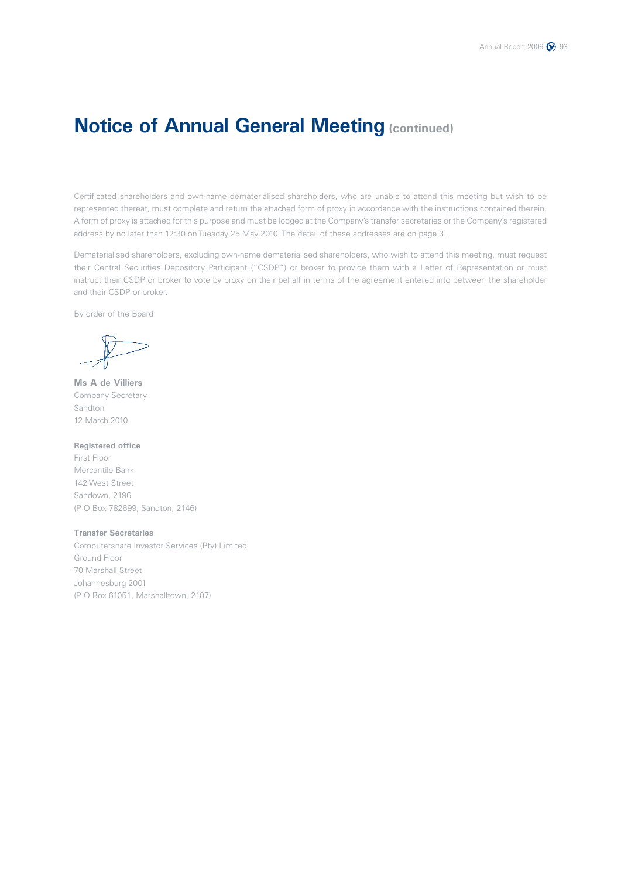# Notice of Annual General Meeting (continued)

Certificated shareholders and own-name dematerialised shareholders, who are unable to attend this meeting but wish to be represented thereat, must complete and return the attached form of proxy in accordance with the instructions contained therein. A form of proxy is attached for this purpose and must be lodged at the Company's transfer secretaries or the Company's registered address by no later than 12:30 on Tuesday 25 May 2010. The detail of these addresses are on page 3.

Dematerialised shareholders, excluding own-name dematerialised shareholders, who wish to attend this meeting, must request their Central Securities Depository Participant ("CSDP") or broker to provide them with a Letter of Representation or must instruct their CSDP or broker to vote by proxy on their behalf in terms of the agreement entered into between the shareholder and their CSDP or broker.

By order of the Board

**Ms A de Villiers**
Company Secretary
Sandton
12 March 2010

**Registered office**
First Floor
Mercantile Bank
142 West Street
Sandown, 2196
(P O Box 782699, Sandton, 2146)

**Transfer Secretaries**
Computershare Investor Services (Pty) Limited
Ground Floor
70 Marshall Street
Johannesburg 2001
(P O Box 61051, Marshalltown, 2107)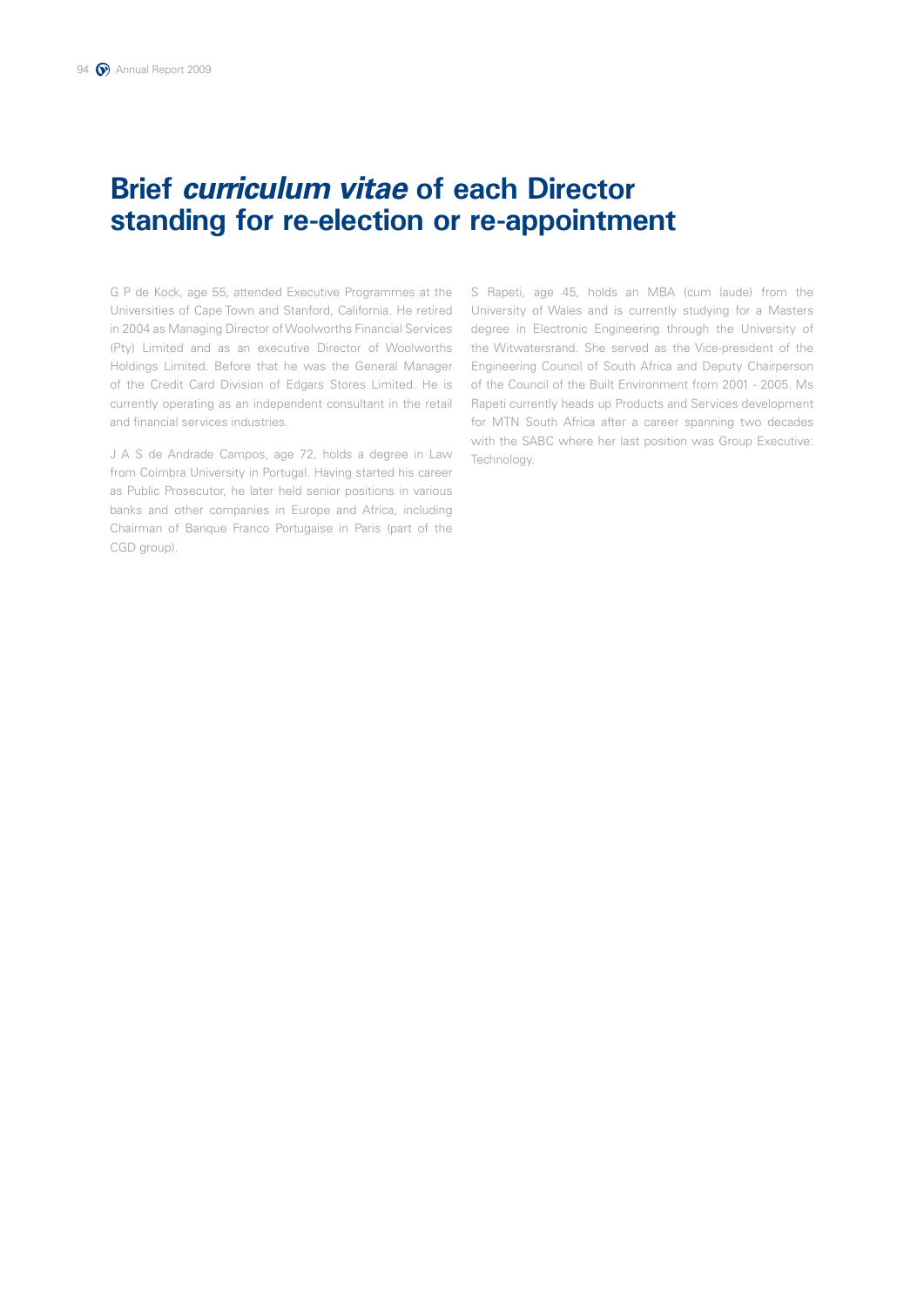# Brief *curriculum vitae* of each Director standing for re-election or re-appointment

G P de Kock, age 55, attended Executive Programmes at the Universities of Cape Town and Stanford, California. He retired in 2004 as Managing Director of Woolworths Financial Services (Pty) Limited and as an executive Director of Woolworths Holdings Limited. Before that he was the General Manager of the Credit Card Division of Edgars Stores Limited. He is currently operating as an independent consultant in the retail and financial services industries.

J A S de Andrade Campos, age 72, holds a degree in Law from Coimbra University in Portugal. Having started his career as Public Prosecutor, he later held senior positions in various banks and other companies in Europe and Africa, including Chairman of Banque Franco Portugaise in Paris (part of the CGD group).

S Rapeti, age 45, holds an MBA (cum laude) from the University of Wales and is currently studying for a Masters degree in Electronic Engineering through the University of the Witwatersrand. She served as the Vice-president of the Engineering Council of South Africa and Deputy Chairperson of the Council of the Built Environment from 2001 - 2005. Ms Rapeti currently heads up Products and Services development for MTN South Africa after a career spanning two decades with the SABC where her last position was Group Executive: Technology.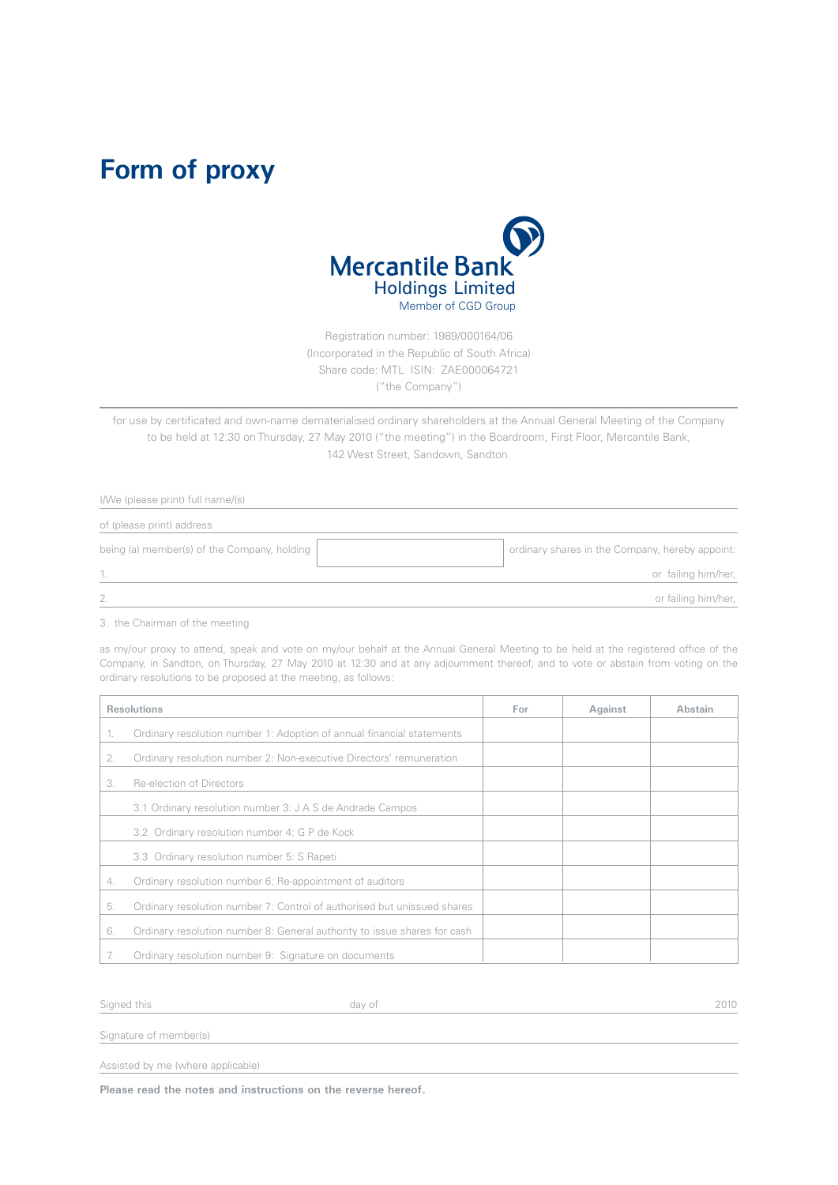# Form of proxy

Mercantile Bank Holdings Limited
Member of CGD Group

Registration number: 1989/000164/06
(Incorporated in the Republic of South Africa)
Share code: MTL ISIN: ZAE000064721
("the Company")

for use by certificated and own-name dematerialised ordinary shareholders at the Annual General Meeting of the Company to be held at 12:30 on Thursday, 27 May 2010 ("the meeting") in the Boardroom, First Floor, Mercantile Bank, 142 West Street, Sandown, Sandton.

I/We (please print) full name/(s) ______________________________

of (please print) address ______________________________

being (a) member(s) of the Company, holding ______________ ordinary shares in the Company, hereby appoint:

1. ______________________________ or failing him/her,

2. ______________________________ or failing him/her,

3. the Chairman of the meeting

as my/our proxy to attend, speak and vote on my/our behalf at the Annual General Meeting to be held at the registered office of the Company, in Sandton, on Thursday, 27 May 2010 at 12:30 and at any adjournment thereof, and to vote or abstain from voting on the ordinary resolutions to be proposed at the meeting, as follows:

| Resolutions | For | Against | Abstain |
|---|---|---|---|
| 1. Ordinary resolution number 1: Adoption of annual financial statements | | | |
| 2. Ordinary resolution number 2: Non-executive Directors' remuneration | | | |
| 3. Re-election of Directors | | | |
| 3.1 Ordinary resolution number 3: J A S de Andrade Campos | | | |
| 3.2 Ordinary resolution number 4: G P de Kock | | | |
| 3.3 Ordinary resolution number 5: S Rapeti | | | |
| 4. Ordinary resolution number 6: Re-appointment of auditors | | | |
| 5. Ordinary resolution number 7: Control of authorised but unissued shares | | | |
| 6. Ordinary resolution number 8: General authority to issue shares for cash | | | |
| 7. Ordinary resolution number 9: Signature on documents | | | |

Signed this ______________ day of ______________ 2010

Signature of member(s) ______________________________

Assisted by me (where applicable) ______________________________

**Please read the notes and instructions on the reverse hereof.**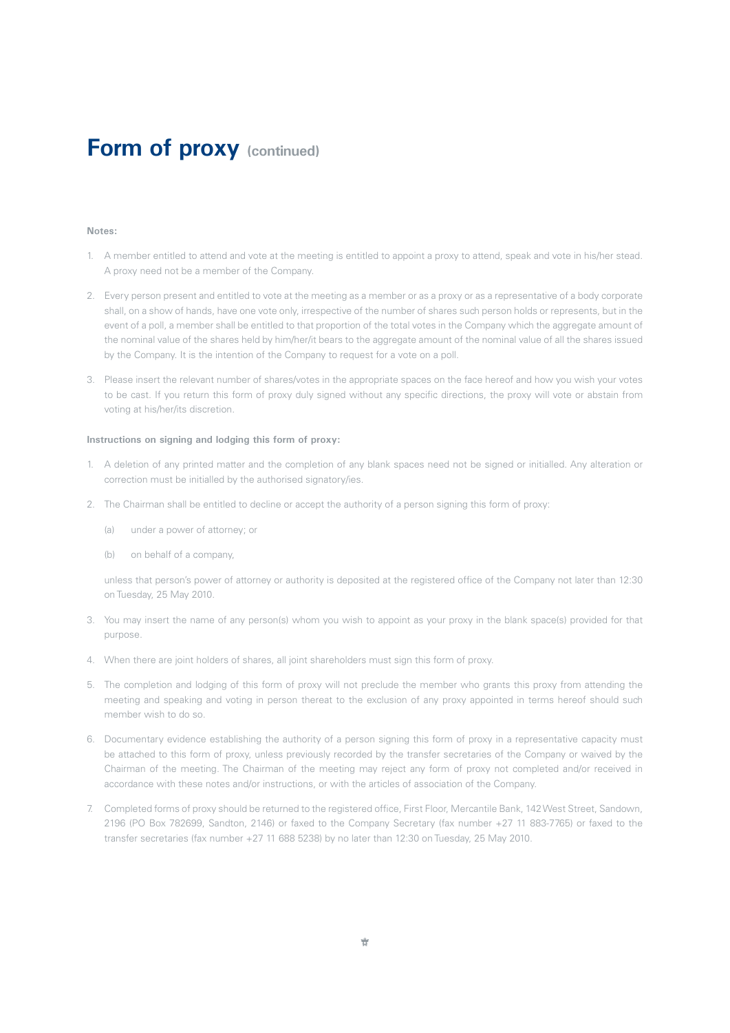# Form of proxy (continued)

**Notes:**

1. A member entitled to attend and vote at the meeting is entitled to appoint a proxy to attend, speak and vote in his/her stead. A proxy need not be a member of the Company.
2. Every person present and entitled to vote at the meeting as a member or as a proxy or as a representative of a body corporate shall, on a show of hands, have one vote only, irrespective of the number of shares such person holds or represents, but in the event of a poll, a member shall be entitled to that proportion of the total votes in the Company which the aggregate amount of the nominal value of the shares held by him/her/it bears to the aggregate amount of the nominal value of all the shares issued by the Company. It is the intention of the Company to request for a vote on a poll.
3. Please insert the relevant number of shares/votes in the appropriate spaces on the face hereof and how you wish your votes to be cast. If you return this form of proxy duly signed without any specific directions, the proxy will vote or abstain from voting at his/her/its discretion.

**Instructions on signing and lodging this form of proxy:**

1. A deletion of any printed matter and the completion of any blank spaces need not be signed or initialled. Any alteration or correction must be initialled by the authorised signatory/ies.
2. The Chairman shall be entitled to decline or accept the authority of a person signing this form of proxy:

   (a) under a power of attorney; or

   (b) on behalf of a company,

   unless that person's power of attorney or authority is deposited at the registered office of the Company not later than 12:30 on Tuesday, 25 May 2010.
3. You may insert the name of any person(s) whom you wish to appoint as your proxy in the blank space(s) provided for that purpose.
4. When there are joint holders of shares, all joint shareholders must sign this form of proxy.
5. The completion and lodging of this form of proxy will not preclude the member who grants this proxy from attending the meeting and speaking and voting in person thereat to the exclusion of any proxy appointed in terms hereof should such member wish to do so.
6. Documentary evidence establishing the authority of a person signing this form of proxy in a representative capacity must be attached to this form of proxy, unless previously recorded by the transfer secretaries of the Company or waived by the Chairman of the meeting. The Chairman of the meeting may reject any form of proxy not completed and/or received in accordance with these notes and/or instructions, or with the articles of association of the Company.
7. Completed forms of proxy should be returned to the registered office, First Floor, Mercantile Bank, 142 West Street, Sandown, 2196 (PO Box 782699, Sandton, 2146) or faxed to the Company Secretary (fax number +27 11 883-7765) or faxed to the transfer secretaries (fax number +27 11 688 5238) by no later than 12:30 on Tuesday, 25 May 2010.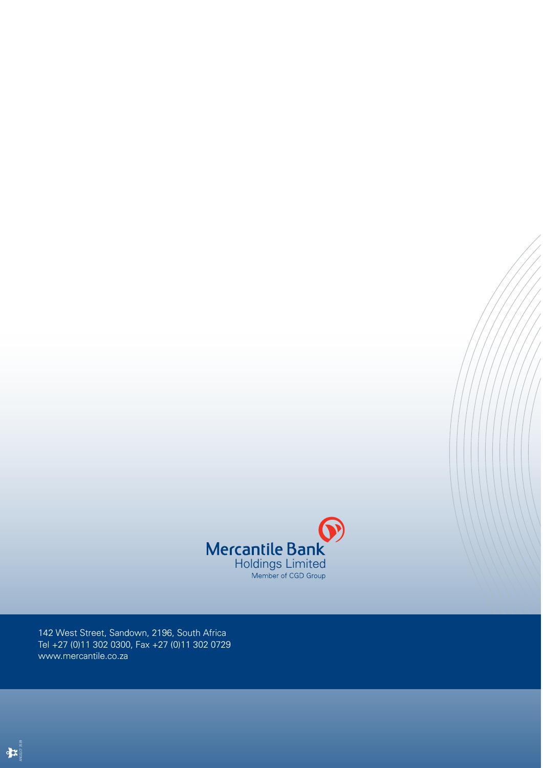Mercantile Bank

Holdings Limited

Member of CGD Group

142 West Street, Sandown, 2196, South Africa
Tel +27 (0)11 302 0300, Fax +27 (0)11 302 0729
www.mercantile.co.za